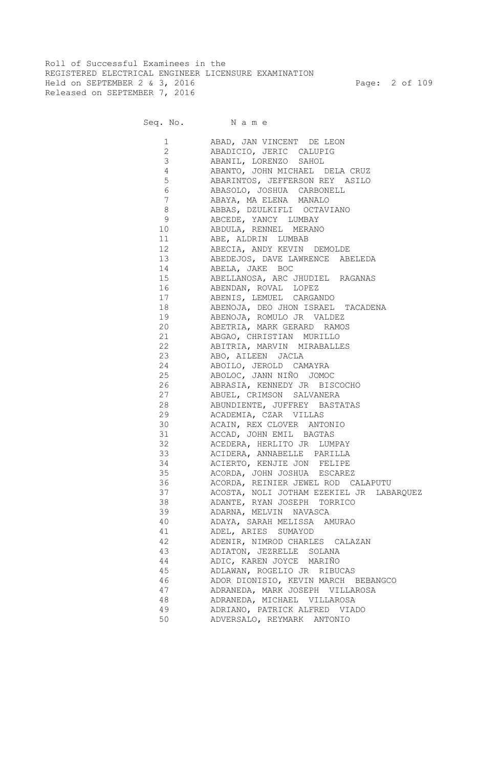Roll of Successful Examinees in the
REGISTERED ELECTRICAL ENGINEER LICENSURE EXAMINATION
Held on SEPTEMBER 2 & 3, 2016
Released on SEPTEMBER 7, 2016

| Seq. No. | N a m e |
|---|---|
| 1 | ABAD, JAN VINCENT DE LEON |
| 2 | ABADICIO, JERIC CALUPIG |
| 3 | ABANIL, LORENZO SAHOL |
| 4 | ABANTO, JOHN MICHAEL DELA CRUZ |
| 5 | ABARINTOS, JEFFERSON REY ASILO |
| 6 | ABASOLO, JOSHUA CARBONELL |
| 7 | ABAYA, MA ELENA MANALO |
| 8 | ABBAS, DZULKIFLI OCTAVIANO |
| 9 | ABCEDE, YANCY LUMBAY |
| 10 | ABDULA, RENNEL MERANO |
| 11 | ABE, ALDRIN LUMBAB |
| 12 | ABECIA, ANDY KEVIN DEMOLDE |
| 13 | ABEDEJOS, DAVE LAWRENCE ABELEDA |
| 14 | ABELA, JAKE BOC |
| 15 | ABELLANOSA, ARC JHUDIEL RAGANAS |
| 16 | ABENDAN, ROVAL LOPEZ |
| 17 | ABENIS, LEMUEL CARGANDO |
| 18 | ABENOJA, DEO JHON ISRAEL TACADENA |
| 19 | ABENOJA, ROMULO JR VALDEZ |
| 20 | ABETRIA, MARK GERARD RAMOS |
| 21 | ABGAO, CHRISTIAN MURILLO |
| 22 | ABITRIA, MARVIN MIRABALLES |
| 23 | ABO, AILEEN JACLA |
| 24 | ABOILO, JEROLD CAMAYRA |
| 25 | ABOLOC, JANN NIÑO JOMOC |
| 26 | ABRASIA, KENNEDY JR BISCOCHO |
| 27 | ABUEL, CRIMSON SALVANERA |
| 28 | ABUNDIENTE, JUFFREY BASTATAS |
| 29 | ACADEMIA, CZAR VILLAS |
| 30 | ACAIN, REX CLOVER ANTONIO |
| 31 | ACCAD, JOHN EMIL BAGTAS |
| 32 | ACEDERA, HERLITO JR LUMPAY |
| 33 | ACIDERA, ANNABELLE PARILLA |
| 34 | ACIERTO, KENJIE JON FELIPE |
| 35 | ACORDA, JOHN JOSHUA ESCAREZ |
| 36 | ACORDA, REINIER JEWEL ROD CALAPUTU |
| 37 | ACOSTA, NOLI JOTHAM EZEKIEL JR LABARQUEZ |
| 38 | ADANTE, RYAN JOSEPH TORRICO |
| 39 | ADARNA, MELVIN NAVASCA |
| 40 | ADAYA, SARAH MELISSA AMURAO |
| 41 | ADEL, ARIES SUMAYOD |
| 42 | ADENIR, NIMROD CHARLES CALAZAN |
| 43 | ADIATON, JEZRELLE SOLANA |
| 44 | ADIC, KAREN JOYCE MARIÑO |
| 45 | ADLAWAN, ROGELIO JR RIBUCAS |
| 46 | ADOR DIONISIO, KEVIN MARCH BEBANGCO |
| 47 | ADRANEDA, MARK JOSEPH VILLAROSA |
| 48 | ADRANEDA, MICHAEL VILLAROSA |
| 49 | ADRIANO, PATRICK ALFRED VIADO |
| 50 | ADVERSALO, REYMARK ANTONIO |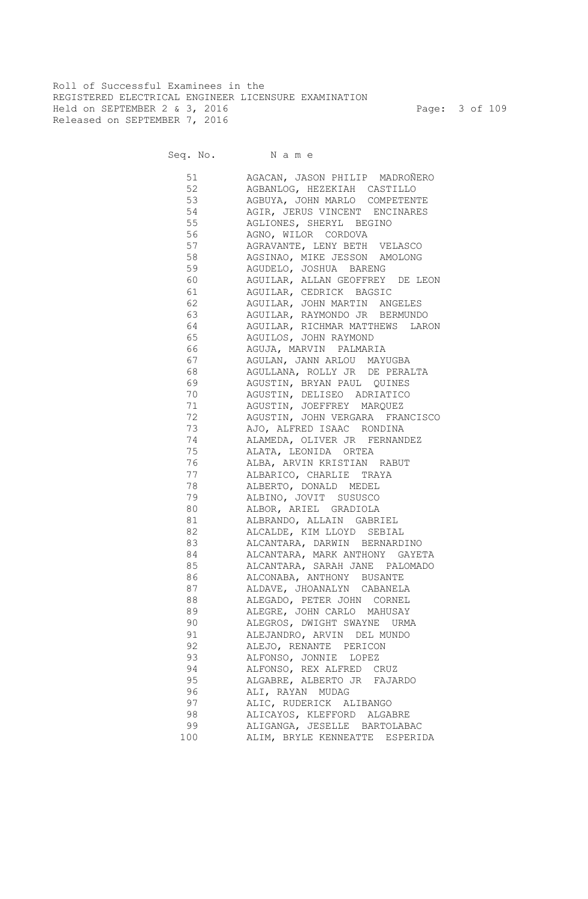Roll of Successful Examinees in the
REGISTERED ELECTRICAL ENGINEER LICENSURE EXAMINATION
Held on SEPTEMBER 2 & 3, 2016
Released on SEPTEMBER 7, 2016

| Seq. No. | N a m e |
|---|---|
| 51 | AGACAN, JASON PHILIP MADROÑERO |
| 52 | AGBANLOG, HEZEKIAH CASTILLO |
| 53 | AGBUYA, JOHN MARLO COMPETENTE |
| 54 | AGIR, JERUS VINCENT ENCINARES |
| 55 | AGLIONES, SHERYL BEGINO |
| 56 | AGNO, WILOR CORDOVA |
| 57 | AGRAVANTE, LENY BETH VELASCO |
| 58 | AGSINAO, MIKE JESSON AMOLONG |
| 59 | AGUDELO, JOSHUA BARENG |
| 60 | AGUILAR, ALLAN GEOFFREY DE LEON |
| 61 | AGUILAR, CEDRICK BAGSIC |
| 62 | AGUILAR, JOHN MARTIN ANGELES |
| 63 | AGUILAR, RAYMONDO JR BERMUNDO |
| 64 | AGUILAR, RICHMAR MATTHEWS LARON |
| 65 | AGUILOS, JOHN RAYMOND |
| 66 | AGUJA, MARVIN PALMARIA |
| 67 | AGULAN, JANN ARLOU MAYUGBA |
| 68 | AGULLANA, ROLLY JR DE PERALTA |
| 69 | AGUSTIN, BRYAN PAUL QUINES |
| 70 | AGUSTIN, DELISEO ADRIATICO |
| 71 | AGUSTIN, JOEFFREY MARQUEZ |
| 72 | AGUSTIN, JOHN VERGARA FRANCISCO |
| 73 | AJO, ALFRED ISAAC RONDINA |
| 74 | ALAMEDA, OLIVER JR FERNANDEZ |
| 75 | ALATA, LEONIDA ORTEA |
| 76 | ALBA, ARVIN KRISTIAN RABUT |
| 77 | ALBARICO, CHARLIE TRAYA |
| 78 | ALBERTO, DONALD MEDEL |
| 79 | ALBINO, JOVIT SUSUSCO |
| 80 | ALBOR, ARIEL GRADIOLA |
| 81 | ALBRANDO, ALLAIN GABRIEL |
| 82 | ALCALDE, KIM LLOYD SEBIAL |
| 83 | ALCANTARA, DARWIN BERNARDINO |
| 84 | ALCANTARA, MARK ANTHONY GAYETA |
| 85 | ALCANTARA, SARAH JANE PALOMADO |
| 86 | ALCONABA, ANTHONY BUSANTE |
| 87 | ALDAVE, JHOANALYN CABANELA |
| 88 | ALEGADO, PETER JOHN CORNEL |
| 89 | ALEGRE, JOHN CARLO MAHUSAY |
| 90 | ALEGROS, DWIGHT SWAYNE URMA |
| 91 | ALEJANDRO, ARVIN DEL MUNDO |
| 92 | ALEJO, RENANTE PERICON |
| 93 | ALFONSO, JONNIE LOPEZ |
| 94 | ALFONSO, REX ALFRED CRUZ |
| 95 | ALGABRE, ALBERTO JR FAJARDO |
| 96 | ALI, RAYAN MUDAG |
| 97 | ALIC, RUDERICK ALIBANGO |
| 98 | ALICAYOS, KLEFFORD ALGABRE |
| 99 | ALIGANGA, JESELLE BARTOLABAC |
| 100 | ALIM, BRYLE KENNEATTE ESPERIDA |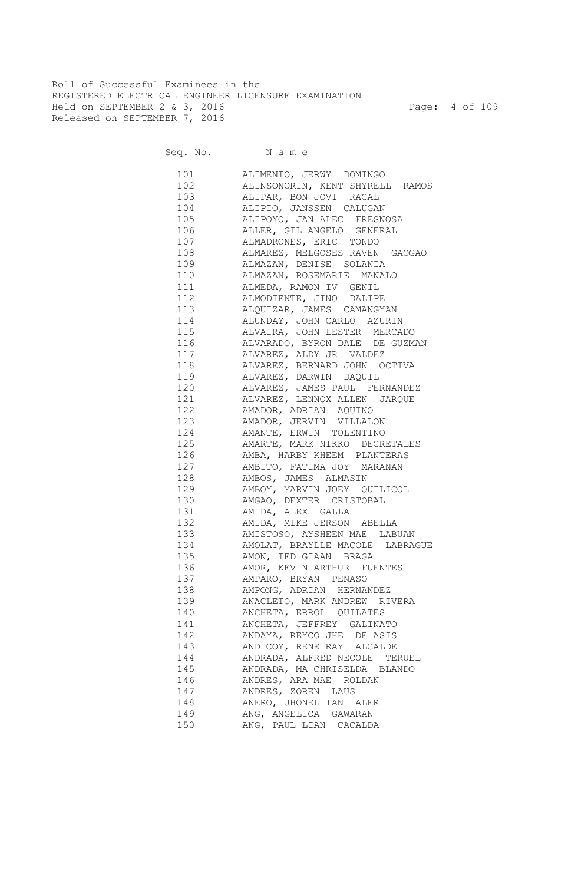Roll of Successful Examinees in the
REGISTERED ELECTRICAL ENGINEER LICENSURE EXAMINATION
Held on SEPTEMBER 2 & 3, 2016
Released on SEPTEMBER 7, 2016

| Seq. No. | Name |
|---|---|
| 101 | ALIMENTO, JERWY DOMINGO |
| 102 | ALINSONORIN, KENT SHYRELL RAMOS |
| 103 | ALIPAR, BON JOVI RACAL |
| 104 | ALIPIO, JANSSEN CALUGAN |
| 105 | ALIPOYO, JAN ALEC FRESNOSA |
| 106 | ALLER, GIL ANGELO GENERAL |
| 107 | ALMADRONES, ERIC TONDO |
| 108 | ALMAREZ, MELGOSES RAVEN GAOGAO |
| 109 | ALMAZAN, DENISE SOLANIA |
| 110 | ALMAZAN, ROSEMARIE MANALO |
| 111 | ALMEDA, RAMON IV GENIL |
| 112 | ALMODIENTE, JINO DALIPE |
| 113 | ALQUIZAR, JAMES CAMANGYAN |
| 114 | ALUNDAY, JOHN CARLO AZURIN |
| 115 | ALVAIRA, JOHN LESTER MERCADO |
| 116 | ALVARADO, BYRON DALE DE GUZMAN |
| 117 | ALVAREZ, ALDY JR VALDEZ |
| 118 | ALVAREZ, BERNARD JOHN OCTIVA |
| 119 | ALVAREZ, DARWIN DAQUIL |
| 120 | ALVAREZ, JAMES PAUL FERNANDEZ |
| 121 | ALVAREZ, LENNOX ALLEN JARQUE |
| 122 | AMADOR, ADRIAN AQUINO |
| 123 | AMADOR, JERVIN VILLALON |
| 124 | AMANTE, ERWIN TOLENTINO |
| 125 | AMARTE, MARK NIKKO DECRETALES |
| 126 | AMBA, HARBY KHEEM PLANTERAS |
| 127 | AMBITO, FATIMA JOY MARANAN |
| 128 | AMBOS, JAMES ALMASIN |
| 129 | AMBOY, MARVIN JOEY QUILICOL |
| 130 | AMGAO, DEXTER CRISTOBAL |
| 131 | AMIDA, ALEX GALLA |
| 132 | AMIDA, MIKE JERSON ABELLA |
| 133 | AMISTOSO, AYSHEEN MAE LABUAN |
| 134 | AMOLAT, BRAYLLE MACOLE LABRAGUE |
| 135 | AMON, TED GIAAN BRAGA |
| 136 | AMOR, KEVIN ARTHUR FUENTES |
| 137 | AMPARO, BRYAN PENASO |
| 138 | AMPONG, ADRIAN HERNANDEZ |
| 139 | ANACLETO, MARK ANDREW RIVERA |
| 140 | ANCHETA, ERROL QUILATES |
| 141 | ANCHETA, JEFFREY GALINATO |
| 142 | ANDAYA, REYCO JHE DE ASIS |
| 143 | ANDICOY, RENE RAY ALCALDE |
| 144 | ANDRADA, ALFRED NECOLE TERUEL |
| 145 | ANDRADA, MA CHRISELDA BLANDO |
| 146 | ANDRES, ARA MAE ROLDAN |
| 147 | ANDRES, ZOREN LAUS |
| 148 | ANERO, JHONEL IAN ALER |
| 149 | ANG, ANGELICA GAWARAN |
| 150 | ANG, PAUL LIAN CACALDA |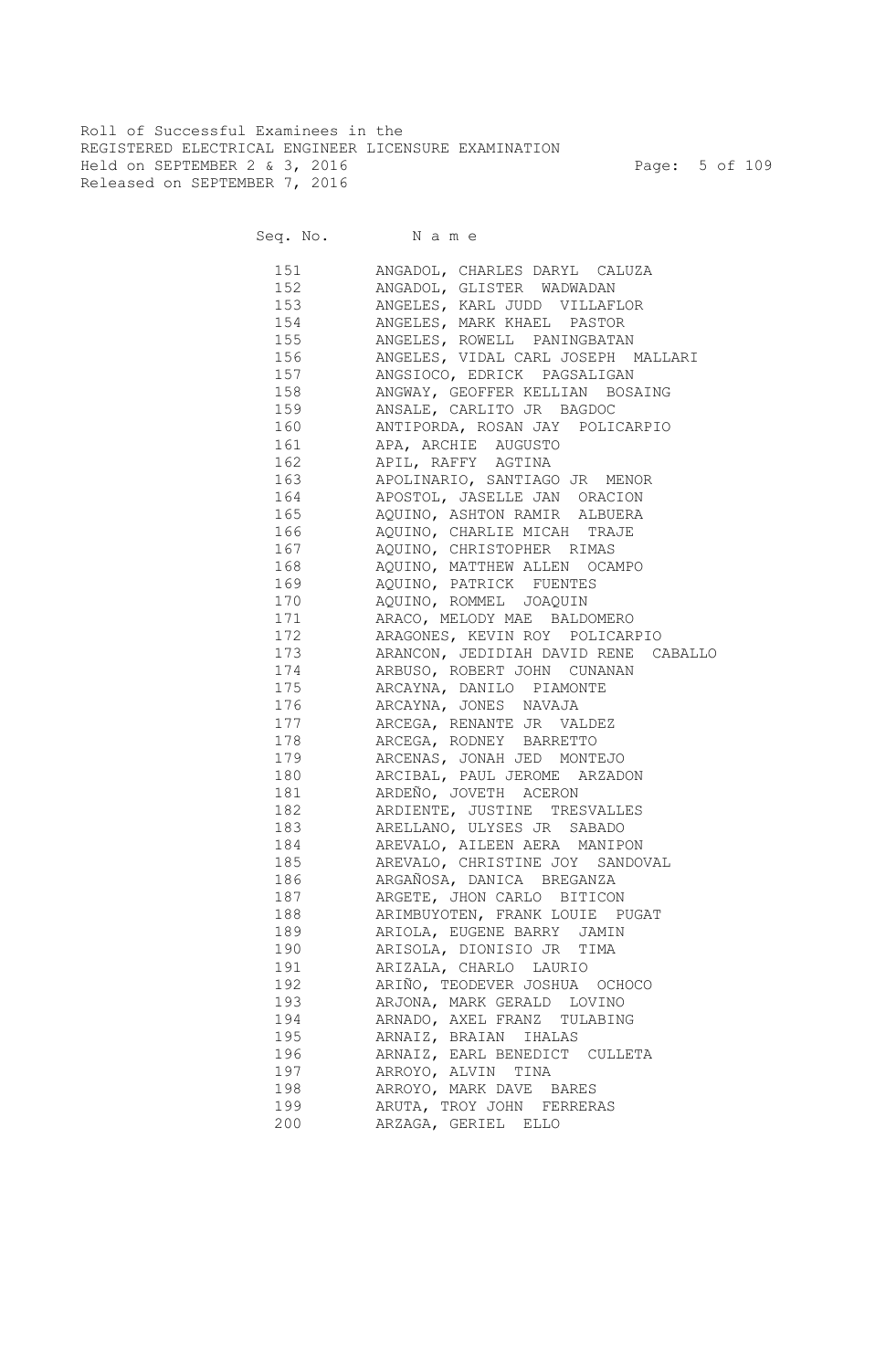Roll of Successful Examinees in the
REGISTERED ELECTRICAL ENGINEER LICENSURE EXAMINATION
Held on SEPTEMBER 2 & 3, 2016
Released on SEPTEMBER 7, 2016

| Seq. No. | Name |
|---|---|
| 151 | ANGADOL, CHARLES DARYL CALUZA |
| 152 | ANGADOL, GLISTER WADWADAN |
| 153 | ANGELES, KARL JUDD VILLAFLOR |
| 154 | ANGELES, MARK KHAEL PASTOR |
| 155 | ANGELES, ROWELL PANINGBATAN |
| 156 | ANGELES, VIDAL CARL JOSEPH MALLARI |
| 157 | ANGSIOCO, EDRICK PAGSALIGAN |
| 158 | ANGWAY, GEOFFER KELLIAN BOSAING |
| 159 | ANSALE, CARLITO JR BAGDOC |
| 160 | ANTIPORDA, ROSAN JAY POLICARPIO |
| 161 | APA, ARCHIE AUGUSTO |
| 162 | APIL, RAFFY AGTINA |
| 163 | APOLINARIO, SANTIAGO JR MENOR |
| 164 | APOSTOL, JASELLE JAN ORACION |
| 165 | AQUINO, ASHTON RAMIR ALBUERA |
| 166 | AQUINO, CHARLIE MICAH TRAJE |
| 167 | AQUINO, CHRISTOPHER RIMAS |
| 168 | AQUINO, MATTHEW ALLEN OCAMPO |
| 169 | AQUINO, PATRICK FUENTES |
| 170 | AQUINO, ROMMEL JOAQUIN |
| 171 | ARACO, MELODY MAE BALDOMERO |
| 172 | ARAGONES, KEVIN ROY POLICARPIO |
| 173 | ARANCON, JEDIDIAH DAVID RENE CABALLO |
| 174 | ARBUSO, ROBERT JOHN CUNANAN |
| 175 | ARCAYNA, DANILO PIAMONTE |
| 176 | ARCAYNA, JONES NAVAJA |
| 177 | ARCEGA, RENANTE JR VALDEZ |
| 178 | ARCEGA, RODNEY BARRETTO |
| 179 | ARCENAS, JONAH JED MONTEJO |
| 180 | ARCIBAL, PAUL JEROME ARZADON |
| 181 | ARDEÑO, JOVETH ACERON |
| 182 | ARDIENTE, JUSTINE TRESVALLES |
| 183 | ARELLANO, ULYSES JR SABADO |
| 184 | AREVALO, AILEEN AERA MANIPON |
| 185 | AREVALO, CHRISTINE JOY SANDOVAL |
| 186 | ARGAÑOSA, DANICA BREGANZA |
| 187 | ARGETE, JHON CARLO BITICON |
| 188 | ARIMBUYOTEN, FRANK LOUIE PUGAT |
| 189 | ARIOLA, EUGENE BARRY JAMIN |
| 190 | ARISOLA, DIONISIO JR TIMA |
| 191 | ARIZALA, CHARLO LAURIO |
| 192 | ARIÑO, TEODEVER JOSHUA OCHOCO |
| 193 | ARJONA, MARK GERALD LOVINO |
| 194 | ARNADO, AXEL FRANZ TULABING |
| 195 | ARNAIZ, BRAIAN IHALAS |
| 196 | ARNAIZ, EARL BENEDICT CULLETA |
| 197 | ARROYO, ALVIN TINA |
| 198 | ARROYO, MARK DAVE BARES |
| 199 | ARUTA, TROY JOHN FERRERAS |
| 200 | ARZAGA, GERIEL ELLO |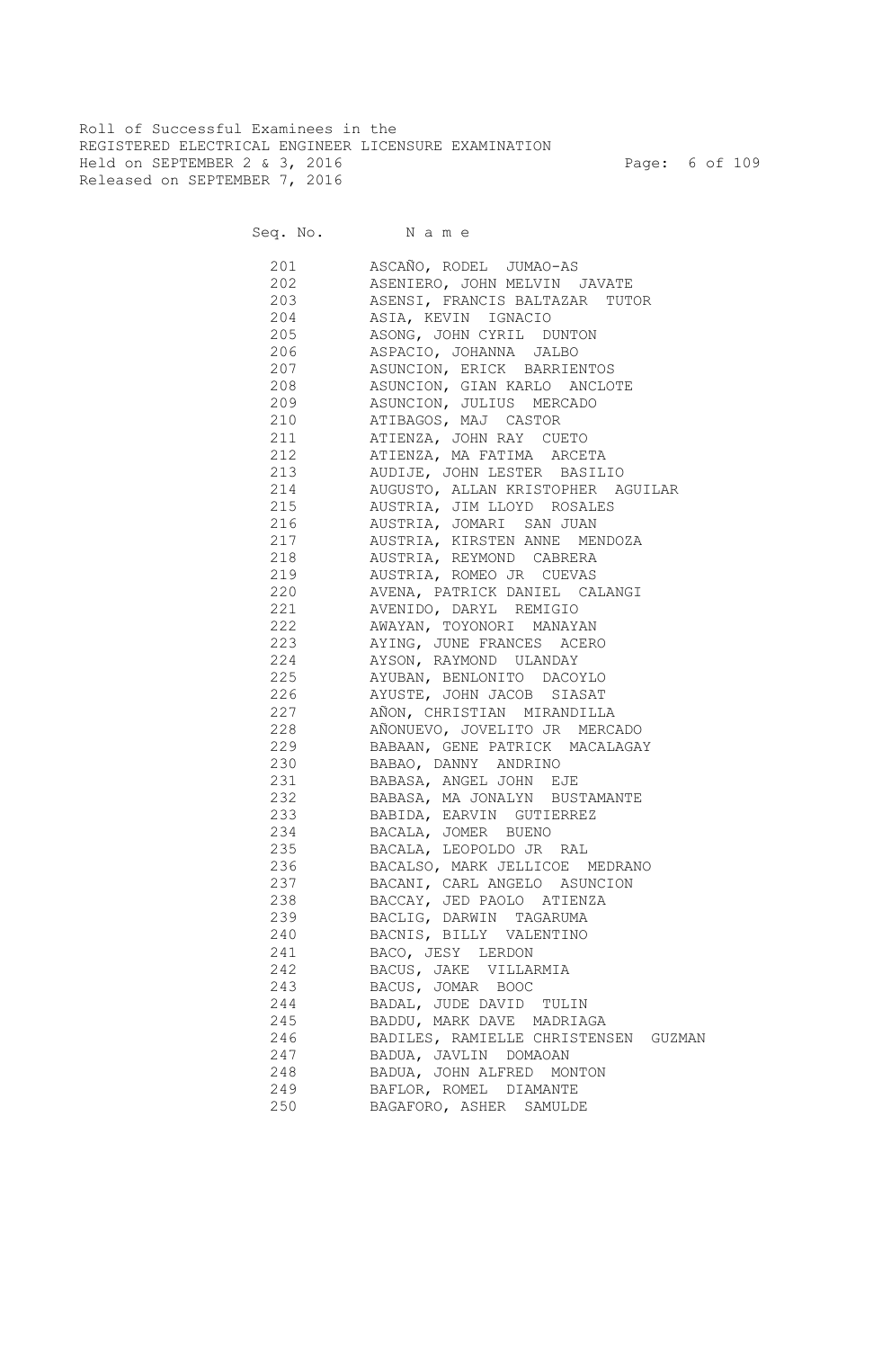Roll of Successful Examinees in the
REGISTERED ELECTRICAL ENGINEER LICENSURE EXAMINATION
Held on SEPTEMBER 2 & 3, 2016
Released on SEPTEMBER 7, 2016

| Seq. No. | N a m e |
|---|---|
| 201 | ASCAÑO, RODEL JUMAO-AS |
| 202 | ASENIERO, JOHN MELVIN JAVATE |
| 203 | ASENSI, FRANCIS BALTAZAR TUTOR |
| 204 | ASIA, KEVIN IGNACIO |
| 205 | ASONG, JOHN CYRIL DUNTON |
| 206 | ASPACIO, JOHANNA JALBO |
| 207 | ASUNCION, ERICK BARRIENTOS |
| 208 | ASUNCION, GIAN KARLO ANCLOTE |
| 209 | ASUNCION, JULIUS MERCADO |
| 210 | ATIBAGOS, MAJ CASTOR |
| 211 | ATIENZA, JOHN RAY CUETO |
| 212 | ATIENZA, MA FATIMA ARCETA |
| 213 | AUDIJE, JOHN LESTER BASILIO |
| 214 | AUGUSTO, ALLAN KRISTOPHER AGUILAR |
| 215 | AUSTRIA, JIM LLOYD ROSALES |
| 216 | AUSTRIA, JOMARI SAN JUAN |
| 217 | AUSTRIA, KIRSTEN ANNE MENDOZA |
| 218 | AUSTRIA, REYMOND CABRERA |
| 219 | AUSTRIA, ROMEO JR CUEVAS |
| 220 | AVENA, PATRICK DANIEL CALANGI |
| 221 | AVENIDO, DARYL REMIGIO |
| 222 | AWAYAN, TOYONORI MANAYAN |
| 223 | AYING, JUNE FRANCES ACERO |
| 224 | AYSON, RAYMOND ULANDAY |
| 225 | AYUBAN, BENLONITO DACOYLO |
| 226 | AYUSTE, JOHN JACOB SIASAT |
| 227 | AÑON, CHRISTIAN MIRANDILLA |
| 228 | AÑONUEVO, JOVELITO JR MERCADO |
| 229 | BABAAN, GENE PATRICK MACALAGAY |
| 230 | BABAO, DANNY ANDRINO |
| 231 | BABASA, ANGEL JOHN EJE |
| 232 | BABASA, MA JONALYN BUSTAMANTE |
| 233 | BABIDA, EARVIN GUTIERREZ |
| 234 | BACALA, JOMER BUENO |
| 235 | BACALA, LEOPOLDO JR RAL |
| 236 | BACALSO, MARK JELLICOE MEDRANO |
| 237 | BACANI, CARL ANGELO ASUNCION |
| 238 | BACCAY, JED PAOLO ATIENZA |
| 239 | BACLIG, DARWIN TAGARUMA |
| 240 | BACNIS, BILLY VALENTINO |
| 241 | BACO, JESY LERDON |
| 242 | BACUS, JAKE VILLARMIA |
| 243 | BACUS, JOMAR BOOC |
| 244 | BADAL, JUDE DAVID TULIN |
| 245 | BADDU, MARK DAVE MADRIAGA |
| 246 | BADILES, RAMIELLE CHRISTENSEN GUZMAN |
| 247 | BADUA, JAVLIN DOMAOAN |
| 248 | BADUA, JOHN ALFRED MONTON |
| 249 | BAFLOR, ROMEL DIAMANTE |
| 250 | BAGAFORO, ASHER SAMULDE |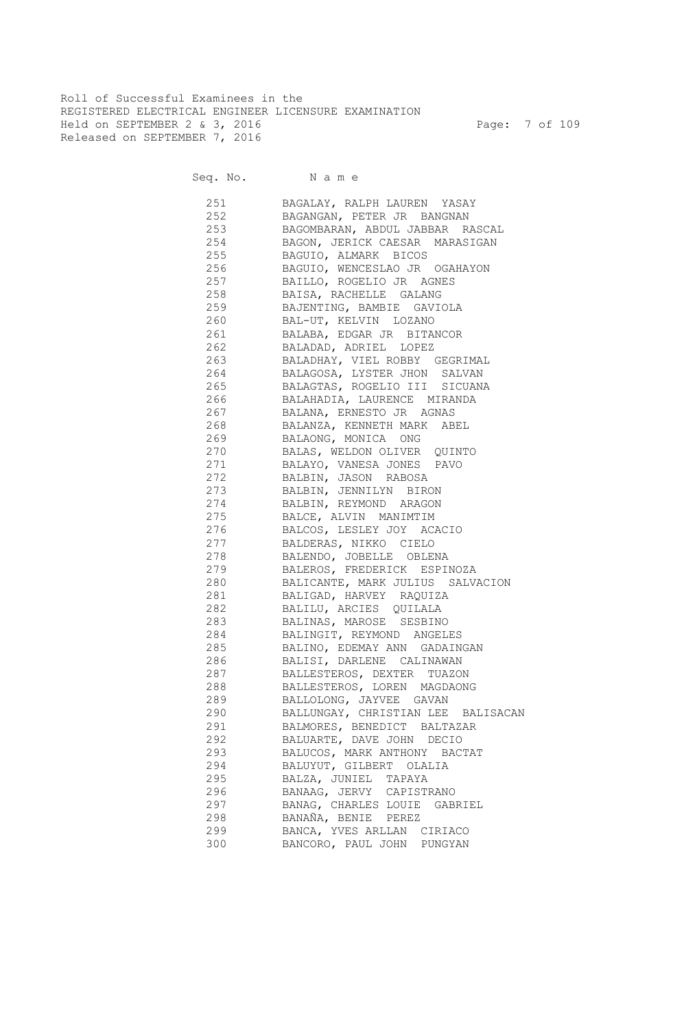Roll of Successful Examinees in the
REGISTERED ELECTRICAL ENGINEER LICENSURE EXAMINATION
Held on SEPTEMBER 2 & 3, 2016
Released on SEPTEMBER 7, 2016

| Seq. No. | N a m e |
|---|---|
| 251 | BAGALAY, RALPH LAUREN YASAY |
| 252 | BAGANGAN, PETER JR BANGNAN |
| 253 | BAGOMBARAN, ABDUL JABBAR RASCAL |
| 254 | BAGON, JERICK CAESAR MARASIGAN |
| 255 | BAGUIO, ALMARK BICOS |
| 256 | BAGUIO, WENCESLAO JR OGAHAYON |
| 257 | BAILLO, ROGELIO JR AGNES |
| 258 | BAISA, RACHELLE GALANG |
| 259 | BAJENTING, BAMBIE GAVIOLA |
| 260 | BAL-UT, KELVIN LOZANO |
| 261 | BALABA, EDGAR JR BITANCOR |
| 262 | BALADAD, ADRIEL LOPEZ |
| 263 | BALADHAY, VIEL ROBBY GEGRIMAL |
| 264 | BALAGOSA, LYSTER JHON SALVAN |
| 265 | BALAGTAS, ROGELIO III SICUANA |
| 266 | BALAHADIA, LAURENCE MIRANDA |
| 267 | BALANA, ERNESTO JR AGNAS |
| 268 | BALANZA, KENNETH MARK ABEL |
| 269 | BALAONG, MONICA ONG |
| 270 | BALAS, WELDON OLIVER QUINTO |
| 271 | BALAYO, VANESA JONES PAVO |
| 272 | BALBIN, JASON RABOSA |
| 273 | BALBIN, JENNILYN BIRON |
| 274 | BALBIN, REYMOND ARAGON |
| 275 | BALCE, ALVIN MANIMTIM |
| 276 | BALCOS, LESLEY JOY ACACIO |
| 277 | BALDERAS, NIKKO CIELO |
| 278 | BALENDO, JOBELLE OBLENA |
| 279 | BALEROS, FREDERICK ESPINOZA |
| 280 | BALICANTE, MARK JULIUS SALVACION |
| 281 | BALIGAD, HARVEY RAQUIZA |
| 282 | BALILU, ARCIES QUILALA |
| 283 | BALINAS, MAROSE SESBINO |
| 284 | BALINGIT, REYMOND ANGELES |
| 285 | BALINO, EDEMAY ANN GADAINGAN |
| 286 | BALISI, DARLENE CALINAWAN |
| 287 | BALLESTEROS, DEXTER TUAZON |
| 288 | BALLESTEROS, LOREN MAGDAONG |
| 289 | BALLOLONG, JAYVEE GAVAN |
| 290 | BALLUNGAY, CHRISTIAN LEE BALISACAN |
| 291 | BALMORES, BENEDICT BALTAZAR |
| 292 | BALUARTE, DAVE JOHN DECIO |
| 293 | BALUCOS, MARK ANTHONY BACTAT |
| 294 | BALUYUT, GILBERT OLALIA |
| 295 | BALZA, JUNIEL TAPAYA |
| 296 | BANAAG, JERVY CAPISTRANO |
| 297 | BANAG, CHARLES LOUIE GABRIEL |
| 298 | BANAÑA, BENIE PEREZ |
| 299 | BANCA, YVES ARLLAN CIRIACO |
| 300 | BANCORO, PAUL JOHN PUNGYAN |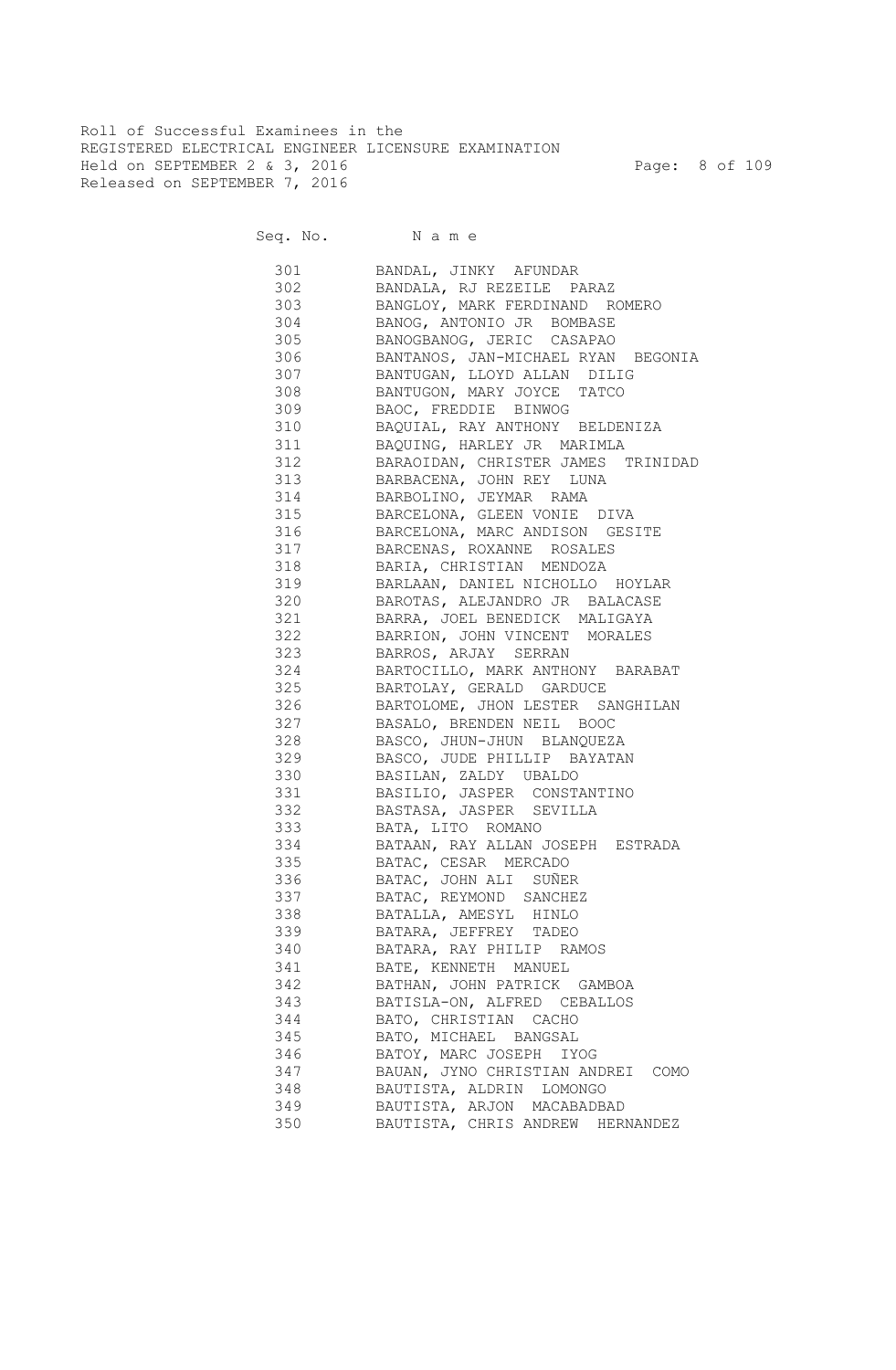Roll of Successful Examinees in the
REGISTERED ELECTRICAL ENGINEER LICENSURE EXAMINATION
Held on SEPTEMBER 2 & 3, 2016
Released on SEPTEMBER 7, 2016

| Seq. No. | Name |
|---|---|
| 301 | BANDAL, JINKY AFUNDAR |
| 302 | BANDALA, RJ REZEILE PARAZ |
| 303 | BANGLOY, MARK FERDINAND ROMERO |
| 304 | BANOG, ANTONIO JR BOMBASE |
| 305 | BANOGBANOG, JERIC CASAPAO |
| 306 | BANTANOS, JAN-MICHAEL RYAN BEGONIA |
| 307 | BANTUGAN, LLOYD ALLAN DILIG |
| 308 | BANTUGON, MARY JOYCE TATCO |
| 309 | BAOC, FREDDIE BINWOG |
| 310 | BAQUIAL, RAY ANTHONY BELDENIZA |
| 311 | BAQUING, HARLEY JR MARIMLA |
| 312 | BARAOIDAN, CHRISTER JAMES TRINIDAD |
| 313 | BARBACENA, JOHN REY LUNA |
| 314 | BARBOLINO, JEYMAR RAMA |
| 315 | BARCELONA, GLEEN VONIE DIVA |
| 316 | BARCELONA, MARC ANDISON GESITE |
| 317 | BARCENAS, ROXANNE ROSALES |
| 318 | BARIA, CHRISTIAN MENDOZA |
| 319 | BARLAAN, DANIEL NICHOLLO HOYLAR |
| 320 | BAROTAS, ALEJANDRO JR BALACASE |
| 321 | BARRA, JOEL BENEDICK MALIGAYA |
| 322 | BARRION, JOHN VINCENT MORALES |
| 323 | BARROS, ARJAY SERRAN |
| 324 | BARTOCILLO, MARK ANTHONY BARABAT |
| 325 | BARTOLAY, GERALD GARDUCE |
| 326 | BARTOLOME, JHON LESTER SANGHILAN |
| 327 | BASALO, BRENDEN NEIL BOOC |
| 328 | BASCO, JHUN-JHUN BLANQUEZA |
| 329 | BASCO, JUDE PHILLIP BAYATAN |
| 330 | BASILAN, ZALDY UBALDO |
| 331 | BASILIO, JASPER CONSTANTINO |
| 332 | BASTASA, JASPER SEVILLA |
| 333 | BATA, LITO ROMANO |
| 334 | BATAAN, RAY ALLAN JOSEPH ESTRADA |
| 335 | BATAC, CESAR MERCADO |
| 336 | BATAC, JOHN ALI SUÑER |
| 337 | BATAC, REYMOND SANCHEZ |
| 338 | BATALLA, AMESYL HINLO |
| 339 | BATARA, JEFFREY TADEO |
| 340 | BATARA, RAY PHILIP RAMOS |
| 341 | BATE, KENNETH MANUEL |
| 342 | BATHAN, JOHN PATRICK GAMBOA |
| 343 | BATISLA-ON, ALFRED CEBALLOS |
| 344 | BATO, CHRISTIAN CACHO |
| 345 | BATO, MICHAEL BANGSAL |
| 346 | BATOY, MARC JOSEPH IYOG |
| 347 | BAUAN, JYNO CHRISTIAN ANDREI COMO |
| 348 | BAUTISTA, ALDRIN LOMONGO |
| 349 | BAUTISTA, ARJON MACABADBAD |
| 350 | BAUTISTA, CHRIS ANDREW HERNANDEZ |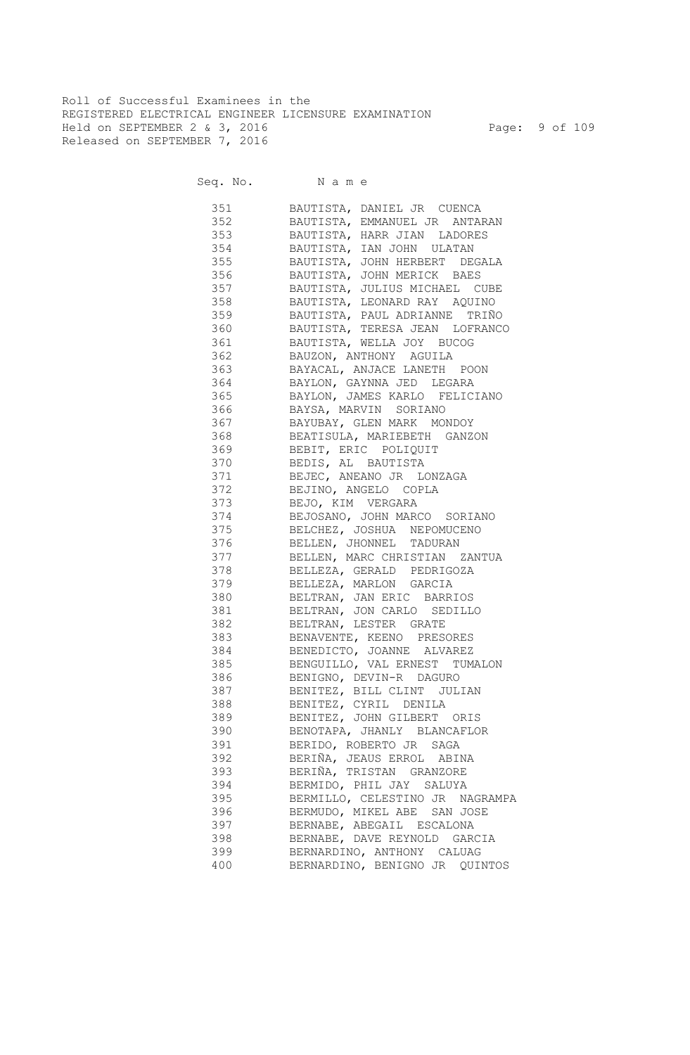Roll of Successful Examinees in the
REGISTERED ELECTRICAL ENGINEER LICENSURE EXAMINATION
Held on SEPTEMBER 2 & 3, 2016
Released on SEPTEMBER 7, 2016

| Seq. No. | N a m e |
|---|---|
| 351 | BAUTISTA, DANIEL JR CUENCA |
| 352 | BAUTISTA, EMMANUEL JR ANTARAN |
| 353 | BAUTISTA, HARR JIAN LADORES |
| 354 | BAUTISTA, IAN JOHN ULATAN |
| 355 | BAUTISTA, JOHN HERBERT DEGALA |
| 356 | BAUTISTA, JOHN MERICK BAES |
| 357 | BAUTISTA, JULIUS MICHAEL CUBE |
| 358 | BAUTISTA, LEONARD RAY AQUINO |
| 359 | BAUTISTA, PAUL ADRIANNE TRIÑO |
| 360 | BAUTISTA, TERESA JEAN LOFRANCO |
| 361 | BAUTISTA, WELLA JOY BUCOG |
| 362 | BAUZON, ANTHONY AGUILA |
| 363 | BAYACAL, ANJACE LANETH POON |
| 364 | BAYLON, GAYNNA JED LEGARA |
| 365 | BAYLON, JAMES KARLO FELICIANO |
| 366 | BAYSA, MARVIN SORIANO |
| 367 | BAYUBAY, GLEN MARK MONDOY |
| 368 | BEATISULA, MARIEBETH GANZON |
| 369 | BEBIT, ERIC POLIQUIT |
| 370 | BEDIS, AL BAUTISTA |
| 371 | BEJEC, ANEANO JR LONZAGA |
| 372 | BEJINO, ANGELO COPLA |
| 373 | BEJO, KIM VERGARA |
| 374 | BEJOSANO, JOHN MARCO SORIANO |
| 375 | BELCHEZ, JOSHUA NEPOMUCENO |
| 376 | BELLEN, JHONNEL TADURAN |
| 377 | BELLEN, MARC CHRISTIAN ZANTUA |
| 378 | BELLEZA, GERALD PEDRIGOZA |
| 379 | BELLEZA, MARLON GARCIA |
| 380 | BELTRAN, JAN ERIC BARRIOS |
| 381 | BELTRAN, JON CARLO SEDILLO |
| 382 | BELTRAN, LESTER GRATE |
| 383 | BENAVENTE, KEENO PRESORES |
| 384 | BENEDICTO, JOANNE ALVAREZ |
| 385 | BENGUILLO, VAL ERNEST TUMALON |
| 386 | BENIGNO, DEVIN-R DAGURO |
| 387 | BENITEZ, BILL CLINT JULIAN |
| 388 | BENITEZ, CYRIL DENILA |
| 389 | BENITEZ, JOHN GILBERT ORIS |
| 390 | BENOTAPA, JHANLY BLANCAFLOR |
| 391 | BERIDO, ROBERTO JR SAGA |
| 392 | BERIÑA, JEAUS ERROL ABINA |
| 393 | BERIÑA, TRISTAN GRANZORE |
| 394 | BERMIDO, PHIL JAY SALUYA |
| 395 | BERMILLO, CELESTINO JR NAGRAMPA |
| 396 | BERMUDO, MIKEL ABE SAN JOSE |
| 397 | BERNABE, ABEGAIL ESCALONA |
| 398 | BERNABE, DAVE REYNOLD GARCIA |
| 399 | BERNARDINO, ANTHONY CALUAG |
| 400 | BERNARDINO, BENIGNO JR QUINTOS |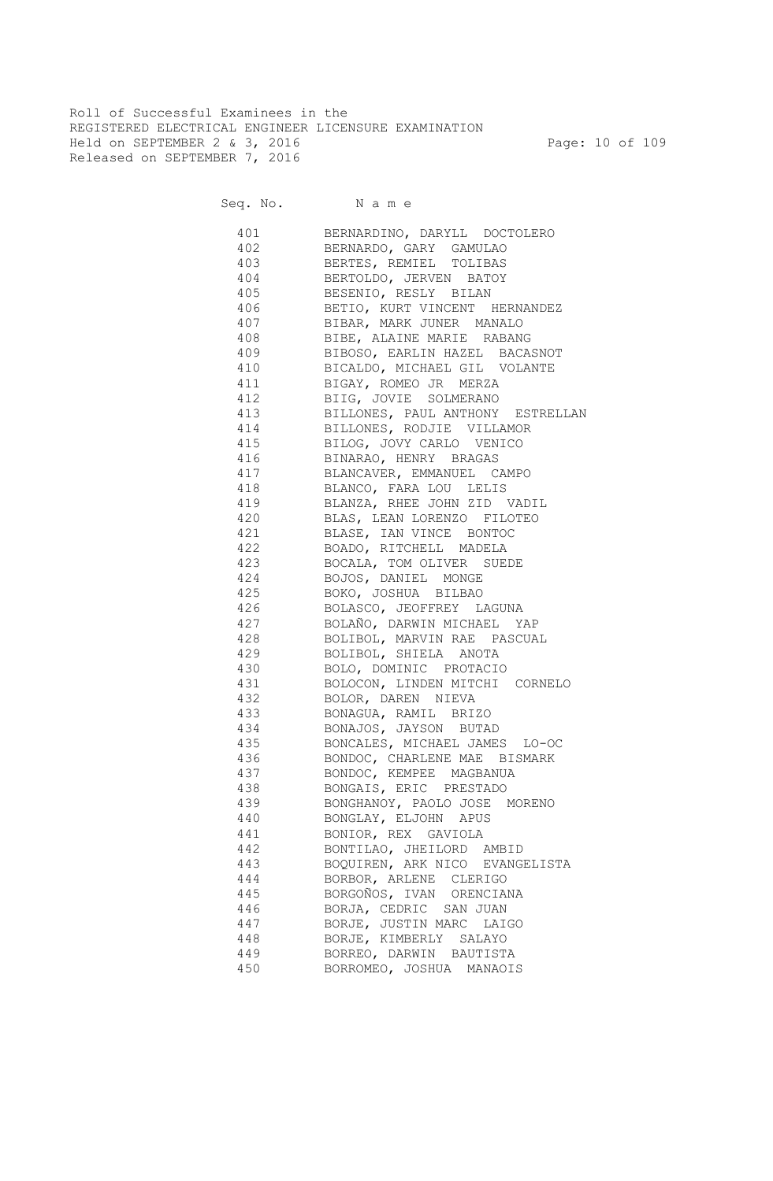Roll of Successful Examinees in the
REGISTERED ELECTRICAL ENGINEER LICENSURE EXAMINATION
Held on SEPTEMBER 2 & 3, 2016
Released on SEPTEMBER 7, 2016

| Seq. No. | N a m e |
|---|---|
| 401 | BERNARDINO, DARYLL DOCTOLERO |
| 402 | BERNARDO, GARY GAMULAO |
| 403 | BERTES, REMIEL TOLIBAS |
| 404 | BERTOLDO, JERVEN BATOY |
| 405 | BESENIO, RESLY BILAN |
| 406 | BETIO, KURT VINCENT HERNANDEZ |
| 407 | BIBAR, MARK JUNER MANALO |
| 408 | BIBE, ALAINE MARIE RABANG |
| 409 | BIBOSO, EARLIN HAZEL BACASNOT |
| 410 | BICALDO, MICHAEL GIL VOLANTE |
| 411 | BIGAY, ROMEO JR MERZA |
| 412 | BIIG, JOVIE SOLMERANO |
| 413 | BILLONES, PAUL ANTHONY ESTRELLAN |
| 414 | BILLONES, RODJIE VILLAMOR |
| 415 | BILOG, JOVY CARLO VENICO |
| 416 | BINARAO, HENRY BRAGAS |
| 417 | BLANCAVER, EMMANUEL CAMPO |
| 418 | BLANCO, FARA LOU LELIS |
| 419 | BLANZA, RHEE JOHN ZID VADIL |
| 420 | BLAS, LEAN LORENZO FILOTEO |
| 421 | BLASE, IAN VINCE BONTOC |
| 422 | BOADO, RITCHELL MADELA |
| 423 | BOCALA, TOM OLIVER SUEDE |
| 424 | BOJOS, DANIEL MONGE |
| 425 | BOKO, JOSHUA BILBAO |
| 426 | BOLASCO, JEOFFREY LAGUNA |
| 427 | BOLAÑO, DARWIN MICHAEL YAP |
| 428 | BOLIBOL, MARVIN RAE PASCUAL |
| 429 | BOLIBOL, SHIELA ANOTA |
| 430 | BOLO, DOMINIC PROTACIO |
| 431 | BOLOCON, LINDEN MITCHI CORNELO |
| 432 | BOLOR, DAREN NIEVA |
| 433 | BONAGUA, RAMIL BRIZO |
| 434 | BONAJOS, JAYSON BUTAD |
| 435 | BONCALES, MICHAEL JAMES LO-OC |
| 436 | BONDOC, CHARLENE MAE BISMARK |
| 437 | BONDOC, KEMPEE MAGBANUA |
| 438 | BONGAIS, ERIC PRESTADO |
| 439 | BONGHANOY, PAOLO JOSE MORENO |
| 440 | BONGLAY, ELJOHN APUS |
| 441 | BONIOR, REX GAVIOLA |
| 442 | BONTILAO, JHEILORD AMBID |
| 443 | BOQUIREN, ARK NICO EVANGELISTA |
| 444 | BORBOR, ARLENE CLERIGO |
| 445 | BORGOÑOS, IVAN ORENCIANA |
| 446 | BORJA, CEDRIC SAN JUAN |
| 447 | BORJE, JUSTIN MARC LAIGO |
| 448 | BORJE, KIMBERLY SALAYO |
| 449 | BORREO, DARWIN BAUTISTA |
| 450 | BORROMEO, JOSHUA MANAOIS |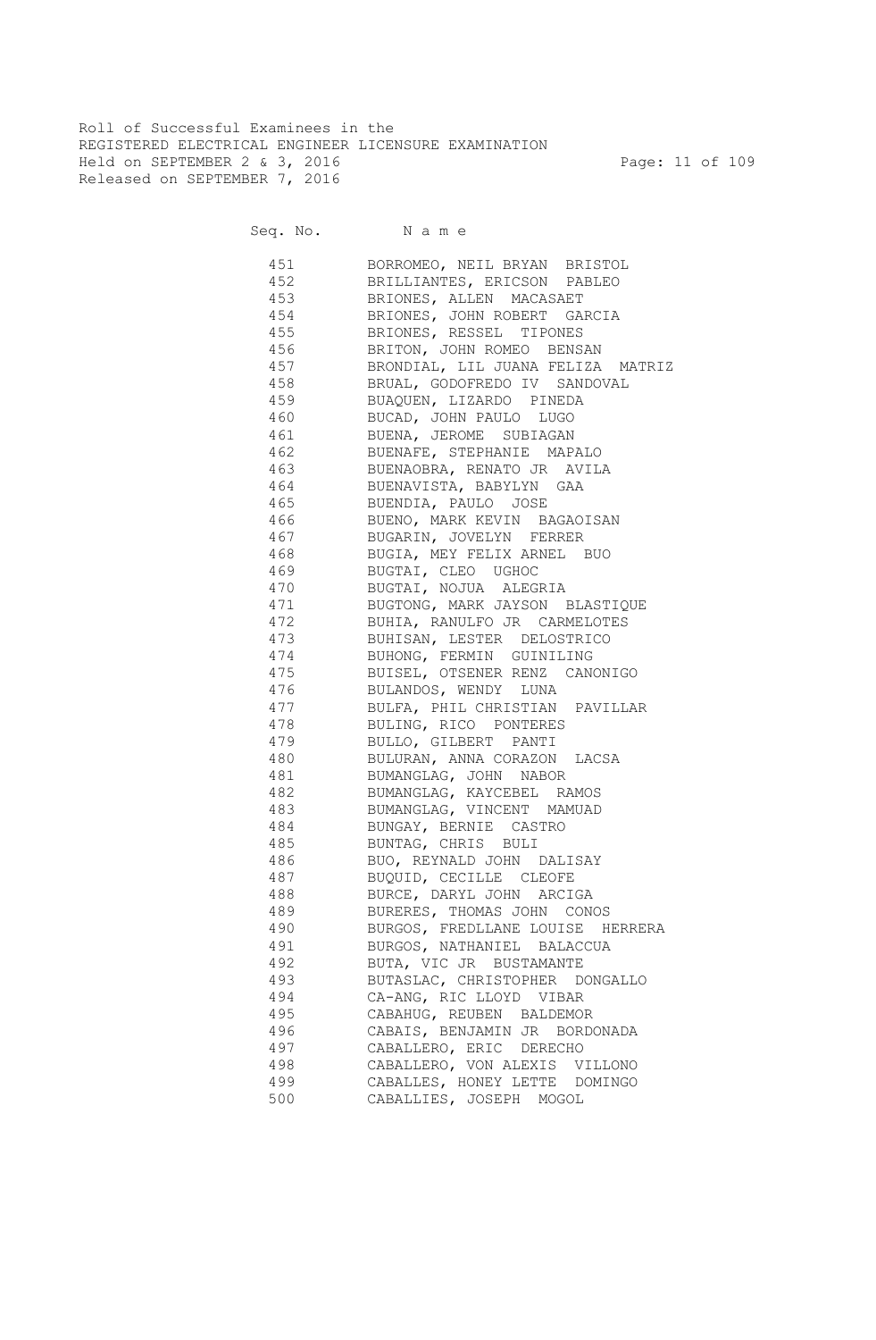Roll of Successful Examinees in the
REGISTERED ELECTRICAL ENGINEER LICENSURE EXAMINATION
Held on SEPTEMBER 2 & 3, 2016
Released on SEPTEMBER 7, 2016

| Seq. No. | N a m e |
|---|---|
| 451 | BORROMEO, NEIL BRYAN BRISTOL |
| 452 | BRILLIANTES, ERICSON PABLEO |
| 453 | BRIONES, ALLEN MACASAET |
| 454 | BRIONES, JOHN ROBERT GARCIA |
| 455 | BRIONES, RESSEL TIPONES |
| 456 | BRITON, JOHN ROMEO BENSAN |
| 457 | BRONDIAL, LIL JUANA FELIZA MATRIZ |
| 458 | BRUAL, GODOFREDO IV SANDOVAL |
| 459 | BUAQUEN, LIZARDO PINEDA |
| 460 | BUCAD, JOHN PAULO LUGO |
| 461 | BUENA, JEROME SUBIAGAN |
| 462 | BUENAFE, STEPHANIE MAPALO |
| 463 | BUENAOBRA, RENATO JR AVILA |
| 464 | BUENAVISTA, BABYLYN GAA |
| 465 | BUENDIA, PAULO JOSE |
| 466 | BUENO, MARK KEVIN BAGAOISAN |
| 467 | BUGARIN, JOVELYN FERRER |
| 468 | BUGIA, MEY FELIX ARNEL BUO |
| 469 | BUGTAI, CLEO UGHOC |
| 470 | BUGTAI, NOJUA ALEGRIA |
| 471 | BUGTONG, MARK JAYSON BLASTIQUE |
| 472 | BUHIA, RANULFO JR CARMELOTES |
| 473 | BUHISAN, LESTER DELOSTRICO |
| 474 | BUHONG, FERMIN GUINILING |
| 475 | BUISEL, OTSENER RENZ CANONIGO |
| 476 | BULANDOS, WENDY LUNA |
| 477 | BULFA, PHIL CHRISTIAN PAVILLAR |
| 478 | BULING, RICO PONTERES |
| 479 | BULLO, GILBERT PANTI |
| 480 | BULURAN, ANNA CORAZON LACSA |
| 481 | BUMANGLAG, JOHN NABOR |
| 482 | BUMANGLAG, KAYCEBEL RAMOS |
| 483 | BUMANGLAG, VINCENT MAMUAD |
| 484 | BUNGAY, BERNIE CASTRO |
| 485 | BUNTAG, CHRIS BULI |
| 486 | BUO, REYNALD JOHN DALISAY |
| 487 | BUQUID, CECILLE CLEOFE |
| 488 | BURCE, DARYL JOHN ARCIGA |
| 489 | BURERES, THOMAS JOHN CONOS |
| 490 | BURGOS, FREDLLANE LOUISE HERRERA |
| 491 | BURGOS, NATHANIEL BALACCUA |
| 492 | BUTA, VIC JR BUSTAMANTE |
| 493 | BUTASLAC, CHRISTOPHER DONGALLO |
| 494 | CA-ANG, RIC LLOYD VIBAR |
| 495 | CABAHUG, REUBEN BALDEMOR |
| 496 | CABAIS, BENJAMIN JR BORDONADA |
| 497 | CABALLERO, ERIC DERECHO |
| 498 | CABALLERO, VON ALEXIS VILLONO |
| 499 | CABALLES, HONEY LETTE DOMINGO |
| 500 | CABALLIES, JOSEPH MOGOL |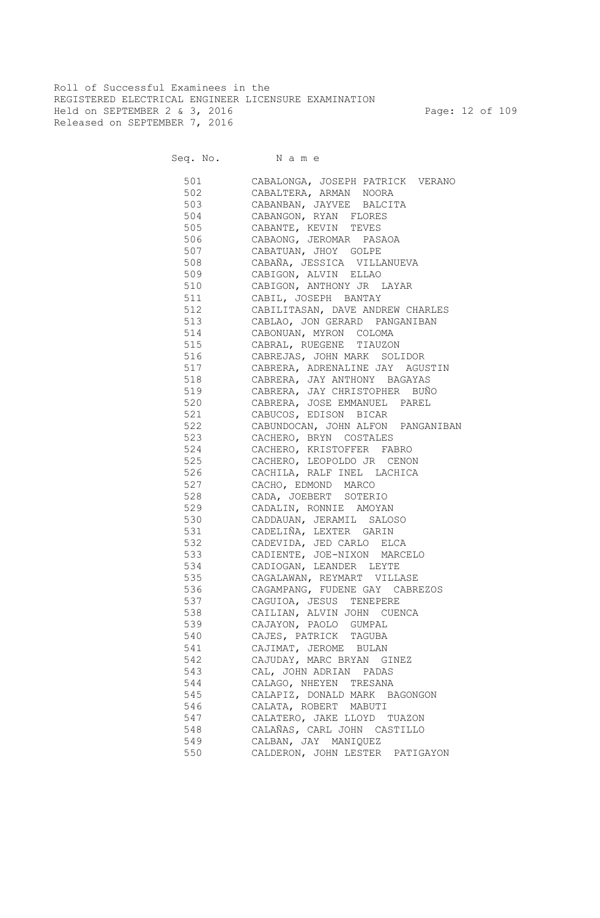Roll of Successful Examinees in the
REGISTERED ELECTRICAL ENGINEER LICENSURE EXAMINATION
Held on SEPTEMBER 2 & 3, 2016
Released on SEPTEMBER 7, 2016

| Seq. No. | N a m e |
|---|---|
| 501 | CABALONGA, JOSEPH PATRICK VERANO |
| 502 | CABALTERA, ARMAN NOORA |
| 503 | CABANBAN, JAYVEE BALCITA |
| 504 | CABANGON, RYAN FLORES |
| 505 | CABANTE, KEVIN TEVES |
| 506 | CABAONG, JEROMAR PASAOA |
| 507 | CABATUAN, JHOY GOLPE |
| 508 | CABAÑA, JESSICA VILLANUEVA |
| 509 | CABIGON, ALVIN ELLAO |
| 510 | CABIGON, ANTHONY JR LAYAR |
| 511 | CABIL, JOSEPH BANTAY |
| 512 | CABILITASAN, DAVE ANDREW CHARLES |
| 513 | CABLAO, JON GERARD PANGANIBAN |
| 514 | CABONUAN, MYRON COLOMA |
| 515 | CABRAL, RUEGENE TIAUZON |
| 516 | CABREJAS, JOHN MARK SOLIDOR |
| 517 | CABRERA, ADRENALINE JAY AGUSTIN |
| 518 | CABRERA, JAY ANTHONY BAGAYAS |
| 519 | CABRERA, JAY CHRISTOPHER BUÑO |
| 520 | CABRERA, JOSE EMMANUEL PAREL |
| 521 | CABUCOS, EDISON BICAR |
| 522 | CABUNDOCAN, JOHN ALFON PANGANIBAN |
| 523 | CACHERO, BRYN COSTALES |
| 524 | CACHERO, KRISTOFFER FABRO |
| 525 | CACHERO, LEOPOLDO JR CENON |
| 526 | CACHILA, RALF INEL LACHICA |
| 527 | CACHO, EDMOND MARCO |
| 528 | CADA, JOEBERT SOTERIO |
| 529 | CADALIN, RONNIE AMOYAN |
| 530 | CADDAUAN, JERAMIL SALOSO |
| 531 | CADELIÑA, LEXTER GARIN |
| 532 | CADEVIDA, JED CARLO ELCA |
| 533 | CADIENTE, JOE-NIXON MARCELO |
| 534 | CADIOGAN, LEANDER LEYTE |
| 535 | CAGALAWAN, REYMART VILLASE |
| 536 | CAGAMPANG, FUDENE GAY CABREZOS |
| 537 | CAGUIOA, JESUS TENEPERE |
| 538 | CAILIAN, ALVIN JOHN CUENCA |
| 539 | CAJAYON, PAOLO GUMPAL |
| 540 | CAJES, PATRICK TAGUBA |
| 541 | CAJIMAT, JEROME BULAN |
| 542 | CAJUDAY, MARC BRYAN GINEZ |
| 543 | CAL, JOHN ADRIAN PADAS |
| 544 | CALAGO, NHEYEN TRESANA |
| 545 | CALAPIZ, DONALD MARK BAGONGON |
| 546 | CALATA, ROBERT MABUTI |
| 547 | CALATERO, JAKE LLOYD TUAZON |
| 548 | CALAÑAS, CARL JOHN CASTILLO |
| 549 | CALBAN, JAY MANIQUEZ |
| 550 | CALDERON, JOHN LESTER PATIGAYON |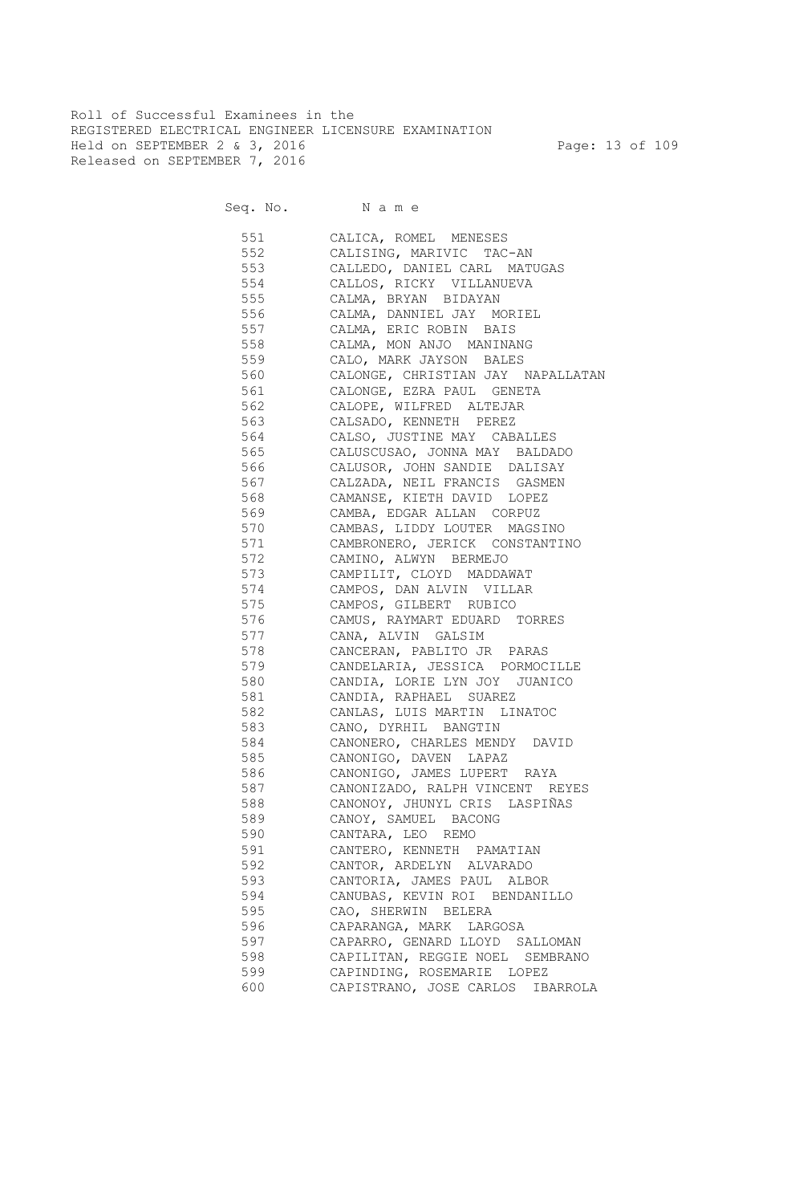Roll of Successful Examinees in the
REGISTERED ELECTRICAL ENGINEER LICENSURE EXAMINATION
Held on SEPTEMBER 2 & 3, 2016
Released on SEPTEMBER 7, 2016

| Seq. No. | Name |
|---|---|
| 551 | CALICA, ROMEL MENESES |
| 552 | CALISING, MARIVIC TAC-AN |
| 553 | CALLEDO, DANIEL CARL MATUGAS |
| 554 | CALLOS, RICKY VILLANUEVA |
| 555 | CALMA, BRYAN BIDAYAN |
| 556 | CALMA, DANNIEL JAY MORIEL |
| 557 | CALMA, ERIC ROBIN BAIS |
| 558 | CALMA, MON ANJO MANINANG |
| 559 | CALO, MARK JAYSON BALES |
| 560 | CALONGE, CHRISTIAN JAY NAPALLATAN |
| 561 | CALONGE, EZRA PAUL GENETA |
| 562 | CALOPE, WILFRED ALTEJAR |
| 563 | CALSADO, KENNETH PEREZ |
| 564 | CALSO, JUSTINE MAY CABALLES |
| 565 | CALUSCUSAO, JONNA MAY BALDADO |
| 566 | CALUSOR, JOHN SANDIE DALISAY |
| 567 | CALZADA, NEIL FRANCIS GASMEN |
| 568 | CAMANSE, KIETH DAVID LOPEZ |
| 569 | CAMBA, EDGAR ALLAN CORPUZ |
| 570 | CAMBAS, LIDDY LOUTER MAGSINO |
| 571 | CAMBRONERO, JERICK CONSTANTINO |
| 572 | CAMINO, ALWYN BERMEJO |
| 573 | CAMPILIT, CLOYD MADDAWAT |
| 574 | CAMPOS, DAN ALVIN VILLAR |
| 575 | CAMPOS, GILBERT RUBICO |
| 576 | CAMUS, RAYMART EDUARD TORRES |
| 577 | CANA, ALVIN GALSIM |
| 578 | CANCERAN, PABLITO JR PARAS |
| 579 | CANDELARIA, JESSICA PORMOCILLE |
| 580 | CANDIA, LORIE LYN JOY JUANICO |
| 581 | CANDIA, RAPHAEL SUAREZ |
| 582 | CANLAS, LUIS MARTIN LINATOC |
| 583 | CANO, DYRHIL BANGTIN |
| 584 | CANONERO, CHARLES MENDY DAVID |
| 585 | CANONIGO, DAVEN LAPAZ |
| 586 | CANONIGO, JAMES LUPERT RAYA |
| 587 | CANONIZADO, RALPH VINCENT REYES |
| 588 | CANONOY, JHUNYL CRIS LASPIÑAS |
| 589 | CANOY, SAMUEL BACONG |
| 590 | CANTARA, LEO REMO |
| 591 | CANTERO, KENNETH PAMATIAN |
| 592 | CANTOR, ARDELYN ALVARADO |
| 593 | CANTORIA, JAMES PAUL ALBOR |
| 594 | CANUBAS, KEVIN ROI BENDANILLO |
| 595 | CAO, SHERWIN BELERA |
| 596 | CAPARANGA, MARK LARGOSA |
| 597 | CAPARRO, GENARD LLOYD SALLOMAN |
| 598 | CAPILITAN, REGGIE NOEL SEMBRANO |
| 599 | CAPINDING, ROSEMARIE LOPEZ |
| 600 | CAPISTRANO, JOSE CARLOS IBARROLA |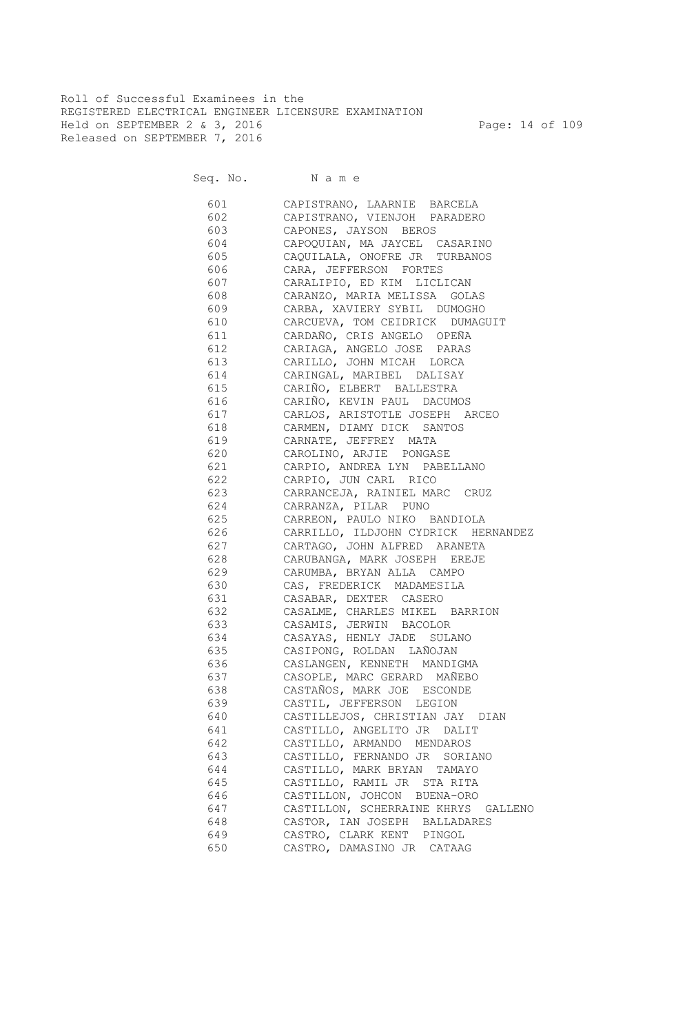Roll of Successful Examinees in the
REGISTERED ELECTRICAL ENGINEER LICENSURE EXAMINATION
Held on SEPTEMBER 2 & 3, 2016
Released on SEPTEMBER 7, 2016

| Seq. No. | Name |
|---|---|
| 601 | CAPISTRANO, LAARNIE BARCELA |
| 602 | CAPISTRANO, VIENJOH PARADERO |
| 603 | CAPONES, JAYSON BEROS |
| 604 | CAPOQUIAN, MA JAYCEL CASARINO |
| 605 | CAQUILALA, ONOFRE JR TURBANOS |
| 606 | CARA, JEFFERSON FORTES |
| 607 | CARALIPIO, ED KIM LICLICAN |
| 608 | CARANZO, MARIA MELISSA GOLAS |
| 609 | CARBA, XAVIERY SYBIL DUMOGHO |
| 610 | CARCUEVA, TOM CEIDRICK DUMAGUIT |
| 611 | CARDAÑO, CRIS ANGELO OPEÑA |
| 612 | CARIAGA, ANGELO JOSE PARAS |
| 613 | CARILLO, JOHN MICAH LORCA |
| 614 | CARINGAL, MARIBEL DALISAY |
| 615 | CARIÑO, ELBERT BALLESTRA |
| 616 | CARIÑO, KEVIN PAUL DACUMOS |
| 617 | CARLOS, ARISTOTLE JOSEPH ARCEO |
| 618 | CARMEN, DIAMY DICK SANTOS |
| 619 | CARNATE, JEFFREY MATA |
| 620 | CAROLINO, ARJIE PONGASE |
| 621 | CARPIO, ANDREA LYN PABELLANO |
| 622 | CARPIO, JUN CARL RICO |
| 623 | CARRANCEJA, RAINIEL MARC CRUZ |
| 624 | CARRANZA, PILAR PUNO |
| 625 | CARREON, PAULO NIKO BANDIOLA |
| 626 | CARRILLO, ILDJOHN CYDRICK HERNANDEZ |
| 627 | CARTAGO, JOHN ALFRED ARANETA |
| 628 | CARUBANGA, MARK JOSEPH EREJE |
| 629 | CARUMBA, BRYAN ALLA CAMPO |
| 630 | CAS, FREDERICK MADAMESILA |
| 631 | CASABAR, DEXTER CASERO |
| 632 | CASALME, CHARLES MIKEL BARRION |
| 633 | CASAMIS, JERWIN BACOLOR |
| 634 | CASAYAS, HENLY JADE SULANO |
| 635 | CASIPONG, ROLDAN LAÑOJAN |
| 636 | CASLANGEN, KENNETH MANDIGMA |
| 637 | CASOPLE, MARC GERARD MAÑEBO |
| 638 | CASTAÑOS, MARK JOE ESCONDE |
| 639 | CASTIL, JEFFERSON LEGION |
| 640 | CASTILLEJOS, CHRISTIAN JAY DIAN |
| 641 | CASTILLO, ANGELITO JR DALIT |
| 642 | CASTILLO, ARMANDO MENDAROS |
| 643 | CASTILLO, FERNANDO JR SORIANO |
| 644 | CASTILLO, MARK BRYAN TAMAYO |
| 645 | CASTILLO, RAMIL JR STA RITA |
| 646 | CASTILLON, JOHCON BUENA-ORO |
| 647 | CASTILLON, SCHERRAINE KHRYS GALLENO |
| 648 | CASTOR, IAN JOSEPH BALLADARES |
| 649 | CASTRO, CLARK KENT PINGOL |
| 650 | CASTRO, DAMASINO JR CATAAG |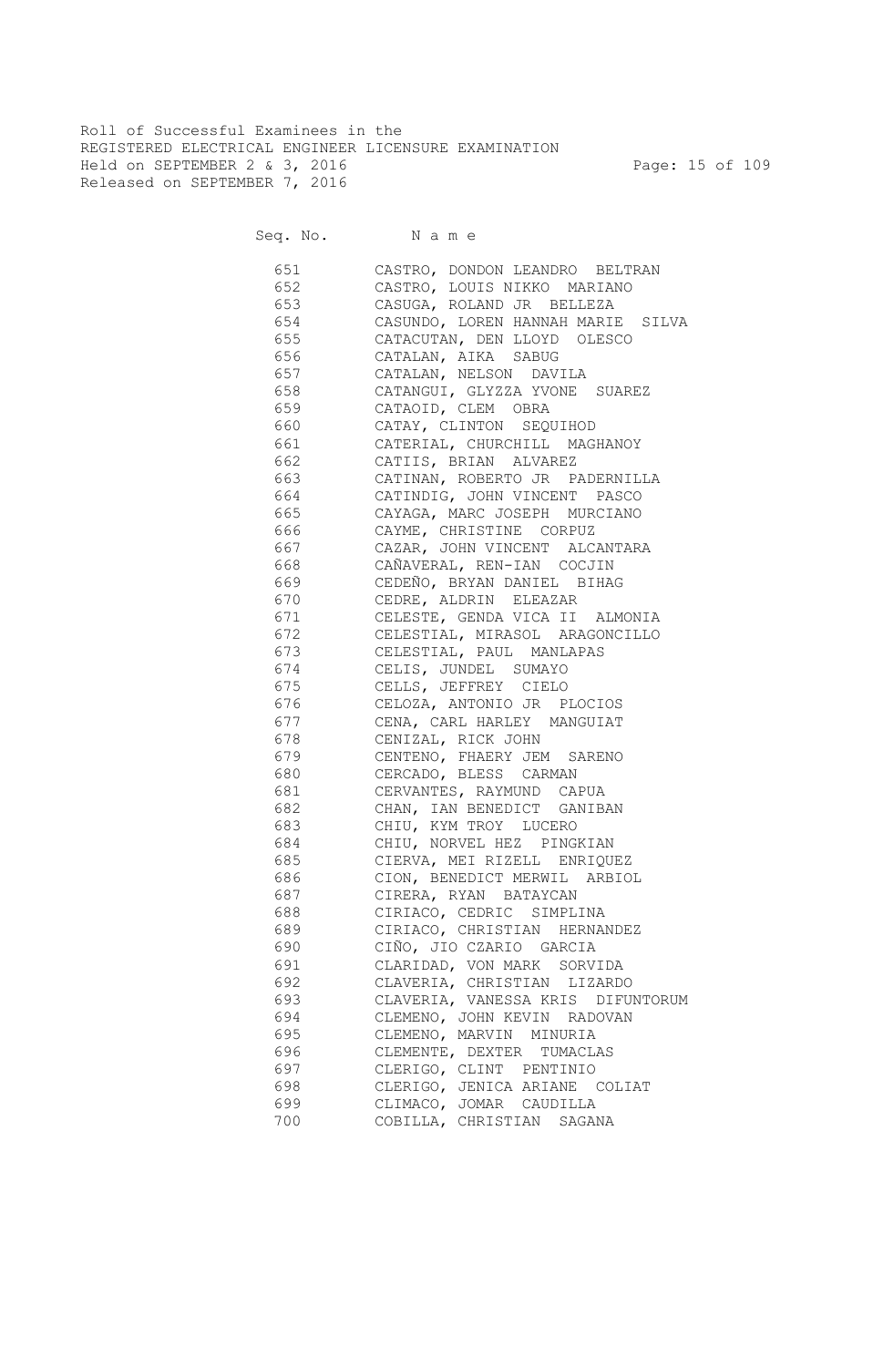Roll of Successful Examinees in the
REGISTERED ELECTRICAL ENGINEER LICENSURE EXAMINATION
Held on SEPTEMBER 2 & 3, 2016
Released on SEPTEMBER 7, 2016

| Seq. No. | N a m e |
| --- | --- |
| 651 | CASTRO, DONDON LEANDRO BELTRAN |
| 652 | CASTRO, LOUIS NIKKO MARIANO |
| 653 | CASUGA, ROLAND JR BELLEZA |
| 654 | CASUNDO, LOREN HANNAH MARIE SILVA |
| 655 | CATACUTAN, DEN LLOYD OLESCO |
| 656 | CATALAN, AIKA SABUG |
| 657 | CATALAN, NELSON DAVILA |
| 658 | CATANGUI, GLYZZA YVONE SUAREZ |
| 659 | CATAOID, CLEM OBRA |
| 660 | CATAY, CLINTON SEQUIHOD |
| 661 | CATERIAL, CHURCHILL MAGHANOY |
| 662 | CATIIS, BRIAN ALVAREZ |
| 663 | CATINAN, ROBERTO JR PADERNILLA |
| 664 | CATINDIG, JOHN VINCENT PASCO |
| 665 | CAYAGA, MARC JOSEPH MURCIANO |
| 666 | CAYME, CHRISTINE CORPUZ |
| 667 | CAZAR, JOHN VINCENT ALCANTARA |
| 668 | CAÑAVERAL, REN-IAN COCJIN |
| 669 | CEDEÑO, BRYAN DANIEL BIHAG |
| 670 | CEDRE, ALDRIN ELEAZAR |
| 671 | CELESTE, GENDA VICA II ALMONIA |
| 672 | CELESTIAL, MIRASOL ARAGONCILLO |
| 673 | CELESTIAL, PAUL MANLAPAS |
| 674 | CELIS, JUNDEL SUMAYO |
| 675 | CELLS, JEFFREY CIELO |
| 676 | CELOZA, ANTONIO JR PLOCIOS |
| 677 | CENA, CARL HARLEY MANGUIAT |
| 678 | CENIZAL, RICK JOHN |
| 679 | CENTENO, FHAERY JEM SARENO |
| 680 | CERCADO, BLESS CARMAN |
| 681 | CERVANTES, RAYMUND CAPUA |
| 682 | CHAN, IAN BENEDICT GANIBAN |
| 683 | CHIU, KYM TROY LUCERO |
| 684 | CHIU, NORVEL HEZ PINGKIAN |
| 685 | CIERVA, MEI RIZELL ENRIQUEZ |
| 686 | CION, BENEDICT MERWIL ARBIOL |
| 687 | CIRERA, RYAN BATAYCAN |
| 688 | CIRIACO, CEDRIC SIMPLINA |
| 689 | CIRIACO, CHRISTIAN HERNANDEZ |
| 690 | CIÑO, JIO CZARIO GARCIA |
| 691 | CLARIDAD, VON MARK SORVIDA |
| 692 | CLAVERIA, CHRISTIAN LIZARDO |
| 693 | CLAVERIA, VANESSA KRIS DIFUNTORUM |
| 694 | CLEMENO, JOHN KEVIN RADOVAN |
| 695 | CLEMENO, MARVIN MINURIA |
| 696 | CLEMENTE, DEXTER TUMACLAS |
| 697 | CLERIGO, CLINT PENTINIO |
| 698 | CLERIGO, JENICA ARIANE COLIAT |
| 699 | CLIMACO, JOMAR CAUDILLA |
| 700 | COBILLA, CHRISTIAN SAGANA |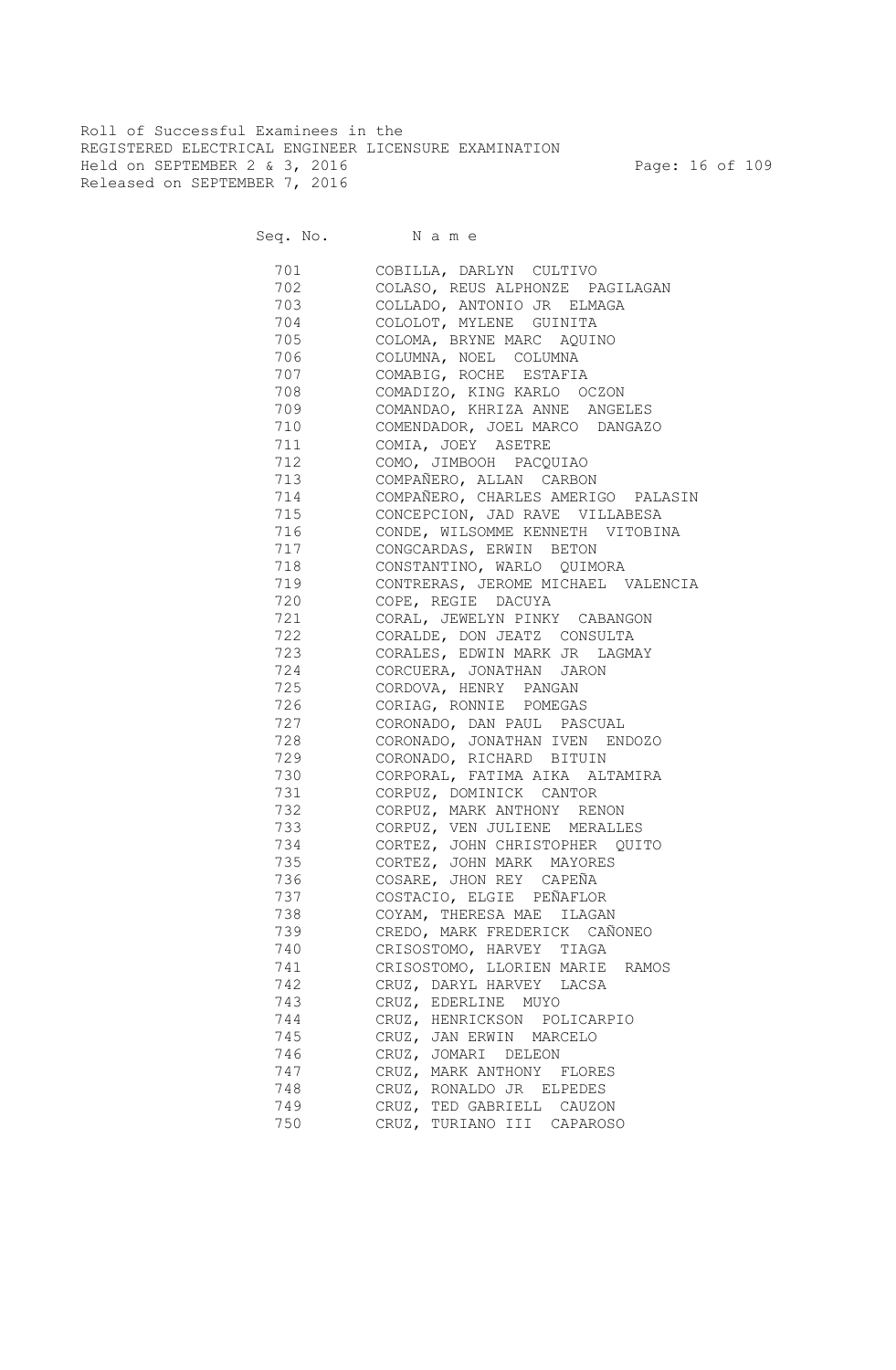Roll of Successful Examinees in the
REGISTERED ELECTRICAL ENGINEER LICENSURE EXAMINATION
Held on SEPTEMBER 2 & 3, 2016
Released on SEPTEMBER 7, 2016

| Seq. No. | N a m e |
|---|---|
| 701 | COBILLA, DARLYN CULTIVO |
| 702 | COLASO, REUS ALPHONZE PAGILAGAN |
| 703 | COLLADO, ANTONIO JR ELMAGA |
| 704 | COLOLOT, MYLENE GUINITA |
| 705 | COLOMA, BRYNE MARC AQUINO |
| 706 | COLUMNA, NOEL COLUMNA |
| 707 | COMABIG, ROCHE ESTAFIA |
| 708 | COMADIZO, KING KARLO OCZON |
| 709 | COMANDAO, KHRIZA ANNE ANGELES |
| 710 | COMENDADOR, JOEL MARCO DANGAZO |
| 711 | COMIA, JOEY ASETRE |
| 712 | COMO, JIMBOOH PACQUIAO |
| 713 | COMPAÑERO, ALLAN CARBON |
| 714 | COMPAÑERO, CHARLES AMERIGO PALASIN |
| 715 | CONCEPCION, JAD RAVE VILLABESA |
| 716 | CONDE, WILSOMME KENNETH VITOBINA |
| 717 | CONGCARDAS, ERWIN BETON |
| 718 | CONSTANTINO, WARLO QUIMORA |
| 719 | CONTRERAS, JEROME MICHAEL VALENCIA |
| 720 | COPE, REGIE DACUYA |
| 721 | CORAL, JEWELYN PINKY CABANGON |
| 722 | CORALDE, DON JEATZ CONSULTA |
| 723 | CORALES, EDWIN MARK JR LAGMAY |
| 724 | CORCUERA, JONATHAN JARON |
| 725 | CORDOVA, HENRY PANGAN |
| 726 | CORIAG, RONNIE POMEGAS |
| 727 | CORONADO, DAN PAUL PASCUAL |
| 728 | CORONADO, JONATHAN IVEN ENDOZO |
| 729 | CORONADO, RICHARD BITUIN |
| 730 | CORPORAL, FATIMA AIKA ALTAMIRA |
| 731 | CORPUZ, DOMINICK CANTOR |
| 732 | CORPUZ, MARK ANTHONY RENON |
| 733 | CORPUZ, VEN JULIENE MERALLES |
| 734 | CORTEZ, JOHN CHRISTOPHER QUITO |
| 735 | CORTEZ, JOHN MARK MAYORES |
| 736 | COSARE, JHON REY CAPEÑA |
| 737 | COSTACIO, ELGIE PEÑAFLOR |
| 738 | COYAM, THERESA MAE ILAGAN |
| 739 | CREDO, MARK FREDERICK CAÑONEO |
| 740 | CRISOSTOMO, HARVEY TIAGA |
| 741 | CRISOSTOMO, LLORIEN MARIE RAMOS |
| 742 | CRUZ, DARYL HARVEY LACSA |
| 743 | CRUZ, EDERLINE MUYO |
| 744 | CRUZ, HENRICKSON POLICARPIO |
| 745 | CRUZ, JAN ERWIN MARCELO |
| 746 | CRUZ, JOMARI DELEON |
| 747 | CRUZ, MARK ANTHONY FLORES |
| 748 | CRUZ, RONALDO JR ELPEDES |
| 749 | CRUZ, TED GABRIELL CAUZON |
| 750 | CRUZ, TURIANO III CAPAROSO |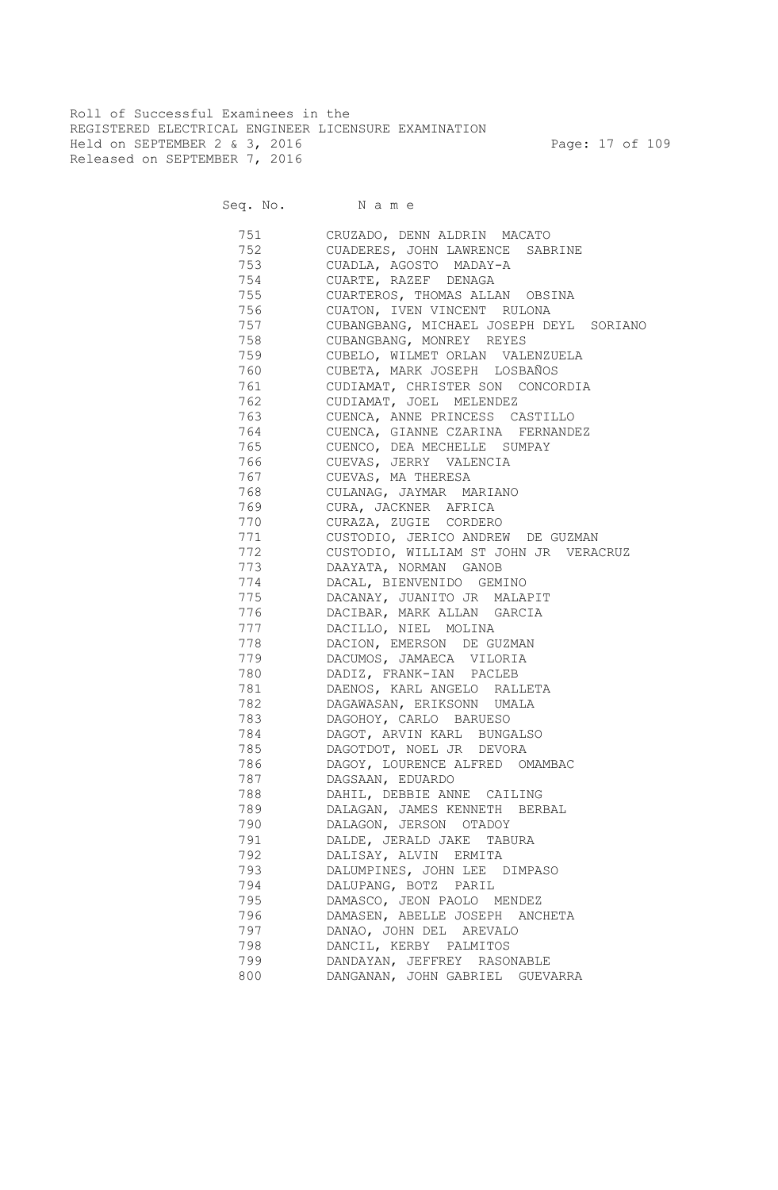Roll of Successful Examinees in the
REGISTERED ELECTRICAL ENGINEER LICENSURE EXAMINATION
Held on SEPTEMBER 2 & 3, 2016
Released on SEPTEMBER 7, 2016

| Seq. No. | N a m e |
|---|---|
| 751 | CRUZADO, DENN ALDRIN MACATO |
| 752 | CUADERES, JOHN LAWRENCE SABRINE |
| 753 | CUADLA, AGOSTO MADAY-A |
| 754 | CUARTE, RAZEF DENAGA |
| 755 | CUARTEROS, THOMAS ALLAN OBSINA |
| 756 | CUATON, IVEN VINCENT RULONA |
| 757 | CUBANGBANG, MICHAEL JOSEPH DEYL SORIANO |
| 758 | CUBANGBANG, MONREY REYES |
| 759 | CUBELO, WILMET ORLAN VALENZUELA |
| 760 | CUBETA, MARK JOSEPH LOSBAÑOS |
| 761 | CUDIAMAT, CHRISTER SON CONCORDIA |
| 762 | CUDIAMAT, JOEL MELENDEZ |
| 763 | CUENCA, ANNE PRINCESS CASTILLO |
| 764 | CUENCA, GIANNE CZARINA FERNANDEZ |
| 765 | CUENCO, DEA MECHELLE SUMPAY |
| 766 | CUEVAS, JERRY VALENCIA |
| 767 | CUEVAS, MA THERESA |
| 768 | CULANAG, JAYMAR MARIANO |
| 769 | CURA, JACKNER AFRICA |
| 770 | CURAZA, ZUGIE CORDERO |
| 771 | CUSTODIO, JERICO ANDREW DE GUZMAN |
| 772 | CUSTODIO, WILLIAM ST JOHN JR VERACRUZ |
| 773 | DAAYATA, NORMAN GANOB |
| 774 | DACAL, BIENVENIDO GEMINO |
| 775 | DACANAY, JUANITO JR MALAPIT |
| 776 | DACIBAR, MARK ALLAN GARCIA |
| 777 | DACILLO, NIEL MOLINA |
| 778 | DACION, EMERSON DE GUZMAN |
| 779 | DACUMOS, JAMAECA VILORIA |
| 780 | DADIZ, FRANK-IAN PACLEB |
| 781 | DAENOS, KARL ANGELO RALLETA |
| 782 | DAGAWASAN, ERIKSONN UMALA |
| 783 | DAGOHOY, CARLO BARUESO |
| 784 | DAGOT, ARVIN KARL BUNGALSO |
| 785 | DAGOTDOT, NOEL JR DEVORA |
| 786 | DAGOY, LOURENCE ALFRED OMAMBAC |
| 787 | DAGSAAN, EDUARDO |
| 788 | DAHIL, DEBBIE ANNE CAILING |
| 789 | DALAGAN, JAMES KENNETH BERBAL |
| 790 | DALAGON, JERSON OTADOY |
| 791 | DALDE, JERALD JAKE TABURA |
| 792 | DALISAY, ALVIN ERMITA |
| 793 | DALUMPINES, JOHN LEE DIMPASO |
| 794 | DALUPANG, BOTZ PARIL |
| 795 | DAMASCO, JEON PAOLO MENDEZ |
| 796 | DAMASEN, ABELLE JOSEPH ANCHETA |
| 797 | DANAO, JOHN DEL AREVALO |
| 798 | DANCIL, KERBY PALMITOS |
| 799 | DANDAYAN, JEFFREY RASONABLE |
| 800 | DANGANAN, JOHN GABRIEL GUEVARRA |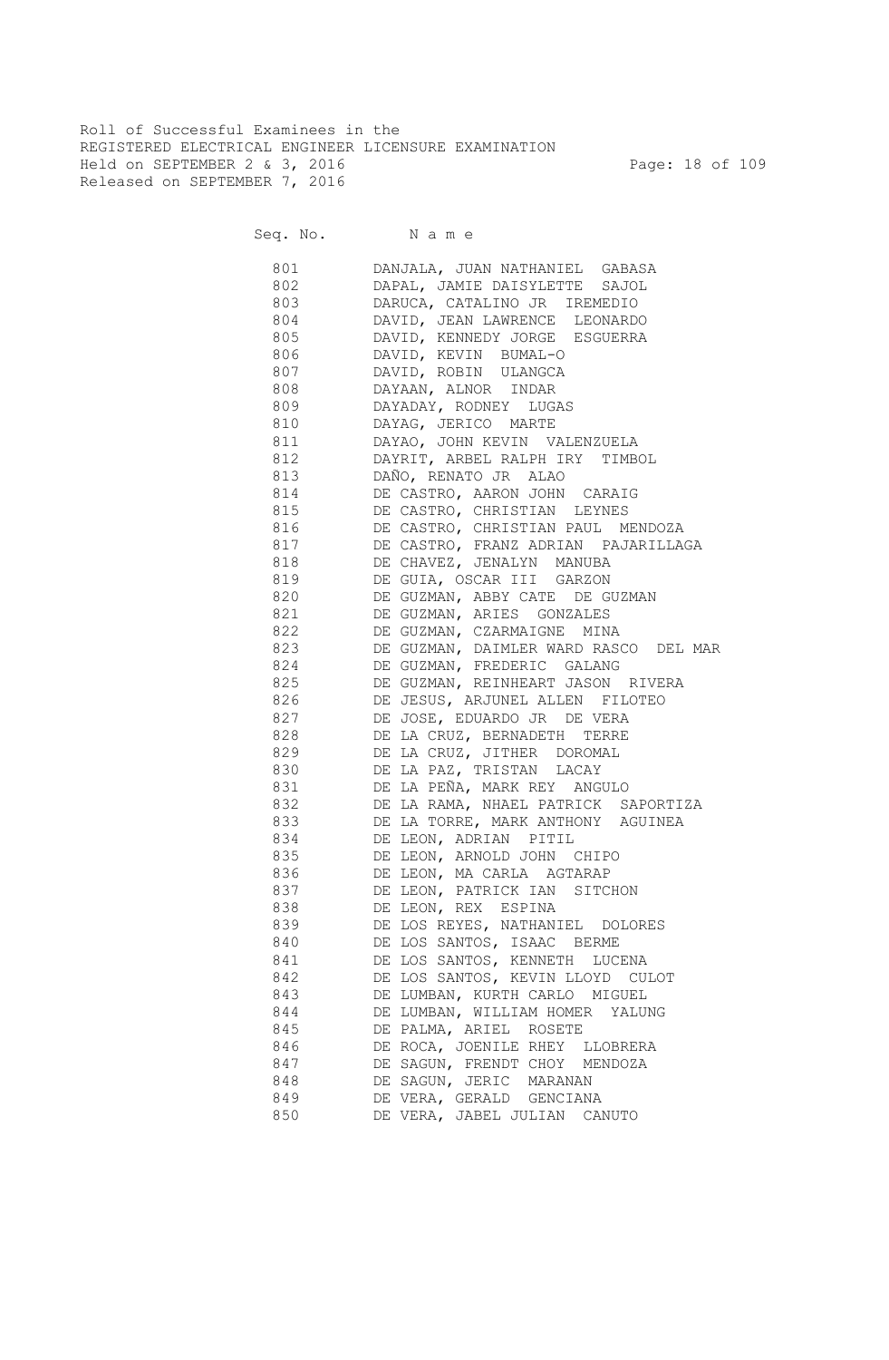Roll of Successful Examinees in the
REGISTERED ELECTRICAL ENGINEER LICENSURE EXAMINATION
Held on SEPTEMBER 2 & 3, 2016
Released on SEPTEMBER 7, 2016

| Seq. No. | N a m e |
|---|---|
| 801 | DANJALA, JUAN NATHANIEL GABASA |
| 802 | DAPAL, JAMIE DAISYLETTE SAJOL |
| 803 | DARUCA, CATALINO JR IREMEDIO |
| 804 | DAVID, JEAN LAWRENCE LEONARDO |
| 805 | DAVID, KENNEDY JORGE ESGUERRA |
| 806 | DAVID, KEVIN BUMAL-O |
| 807 | DAVID, ROBIN ULANGCA |
| 808 | DAYAAN, ALNOR INDAR |
| 809 | DAYADAY, RODNEY LUGAS |
| 810 | DAYAG, JERICO MARTE |
| 811 | DAYAO, JOHN KEVIN VALENZUELA |
| 812 | DAYRIT, ARBEL RALPH IRY TIMBOL |
| 813 | DAÑO, RENATO JR ALAO |
| 814 | DE CASTRO, AARON JOHN CARAIG |
| 815 | DE CASTRO, CHRISTIAN LEYNES |
| 816 | DE CASTRO, CHRISTIAN PAUL MENDOZA |
| 817 | DE CASTRO, FRANZ ADRIAN PAJARILLAGA |
| 818 | DE CHAVEZ, JENALYN MANUBA |
| 819 | DE GUIA, OSCAR III GARZON |
| 820 | DE GUZMAN, ABBY CATE DE GUZMAN |
| 821 | DE GUZMAN, ARIES GONZALES |
| 822 | DE GUZMAN, CZARMAIGNE MINA |
| 823 | DE GUZMAN, DAIMLER WARD RASCO DEL MAR |
| 824 | DE GUZMAN, FREDERIC GALANG |
| 825 | DE GUZMAN, REINHEART JASON RIVERA |
| 826 | DE JESUS, ARJUNEL ALLEN FILOTEO |
| 827 | DE JOSE, EDUARDO JR DE VERA |
| 828 | DE LA CRUZ, BERNADETH TERRE |
| 829 | DE LA CRUZ, JITHER DOROMAL |
| 830 | DE LA PAZ, TRISTAN LACAY |
| 831 | DE LA PEÑA, MARK REY ANGULO |
| 832 | DE LA RAMA, NHAEL PATRICK SAPORTIZA |
| 833 | DE LA TORRE, MARK ANTHONY AGUINEA |
| 834 | DE LEON, ADRIAN PITIL |
| 835 | DE LEON, ARNOLD JOHN CHIPO |
| 836 | DE LEON, MA CARLA AGTARAP |
| 837 | DE LEON, PATRICK IAN SITCHON |
| 838 | DE LEON, REX ESPINA |
| 839 | DE LOS REYES, NATHANIEL DOLORES |
| 840 | DE LOS SANTOS, ISAAC BERME |
| 841 | DE LOS SANTOS, KENNETH LUCENA |
| 842 | DE LOS SANTOS, KEVIN LLOYD CULOT |
| 843 | DE LUMBAN, KURTH CARLO MIGUEL |
| 844 | DE LUMBAN, WILLIAM HOMER YALUNG |
| 845 | DE PALMA, ARIEL ROSETE |
| 846 | DE ROCA, JOENILE RHEY LLOBRERA |
| 847 | DE SAGUN, FRENDT CHOY MENDOZA |
| 848 | DE SAGUN, JERIC MARANAN |
| 849 | DE VERA, GERALD GENCIANA |
| 850 | DE VERA, JABEL JULIAN CANUTO |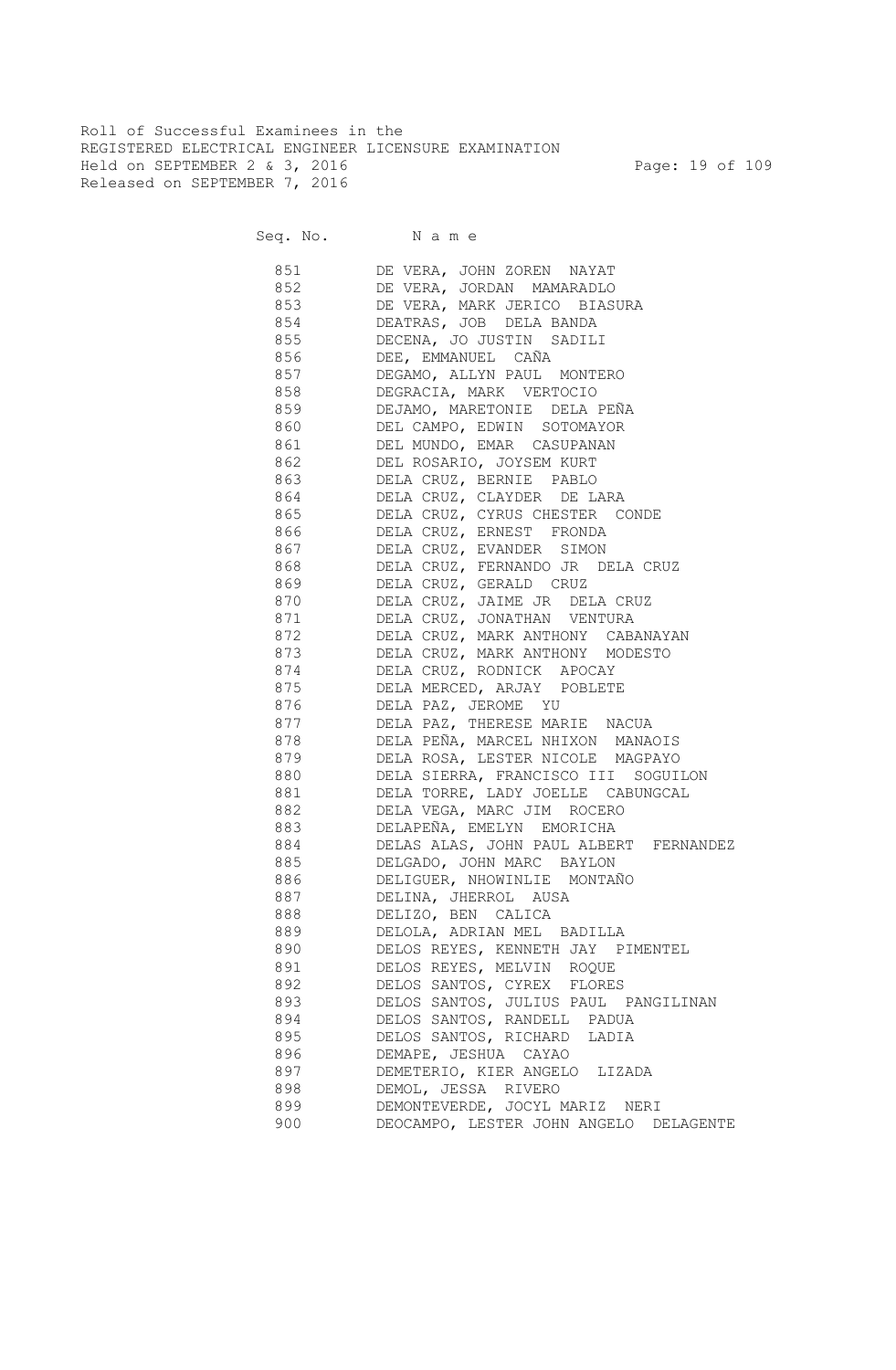Roll of Successful Examinees in the
REGISTERED ELECTRICAL ENGINEER LICENSURE EXAMINATION
Held on SEPTEMBER 2 & 3, 2016
Released on SEPTEMBER 7, 2016

| Seq. No. | N a m e |
|---|---|
| 851 | DE VERA, JOHN ZOREN NAYAT |
| 852 | DE VERA, JORDAN MAMARADLO |
| 853 | DE VERA, MARK JERICO BIASURA |
| 854 | DEATRAS, JOB DELA BANDA |
| 855 | DECENA, JO JUSTIN SADILI |
| 856 | DEE, EMMANUEL CAÑA |
| 857 | DEGAMO, ALLYN PAUL MONTERO |
| 858 | DEGRACIA, MARK VERTOCIO |
| 859 | DEJAMO, MARETONIE DELA PEÑA |
| 860 | DEL CAMPO, EDWIN SOTOMAYOR |
| 861 | DEL MUNDO, EMAR CASUPANAN |
| 862 | DEL ROSARIO, JOYSEM KURT |
| 863 | DELA CRUZ, BERNIE PABLO |
| 864 | DELA CRUZ, CLAYDER DE LARA |
| 865 | DELA CRUZ, CYRUS CHESTER CONDE |
| 866 | DELA CRUZ, ERNEST FRONDA |
| 867 | DELA CRUZ, EVANDER SIMON |
| 868 | DELA CRUZ, FERNANDO JR DELA CRUZ |
| 869 | DELA CRUZ, GERALD CRUZ |
| 870 | DELA CRUZ, JAIME JR DELA CRUZ |
| 871 | DELA CRUZ, JONATHAN VENTURA |
| 872 | DELA CRUZ, MARK ANTHONY CABANAYAN |
| 873 | DELA CRUZ, MARK ANTHONY MODESTO |
| 874 | DELA CRUZ, RODNICK APOCAY |
| 875 | DELA MERCED, ARJAY POBLETE |
| 876 | DELA PAZ, JEROME YU |
| 877 | DELA PAZ, THERESE MARIE NACUA |
| 878 | DELA PEÑA, MARCEL NHIXON MANAOIS |
| 879 | DELA ROSA, LESTER NICOLE MAGPAYO |
| 880 | DELA SIERRA, FRANCISCO III SOGUILON |
| 881 | DELA TORRE, LADY JOELLE CABUNGCAL |
| 882 | DELA VEGA, MARC JIM ROCERO |
| 883 | DELAPEÑA, EMELYN EMORICHA |
| 884 | DELAS ALAS, JOHN PAUL ALBERT FERNANDEZ |
| 885 | DELGADO, JOHN MARC BAYLON |
| 886 | DELIGUER, NHOWINLIE MONTAÑO |
| 887 | DELINA, JHERROL AUSA |
| 888 | DELIZO, BEN CALICA |
| 889 | DELOLA, ADRIAN MEL BADILLA |
| 890 | DELOS REYES, KENNETH JAY PIMENTEL |
| 891 | DELOS REYES, MELVIN ROQUE |
| 892 | DELOS SANTOS, CYREX FLORES |
| 893 | DELOS SANTOS, JULIUS PAUL PANGILINAN |
| 894 | DELOS SANTOS, RANDELL PADUA |
| 895 | DELOS SANTOS, RICHARD LADIA |
| 896 | DEMAPE, JESHUA CAYAO |
| 897 | DEMETERIO, KIER ANGELO LIZADA |
| 898 | DEMOL, JESSA RIVERO |
| 899 | DEMONTEVERDE, JOCYL MARIZ NERI |
| 900 | DEOCAMPO, LESTER JOHN ANGELO DELAGENTE |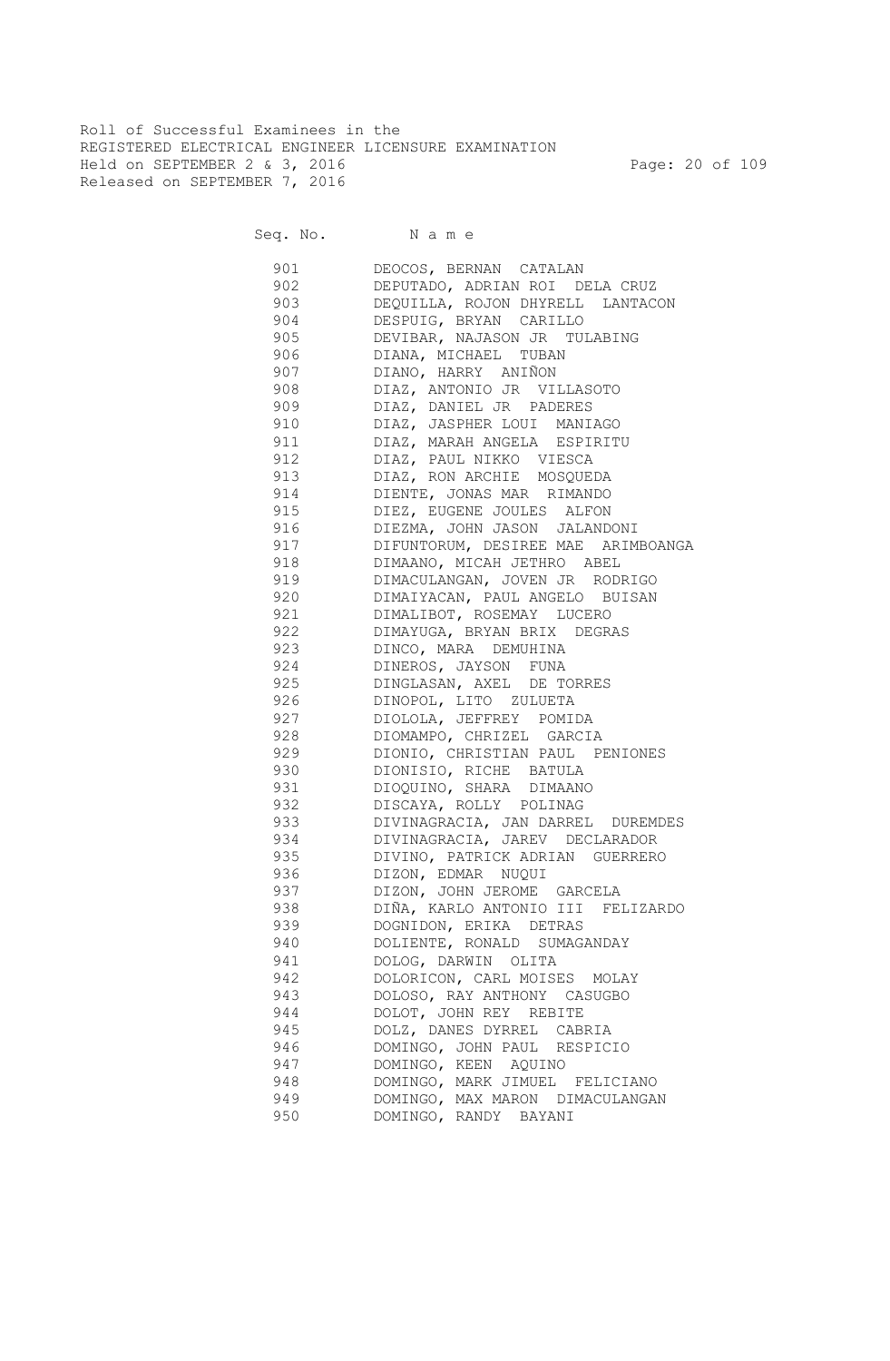Roll of Successful Examinees in the
REGISTERED ELECTRICAL ENGINEER LICENSURE EXAMINATION
Held on SEPTEMBER 2 & 3, 2016
Released on SEPTEMBER 7, 2016

| Seq. No. | Name |
|---|---|
| 901 | DEOCOS, BERNAN CATALAN |
| 902 | DEPUTADO, ADRIAN ROI DELA CRUZ |
| 903 | DEQUILLA, ROJON DHYRELL LANTACON |
| 904 | DESPUIG, BRYAN CARILLO |
| 905 | DEVIBAR, NAJASON JR TULABING |
| 906 | DIANA, MICHAEL TUBAN |
| 907 | DIANO, HARRY AniÑON |
| 908 | DIAZ, ANTONIO JR VILLASOTO |
| 909 | DIAZ, DANIEL JR PADERES |
| 910 | DIAZ, JASPHER LOUI MANIAGO |
| 911 | DIAZ, MARAH ANGELA ESPIRITU |
| 912 | DIAZ, PAUL NIKKO VIESCA |
| 913 | DIAZ, RON ARCHIE MOSQUEDA |
| 914 | DIENTE, JONAS MAR RIMANDO |
| 915 | DIEZ, EUGENE JOULES ALFON |
| 916 | DIEZMA, JOHN JASON JALANDONI |
| 917 | DIFUNTORUM, DESIREE MAE ARIMBOANGA |
| 918 | DIMAANO, MICAH JETHRO ABEL |
| 919 | DIMACULANGAN, JOVEN JR RODRIGO |
| 920 | DIMAIYACAN, PAUL ANGELO BUISAN |
| 921 | DIMALIBOT, ROSEMAY LUCERO |
| 922 | DIMAYUGA, BRYAN BRIX DEGRAS |
| 923 | DINCO, MARA DEMUHINA |
| 924 | DINEROS, JAYSON FUNA |
| 925 | DINGLASAN, AXEL DE TORRES |
| 926 | DINOPOL, LITO ZULUETA |
| 927 | DIOLOLA, JEFFREY POMIDA |
| 928 | DIOMAMPO, CHRIZEL GARCIA |
| 929 | DIONIO, CHRISTIAN PAUL PENIONES |
| 930 | DIONISIO, RICHE BATULA |
| 931 | DIOQUINO, SHARA DIMAANO |
| 932 | DISCAYA, ROLLY POLINAG |
| 933 | DIVINAGRACIA, JAN DARREL DUREMDES |
| 934 | DIVINAGRACIA, JAREV DECLARADOR |
| 935 | DIVINO, PATRICK ADRIAN GUERRERO |
| 936 | DIZON, EDMAR NUQUI |
| 937 | DIZON, JOHN JEROME GARCELA |
| 938 | DIÑA, KARLO ANTONIO III FELIZARDO |
| 939 | DOGNIDON, ERIKA DETRAS |
| 940 | DOLIENTE, RONALD SUMAGANDAY |
| 941 | DOLOG, DARWIN OLITA |
| 942 | DOLORICON, CARL MOISES MOLAY |
| 943 | DOLOSO, RAY ANTHONY CASUGBO |
| 944 | DOLOT, JOHN REY REBITE |
| 945 | DOLZ, DANES DYRREL CABRIA |
| 946 | DOMINGO, JOHN PAUL RESPICIO |
| 947 | DOMINGO, KEEN AQUINO |
| 948 | DOMINGO, MARK JIMUEL FELICIANO |
| 949 | DOMINGO, MAX MARON DIMACULANGAN |
| 950 | DOMINGO, RANDY BAYANI |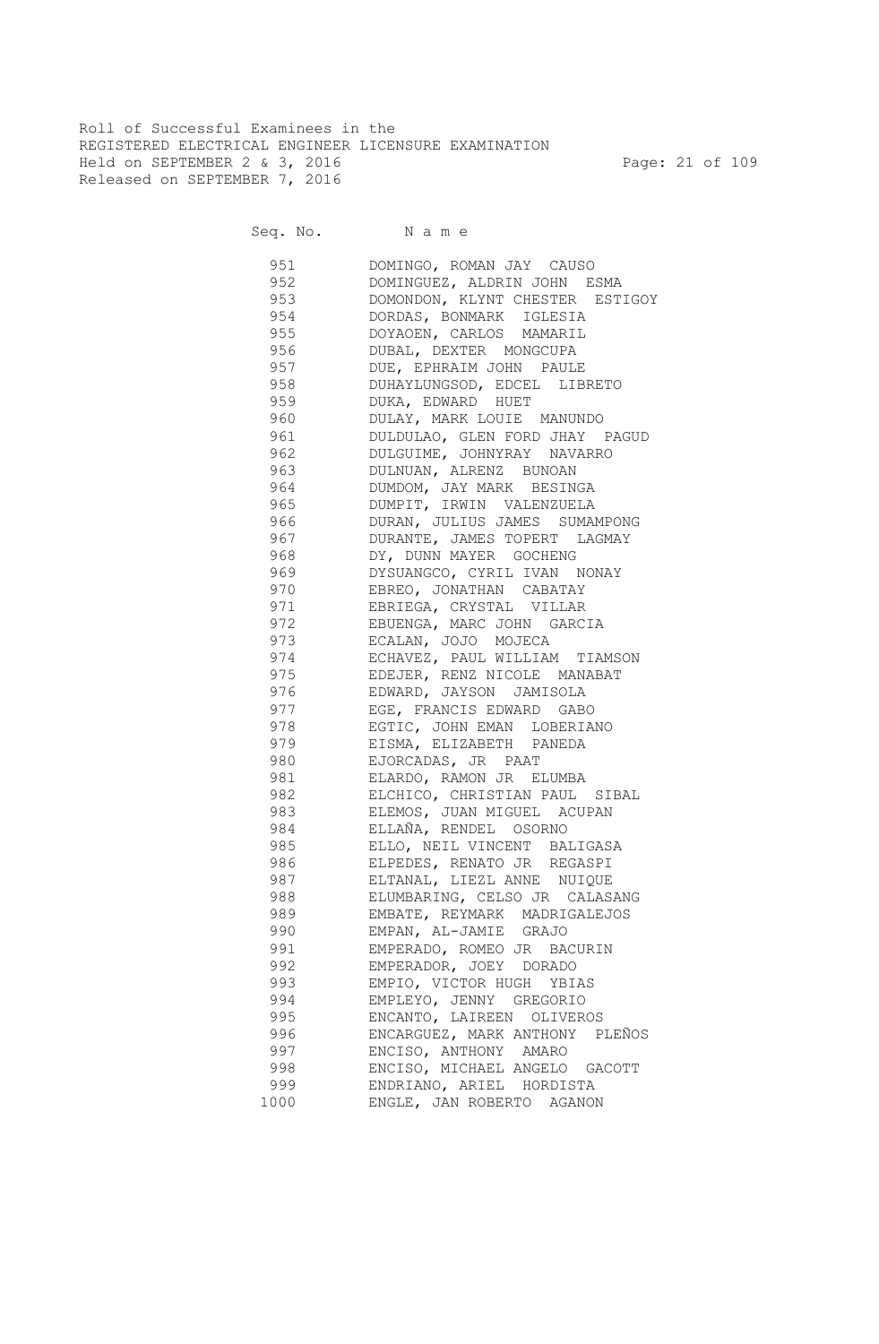Roll of Successful Examinees in the
REGISTERED ELECTRICAL ENGINEER LICENSURE EXAMINATION
Held on SEPTEMBER 2 & 3, 2016
Released on SEPTEMBER 7, 2016

| Seq. No. | N a m e |
|---|---|
| 951 | DOMINGO, ROMAN JAY CAUSO |
| 952 | DOMINGUEZ, ALDRIN JOHN ESMA |
| 953 | DOMONDON, KLYNT CHESTER ESTIGOY |
| 954 | DORDAS, BONMARK IGLESIA |
| 955 | DOYAOEN, CARLOS MAMARIL |
| 956 | DUBAL, DEXTER MONGCUPA |
| 957 | DUE, EPHRAIM JOHN PAULE |
| 958 | DUHAYLUNGSOD, EDCEL LIBRETO |
| 959 | DUKA, EDWARD HUET |
| 960 | DULAY, MARK LOUIE MANUNDO |
| 961 | DULDULAO, GLEN FORD JHAY PAGUD |
| 962 | DULGUIME, JOHNYRAY NAVARRO |
| 963 | DULNUAN, ALRENZ BUNOAN |
| 964 | DUMDOM, JAY MARK BESINGA |
| 965 | DUMPIT, IRWIN VALENZUELA |
| 966 | DURAN, JULIUS JAMES SUMAMPONG |
| 967 | DURANTE, JAMES TOPERT LAGMAY |
| 968 | DY, DUNN MAYER GOCHENG |
| 969 | DYSUANGCO, CYRIL IVAN NONAY |
| 970 | EBREO, JONATHAN CABATAY |
| 971 | EBRIEGA, CRYSTAL VILLAR |
| 972 | EBUENGA, MARC JOHN GARCIA |
| 973 | ECALAN, JOJO MOJECA |
| 974 | ECHAVEZ, PAUL WILLIAM TIAMSON |
| 975 | EDEJER, RENZ NICOLE MANABAT |
| 976 | EDWARD, JAYSON JAMISOLA |
| 977 | EGE, FRANCIS EDWARD GABO |
| 978 | EGTIC, JOHN EMAN LOBERIANO |
| 979 | EISMA, ELIZABETH PANEDA |
| 980 | EJORCADAS, JR PAAT |
| 981 | ELARDO, RAMON JR ELUMBA |
| 982 | ELCHICO, CHRISTIAN PAUL SIBAL |
| 983 | ELEMOS, JUAN MIGUEL ACUPAN |
| 984 | ELLAÑA, RENDEL OSORNO |
| 985 | ELLO, NEIL VINCENT BALIGASA |
| 986 | ELPEDES, RENATO JR REGASPI |
| 987 | ELTANAL, LIEZL ANNE NUIQUE |
| 988 | ELUMBARING, CELSO JR CALASANG |
| 989 | EMBATE, REYMARK MADRIGALEJOS |
| 990 | EMPAN, AL-JAMIE GRAJO |
| 991 | EMPERADO, ROMEO JR BACURIN |
| 992 | EMPERADOR, JOEY DORADO |
| 993 | EMPIO, VICTOR HUGH YBIAS |
| 994 | EMPLEYO, JENNY GREGORIO |
| 995 | ENCANTO, LAIREEN OLIVEROS |
| 996 | ENCARGUEZ, MARK ANTHONY PLEÑOS |
| 997 | ENCISO, ANTHONY AMARO |
| 998 | ENCISO, MICHAEL ANGELO GACOTT |
| 999 | ENDRIANO, ARIEL HORDISTA |
| 1000 | ENGLE, JAN ROBERTO AGANON |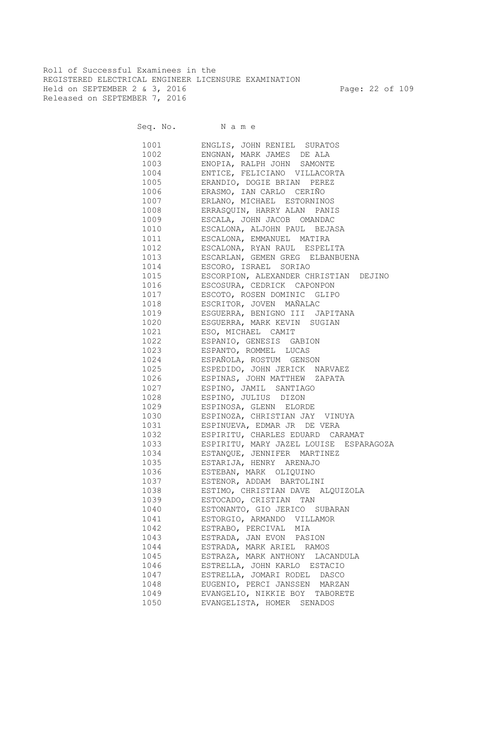Roll of Successful Examinees in the
REGISTERED ELECTRICAL ENGINEER LICENSURE EXAMINATION
Held on SEPTEMBER 2 & 3, 2016
Released on SEPTEMBER 7, 2016

| Seq. No. | Name |
|---|---|
| 1001 | ENGLIS, JOHN RENIEL SURATOS |
| 1002 | ENGNAN, MARK JAMES DE ALA |
| 1003 | ENOPIA, RALPH JOHN SAMONTE |
| 1004 | ENTICE, FELICIANO VILLACORTA |
| 1005 | ERANDIO, DOGIE BRIAN PEREZ |
| 1006 | ERASMO, IAN CARLO CERIÑO |
| 1007 | ERLANO, MICHAEL ESTORNINOS |
| 1008 | ERRASQUIN, HARRY ALAN PANIS |
| 1009 | ESCALA, JOHN JACOB OMANDAC |
| 1010 | ESCALONA, ALJOHN PAUL BEJASA |
| 1011 | ESCALONA, EMMANUEL MATIRA |
| 1012 | ESCALONA, RYAN RAUL ESPELITA |
| 1013 | ESCARLAN, GEMEN GREG ELBANBUENA |
| 1014 | ESCORO, ISRAEL SORIAO |
| 1015 | ESCORPION, ALEXANDER CHRISTIAN DEJINO |
| 1016 | ESCOSURA, CEDRICK CAPONPON |
| 1017 | ESCOTO, ROSEN DOMINIC GLIPO |
| 1018 | ESCRITOR, JOVEN MAÑALAC |
| 1019 | ESGUERRA, BENIGNO III JAPITANA |
| 1020 | ESGUERRA, MARK KEVIN SUGIAN |
| 1021 | ESO, MICHAEL CAMIT |
| 1022 | ESPANIO, GENESIS GABION |
| 1023 | ESPANTO, ROMMEL LUCAS |
| 1024 | ESPAÑOLA, ROSTUM GENSON |
| 1025 | ESPEDIDO, JOHN JERICK NARVAEZ |
| 1026 | ESPINAS, JOHN MATTHEW ZAPATA |
| 1027 | ESPINO, JAMIL SANTIAGO |
| 1028 | ESPINO, JULIUS DIZON |
| 1029 | ESPINOSA, GLENN ELORDE |
| 1030 | ESPINOZA, CHRISTIAN JAY VINUYA |
| 1031 | ESPINUEVA, EDMAR JR DE VERA |
| 1032 | ESPIRITU, CHARLES EDUARD CARAMAT |
| 1033 | ESPIRITU, MARY JAZEL LOUISE ESPARAGOZA |
| 1034 | ESTANQUE, JENNIFER MARTINEZ |
| 1035 | ESTARIJA, HENRY ARENAJO |
| 1036 | ESTEBAN, MARK OLIQUINO |
| 1037 | ESTENOR, ADDAM BARTOLINI |
| 1038 | ESTIMO, CHRISTIAN DAVE ALQUIZOLA |
| 1039 | ESTOCADO, CRISTIAN TAN |
| 1040 | ESTONANTO, GIO JERICO SUBARAN |
| 1041 | ESTORGIO, ARMANDO VILLAMOR |
| 1042 | ESTRABO, PERCIVAL MIA |
| 1043 | ESTRADA, JAN EVON PASION |
| 1044 | ESTRADA, MARK ARIEL RAMOS |
| 1045 | ESTRAZA, MARK ANTHONY LACANDULA |
| 1046 | ESTRELLA, JOHN KARLO ESTACIO |
| 1047 | ESTRELLA, JOMARI RODEL DASCO |
| 1048 | EUGENIO, PERCI JANSSEN MARZAN |
| 1049 | EVANGELIO, NIKKIE BOY TABORETE |
| 1050 | EVANGELISTA, HOMER SENADOS |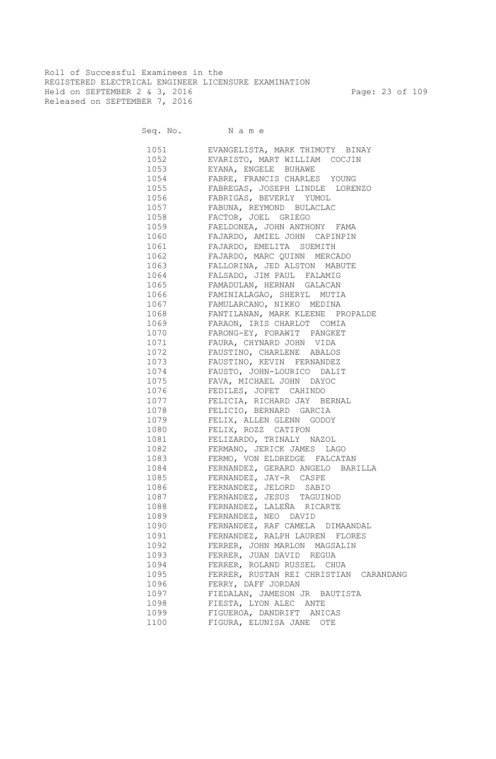Roll of Successful Examinees in the
REGISTERED ELECTRICAL ENGINEER LICENSURE EXAMINATION
Held on SEPTEMBER 2 & 3, 2016
Released on SEPTEMBER 7, 2016

| Seq. No. | N a m e |
|---|---|
| 1051 | EVANGELISTA, MARK THIMOTY BINAY |
| 1052 | EVARISTO, MART WILLIAM COCJIN |
| 1053 | EYANA, ENGELE BUHAWE |
| 1054 | FABRE, FRANCIS CHARLES YOUNG |
| 1055 | FABREGAS, JOSEPH LINDLE LORENZO |
| 1056 | FABRIGAS, BEVERLY YUMOL |
| 1057 | FABUNA, REYMOND BULACLAC |
| 1058 | FACTOR, JOEL GRIEGO |
| 1059 | FAELDONEA, JOHN ANTHONY FAMA |
| 1060 | FAJARDO, AMIEL JOHN CAPINPIN |
| 1061 | FAJARDO, EMELITA SUEMITH |
| 1062 | FAJARDO, MARC QUINN MERCADO |
| 1063 | FALLORINA, JED ALSTON MABUTE |
| 1064 | FALSADO, JIM PAUL FALAMIG |
| 1065 | FAMADULAN, HERNAN GALACAN |
| 1066 | FAMINIALAGAO, SHERYL MUTIA |
| 1067 | FAMULARCANO, NIKKO MEDINA |
| 1068 | FANTILANAN, MARK KLEENE PROPALDE |
| 1069 | FARAON, IRIS CHARLOT COMIA |
| 1070 | FARONG-EY, FORAWIT PANGKET |
| 1071 | FAURA, CHYNARD JOHN VIDA |
| 1072 | FAUSTINO, CHARLENE ABALOS |
| 1073 | FAUSTINO, KEVIN FERNANDEZ |
| 1074 | FAUSTO, JOHN-LOURICO DALIT |
| 1075 | FAVA, MICHAEL JOHN DAYOC |
| 1076 | FEDILES, JOPET CAHINDO |
| 1077 | FELICIA, RICHARD JAY BERNAL |
| 1078 | FELICIO, BERNARD GARCIA |
| 1079 | FELIX, ALLEN GLENN GODOY |
| 1080 | FELIX, ROZZ CATIPON |
| 1081 | FELIZARDO, TRINALY NAZOL |
| 1082 | FERMANO, JERICK JAMES LAGO |
| 1083 | FERMO, VON ELDREDGE FALCATAN |
| 1084 | FERNANDEZ, GERARD ANGELO BARILLA |
| 1085 | FERNANDEZ, JAY-R CASPE |
| 1086 | FERNANDEZ, JELORD SABIO |
| 1087 | FERNANDEZ, JESUS TAGUINOD |
| 1088 | FERNANDEZ, LALEÑA RICARTE |
| 1089 | FERNANDEZ, NEO DAVID |
| 1090 | FERNANDEZ, RAF CAMELA DIMAANDAL |
| 1091 | FERNANDEZ, RALPH LAUREN FLORES |
| 1092 | FERRER, JOHN MARLON MAGSALIN |
| 1093 | FERRER, JUAN DAVID REGUA |
| 1094 | FERRER, ROLAND RUSSEL CHUA |
| 1095 | FERRER, RUSTAN REI CHRISTIAN CARANDANG |
| 1096 | FERRY, DAFF JORDAN |
| 1097 | FIEDALAN, JAMESON JR BAUTISTA |
| 1098 | FIESTA, LYON ALEC ANTE |
| 1099 | FIGUEROA, DANDRIFT ANICAS |
| 1100 | FIGURA, ELUNISA JANE OTE |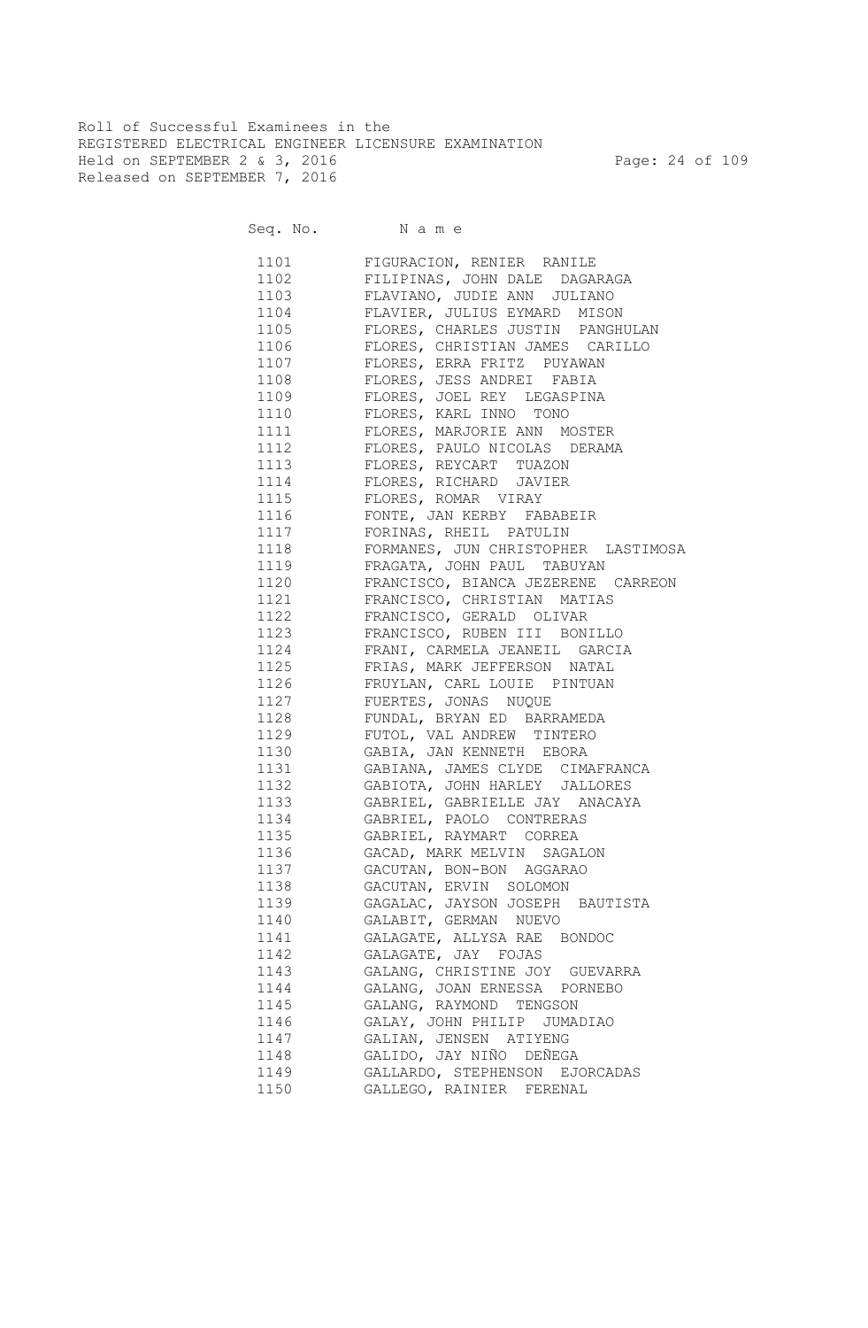Roll of Successful Examinees in the
REGISTERED ELECTRICAL ENGINEER LICENSURE EXAMINATION
Held on SEPTEMBER 2 & 3, 2016
Released on SEPTEMBER 7, 2016

| Seq. No. | Name |
|---|---|
| 1101 | FIGURACION, RENIER RANILE |
| 1102 | FILIPINAS, JOHN DALE DAGARAGA |
| 1103 | FLAVIANO, JUDIE ANN JULIANO |
| 1104 | FLAVIER, JULIUS EYMARD MISON |
| 1105 | FLORES, CHARLES JUSTIN PANGHULAN |
| 1106 | FLORES, CHRISTIAN JAMES CARILLO |
| 1107 | FLORES, ERRA FRITZ PUYAWAN |
| 1108 | FLORES, JESS ANDREI FABIA |
| 1109 | FLORES, JOEL REY LEGASPINA |
| 1110 | FLORES, KARL INNO TONO |
| 1111 | FLORES, MARJORIE ANN MOSTER |
| 1112 | FLORES, PAULO NICOLAS DERAMA |
| 1113 | FLORES, REYCART TUAZON |
| 1114 | FLORES, RICHARD JAVIER |
| 1115 | FLORES, ROMAR VIRAY |
| 1116 | FONTE, JAN KERBY FABABEIR |
| 1117 | FORINAS, RHEIL PATULIN |
| 1118 | FORMANES, JUN CHRISTOPHER LASTIMOSA |
| 1119 | FRAGATA, JOHN PAUL TABUYAN |
| 1120 | FRANCISCO, BIANCA JEZERENE CARREON |
| 1121 | FRANCISCO, CHRISTIAN MATIAS |
| 1122 | FRANCISCO, GERALD OLIVAR |
| 1123 | FRANCISCO, RUBEN III BONILLO |
| 1124 | FRANI, CARMELA JEANEIL GARCIA |
| 1125 | FRIAS, MARK JEFFERSON NATAL |
| 1126 | FRUYLAN, CARL LOUIE PINTUAN |
| 1127 | FUERTES, JONAS NUQUE |
| 1128 | FUNDAL, BRYAN ED BARRAMEDA |
| 1129 | FUTOL, VAL ANDREW TINTERO |
| 1130 | GABIA, JAN KENNETH EBORA |
| 1131 | GABIANA, JAMES CLYDE CIMAFRANCA |
| 1132 | GABIOTA, JOHN HARLEY JALLORES |
| 1133 | GABRIEL, GABRIELLE JAY ANACAYA |
| 1134 | GABRIEL, PAOLO CONTRERAS |
| 1135 | GABRIEL, RAYMART CORREA |
| 1136 | GACAD, MARK MELVIN SAGALON |
| 1137 | GACUTAN, BON-BON AGGARAO |
| 1138 | GACUTAN, ERVIN SOLOMON |
| 1139 | GAGALAC, JAYSON JOSEPH BAUTISTA |
| 1140 | GALABIT, GERMAN NUEVO |
| 1141 | GALAGATE, ALLYSA RAE BONDOC |
| 1142 | GALAGATE, JAY FOJAS |
| 1143 | GALANG, CHRISTINE JOY GUEVARRA |
| 1144 | GALANG, JOAN ERNESSA PORNEBO |
| 1145 | GALANG, RAYMOND TENGSON |
| 1146 | GALAY, JOHN PHILIP JUMADIAO |
| 1147 | GALIAN, JENSEN ATIYENG |
| 1148 | GALIDO, JAY NIÑO DEÑEGA |
| 1149 | GALLARDO, STEPHENSON EJORCADAS |
| 1150 | GALLEGO, RAINIER FERENAL |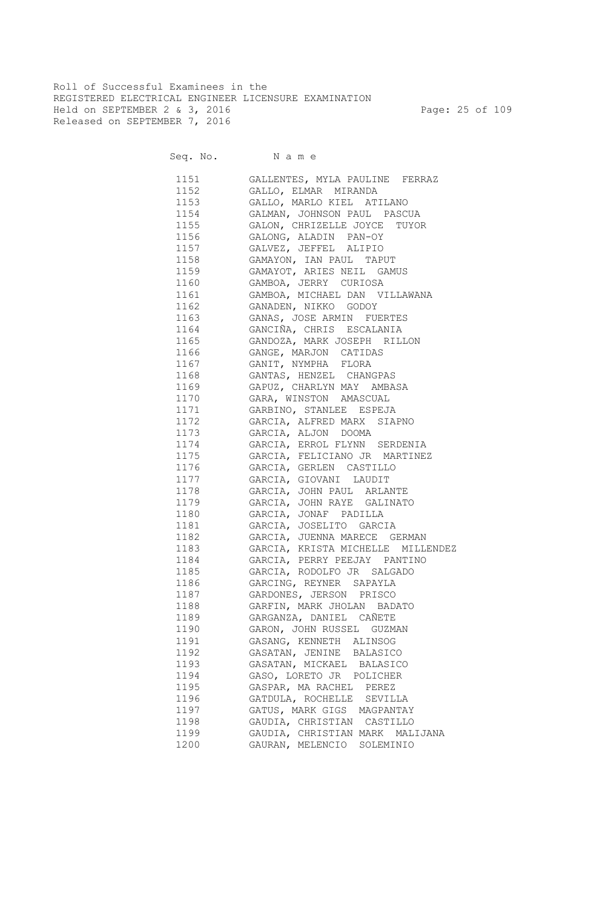Roll of Successful Examinees in the
REGISTERED ELECTRICAL ENGINEER LICENSURE EXAMINATION
Held on SEPTEMBER 2 & 3, 2016
Released on SEPTEMBER 7, 2016

| Seq. No. | N a m e |
|---|---|
| 1151 | GALLENTES, MYLA PAULINE FERRAZ |
| 1152 | GALLO, ELMAR MIRANDA |
| 1153 | GALLO, MARLO KIEL ATILANO |
| 1154 | GALMAN, JOHNSON PAUL PASCUA |
| 1155 | GALON, CHRIZELLE JOYCE TUYOR |
| 1156 | GALONG, ALADIN PAN-OY |
| 1157 | GALVEZ, JEFFEL ALIPIO |
| 1158 | GAMAYON, IAN PAUL TAPUT |
| 1159 | GAMAYOT, ARIES NEIL GAMUS |
| 1160 | GAMBOA, JERRY CURIOSA |
| 1161 | GAMBOA, MICHAEL DAN VILLAWANA |
| 1162 | GANADEN, NIKKO GODOY |
| 1163 | GANAS, JOSE ARMIN FUERTES |
| 1164 | GANCIÑA, CHRIS ESCALANIA |
| 1165 | GANDOZA, MARK JOSEPH RILLON |
| 1166 | GANGE, MARJON CATIDAS |
| 1167 | GANIT, NYMPHA FLORA |
| 1168 | GANTAS, HENZEL CHANGPAS |
| 1169 | GAPUZ, CHARLYN MAY AMBASA |
| 1170 | GARA, WINSTON AMASCUAL |
| 1171 | GARBINO, STANLEE ESPEJA |
| 1172 | GARCIA, ALFRED MARX SIAPNO |
| 1173 | GARCIA, ALJON DOOMA |
| 1174 | GARCIA, ERROL FLYNN SERDENIA |
| 1175 | GARCIA, FELICIANO JR MARTINEZ |
| 1176 | GARCIA, GERLEN CASTILLO |
| 1177 | GARCIA, GIOVANI LAUDIT |
| 1178 | GARCIA, JOHN PAUL ARLANTE |
| 1179 | GARCIA, JOHN RAYE GALINATO |
| 1180 | GARCIA, JONAF PADILLA |
| 1181 | GARCIA, JOSELITO GARCIA |
| 1182 | GARCIA, JUENNA MARECE GERMAN |
| 1183 | GARCIA, KRISTA MICHELLE MILLENDEZ |
| 1184 | GARCIA, PERRY PEEJAY PANTINO |
| 1185 | GARCIA, RODOLFO JR SALGADO |
| 1186 | GARCING, REYNER SAPAYLA |
| 1187 | GARDONES, JERSON PRISCO |
| 1188 | GARFIN, MARK JHOLAN BADATO |
| 1189 | GARGANZA, DANIEL CAÑETE |
| 1190 | GARON, JOHN RUSSEL GUZMAN |
| 1191 | GASANG, KENNETH ALINSOG |
| 1192 | GASATAN, JENINE BALASICO |
| 1193 | GASATAN, MICKAEL BALASICO |
| 1194 | GASO, LORETO JR POLICHER |
| 1195 | GASPAR, MA RACHEL PEREZ |
| 1196 | GATDULA, ROCHELLE SEVILLA |
| 1197 | GATUS, MARK GIGS MAGPANTAY |
| 1198 | GAUDIA, CHRISTIAN CASTILLO |
| 1199 | GAUDIA, CHRISTIAN MARK MALIJANA |
| 1200 | GAURAN, MELENCIO SOLEMINIO |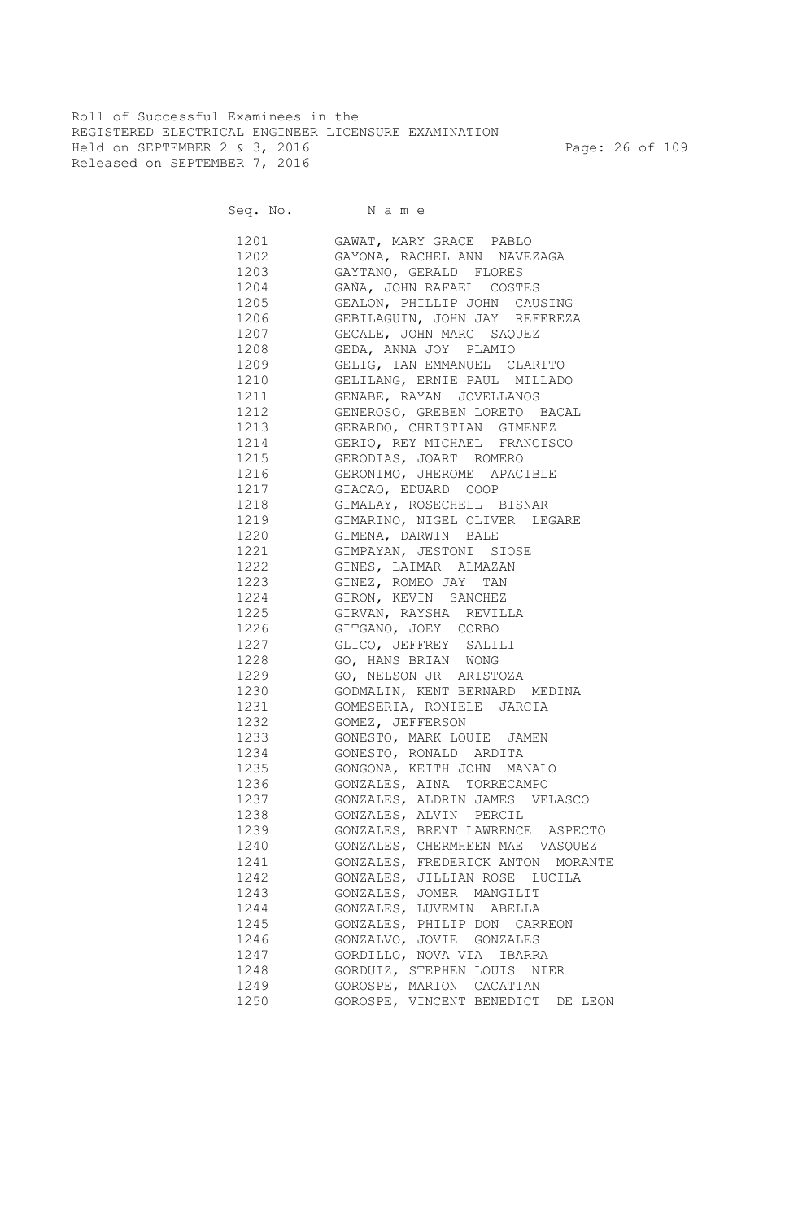Roll of Successful Examinees in the
REGISTERED ELECTRICAL ENGINEER LICENSURE EXAMINATION
Held on SEPTEMBER 2 & 3, 2016
Released on SEPTEMBER 7, 2016

| Seq. No. | Name |
|---|---|
| 1201 | GAWAT, MARY GRACE PABLO |
| 1202 | GAYONA, RACHEL ANN NAVEZAGA |
| 1203 | GAYTANO, GERALD FLORES |
| 1204 | GAÑA, JOHN RAFAEL COSTES |
| 1205 | GEALON, PHILLIP JOHN CAUSING |
| 1206 | GEBILAGUIN, JOHN JAY REFEREZA |
| 1207 | GECALE, JOHN MARC SAQUEZ |
| 1208 | GEDA, ANNA JOY PLAMIO |
| 1209 | GELIG, IAN EMMANUEL CLARITO |
| 1210 | GELILANG, ERNIE PAUL MILLADO |
| 1211 | GENABE, RAYAN JOVELLANOS |
| 1212 | GENEROSO, GREBEN LORETO BACAL |
| 1213 | GERARDO, CHRISTIAN GIMENEZ |
| 1214 | GERIO, REY MICHAEL FRANCISCO |
| 1215 | GERODIAS, JOART ROMERO |
| 1216 | GERONIMO, JHEROME APACIBLE |
| 1217 | GIACAO, EDUARD COOP |
| 1218 | GIMALAY, ROSECHELL BISNAR |
| 1219 | GIMARINO, NIGEL OLIVER LEGARE |
| 1220 | GIMENA, DARWIN BALE |
| 1221 | GIMPAYAN, JESTONI SIOSE |
| 1222 | GINES, LAIMAR ALMAZAN |
| 1223 | GINEZ, ROMEO JAY TAN |
| 1224 | GIRON, KEVIN SANCHEZ |
| 1225 | GIRVAN, RAYSHA REVILLA |
| 1226 | GITGANO, JOEY CORBO |
| 1227 | GLICO, JEFFREY SALILI |
| 1228 | GO, HANS BRIAN WONG |
| 1229 | GO, NELSON JR ARISTOZA |
| 1230 | GODMALIN, KENT BERNARD MEDINA |
| 1231 | GOMESERIA, RONIELE JARCIA |
| 1232 | GOMEZ, JEFFERSON |
| 1233 | GONESTO, MARK LOUIE JAMEN |
| 1234 | GONESTO, RONALD ARDITA |
| 1235 | GONGONA, KEITH JOHN MANALO |
| 1236 | GONZALES, AINA TORRECAMPO |
| 1237 | GONZALES, ALDRIN JAMES VELASCO |
| 1238 | GONZALES, ALVIN PERCIL |
| 1239 | GONZALES, BRENT LAWRENCE ASPECTO |
| 1240 | GONZALES, CHERMHEEN MAE VASQUEZ |
| 1241 | GONZALES, FREDERICK ANTON MORANTE |
| 1242 | GONZALES, JILLIAN ROSE LUCILA |
| 1243 | GONZALES, JOMER MANGILIT |
| 1244 | GONZALES, LUVEMIN ABELLA |
| 1245 | GONZALES, PHILIP DON CARREON |
| 1246 | GONZALVO, JOVIE GONZALES |
| 1247 | GORDILLO, NOVA VIA IBARRA |
| 1248 | GORDUIZ, STEPHEN LOUIS NIER |
| 1249 | GOROSPE, MARION CACATIAN |
| 1250 | GOROSPE, VINCENT BENEDICT DE LEON |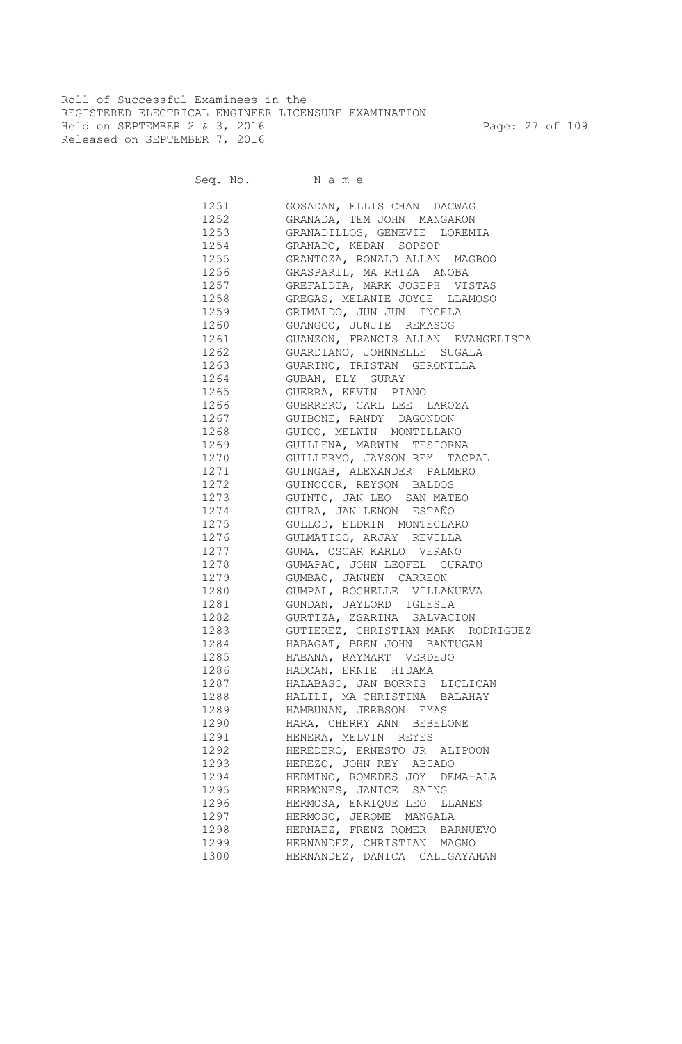Roll of Successful Examinees in the
REGISTERED ELECTRICAL ENGINEER LICENSURE EXAMINATION
Held on SEPTEMBER 2 & 3, 2016
Released on SEPTEMBER 7, 2016

| Seq. No. | Name |
|---|---|
| 1251 | GOSADAN, ELLIS CHAN DACWAG |
| 1252 | GRANADA, TEM JOHN MANGARON |
| 1253 | GRANADILLOS, GENEVIE LOREMIA |
| 1254 | GRANADO, KEDAN SOPSOP |
| 1255 | GRANTOZA, RONALD ALLAN MAGBOO |
| 1256 | GRASPARIL, MA RHIZA ANOBA |
| 1257 | GREFALDIA, MARK JOSEPH VISTAS |
| 1258 | GREGAS, MELANIE JOYCE LLAMOSO |
| 1259 | GRIMALDO, JUN JUN INCELA |
| 1260 | GUANGCO, JUNJIE REMASOG |
| 1261 | GUANZON, FRANCIS ALLAN EVANGELISTA |
| 1262 | GUARDIANO, JOHNNELLE SUGALA |
| 1263 | GUARINO, TRISTAN GERONILLA |
| 1264 | GUBAN, ELY GURAY |
| 1265 | GUERRA, KEVIN PIANO |
| 1266 | GUERRERO, CARL LEE LAROZA |
| 1267 | GUIBONE, RANDY DAGONDON |
| 1268 | GUICO, MELWIN MONTILLANO |
| 1269 | GUILLENA, MARWIN TESIORNA |
| 1270 | GUILLERMO, JAYSON REY TACPAL |
| 1271 | GUINGAB, ALEXANDER PALMERO |
| 1272 | GUINOCOR, REYSON BALDOS |
| 1273 | GUINTO, JAN LEO SAN MATEO |
| 1274 | GUIRA, JAN LENON ESTAÑO |
| 1275 | GULLOD, ELDRIN MONTECLARO |
| 1276 | GULMATICO, ARJAY REVILLA |
| 1277 | GUMA, OSCAR KARLO VERANO |
| 1278 | GUMAPAC, JOHN LEOFEL CURATO |
| 1279 | GUMBAO, JANNEN CARREON |
| 1280 | GUMPAL, ROCHELLE VILLANUEVA |
| 1281 | GUNDAN, JAYLORD IGLESIA |
| 1282 | GURTIZA, ZSARINA SALVACION |
| 1283 | GUTIEREZ, CHRISTIAN MARK RODRIGUEZ |
| 1284 | HABAGAT, BREN JOHN BANTUGAN |
| 1285 | HABANA, RAYMART VERDEJO |
| 1286 | HADCAN, ERNIE HIDAMA |
| 1287 | HALABASO, JAN BORRIS LICLICAN |
| 1288 | HALILI, MA CHRISTINA BALAHAY |
| 1289 | HAMBUNAN, JERBSON EYAS |
| 1290 | HARA, CHERRY ANN BEBELONE |
| 1291 | HENERA, MELVIN REYES |
| 1292 | HEREDERO, ERNESTO JR ALIPOON |
| 1293 | HEREZO, JOHN REY ABIADO |
| 1294 | HERMINO, ROMEDES JOY DEMA-ALA |
| 1295 | HERMONES, JANICE SAING |
| 1296 | HERMOSA, ENRIQUE LEO LLANES |
| 1297 | HERMOSO, JEROME MANGALA |
| 1298 | HERNAEZ, FRENZ ROMER BARNUEVO |
| 1299 | HERNANDEZ, CHRISTIAN MAGNO |
| 1300 | HERNANDEZ, DANICA CALIGAYAHAN |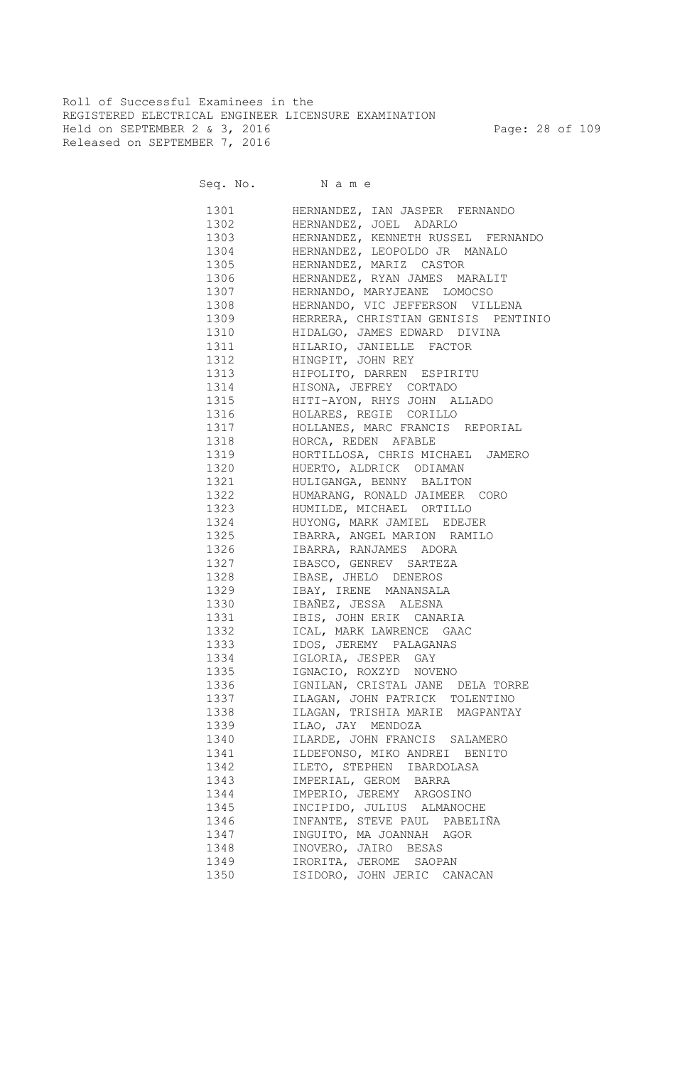Roll of Successful Examinees in the
REGISTERED ELECTRICAL ENGINEER LICENSURE EXAMINATION
Held on SEPTEMBER 2 & 3, 2016
Released on SEPTEMBER 7, 2016

| Seq. No. | Name |
|---|---|
| 1301 | HERNANDEZ, IAN JASPER FERNANDO |
| 1302 | HERNANDEZ, JOEL ADARLO |
| 1303 | HERNANDEZ, KENNETH RUSSEL FERNANDO |
| 1304 | HERNANDEZ, LEOPOLDO JR MANALO |
| 1305 | HERNANDEZ, MARIZ CASTOR |
| 1306 | HERNANDEZ, RYAN JAMES MARALIT |
| 1307 | HERNANDO, MARYJEANE LOMOCSO |
| 1308 | HERNANDO, VIC JEFFERSON VILLENA |
| 1309 | HERRERA, CHRISTIAN GENISIS PENTINIO |
| 1310 | HIDALGO, JAMES EDWARD DIVINA |
| 1311 | HILARIO, JANIELLE FACTOR |
| 1312 | HINGPIT, JOHN REY |
| 1313 | HIPOLITO, DARREN ESPIRITU |
| 1314 | HISONA, JEFREY CORTADO |
| 1315 | HITI-AYON, RHYS JOHN ALLADO |
| 1316 | HOLARES, REGIE CORILLO |
| 1317 | HOLLANES, MARC FRANCIS REPORIAL |
| 1318 | HORCA, REDEN AFABLE |
| 1319 | HORTILLOSA, CHRIS MICHAEL JAMERO |
| 1320 | HUERTO, ALDRICK ODIAMAN |
| 1321 | HULIGANGA, BENNY BALITON |
| 1322 | HUMARANG, RONALD JAIMEER CORO |
| 1323 | HUMILDE, MICHAEL ORTILLO |
| 1324 | HUYONG, MARK JAMIEL EDEJER |
| 1325 | IBARRA, ANGEL MARION RAMILO |
| 1326 | IBARRA, RANJAMES ADORA |
| 1327 | IBASCO, GENREV SARTEZA |
| 1328 | IBASE, JHELO DENEROS |
| 1329 | IBAY, IRENE MANANSALA |
| 1330 | IBAÑEZ, JESSA ALESNA |
| 1331 | IBIS, JOHN ERIK CANARIA |
| 1332 | ICAL, MARK LAWRENCE GAAC |
| 1333 | IDOS, JEREMY PALAGANAS |
| 1334 | IGLORIA, JESPER GAY |
| 1335 | IGNACIO, ROXZYD NOVENO |
| 1336 | IGNILAN, CRISTAL JANE DELA TORRE |
| 1337 | ILAGAN, JOHN PATRICK TOLENTINO |
| 1338 | ILAGAN, TRISHIA MARIE MAGPANTAY |
| 1339 | ILAO, JAY MENDOZA |
| 1340 | ILARDE, JOHN FRANCIS SALAMERO |
| 1341 | ILDEFONSO, MIKO ANDREI BENITO |
| 1342 | ILETO, STEPHEN IBARDOLASA |
| 1343 | IMPERIAL, GEROM BARRA |
| 1344 | IMPERIO, JEREMY ARGOSINO |
| 1345 | INCIPIDO, JULIUS ALMANOCHE |
| 1346 | INFANTE, STEVE PAUL PABELIÑA |
| 1347 | INGUITO, MA JOANNAH AGOR |
| 1348 | INOVERO, JAIRO BESAS |
| 1349 | IRORITA, JEROME SAOPAN |
| 1350 | ISIDORO, JOHN JERIC CANACAN |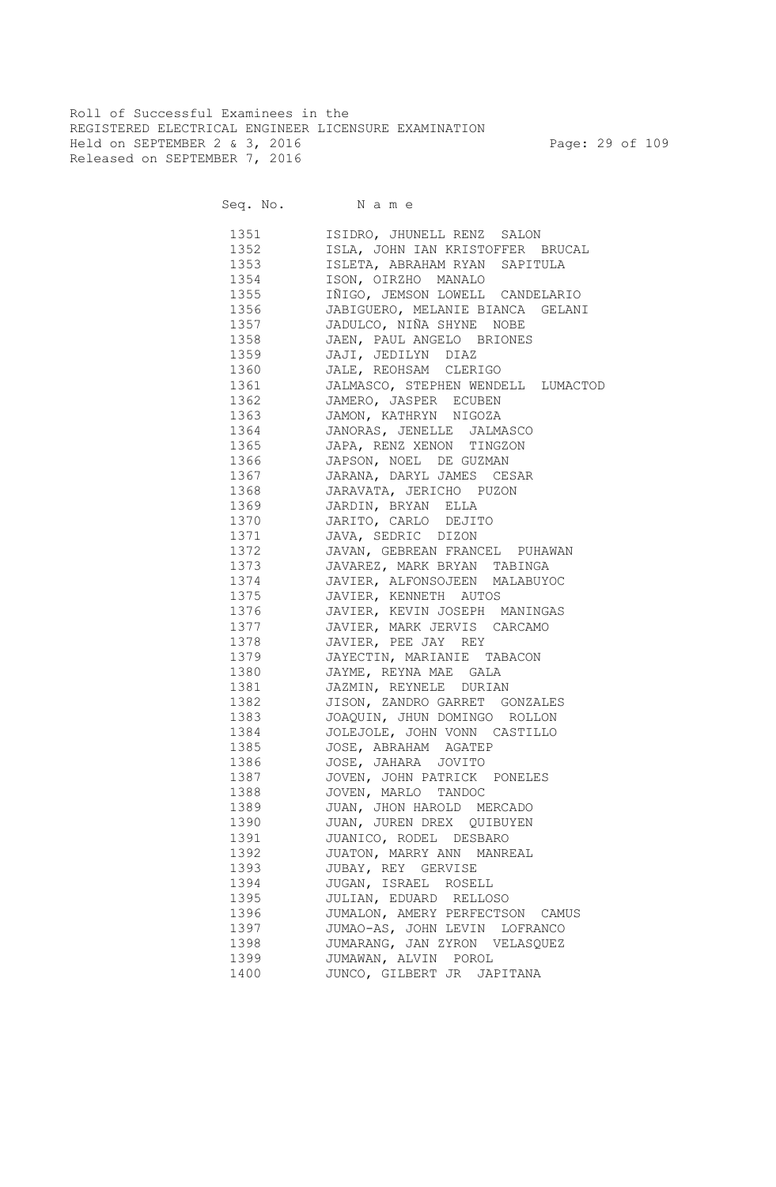Roll of Successful Examinees in the
REGISTERED ELECTRICAL ENGINEER LICENSURE EXAMINATION
Held on SEPTEMBER 2 & 3, 2016
Released on SEPTEMBER 7, 2016

| Seq. No. | N a m e |
|---|---|
| 1351 | ISIDRO, JHUNELL RENZ SALON |
| 1352 | ISLA, JOHN IAN KRISTOFFER BRUCAL |
| 1353 | ISLETA, ABRAHAM RYAN SAPITULA |
| 1354 | ISON, OIRZHO MANALO |
| 1355 | IÑIGO, JEMSON LOWELL CANDELARIO |
| 1356 | JABIGUERO, MELANIE BIANCA GELANI |
| 1357 | JADULCO, NIÑA SHYNE NOBE |
| 1358 | JAEN, PAUL ANGELO BRIONES |
| 1359 | JAJI, JEDILYN DIAZ |
| 1360 | JALE, REOHSAM CLERIGO |
| 1361 | JALMASCO, STEPHEN WENDELL LUMACTOD |
| 1362 | JAMERO, JASPER ECUBEN |
| 1363 | JAMON, KATHRYN NIGOZA |
| 1364 | JANORAS, JENELLE JALMASCO |
| 1365 | JAPA, RENZ XENON TINGZON |
| 1366 | JAPSON, NOEL DE GUZMAN |
| 1367 | JARANA, DARYL JAMES CESAR |
| 1368 | JARAVATA, JERICHO PUZON |
| 1369 | JARDIN, BRYAN ELLA |
| 1370 | JARITO, CARLO DEJITO |
| 1371 | JAVA, SEDRIC DIZON |
| 1372 | JAVAN, GEBREAN FRANCEL PUHAWAN |
| 1373 | JAVAREZ, MARK BRYAN TABINGA |
| 1374 | JAVIER, ALFONSOJEEN MALABUYOC |
| 1375 | JAVIER, KENNETH AUTOS |
| 1376 | JAVIER, KEVIN JOSEPH MANINGAS |
| 1377 | JAVIER, MARK JERVIS CARCAMO |
| 1378 | JAVIER, PEE JAY REY |
| 1379 | JAYECTIN, MARIANIE TABACON |
| 1380 | JAYME, REYNA MAE GALA |
| 1381 | JAZMIN, REYNELE DURIAN |
| 1382 | JISON, ZANDRO GARRET GONZALES |
| 1383 | JOAQUIN, JHUN DOMINGO ROLLON |
| 1384 | JOLEJOLE, JOHN VONN CASTILLO |
| 1385 | JOSE, ABRAHAM AGATEP |
| 1386 | JOSE, JAHARA JOVITO |
| 1387 | JOVEN, JOHN PATRICK PONELES |
| 1388 | JOVEN, MARLO TANDOC |
| 1389 | JUAN, JHON HAROLD MERCADO |
| 1390 | JUAN, JUREN DREX QUIBUYEN |
| 1391 | JUANICO, RODEL DESBARO |
| 1392 | JUATON, MARRY ANN MANREAL |
| 1393 | JUBAY, REY GERVISE |
| 1394 | JUGAN, ISRAEL ROSELL |
| 1395 | JULIAN, EDUARD RELLOSO |
| 1396 | JUMALON, AMERY PERFECTSON CAMUS |
| 1397 | JUMAO-AS, JOHN LEVIN LOFRANCO |
| 1398 | JUMARANG, JAN ZYRON VELASQUEZ |
| 1399 | JUMAWAN, ALVIN POROL |
| 1400 | JUNCO, GILBERT JR JAPITANA |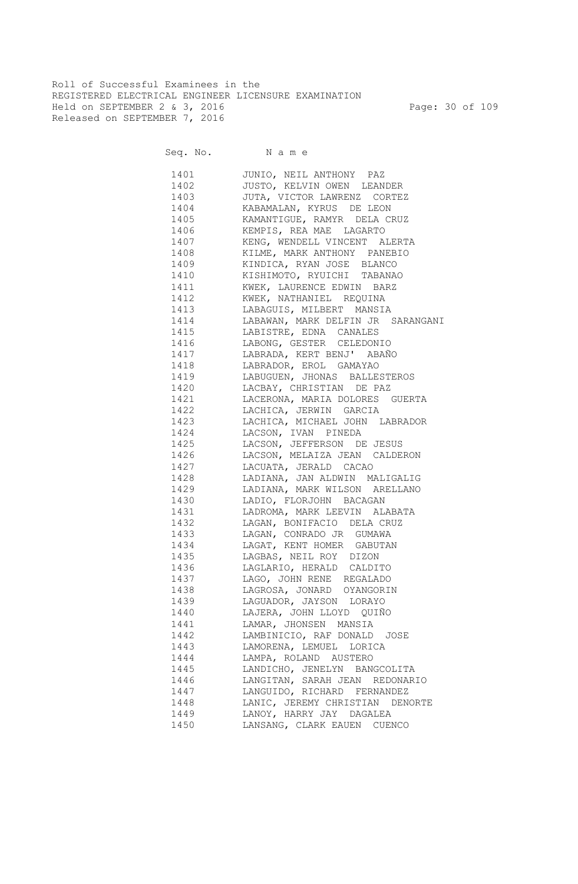Roll of Successful Examinees in the
REGISTERED ELECTRICAL ENGINEER LICENSURE EXAMINATION
Held on SEPTEMBER 2 & 3, 2016
Released on SEPTEMBER 7, 2016

| Seq. No. | N a m e |
|---|---|
| 1401 | JUNIO, NEIL ANTHONY PAZ |
| 1402 | JUSTO, KELVIN OWEN LEANDER |
| 1403 | JUTA, VICTOR LAWRENZ CORTEZ |
| 1404 | KABAMALAN, KYRUS DE LEON |
| 1405 | KAMANTIGUE, RAMYR DELA CRUZ |
| 1406 | KEMPIS, REA MAE LAGARTO |
| 1407 | KENG, WENDELL VINCENT ALERTA |
| 1408 | KILME, MARK ANTHONY PANEBIO |
| 1409 | KINDICA, RYAN JOSE BLANCO |
| 1410 | KISHIMOTO, RYUICHI TABANAO |
| 1411 | KWEK, LAURENCE EDWIN BARZ |
| 1412 | KWEK, NATHANIEL REQUINA |
| 1413 | LABAGUIS, MILBERT MANSIA |
| 1414 | LABAWAN, MARK DELFIN JR SARANGANI |
| 1415 | LABISTRE, EDNA CANALES |
| 1416 | LABONG, GESTER CELEDONIO |
| 1417 | LABRADA, KERT BENJ' ABAÑO |
| 1418 | LABRADOR, EROL GAMAYAO |
| 1419 | LABUGUEN, JHONAS BALLESTEROS |
| 1420 | LACBAY, CHRISTIAN DE PAZ |
| 1421 | LACERONA, MARIA DOLORES GUERTA |
| 1422 | LACHICA, JERWIN GARCIA |
| 1423 | LACHICA, MICHAEL JOHN LABRADOR |
| 1424 | LACSON, IVAN PINEDA |
| 1425 | LACSON, JEFFERSON DE JESUS |
| 1426 | LACSON, MELAIZA JEAN CALDERON |
| 1427 | LACUATA, JERALD CACAO |
| 1428 | LADIANA, JAN ALDWIN MALIGALIG |
| 1429 | LADIANA, MARK WILSON ARELLANO |
| 1430 | LADIO, FLORJOHN BACAGAN |
| 1431 | LADROMA, MARK LEEVIN ALABATA |
| 1432 | LAGAN, BONIFACIO DELA CRUZ |
| 1433 | LAGAN, CONRADO JR GUMAWA |
| 1434 | LAGAT, KENT HOMER GABUTAN |
| 1435 | LAGBAS, NEIL ROY DIZON |
| 1436 | LAGLARIO, HERALD CALDITO |
| 1437 | LAGO, JOHN RENE REGALADO |
| 1438 | LAGROSA, JONARD OYANGORIN |
| 1439 | LAGUADOR, JAYSON LORAYO |
| 1440 | LAJERA, JOHN LLOYD QUIÑO |
| 1441 | LAMAR, JHONSEN MANSIA |
| 1442 | LAMBINICIO, RAF DONALD JOSE |
| 1443 | LAMORENA, LEMUEL LORICA |
| 1444 | LAMPA, ROLAND AUSTERO |
| 1445 | LANDICHO, JENELYN BANGCOLITA |
| 1446 | LANGITAN, SARAH JEAN REDONARIO |
| 1447 | LANGUIDO, RICHARD FERNANDEZ |
| 1448 | LANIC, JEREMY CHRISTIAN DENORTE |
| 1449 | LANOY, HARRY JAY DAGALEA |
| 1450 | LANSANG, CLARK EAUEN CUENCO |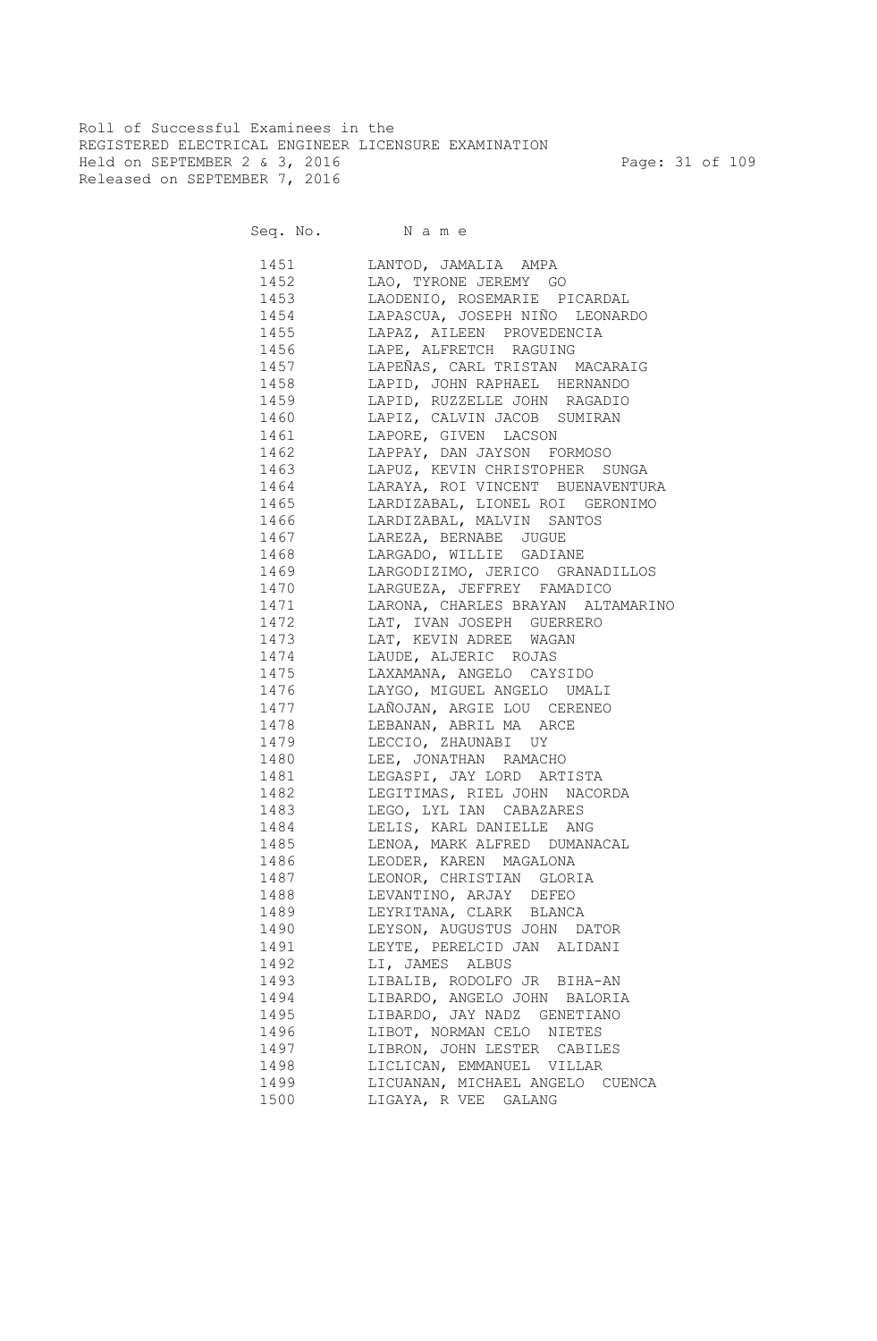Roll of Successful Examinees in the
REGISTERED ELECTRICAL ENGINEER LICENSURE EXAMINATION
Held on SEPTEMBER 2 & 3, 2016
Released on SEPTEMBER 7, 2016

| Seq. No. | N a m e |
|---|---|
| 1451 | LANTOD, JAMALIA AMPA |
| 1452 | LAO, TYRONE JEREMY GO |
| 1453 | LAODENIO, ROSEMARIE PICARDAL |
| 1454 | LAPASCUA, JOSEPH NIÑO LEONARDO |
| 1455 | LAPAZ, AILEEN PROVEDENCIA |
| 1456 | LAPE, ALFRETCH RAGUING |
| 1457 | LAPEÑAS, CARL TRISTAN MACARAIG |
| 1458 | LAPID, JOHN RAPHAEL HERNANDO |
| 1459 | LAPID, RUZZELLE JOHN RAGADIO |
| 1460 | LAPIZ, CALVIN JACOB SUMIRAN |
| 1461 | LAPORE, GIVEN LACSON |
| 1462 | LAPPAY, DAN JAYSON FORMOSO |
| 1463 | LAPUZ, KEVIN CHRISTOPHER SUNGA |
| 1464 | LARAYA, ROI VINCENT BUENAVENTURA |
| 1465 | LARDIZABAL, LIONEL ROI GERONIMO |
| 1466 | LARDIZABAL, MALVIN SANTOS |
| 1467 | LAREZA, BERNABE JUGUE |
| 1468 | LARGADO, WILLIE GADIANE |
| 1469 | LARGODIZIMO, JERICO GRANADILLOS |
| 1470 | LARGUEZA, JEFFREY FAMADICO |
| 1471 | LARONA, CHARLES BRAYAN ALTAMARINO |
| 1472 | LAT, IVAN JOSEPH GUERRERO |
| 1473 | LAT, KEVIN ADREE WAGAN |
| 1474 | LAUDE, ALJERIC ROJAS |
| 1475 | LAXAMANA, ANGELO CAYSIDO |
| 1476 | LAYGO, MIGUEL ANGELO UMALI |
| 1477 | LAÑOJAN, ARGIE LOU CERENEO |
| 1478 | LEBANAN, ABRIL MA ARCE |
| 1479 | LECCIO, ZHAUNABI UY |
| 1480 | LEE, JONATHAN RAMACHO |
| 1481 | LEGASPI, JAY LORD ARTISTA |
| 1482 | LEGITIMAS, RIEL JOHN NACORDA |
| 1483 | LEGO, LYL IAN CABAZARES |
| 1484 | LELIS, KARL DANIELLE ANG |
| 1485 | LENOA, MARK ALFRED DUMANACAL |
| 1486 | LEODER, KAREN MAGALONA |
| 1487 | LEONOR, CHRISTIAN GLORIA |
| 1488 | LEVANTINO, ARJAY DEFEO |
| 1489 | LEYRITANA, CLARK BLANCA |
| 1490 | LEYSON, AUGUSTUS JOHN DATOR |
| 1491 | LEYTE, PERELCID JAN ALIDANI |
| 1492 | LI, JAMES ALBUS |
| 1493 | LIBALIB, RODOLFO JR BIHA-AN |
| 1494 | LIBARDO, ANGELO JOHN BALORIA |
| 1495 | LIBARDO, JAY NADZ GENETIANO |
| 1496 | LIBOT, NORMAN CELO NIETES |
| 1497 | LIBRON, JOHN LESTER CABILES |
| 1498 | LICLICAN, EMMANUEL VILLAR |
| 1499 | LICUANAN, MICHAEL ANGELO CUENCA |
| 1500 | LIGAYA, R VEE GALANG |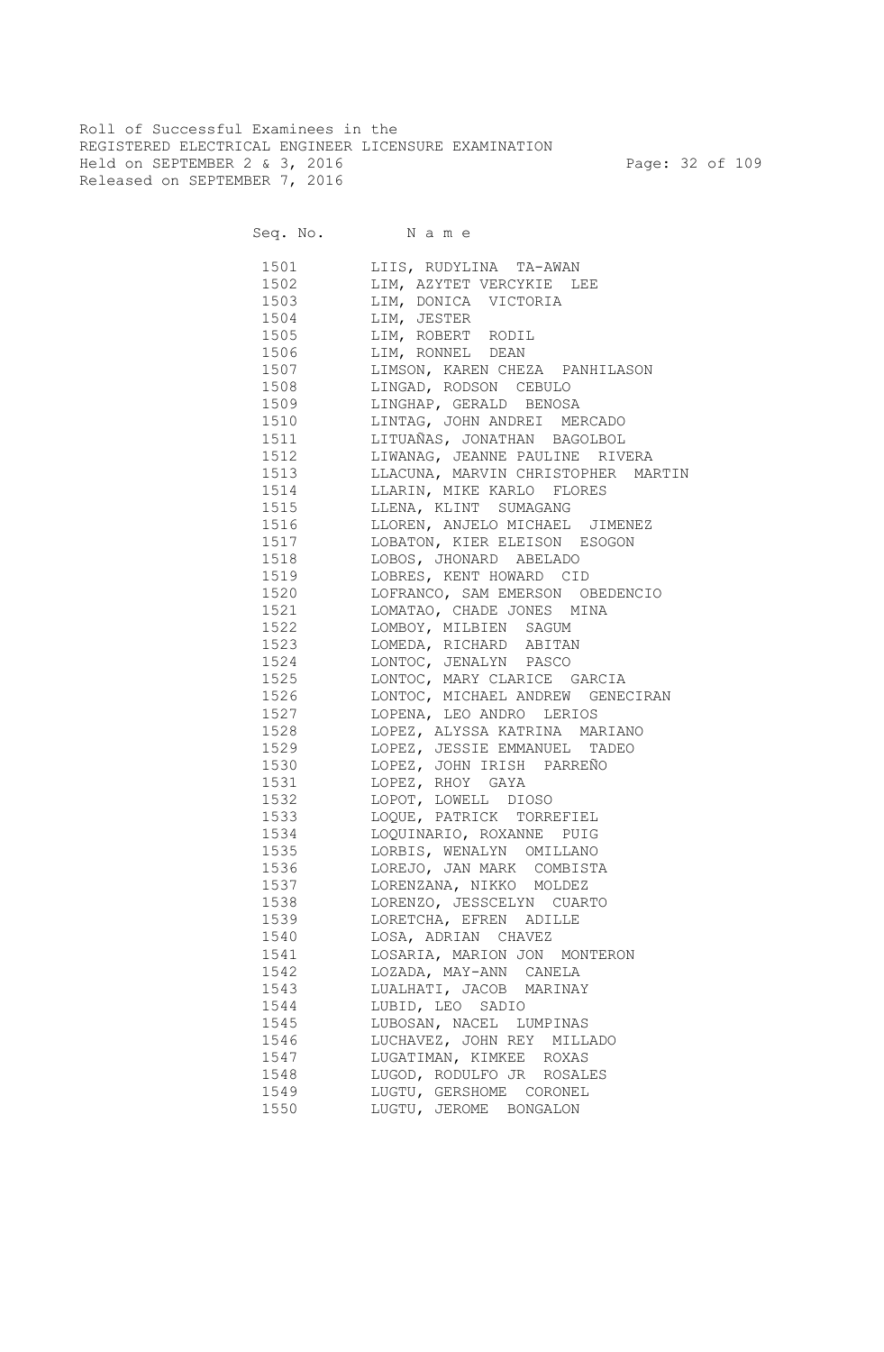Roll of Successful Examinees in the
REGISTERED ELECTRICAL ENGINEER LICENSURE EXAMINATION
Held on SEPTEMBER 2 & 3, 2016
Released on SEPTEMBER 7, 2016

| Seq. No. | N a m e |
|---|---|
| 1501 | LIIS, RUDYLINA TA-AWAN |
| 1502 | LIM, AZYTET VERCYKIE LEE |
| 1503 | LIM, DONICA VICTORIA |
| 1504 | LIM, JESTER |
| 1505 | LIM, ROBERT RODIL |
| 1506 | LIM, RONNEL DEAN |
| 1507 | LIMSON, KAREN CHEZA PANHILASON |
| 1508 | LINGAD, RODSON CEBULO |
| 1509 | LINGHAP, GERALD BENOSA |
| 1510 | LINTAG, JOHN ANDREI MERCADO |
| 1511 | LITUAÑAS, JONATHAN BAGOLBOL |
| 1512 | LIWANAG, JEANNE PAULINE RIVERA |
| 1513 | LLACUNA, MARVIN CHRISTOPHER MARTIN |
| 1514 | LLARIN, MIKE KARLO FLORES |
| 1515 | LLENA, KLINT SUMAGANG |
| 1516 | LLOREN, ANJELO MICHAEL JIMENEZ |
| 1517 | LOBATON, KIER ELEISON ESOGON |
| 1518 | LOBOS, JHONARD ABELADO |
| 1519 | LOBRES, KENT HOWARD CID |
| 1520 | LOFRANCO, SAM EMERSON OBEDENCIO |
| 1521 | LOMATAO, CHADE JONES MINA |
| 1522 | LOMBOY, MILBIEN SAGUM |
| 1523 | LOMEDA, RICHARD ABITAN |
| 1524 | LONTOC, JENALYN PASCO |
| 1525 | LONTOC, MARY CLARICE GARCIA |
| 1526 | LONTOC, MICHAEL ANDREW GENECIRAN |
| 1527 | LOPENA, LEO ANDRO LERIOS |
| 1528 | LOPEZ, ALYSSA KATRINA MARIANO |
| 1529 | LOPEZ, JESSIE EMMANUEL TADEO |
| 1530 | LOPEZ, JOHN IRISH PARREÑO |
| 1531 | LOPEZ, RHOY GAYA |
| 1532 | LOPOT, LOWELL DIOSO |
| 1533 | LOQUE, PATRICK TORREFIEL |
| 1534 | LOQUINARIO, ROXANNE PUIG |
| 1535 | LORBIS, WENALYN OMILLANO |
| 1536 | LOREJO, JAN MARK COMBISTA |
| 1537 | LORENZANA, NIKKO MOLDEZ |
| 1538 | LORENZO, JESSCELYN CUARTO |
| 1539 | LORETCHA, EFREN ADILLE |
| 1540 | LOSA, ADRIAN CHAVEZ |
| 1541 | LOSARIA, MARION JON MONTERON |
| 1542 | LOZADA, MAY-ANN CANELA |
| 1543 | LUALHATI, JACOB MARINAY |
| 1544 | LUBID, LEO SADIO |
| 1545 | LUBOSAN, NACEL LUMPINAS |
| 1546 | LUCHAVEZ, JOHN REY MILLADO |
| 1547 | LUGATIMAN, KIMKEE ROXAS |
| 1548 | LUGOD, RODULFO JR ROSALES |
| 1549 | LUGTU, GERSHOME CORONEL |
| 1550 | LUGTU, JEROME BONGALON |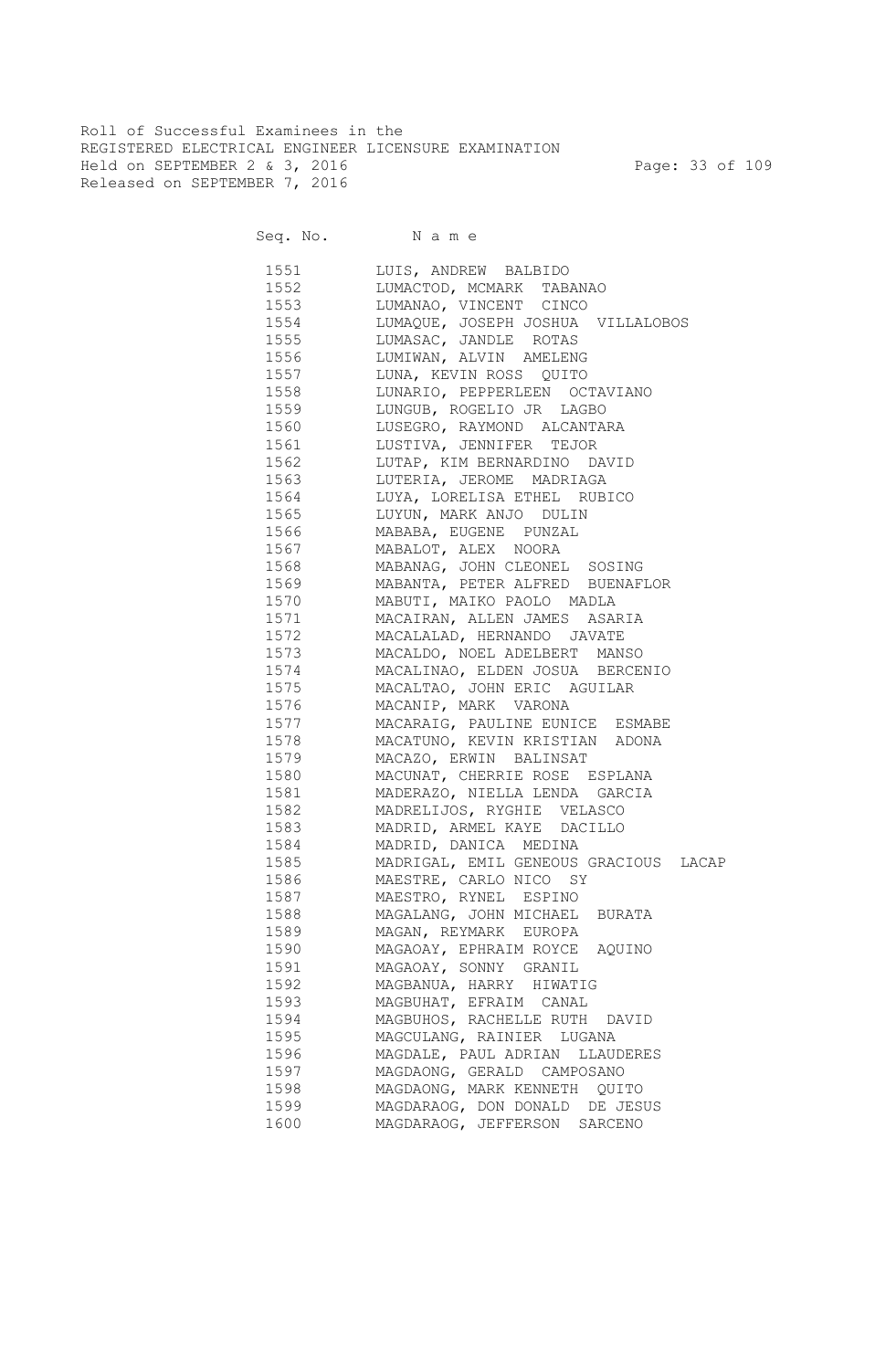Roll of Successful Examinees in the
REGISTERED ELECTRICAL ENGINEER LICENSURE EXAMINATION
Held on SEPTEMBER 2 & 3, 2016
Released on SEPTEMBER 7, 2016

| Seq. No. | N a m e |
|---|---|
| 1551 | LUIS, ANDREW BALBIDO |
| 1552 | LUMACTOD, MCMARK TABANAO |
| 1553 | LUMANAO, VINCENT CINCO |
| 1554 | LUMAQUE, JOSEPH JOSHUA VILLALOBOS |
| 1555 | LUMASAC, JANDLE ROTAS |
| 1556 | LUMIWAN, ALVIN AMELENG |
| 1557 | LUNA, KEVIN ROSS QUITO |
| 1558 | LUNARIO, PEPPERLEEN OCTAVIANO |
| 1559 | LUNGUB, ROGELIO JR LAGBO |
| 1560 | LUSEGRO, RAYMOND ALCANTARA |
| 1561 | LUSTIVA, JENNIFER TEJOR |
| 1562 | LUTAP, KIM BERNARDINO DAVID |
| 1563 | LUTERIA, JEROME MADRIAGA |
| 1564 | LUYA, LORELISA ETHEL RUBICO |
| 1565 | LUYUN, MARK ANJO DULIN |
| 1566 | MABABA, EUGENE PUNZAL |
| 1567 | MABALOT, ALEX NOORA |
| 1568 | MABANAG, JOHN CLEONEL SOSING |
| 1569 | MABANTA, PETER ALFRED BUENAFLOR |
| 1570 | MABUTI, MAIKO PAOLO MADLA |
| 1571 | MACAIRAN, ALLEN JAMES ASARIA |
| 1572 | MACALALAD, HERNANDO JAVATE |
| 1573 | MACALDO, NOEL ADELBERT MANSO |
| 1574 | MACALINAO, ELDEN JOSUA BERCENIO |
| 1575 | MACALTAO, JOHN ERIC AGUILAR |
| 1576 | MACANIP, MARK VARONA |
| 1577 | MACARAIG, PAULINE EUNICE ESMABE |
| 1578 | MACATUNO, KEVIN KRISTIAN ADONA |
| 1579 | MACAZO, ERWIN BALINSAT |
| 1580 | MACUNAT, CHERRIE ROSE ESPLANA |
| 1581 | MADERAZO, NIELLA LENDA GARCIA |
| 1582 | MADRELIJOS, RYGHIE VELASCO |
| 1583 | MADRID, ARMEL KAYE DACILLO |
| 1584 | MADRID, DANICA MEDINA |
| 1585 | MADRIGAL, EMIL GENEOUS GRACIOUS LACAP |
| 1586 | MAESTRE, CARLO NICO SY |
| 1587 | MAESTRO, RYNEL ESPINO |
| 1588 | MAGALANG, JOHN MICHAEL BURATA |
| 1589 | MAGAN, REYMARK EUROPA |
| 1590 | MAGAOAY, EPHRAIM ROYCE AQUINO |
| 1591 | MAGAOAY, SONNY GRANIL |
| 1592 | MAGBANUA, HARRY HIWATIG |
| 1593 | MAGBUHAT, EFRAIM CANAL |
| 1594 | MAGBUHOS, RACHELLE RUTH DAVID |
| 1595 | MAGCULANG, RAINIER LUGANA |
| 1596 | MAGDALE, PAUL ADRIAN LLAUDERES |
| 1597 | MAGDAONG, GERALD CAMPOSANO |
| 1598 | MAGDAONG, MARK KENNETH QUITO |
| 1599 | MAGDARAOG, DON DONALD DE JESUS |
| 1600 | MAGDARAOG, JEFFERSON SARCENO |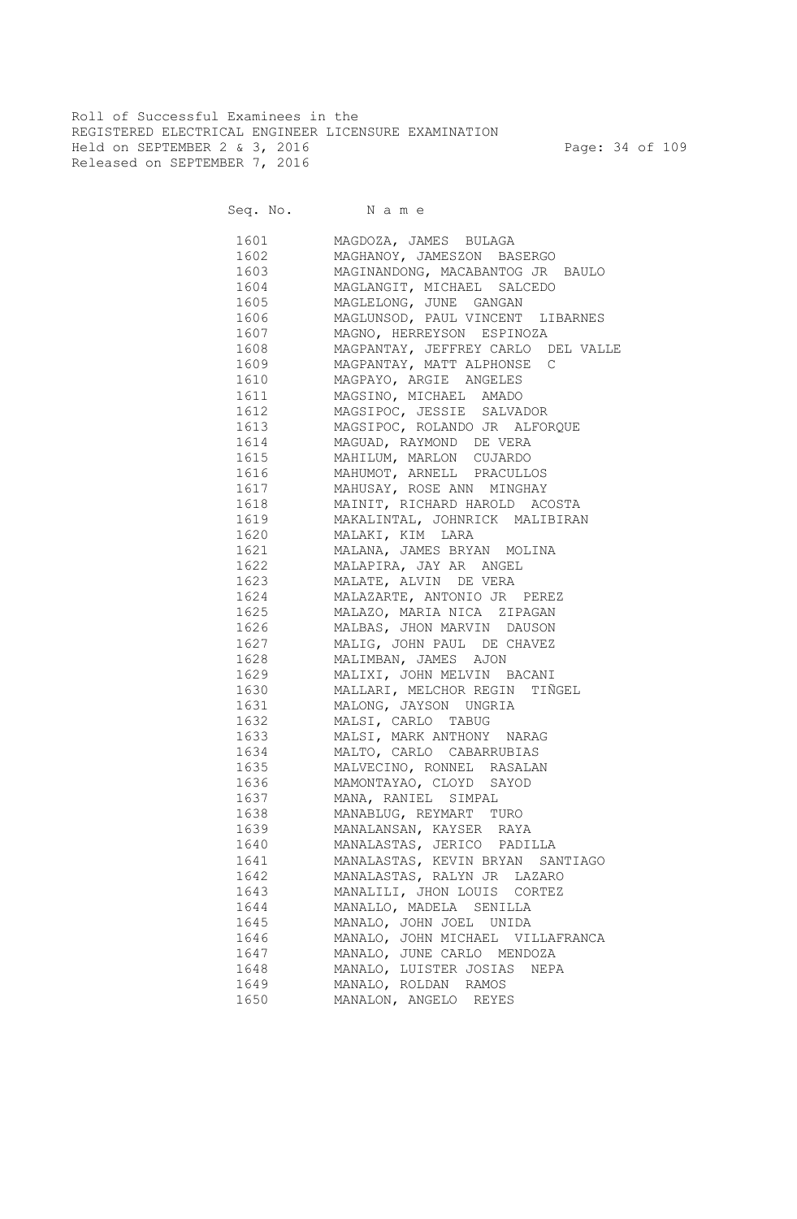Roll of Successful Examinees in the
REGISTERED ELECTRICAL ENGINEER LICENSURE EXAMINATION
Held on SEPTEMBER 2 & 3, 2016
Released on SEPTEMBER 7, 2016

| Seq. No. | N a m e |
|---|---|
| 1601 | MAGDOZA, JAMES BULAGA |
| 1602 | MAGHANOY, JAMESZON BASERGO |
| 1603 | MAGINANDONG, MACABANTOG JR BAULO |
| 1604 | MAGLANGIT, MICHAEL SALCEDO |
| 1605 | MAGLELONG, JUNE GANGAN |
| 1606 | MAGLUNSOD, PAUL VINCENT LIBARNES |
| 1607 | MAGNO, HERREYSON ESPINOZA |
| 1608 | MAGPANTAY, JEFFREY CARLO DEL VALLE |
| 1609 | MAGPANTAY, MATT ALPHONSE C |
| 1610 | MAGPAYO, ARGIE ANGELES |
| 1611 | MAGSINO, MICHAEL AMADO |
| 1612 | MAGSIPOC, JESSIE SALVADOR |
| 1613 | MAGSIPOC, ROLANDO JR ALFORQUE |
| 1614 | MAGUAD, RAYMOND DE VERA |
| 1615 | MAHILUM, MARLON CUJARDO |
| 1616 | MAHUMOT, ARNELL PRACULLOS |
| 1617 | MAHUSAY, ROSE ANN MINGHAY |
| 1618 | MAINIT, RICHARD HAROLD ACOSTA |
| 1619 | MAKALINTAL, JOHNRICK MALIBIRAN |
| 1620 | MALAKI, KIM LARA |
| 1621 | MALANA, JAMES BRYAN MOLINA |
| 1622 | MALAPIRA, JAY AR ANGEL |
| 1623 | MALATE, ALVIN DE VERA |
| 1624 | MALAZARTE, ANTONIO JR PEREZ |
| 1625 | MALAZO, MARIA NICA ZIPAGAN |
| 1626 | MALBAS, JHON MARVIN DAUSON |
| 1627 | MALIG, JOHN PAUL DE CHAVEZ |
| 1628 | MALIMBAN, JAMES AJON |
| 1629 | MALIXI, JOHN MELVIN BACANI |
| 1630 | MALLARI, MELCHOR REGIN TIÑGEL |
| 1631 | MALONG, JAYSON UNGRIA |
| 1632 | MALSI, CARLO TABUG |
| 1633 | MALSI, MARK ANTHONY NARAG |
| 1634 | MALTO, CARLO CABARRUBIAS |
| 1635 | MALVECINO, RONNEL RASALAN |
| 1636 | MAMONTAYAO, CLOYD SAYOD |
| 1637 | MANA, RANIEL SIMPAL |
| 1638 | MANABLUG, REYMART TURO |
| 1639 | MANALANSAN, KAYSER RAYA |
| 1640 | MANALASTAS, JERICO PADILLA |
| 1641 | MANALASTAS, KEVIN BRYAN SANTIAGO |
| 1642 | MANALASTAS, RALYN JR LAZARO |
| 1643 | MANALILI, JHON LOUIS CORTEZ |
| 1644 | MANALLO, MADELA SENILLA |
| 1645 | MANALO, JOHN JOEL UNIDA |
| 1646 | MANALO, JOHN MICHAEL VILLAFRANCA |
| 1647 | MANALO, JUNE CARLO MENDOZA |
| 1648 | MANALO, LUISTER JOSIAS NEPA |
| 1649 | MANALO, ROLDAN RAMOS |
| 1650 | MANALON, ANGELO REYES |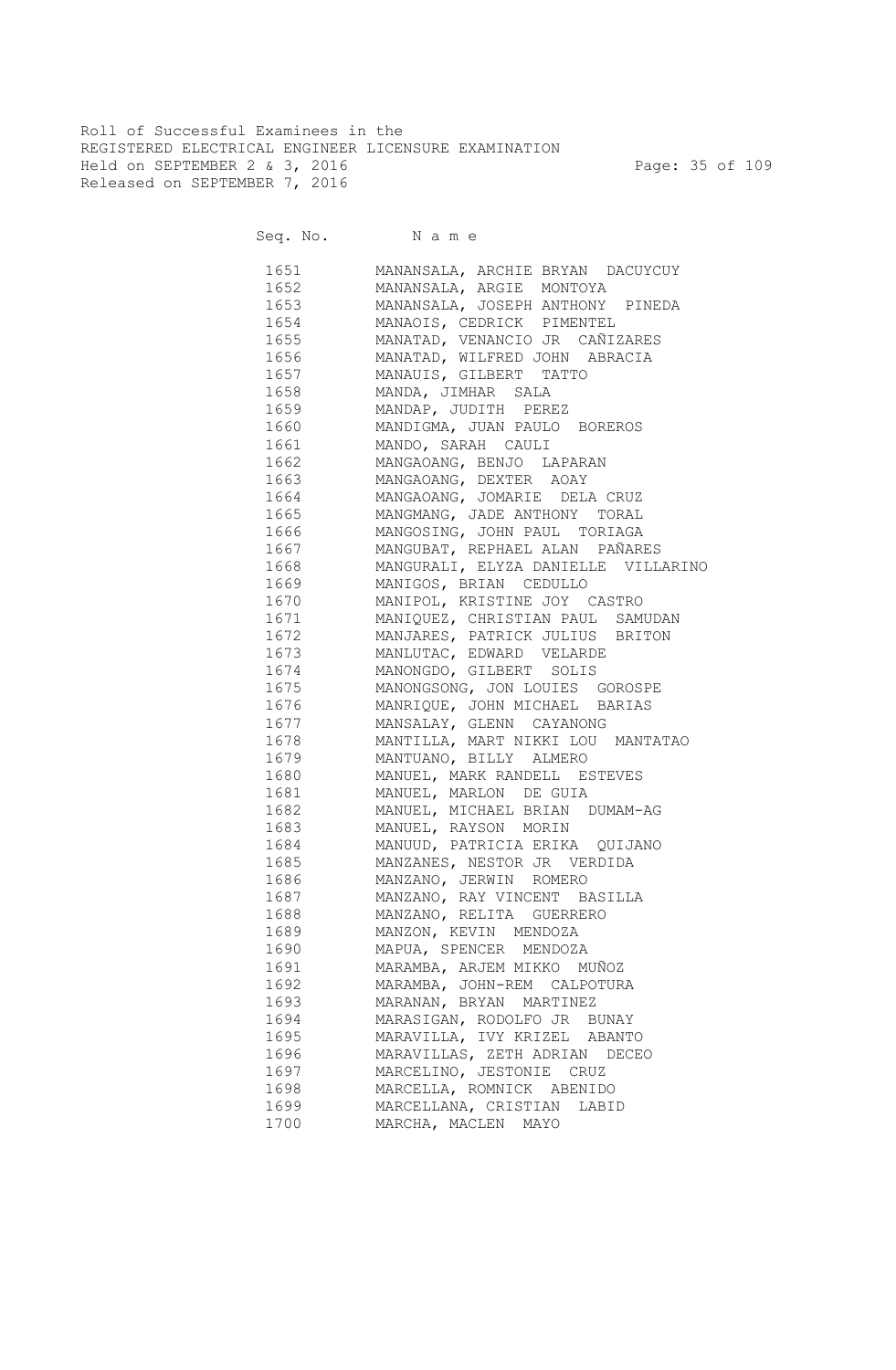Roll of Successful Examinees in the
REGISTERED ELECTRICAL ENGINEER LICENSURE EXAMINATION
Held on SEPTEMBER 2 & 3, 2016
Released on SEPTEMBER 7, 2016

| Seq. No. | N a m e |
|---|---|
| 1651 | MANANSALA, ARCHIE BRYAN DACUYCUY |
| 1652 | MANANSALA, ARGIE MONTOYA |
| 1653 | MANANSALA, JOSEPH ANTHONY PINEDA |
| 1654 | MANAOIS, CEDRICK PIMENTEL |
| 1655 | MANATAD, VENANCIO JR CAÑIZARES |
| 1656 | MANATAD, WILFRED JOHN ABRACIA |
| 1657 | MANAUIS, GILBERT TATTO |
| 1658 | MANDA, JIMHAR SALA |
| 1659 | MANDAP, JUDITH PEREZ |
| 1660 | MANDIGMA, JUAN PAULO BOREROS |
| 1661 | MANDO, SARAH CAULI |
| 1662 | MANGAOANG, BENJO LAPARAN |
| 1663 | MANGAOANG, DEXTER AOAY |
| 1664 | MANGAOANG, JOMARIE DELA CRUZ |
| 1665 | MANGMANG, JADE ANTHONY TORAL |
| 1666 | MANGOSING, JOHN PAUL TORIAGA |
| 1667 | MANGUBAT, REPHAEL ALAN PAÑARES |
| 1668 | MANGURALI, ELYZA DANIELLE VILLARINO |
| 1669 | MANIGOS, BRIAN CEDULLO |
| 1670 | MANIPOL, KRISTINE JOY CASTRO |
| 1671 | MANIQUEZ, CHRISTIAN PAUL SAMUDAN |
| 1672 | MANJARES, PATRICK JULIUS BRITON |
| 1673 | MANLUTAC, EDWARD VELARDE |
| 1674 | MANONGDO, GILBERT SOLIS |
| 1675 | MANONGSONG, JON LOUIES GOROSPE |
| 1676 | MANRIQUE, JOHN MICHAEL BARIAS |
| 1677 | MANSALAY, GLENN CAYANONG |
| 1678 | MANTILLA, MART NIKKI LOU MANTATAO |
| 1679 | MANTUANO, BILLY ALMERO |
| 1680 | MANUEL, MARK RANDELL ESTEVES |
| 1681 | MANUEL, MARLON DE GUIA |
| 1682 | MANUEL, MICHAEL BRIAN DUMAM-AG |
| 1683 | MANUEL, RAYSON MORIN |
| 1684 | MANUUD, PATRICIA ERIKA QUIJANO |
| 1685 | MANZANES, NESTOR JR VERDIDA |
| 1686 | MANZANO, JERWIN ROMERO |
| 1687 | MANZANO, RAY VINCENT BASILLA |
| 1688 | MANZANO, RELITA GUERRERO |
| 1689 | MANZON, KEVIN MENDOZA |
| 1690 | MAPUA, SPENCER MENDOZA |
| 1691 | MARAMBA, ARJEM MIKKO MUÑOZ |
| 1692 | MARAMBA, JOHN-REM CALPOTURA |
| 1693 | MARANAN, BRYAN MARTINEZ |
| 1694 | MARASIGAN, RODOLFO JR BUNAY |
| 1695 | MARAVILLA, IVY KRIZEL ABANTO |
| 1696 | MARAVILLAS, ZETH ADRIAN DECEO |
| 1697 | MARCELINO, JESTONIE CRUZ |
| 1698 | MARCELLA, ROMNICK ABENIDO |
| 1699 | MARCELLANA, CRISTIAN LABID |
| 1700 | MARCHA, MACLEN MAYO |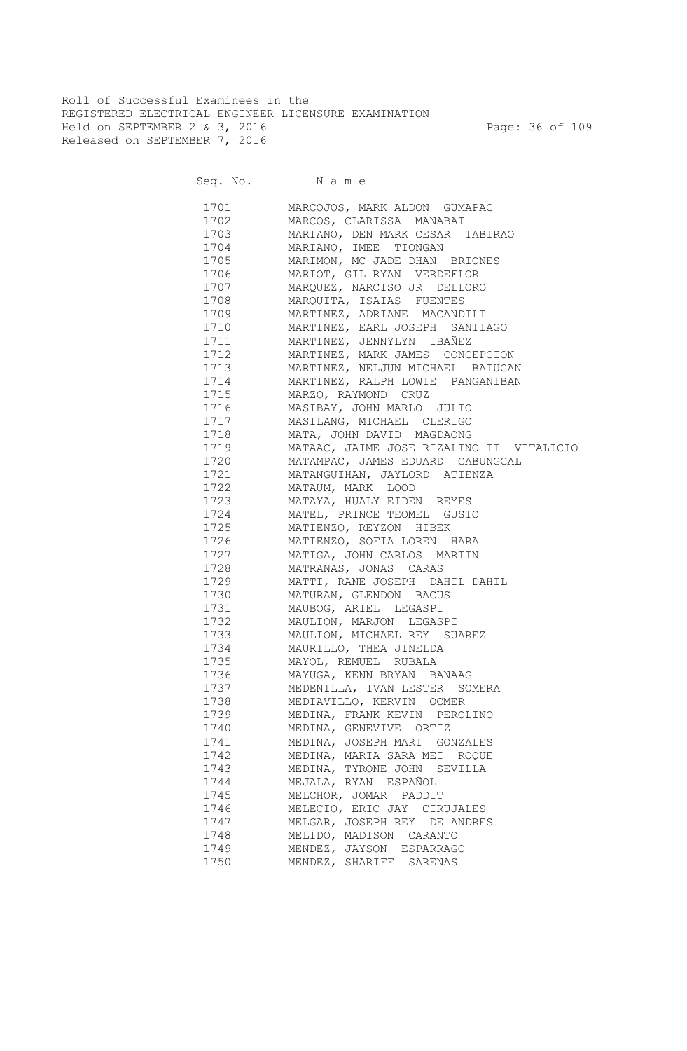Roll of Successful Examinees in the
REGISTERED ELECTRICAL ENGINEER LICENSURE EXAMINATION
Held on SEPTEMBER 2 & 3, 2016
Released on SEPTEMBER 7, 2016

| Seq. No. | N a m e |
|---|---|
| 1701 | MARCOJOS, MARK ALDON GUMAPAC |
| 1702 | MARCOS, CLARISSA MANABAT |
| 1703 | MARIANO, DEN MARK CESAR TABIRAO |
| 1704 | MARIANO, IMEE TIONGAN |
| 1705 | MARIMON, MC JADE DHAN BRIONES |
| 1706 | MARIOT, GIL RYAN VERDEFLOR |
| 1707 | MARQUEZ, NARCISO JR DELLORO |
| 1708 | MARQUITA, ISAIAS FUENTES |
| 1709 | MARTINEZ, ADRIANE MACANDILI |
| 1710 | MARTINEZ, EARL JOSEPH SANTIAGO |
| 1711 | MARTINEZ, JENNYLYN IBAÑEZ |
| 1712 | MARTINEZ, MARK JAMES CONCEPCION |
| 1713 | MARTINEZ, NELJUN MICHAEL BATUCAN |
| 1714 | MARTINEZ, RALPH LOWIE PANGANIBAN |
| 1715 | MARZO, RAYMOND CRUZ |
| 1716 | MASIBAY, JOHN MARLO JULIO |
| 1717 | MASILANG, MICHAEL CLERIGO |
| 1718 | MATA, JOHN DAVID MAGDAONG |
| 1719 | MATAAC, JAIME JOSE RIZALINO II VITALICIO |
| 1720 | MATAMPAC, JAMES EDUARD CABUNGCAL |
| 1721 | MATANGUIHAN, JAYLORD ATIENZA |
| 1722 | MATAUM, MARK LOOD |
| 1723 | MATAYA, HUALY EIDEN REYES |
| 1724 | MATEL, PRINCE TEOMEL GUSTO |
| 1725 | MATIENZO, REYZON HIBEK |
| 1726 | MATIENZO, SOFIA LOREN HARA |
| 1727 | MATIGA, JOHN CARLOS MARTIN |
| 1728 | MATRANAS, JONAS CARAS |
| 1729 | MATTI, RANE JOSEPH DAHIL DAHIL |
| 1730 | MATURAN, GLENDON BACUS |
| 1731 | MAUBOG, ARIEL LEGASPI |
| 1732 | MAULION, MARJON LEGASPI |
| 1733 | MAULION, MICHAEL REY SUAREZ |
| 1734 | MAURILLO, THEA JINELDA |
| 1735 | MAYOL, REMUEL RUBALA |
| 1736 | MAYUGA, KENN BRYAN BANAAG |
| 1737 | MEDENILLA, IVAN LESTER SOMERA |
| 1738 | MEDIAVILLO, KERVIN OCMER |
| 1739 | MEDINA, FRANK KEVIN PEROLINO |
| 1740 | MEDINA, GENEVIVE ORTIZ |
| 1741 | MEDINA, JOSEPH MARI GONZALES |
| 1742 | MEDINA, MARIA SARA MEI ROQUE |
| 1743 | MEDINA, TYRONE JOHN SEVILLA |
| 1744 | MEJALA, RYAN ESPAÑOL |
| 1745 | MELCHOR, JOMAR PADDIT |
| 1746 | MELECIO, ERIC JAY CIRUJALES |
| 1747 | MELGAR, JOSEPH REY DE ANDRES |
| 1748 | MELIDO, MADISON CARANTO |
| 1749 | MENDEZ, JAYSON ESPARRAGO |
| 1750 | MENDEZ, SHARIFF SARENAS |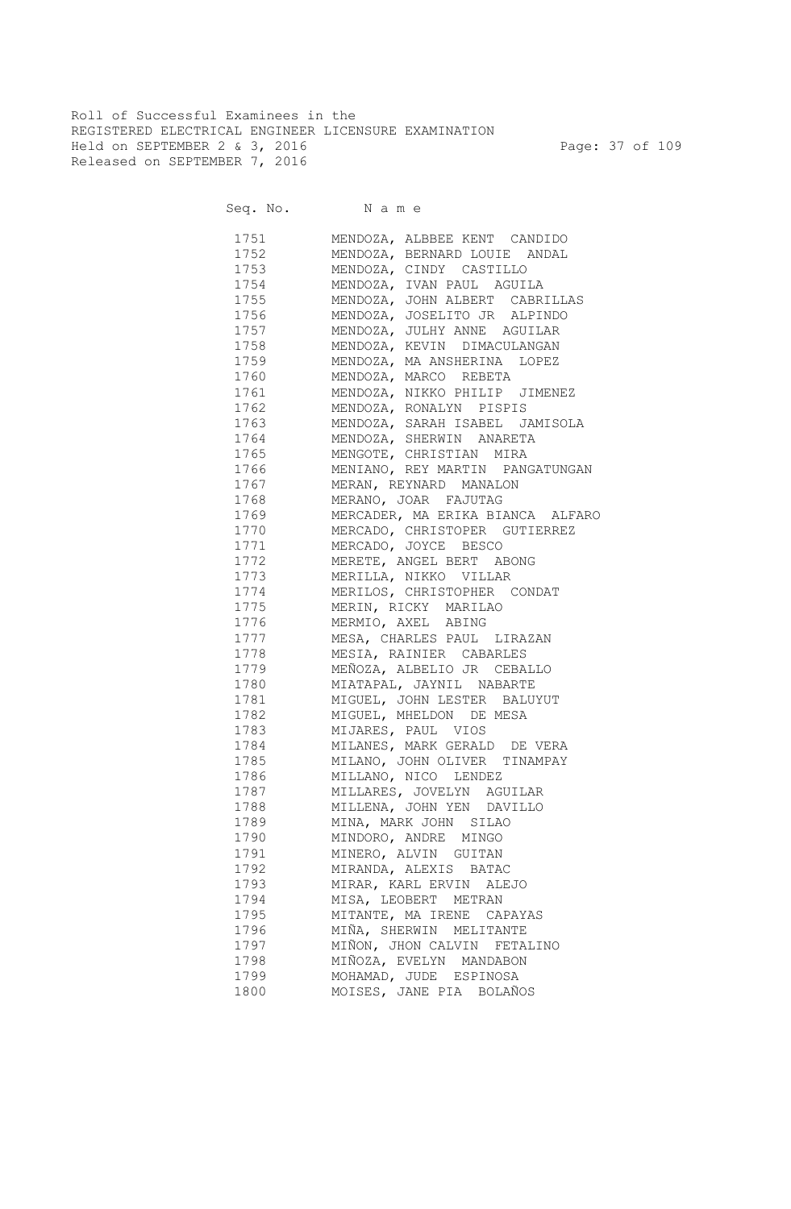Roll of Successful Examinees in the
REGISTERED ELECTRICAL ENGINEER LICENSURE EXAMINATION
Held on SEPTEMBER 2 & 3, 2016
Released on SEPTEMBER 7, 2016

| Seq. No. | N a m e |
|---|---|
| 1751 | MENDOZA, ALBBEE KENT CANDIDO |
| 1752 | MENDOZA, BERNARD LOUIE ANDAL |
| 1753 | MENDOZA, CINDY CASTILLO |
| 1754 | MENDOZA, IVAN PAUL AGUILA |
| 1755 | MENDOZA, JOHN ALBERT CABRILLAS |
| 1756 | MENDOZA, JOSELITO JR ALPINDO |
| 1757 | MENDOZA, JULHY ANNE AGUILAR |
| 1758 | MENDOZA, KEVIN DIMACULANGAN |
| 1759 | MENDOZA, MA ANSHERINA LOPEZ |
| 1760 | MENDOZA, MARCO REBETA |
| 1761 | MENDOZA, NIKKO PHILIP JIMENEZ |
| 1762 | MENDOZA, RONALYN PISPIS |
| 1763 | MENDOZA, SARAH ISABEL JAMISOLA |
| 1764 | MENDOZA, SHERWIN ANARETA |
| 1765 | MENGOTE, CHRISTIAN MIRA |
| 1766 | MENIANO, REY MARTIN PANGATUNGAN |
| 1767 | MERAN, REYNARD MANALON |
| 1768 | MERANO, JOAR FAJUTAG |
| 1769 | MERCADER, MA ERIKA BIANCA ALFARO |
| 1770 | MERCADO, CHRISTOPER GUTIERREZ |
| 1771 | MERCADO, JOYCE BESCO |
| 1772 | MERETE, ANGEL BERT ABONG |
| 1773 | MERILLA, NIKKO VILLAR |
| 1774 | MERILOS, CHRISTOPHER CONDAT |
| 1775 | MERIN, RICKY MARILAO |
| 1776 | MERMIO, AXEL ABING |
| 1777 | MESA, CHARLES PAUL LIRAZAN |
| 1778 | MESIA, RAINIER CABARLES |
| 1779 | MEÑOZA, ALBELIO JR CEBALLO |
| 1780 | MIATAPAL, JAYNIL NABARTE |
| 1781 | MIGUEL, JOHN LESTER BALUYUT |
| 1782 | MIGUEL, MHELDON DE MESA |
| 1783 | MIJARES, PAUL VIOS |
| 1784 | MILANES, MARK GERALD DE VERA |
| 1785 | MILANO, JOHN OLIVER TINAMPAY |
| 1786 | MILLANO, NICO LENDEZ |
| 1787 | MILLARES, JOVELYN AGUILAR |
| 1788 | MILLENA, JOHN YEN DAVILLO |
| 1789 | MINA, MARK JOHN SILAO |
| 1790 | MINDORO, ANDRE MINGO |
| 1791 | MINERO, ALVIN GUITAN |
| 1792 | MIRANDA, ALEXIS BATAC |
| 1793 | MIRAR, KARL ERVIN ALEJO |
| 1794 | MISA, LEOBERT METRAN |
| 1795 | MITANTE, MA IRENE CAPAYAS |
| 1796 | MIÑA, SHERWIN MELITANTE |
| 1797 | MIÑON, JHON CALVIN FETALINO |
| 1798 | MIÑOZA, EVELYN MANDABON |
| 1799 | MOHAMAD, JUDE ESPINOSA |
| 1800 | MOISES, JANE PIA BOLAÑOS |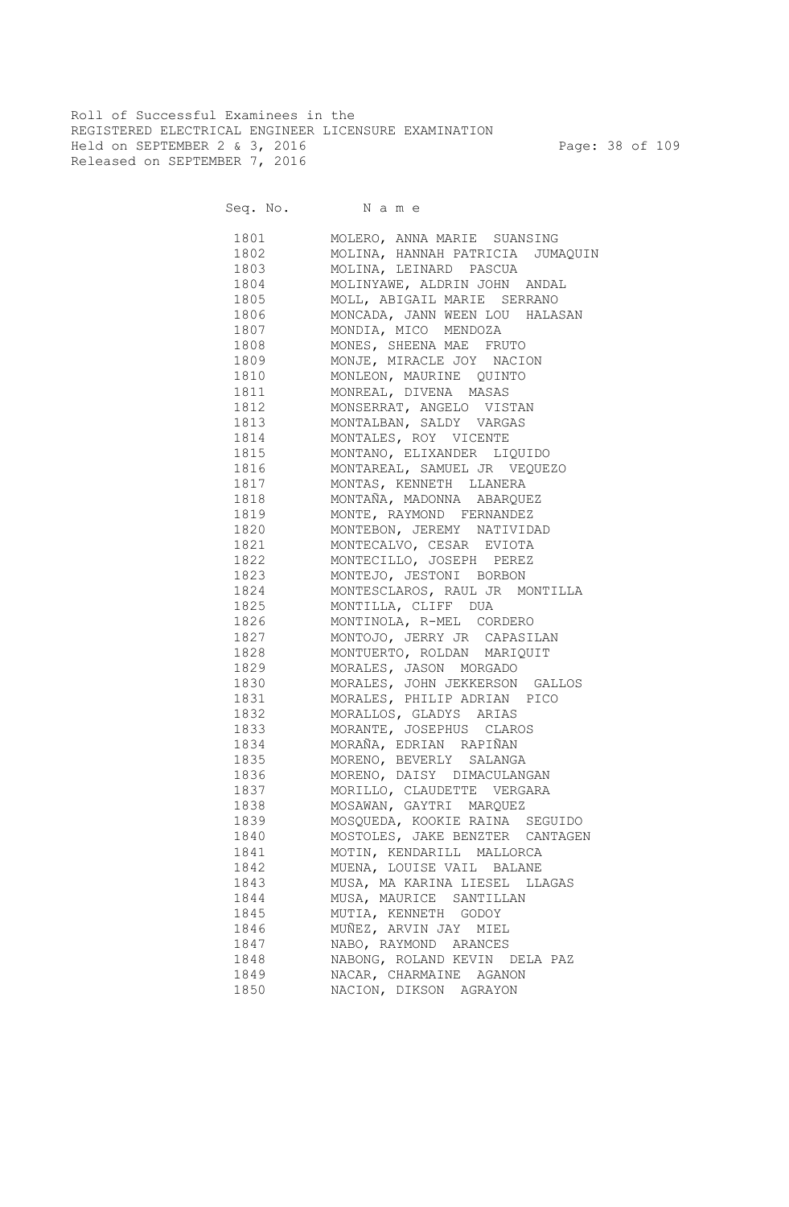Roll of Successful Examinees in the
REGISTERED ELECTRICAL ENGINEER LICENSURE EXAMINATION
Held on SEPTEMBER 2 & 3, 2016
Released on SEPTEMBER 7, 2016

| Seq. No. | N a m e |
|---|---|
| 1801 | MOLERO, ANNA MARIE SUANSING |
| 1802 | MOLINA, HANNAH PATRICIA JUMAQUIN |
| 1803 | MOLINA, LEINARD PASCUA |
| 1804 | MOLINYAWE, ALDRIN JOHN ANDAL |
| 1805 | MOLL, ABIGAIL MARIE SERRANO |
| 1806 | MONCADA, JANN WEEN LOU HALASAN |
| 1807 | MONDIA, MICO MENDOZA |
| 1808 | MONES, SHEENA MAE FRUTO |
| 1809 | MONJE, MIRACLE JOY NACION |
| 1810 | MONLEON, MAURINE QUINTO |
| 1811 | MONREAL, DIVENA MASAS |
| 1812 | MONSERRAT, ANGELO VISTAN |
| 1813 | MONTALBAN, SALDY VARGAS |
| 1814 | MONTALES, ROY VICENTE |
| 1815 | MONTANO, ELIXANDER LIQUIDO |
| 1816 | MONTAREAL, SAMUEL JR VEQUEZO |
| 1817 | MONTAS, KENNETH LLANERA |
| 1818 | MONTAÑA, MADONNA ABARQUEZ |
| 1819 | MONTE, RAYMOND FERNANDEZ |
| 1820 | MONTEBON, JEREMY NATIVIDAD |
| 1821 | MONTECALVO, CESAR EVIOTA |
| 1822 | MONTECILLO, JOSEPH PEREZ |
| 1823 | MONTEJO, JESTONI BORBON |
| 1824 | MONTESCLAROS, RAUL JR MONTILLA |
| 1825 | MONTILLA, CLIFF DUA |
| 1826 | MONTINOLA, R-MEL CORDERO |
| 1827 | MONTOJO, JERRY JR CAPASILAN |
| 1828 | MONTUERTO, ROLDAN MARIQUIT |
| 1829 | MORALES, JASON MORGADO |
| 1830 | MORALES, JOHN JEKKERSON GALLOS |
| 1831 | MORALES, PHILIP ADRIAN PICO |
| 1832 | MORALLOS, GLADYS ARIAS |
| 1833 | MORANTE, JOSEPHUS CLAROS |
| 1834 | MORAÑA, EDRIAN RAPIÑAN |
| 1835 | MORENO, BEVERLY SALANGA |
| 1836 | MORENO, DAISY DIMACULANGAN |
| 1837 | MORILLO, CLAUDETTE VERGARA |
| 1838 | MOSAWAN, GAYTRI MARQUEZ |
| 1839 | MOSQUEDA, KOOKIE RAINA SEGUIDO |
| 1840 | MOSTOLES, JAKE BENZTER CANTAGEN |
| 1841 | MOTIN, KENDARILL MALLORCA |
| 1842 | MUENA, LOUISE VAIL BALANE |
| 1843 | MUSA, MA KARINA LIESEL LLAGAS |
| 1844 | MUSA, MAURICE SANTILLAN |
| 1845 | MUTIA, KENNETH GODOY |
| 1846 | MUÑEZ, ARVIN JAY MIEL |
| 1847 | NABO, RAYMOND ARANCES |
| 1848 | NABONG, ROLAND KEVIN DELA PAZ |
| 1849 | NACAR, CHARMAINE AGANON |
| 1850 | NACION, DIKSON AGRAYON |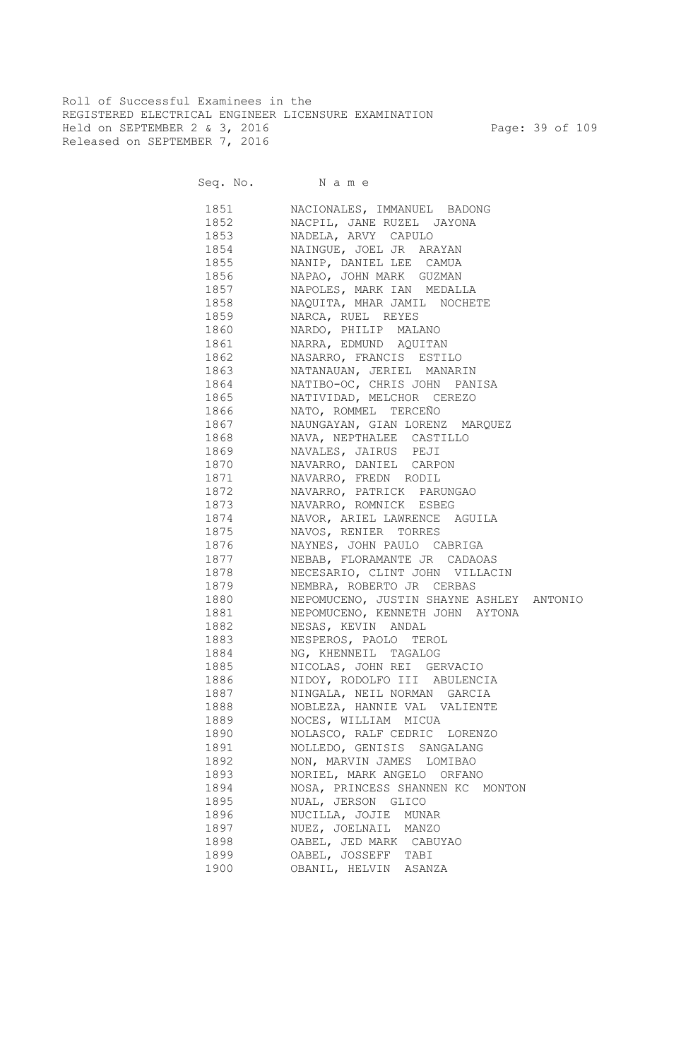Roll of Successful Examinees in the
REGISTERED ELECTRICAL ENGINEER LICENSURE EXAMINATION
Held on SEPTEMBER 2 & 3, 2016
Released on SEPTEMBER 7, 2016

| Seq. No. | N a m e |
|---|---|
| 1851 | NACIONALES, IMMANUEL BADONG |
| 1852 | NACPIL, JANE RUZEL JAYONA |
| 1853 | NADELA, ARVY CAPULO |
| 1854 | NAINGUE, JOEL JR ARAYAN |
| 1855 | NANIP, DANIEL LEE CAMUA |
| 1856 | NAPAO, JOHN MARK GUZMAN |
| 1857 | NAPOLES, MARK IAN MEDALLA |
| 1858 | NAQUITA, MHAR JAMIL NOCHETE |
| 1859 | NARCA, RUEL REYES |
| 1860 | NARDO, PHILIP MALANO |
| 1861 | NARRA, EDMUND AQUITAN |
| 1862 | NASARRO, FRANCIS ESTILO |
| 1863 | NATANAUAN, JERIEL MANARIN |
| 1864 | NATIBO-OC, CHRIS JOHN PANISA |
| 1865 | NATIVIDAD, MELCHOR CEREZO |
| 1866 | NATO, ROMMEL TERCEÑO |
| 1867 | NAUNGAYAN, GIAN LORENZ MARQUEZ |
| 1868 | NAVA, NEPTHALEE CASTILLO |
| 1869 | NAVALES, JAIRUS PEJI |
| 1870 | NAVARRO, DANIEL CARPON |
| 1871 | NAVARRO, FREDN RODIL |
| 1872 | NAVARRO, PATRICK PARUNGAO |
| 1873 | NAVARRO, ROMNICK ESBEG |
| 1874 | NAVOR, ARIEL LAWRENCE AGUILA |
| 1875 | NAVOS, RENIER TORRES |
| 1876 | NAYNES, JOHN PAULO CABRIGA |
| 1877 | NEBAB, FLORAMANTE JR CADAOAS |
| 1878 | NECESARIO, CLINT JOHN VILLACIN |
| 1879 | NEMBRA, ROBERTO JR CERBAS |
| 1880 | NEPOMUCENO, JUSTIN SHAYNE ASHLEY ANTONIO |
| 1881 | NEPOMUCENO, KENNETH JOHN AYTONA |
| 1882 | NESAS, KEVIN ANDAL |
| 1883 | NESPEROS, PAOLO TEROL |
| 1884 | NG, KHENNEIL TAGALOG |
| 1885 | NICOLAS, JOHN REI GERVACIO |
| 1886 | NIDOY, RODOLFO III ABULENCIA |
| 1887 | NINGALA, NEIL NORMAN GARCIA |
| 1888 | NOBLEZA, HANNIE VAL VALIENTE |
| 1889 | NOCES, WILLIAM MICUA |
| 1890 | NOLASCO, RALF CEDRIC LORENZO |
| 1891 | NOLLEDO, GENISIS SANGALANG |
| 1892 | NON, MARVIN JAMES LOMIBAO |
| 1893 | NORIEL, MARK ANGELO ORFANO |
| 1894 | NOSA, PRINCESS SHANNEN KC MONTON |
| 1895 | NUAL, JERSON GLICO |
| 1896 | NUCILLA, JOJIE MUNAR |
| 1897 | NUEZ, JOELNAIL MANZO |
| 1898 | OABEL, JED MARK CABUYAO |
| 1899 | OABEL, JOSSEFF TABI |
| 1900 | OBANIL, HELVIN ASANZA |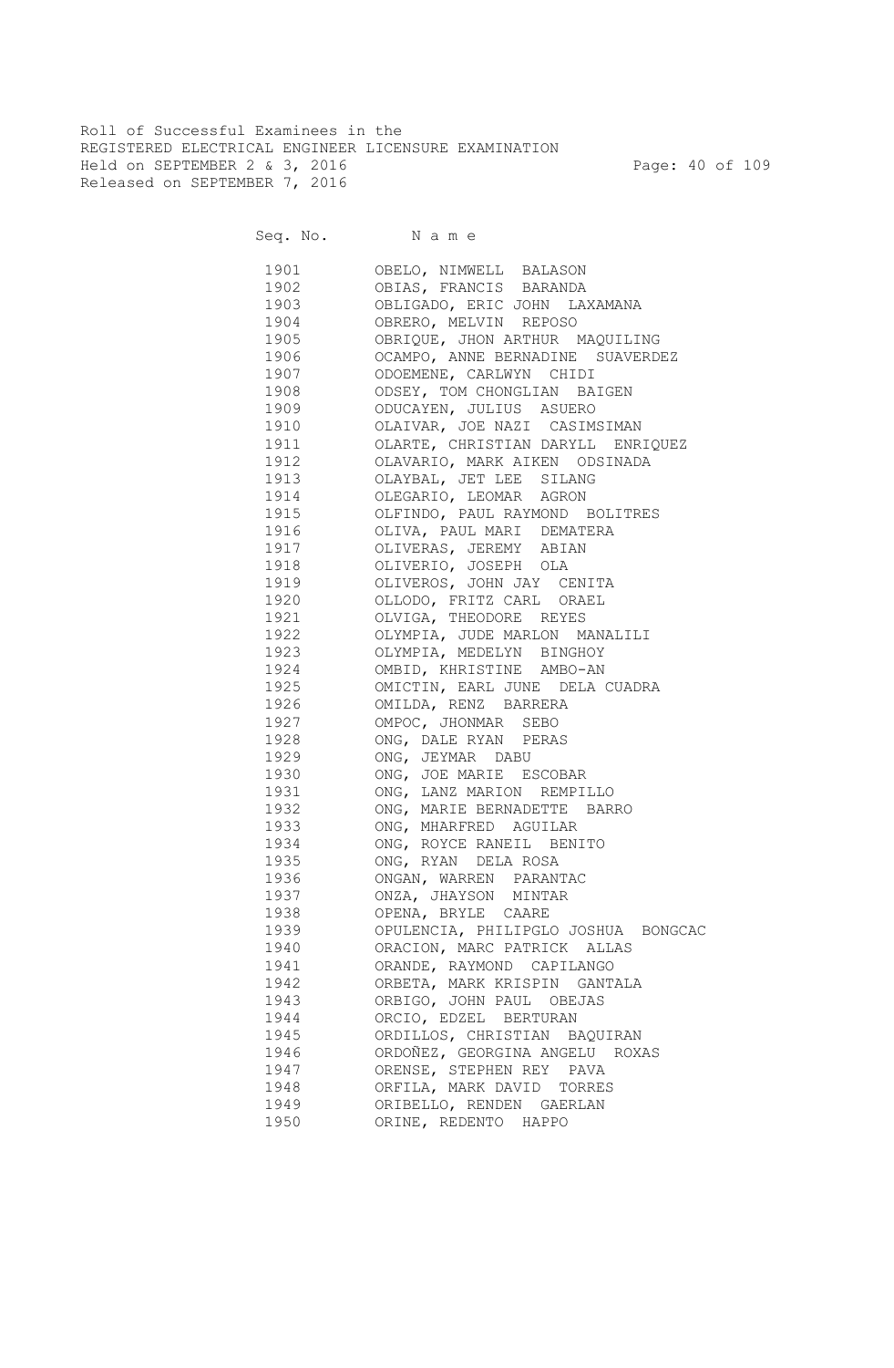Roll of Successful Examinees in the
REGISTERED ELECTRICAL ENGINEER LICENSURE EXAMINATION
Held on SEPTEMBER 2 & 3, 2016
Released on SEPTEMBER 7, 2016

| Seq. No. | N a m e |
|---|---|
| 1901 | OBELO, NIMWELL BALASON |
| 1902 | OBIAS, FRANCIS BARANDA |
| 1903 | OBLIGADO, ERIC JOHN LAXAMANA |
| 1904 | OBRERO, MELVIN REPOSO |
| 1905 | OBRIQUE, JHON ARTHUR MAQUILING |
| 1906 | OCAMPO, ANNE BERNADINE SUAVERDEZ |
| 1907 | ODOEMENE, CARLWYN CHIDI |
| 1908 | ODSEY, TOM CHONGLIAN BAIGEN |
| 1909 | ODUCAYEN, JULIUS ASUERO |
| 1910 | OLAIVAR, JOE NAZI CASIMSIMAN |
| 1911 | OLARTE, CHRISTIAN DARYLL ENRIQUEZ |
| 1912 | OLAVARIO, MARK AIKEN ODSINADA |
| 1913 | OLAYBAL, JET LEE SILANG |
| 1914 | OLEGARIO, LEOMAR AGRON |
| 1915 | OLFINDO, PAUL RAYMOND BOLITRES |
| 1916 | OLIVA, PAUL MARI DEMATERA |
| 1917 | OLIVERAS, JEREMY ABIAN |
| 1918 | OLIVERIO, JOSEPH OLA |
| 1919 | OLIVEROS, JOHN JAY CENITA |
| 1920 | OLLODO, FRITZ CARL ORAEL |
| 1921 | OLVIGA, THEODORE REYES |
| 1922 | OLYMPIA, JUDE MARLON MANALILI |
| 1923 | OLYMPIA, MEDELYN BINGHOY |
| 1924 | OMBID, KHRISTINE AMBO-AN |
| 1925 | OMICTIN, EARL JUNE DELA CUADRA |
| 1926 | OMILDA, RENZ BARRERA |
| 1927 | OMPOC, JHONMAR SEBO |
| 1928 | ONG, DALE RYAN PERAS |
| 1929 | ONG, JEYMAR DABU |
| 1930 | ONG, JOE MARIE ESCOBAR |
| 1931 | ONG, LANZ MARION REMPILLO |
| 1932 | ONG, MARIE BERNADETTE BARRO |
| 1933 | ONG, MHARFRED AGUILAR |
| 1934 | ONG, ROYCE RANEIL BENITO |
| 1935 | ONG, RYAN DELA ROSA |
| 1936 | ONGAN, WARREN PARANTAC |
| 1937 | ONZA, JHAYSON MINTAR |
| 1938 | OPENA, BRYLE CAARE |
| 1939 | OPULENCIA, PHILIPGLO JOSHUA BONGCAC |
| 1940 | ORACION, MARC PATRICK ALLAS |
| 1941 | ORANDE, RAYMOND CAPILANGO |
| 1942 | ORBETA, MARK KRISPIN GANTALA |
| 1943 | ORBIGO, JOHN PAUL OBEJAS |
| 1944 | ORCIO, EDZEL BERTURAN |
| 1945 | ORDILLOS, CHRISTIAN BAQUIRAN |
| 1946 | ORDOÑEZ, GEORGINA ANGELU ROXAS |
| 1947 | ORENSE, STEPHEN REY PAVA |
| 1948 | ORFILA, MARK DAVID TORRES |
| 1949 | ORIBELLO, RENDEN GAERLAN |
| 1950 | ORINE, REDENTO HAPPO |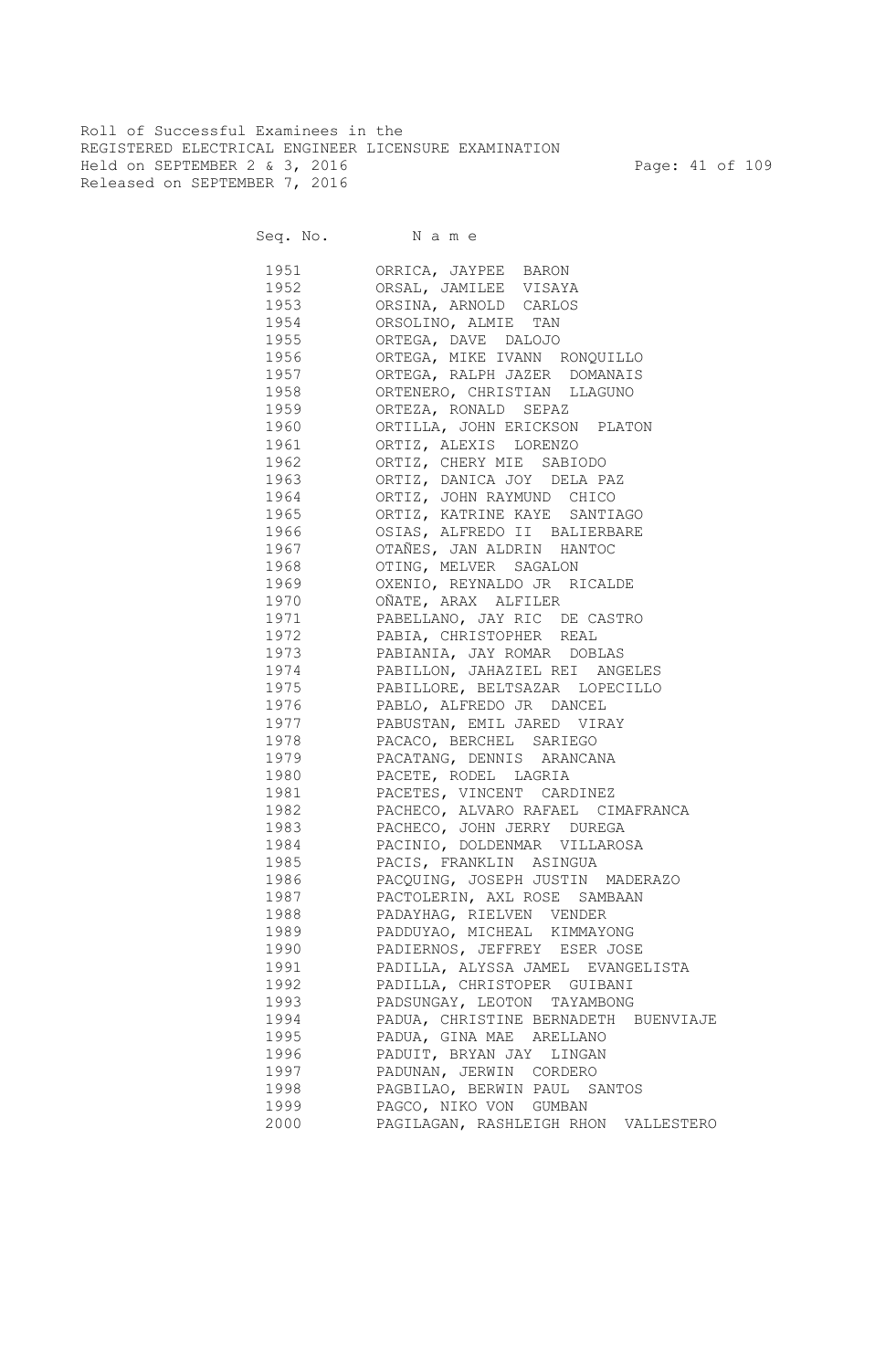Roll of Successful Examinees in the
REGISTERED ELECTRICAL ENGINEER LICENSURE EXAMINATION
Held on SEPTEMBER 2 & 3, 2016
Released on SEPTEMBER 7, 2016

| Seq. No. | Name |
|---|---|
| 1951 | ORRICA, JAYPEE BARON |
| 1952 | ORSAL, JAMILEE VISAYA |
| 1953 | ORSINA, ARNOLD CARLOS |
| 1954 | ORSOLINO, ALMIE TAN |
| 1955 | ORTEGA, DAVE DALOJO |
| 1956 | ORTEGA, MIKE IVANN RONQUILLO |
| 1957 | ORTEGA, RALPH JAZER DOMANAIS |
| 1958 | ORTENERO, CHRISTIAN LLAGUNO |
| 1959 | ORTEZA, RONALD SEPAZ |
| 1960 | ORTILLA, JOHN ERICKSON PLATON |
| 1961 | ORTIZ, ALEXIS LORENZO |
| 1962 | ORTIZ, CHERY MIE SABIODO |
| 1963 | ORTIZ, DANICA JOY DELA PAZ |
| 1964 | ORTIZ, JOHN RAYMUND CHICO |
| 1965 | ORTIZ, KATRINE KAYE SANTIAGO |
| 1966 | OSIAS, ALFREDO II BALIERBARE |
| 1967 | OTAÑES, JAN ALDRIN HANTOC |
| 1968 | OTING, MELVER SAGALON |
| 1969 | OXENIO, REYNALDO JR RICALDE |
| 1970 | OÑATE, ARAX ALFILER |
| 1971 | PABELLANO, JAY RIC DE CASTRO |
| 1972 | PABIA, CHRISTOPHER REAL |
| 1973 | PABIANIA, JAY ROMAR DOBLAS |
| 1974 | PABILLON, JAHAZIEL REI ANGELES |
| 1975 | PABILLORE, BELTSAZAR LOPECILLO |
| 1976 | PABLO, ALFREDO JR DANCEL |
| 1977 | PABUSTAN, EMIL JARED VIRAY |
| 1978 | PACACO, BERCHEL SARIEGO |
| 1979 | PACATANG, DENNIS ARANCANA |
| 1980 | PACETE, RODEL LAGRIA |
| 1981 | PACETES, VINCENT CARDINEZ |
| 1982 | PACHECO, ALVARO RAFAEL CIMAFRANCA |
| 1983 | PACHECO, JOHN JERRY DUREGA |
| 1984 | PACINIO, DOLDENMAR VILLAROSA |
| 1985 | PACIS, FRANKLIN ASINGUA |
| 1986 | PACQUING, JOSEPH JUSTIN MADERAZO |
| 1987 | PACTOLERIN, AXL ROSE SAMBAAN |
| 1988 | PADAYHAG, RIELVEN VENDER |
| 1989 | PADDUYAO, MICHEAL KIMMAYONG |
| 1990 | PADIERNOS, JEFFREY ESER JOSE |
| 1991 | PADILLA, ALYSSA JAMEL EVANGELISTA |
| 1992 | PADILLA, CHRISTOPER GUIBANI |
| 1993 | PADSUNGAY, LEOTON TAYAMBONG |
| 1994 | PADUA, CHRISTINE BERNADETH BUENVIAJE |
| 1995 | PADUA, GINA MAE ARELLANO |
| 1996 | PADUIT, BRYAN JAY LINGAN |
| 1997 | PADUNAN, JERWIN CORDERO |
| 1998 | PAGBILAO, BERWIN PAUL SANTOS |
| 1999 | PAGCO, NIKO VON GUMBAN |
| 2000 | PAGILAGAN, RASHLEIGH RHON VALLESTERO |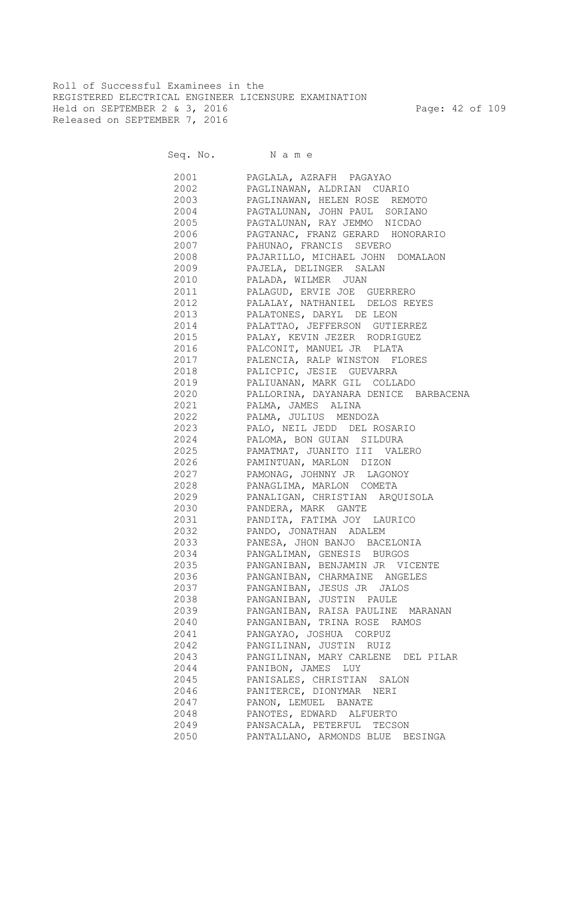Roll of Successful Examinees in the
REGISTERED ELECTRICAL ENGINEER LICENSURE EXAMINATION
Held on SEPTEMBER 2 & 3, 2016
Released on SEPTEMBER 7, 2016

| Seq. No. | N a m e |
|---|---|
| 2001 | PAGLALA, AZRAFH PAGAYAO |
| 2002 | PAGLINAWAN, ALDRIAN CUARIO |
| 2003 | PAGLINAWAN, HELEN ROSE REMOTO |
| 2004 | PAGTALUNAN, JOHN PAUL SORIANO |
| 2005 | PAGTALUNAN, RAY JEMMO NICDAO |
| 2006 | PAGTANAC, FRANZ GERARD HONORARIO |
| 2007 | PAHUNAO, FRANCIS SEVERO |
| 2008 | PAJARILLO, MICHAEL JOHN DOMALAON |
| 2009 | PAJELA, DELINGER SALAN |
| 2010 | PALADA, WILMER JUAN |
| 2011 | PALAGUD, ERVIE JOE GUERRERO |
| 2012 | PALALAY, NATHANIEL DELOS REYES |
| 2013 | PALATONES, DARYL DE LEON |
| 2014 | PALATTAO, JEFFERSON GUTIERREZ |
| 2015 | PALAY, KEVIN JEZER RODRIGUEZ |
| 2016 | PALCONIT, MANUEL JR PLATA |
| 2017 | PALENCIA, RALP WINSTON FLORES |
| 2018 | PALICPIC, JESIE GUEVARRA |
| 2019 | PALIUANAN, MARK GIL COLLADO |
| 2020 | PALLORINA, DAYANARA DENICE BARBACENA |
| 2021 | PALMA, JAMES ALINA |
| 2022 | PALMA, JULIUS MENDOZA |
| 2023 | PALO, NEIL JEDD DEL ROSARIO |
| 2024 | PALOMA, BON GUIAN SILDURA |
| 2025 | PAMATMAT, JUANITO III VALERO |
| 2026 | PAMINTUAN, MARLON DIZON |
| 2027 | PAMONAG, JOHNNY JR LAGONOY |
| 2028 | PANAGLIMA, MARLON COMETA |
| 2029 | PANALIGAN, CHRISTIAN ARQUISOLA |
| 2030 | PANDERA, MARK GANTE |
| 2031 | PANDITA, FATIMA JOY LAURICO |
| 2032 | PANDO, JONATHAN ADALEM |
| 2033 | PANESA, JHON BANJO BACELONIA |
| 2034 | PANGALIMAN, GENESIS BURGOS |
| 2035 | PANGANIBAN, BENJAMIN JR VICENTE |
| 2036 | PANGANIBAN, CHARMAINE ANGELES |
| 2037 | PANGANIBAN, JESUS JR JALOS |
| 2038 | PANGANIBAN, JUSTIN PAULE |
| 2039 | PANGANIBAN, RAISA PAULINE MARANAN |
| 2040 | PANGANIBAN, TRINA ROSE RAMOS |
| 2041 | PANGAYAO, JOSHUA CORPUZ |
| 2042 | PANGILINAN, JUSTIN RUIZ |
| 2043 | PANGILINAN, MARY CARLENE DEL PILAR |
| 2044 | PANIBON, JAMES LUY |
| 2045 | PANISALES, CHRISTIAN SALON |
| 2046 | PANITERCE, DIONYMAR NERI |
| 2047 | PANON, LEMUEL BANATE |
| 2048 | PANOTES, EDWARD ALFUERTO |
| 2049 | PANSACALA, PETERFUL TECSON |
| 2050 | PANTALLANO, ARMONDS BLUE BESINGA |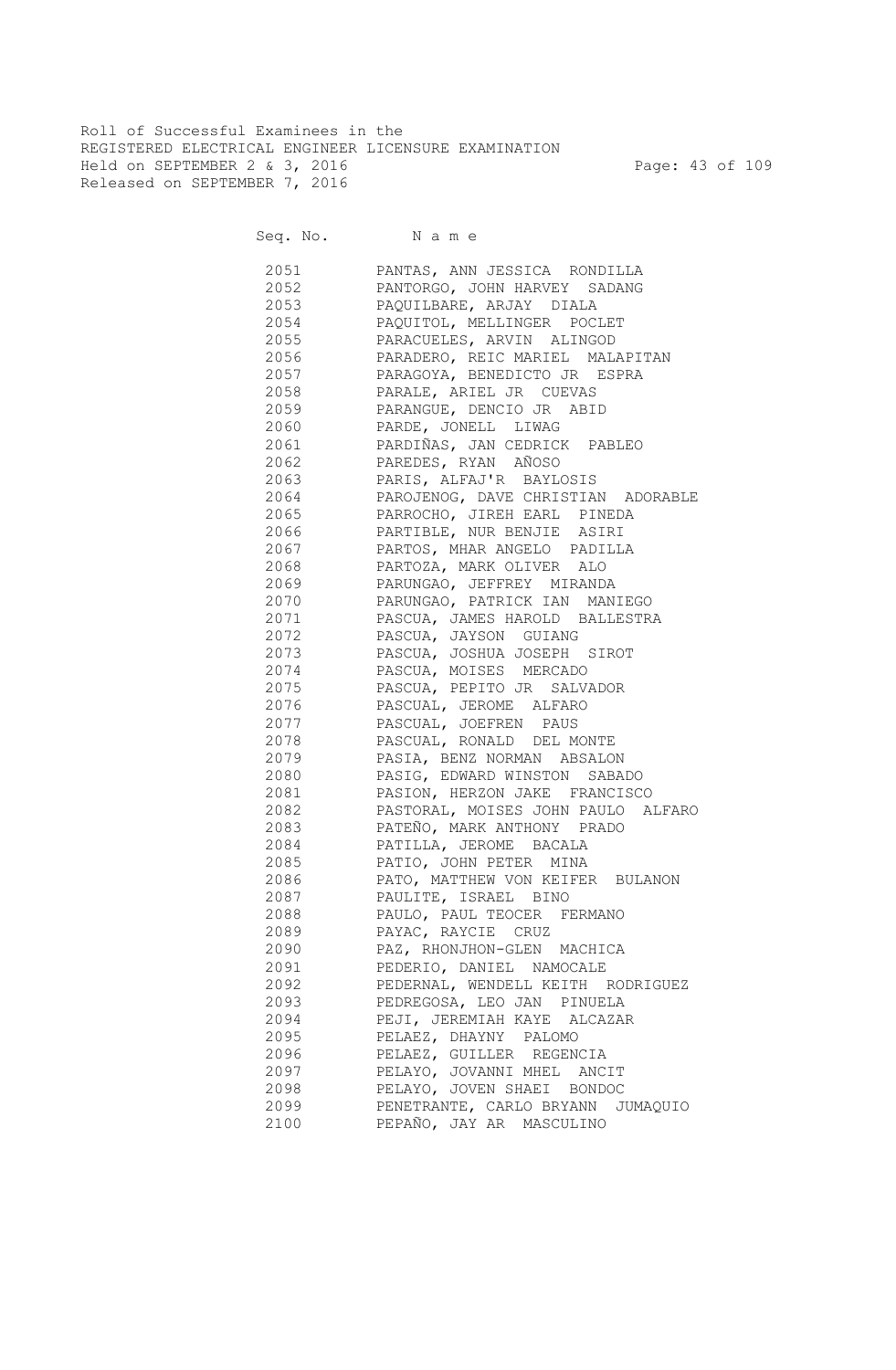Roll of Successful Examinees in the
REGISTERED ELECTRICAL ENGINEER LICENSURE EXAMINATION
Held on SEPTEMBER 2 & 3, 2016
Released on SEPTEMBER 7, 2016

| Seq. No. | N a m e |
|---|---|
| 2051 | PANTAS, ANN JESSICA RONDILLA |
| 2052 | PANTORGO, JOHN HARVEY SADANG |
| 2053 | PAQUILBARE, ARJAY DIALA |
| 2054 | PAQUITOL, MELLINGER POCLET |
| 2055 | PARACUELES, ARVIN ALINGOD |
| 2056 | PARADERO, REIC MARIEL MALAPITAN |
| 2057 | PARAGOYA, BENEDICTO JR ESPRA |
| 2058 | PARALE, ARIEL JR CUEVAS |
| 2059 | PARANGUE, DENCIO JR ABID |
| 2060 | PARDE, JONELL LIWAG |
| 2061 | PARDIÑAS, JAN CEDRICK PABLEO |
| 2062 | PAREDES, RYAN AÑOSO |
| 2063 | PARIS, ALFAJ'R BAYLOSIS |
| 2064 | PAROJENOG, DAVE CHRISTIAN ADORABLE |
| 2065 | PARROCHO, JIREH EARL PINEDA |
| 2066 | PARTIBLE, NUR BENJIE ASIRI |
| 2067 | PARTOS, MHAR ANGELO PADILLA |
| 2068 | PARTOZA, MARK OLIVER ALO |
| 2069 | PARUNGAO, JEFFREY MIRANDA |
| 2070 | PARUNGAO, PATRICK IAN MANIEGO |
| 2071 | PASCUA, JAMES HAROLD BALLESTRA |
| 2072 | PASCUA, JAYSON GUIANG |
| 2073 | PASCUA, JOSHUA JOSEPH SIROT |
| 2074 | PASCUA, MOISES MERCADO |
| 2075 | PASCUA, PEPITO JR SALVADOR |
| 2076 | PASCUAL, JEROME ALFARO |
| 2077 | PASCUAL, JOEFREN PAUS |
| 2078 | PASCUAL, RONALD DEL MONTE |
| 2079 | PASIA, BENZ NORMAN ABSALON |
| 2080 | PASIG, EDWARD WINSTON SABADO |
| 2081 | PASION, HERZON JAKE FRANCISCO |
| 2082 | PASTORAL, MOISES JOHN PAULO ALFARO |
| 2083 | PATEÑO, MARK ANTHONY PRADO |
| 2084 | PATILLA, JEROME BACALA |
| 2085 | PATIO, JOHN PETER MINA |
| 2086 | PATO, MATTHEW VON KEIFER BULANON |
| 2087 | PAULITE, ISRAEL BINO |
| 2088 | PAULO, PAUL TEOCER FERMANO |
| 2089 | PAYAC, RAYCIE CRUZ |
| 2090 | PAZ, RHONJHON-GLEN MACHICA |
| 2091 | PEDERIO, DANIEL NAMOCALE |
| 2092 | PEDERNAL, WENDELL KEITH RODRIGUEZ |
| 2093 | PEDREGOSA, LEO JAN PINUELA |
| 2094 | PEJI, JEREMIAH KAYE ALCAZAR |
| 2095 | PELAEZ, DHAYNY PALOMO |
| 2096 | PELAEZ, GUILLER REGENCIA |
| 2097 | PELAYO, JOVANNI MHEL ANCIT |
| 2098 | PELAYO, JOVEN SHAEI BONDOC |
| 2099 | PENETRANTE, CARLO BRYANN JUMAQUIO |
| 2100 | PEPAÑO, JAY AR MASCULINO |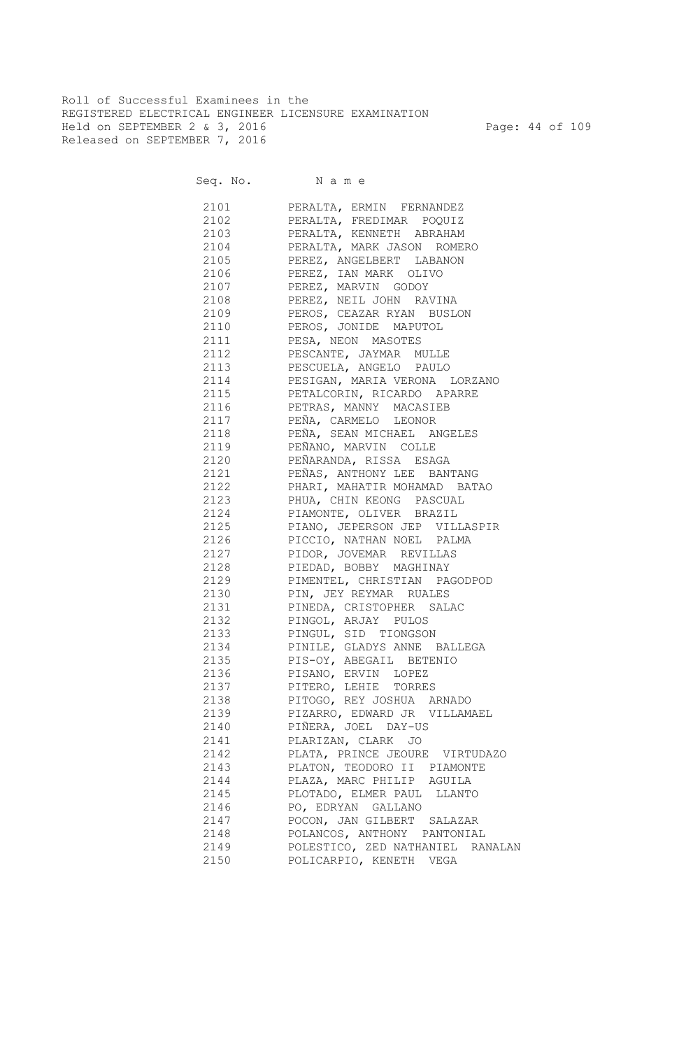Roll of Successful Examinees in the
REGISTERED ELECTRICAL ENGINEER LICENSURE EXAMINATION
Held on SEPTEMBER 2 & 3, 2016
Released on SEPTEMBER 7, 2016

| Seq. No. | N a m e |
|---|---|
| 2101 | PERALTA, ERMIN FERNANDEZ |
| 2102 | PERALTA, FREDIMAR POQUIZ |
| 2103 | PERALTA, KENNETH ABRAHAM |
| 2104 | PERALTA, MARK JASON ROMERO |
| 2105 | PEREZ, ANGELBERT LABANON |
| 2106 | PEREZ, IAN MARK OLIVO |
| 2107 | PEREZ, MARVIN GODOY |
| 2108 | PEREZ, NEIL JOHN RAVINA |
| 2109 | PEROS, CEAZAR RYAN BUSLON |
| 2110 | PEROS, JONIDE MAPUTOL |
| 2111 | PESA, NEON MASOTES |
| 2112 | PESCANTE, JAYMAR MULLE |
| 2113 | PESCUELA, ANGELO PAULO |
| 2114 | PESIGAN, MARIA VERONA LORZANO |
| 2115 | PETALCORIN, RICARDO APARRE |
| 2116 | PETRAS, MANNY MACASIEB |
| 2117 | PEÑA, CARMELO LEONOR |
| 2118 | PEÑA, SEAN MICHAEL ANGELES |
| 2119 | PEÑANO, MARVIN COLLE |
| 2120 | PEÑARANDA, RISSA ESAGA |
| 2121 | PEÑAS, ANTHONY LEE BANTANG |
| 2122 | PHARI, MAHATIR MOHAMAD BATAO |
| 2123 | PHUA, CHIN KEONG PASCUAL |
| 2124 | PIAMONTE, OLIVER BRAZIL |
| 2125 | PIANO, JEPERSON JEP VILLASPIR |
| 2126 | PICCIO, NATHAN NOEL PALMA |
| 2127 | PIDOR, JOVEMAR REVILLAS |
| 2128 | PIEDAD, BOBBY MAGHINAY |
| 2129 | PIMENTEL, CHRISTIAN PAGODPOD |
| 2130 | PIN, JEY REYMAR RUALES |
| 2131 | PINEDA, CRISTOPHER SALAC |
| 2132 | PINGOL, ARJAY PULOS |
| 2133 | PINGUL, SID TIONGSON |
| 2134 | PINILE, GLADYS ANNE BALLEGA |
| 2135 | PIS-OY, ABEGAIL BETENIO |
| 2136 | PISANO, ERVIN LOPEZ |
| 2137 | PITERO, LEHIE TORRES |
| 2138 | PITOGO, REY JOSHUA ARNADO |
| 2139 | PIZARRO, EDWARD JR VILLAMAEL |
| 2140 | PIÑERA, JOEL DAY-US |
| 2141 | PLARIZAN, CLARK JO |
| 2142 | PLATA, PRINCE JEOURE VIRTUDAZO |
| 2143 | PLATON, TEODORO II PIAMONTE |
| 2144 | PLAZA, MARC PHILIP AGUILA |
| 2145 | PLOTADO, ELMER PAUL LLANTO |
| 2146 | PO, EDRYAN GALLANO |
| 2147 | POCON, JAN GILBERT SALAZAR |
| 2148 | POLANCOS, ANTHONY PANTONIAL |
| 2149 | POLESTICO, ZED NATHANIEL RANALAN |
| 2150 | POLICARPIO, KENETH VEGA |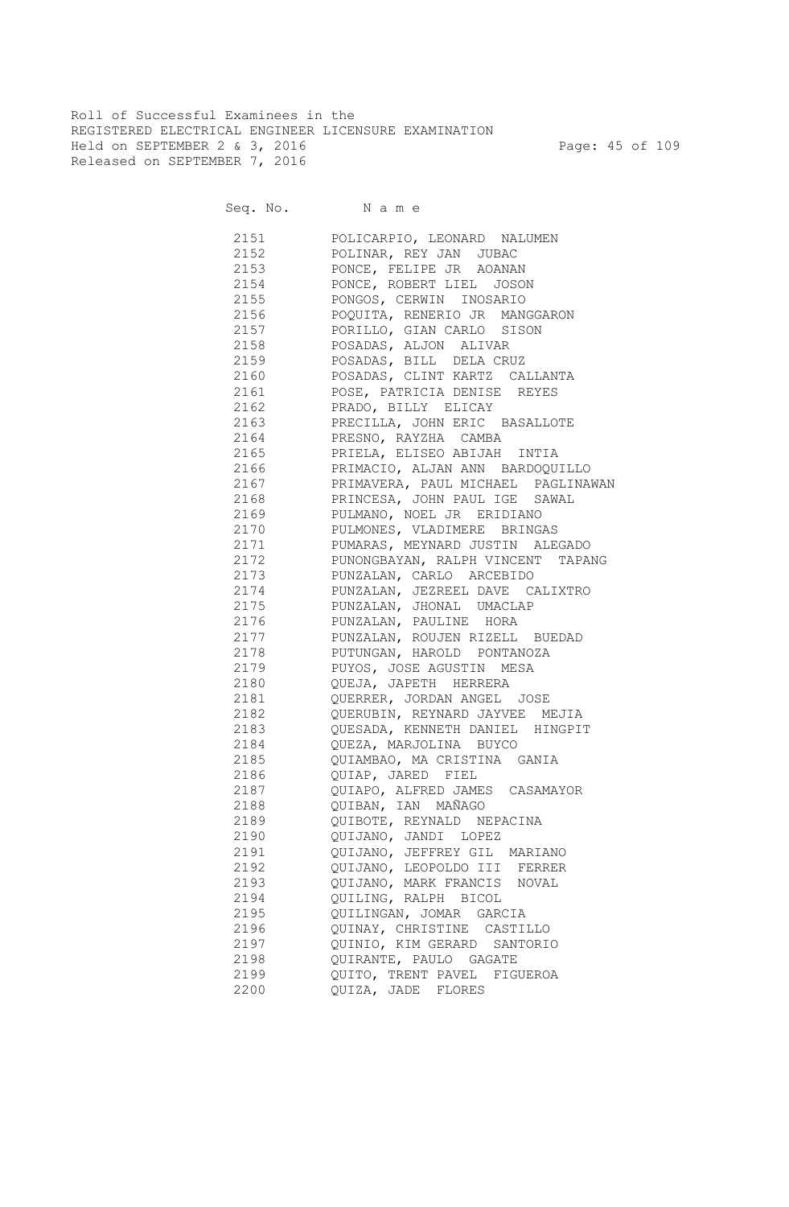Roll of Successful Examinees in the
REGISTERED ELECTRICAL ENGINEER LICENSURE EXAMINATION
Held on SEPTEMBER 2 & 3, 2016
Released on SEPTEMBER 7, 2016

| Seq. No. | N a m e |
|---|---|
| 2151 | POLICARPIO, LEONARD NALUMEN |
| 2152 | POLINAR, REY JAN JUBAC |
| 2153 | PONCE, FELIPE JR AOANAN |
| 2154 | PONCE, ROBERT LIEL JOSON |
| 2155 | PONGOS, CERWIN INOSARIO |
| 2156 | POQUITA, RENERIO JR MANGGARON |
| 2157 | PORILLO, GIAN CARLO SISON |
| 2158 | POSADAS, ALJON ALIVAR |
| 2159 | POSADAS, BILL DELA CRUZ |
| 2160 | POSADAS, CLINT KARTZ CALLANTA |
| 2161 | POSE, PATRICIA DENISE REYES |
| 2162 | PRADO, BILLY ELICAY |
| 2163 | PRECILLA, JOHN ERIC BASALLOTE |
| 2164 | PRESNO, RAYZHA CAMBA |
| 2165 | PRIELA, ELISEO ABIJAH INTIA |
| 2166 | PRIMACIO, ALJAN ANN BARDOQUILLO |
| 2167 | PRIMAVERA, PAUL MICHAEL PAGLINAWAN |
| 2168 | PRINCESA, JOHN PAUL IGE SAWAL |
| 2169 | PULMANO, NOEL JR ERIDIANO |
| 2170 | PULMONES, VLADIMERE BRINGAS |
| 2171 | PUMARAS, MEYNARD JUSTIN ALEGADO |
| 2172 | PUNONGBAYAN, RALPH VINCENT TAPANG |
| 2173 | PUNZALAN, CARLO ARCEBIDO |
| 2174 | PUNZALAN, JEZREEL DAVE CALIXTRO |
| 2175 | PUNZALAN, JHONAL UMACLAP |
| 2176 | PUNZALAN, PAULINE HORA |
| 2177 | PUNZALAN, ROUJEN RIZELL BUEDAD |
| 2178 | PUTUNGAN, HAROLD PONTANOZA |
| 2179 | PUYOS, JOSE AGUSTIN MESA |
| 2180 | QUEJA, JAPETH HERRERA |
| 2181 | QUERRER, JORDAN ANGEL JOSE |
| 2182 | QUERUBIN, REYNARD JAYVEE MEJIA |
| 2183 | QUESADA, KENNETH DANIEL HINGPIT |
| 2184 | QUEZA, MARJOLINA BUYCO |
| 2185 | QUIAMBAO, MA CRISTINA GANIA |
| 2186 | QUIAP, JARED FIEL |
| 2187 | QUIAPO, ALFRED JAMES CASAMAYOR |
| 2188 | QUIBAN, IAN MAÑAGO |
| 2189 | QUIBOTE, REYNALD NEPACINA |
| 2190 | QUIJANO, JANDI LOPEZ |
| 2191 | QUIJANO, JEFFREY GIL MARIANO |
| 2192 | QUIJANO, LEOPOLDO III FERRER |
| 2193 | QUIJANO, MARK FRANCIS NOVAL |
| 2194 | QUILING, RALPH BICOL |
| 2195 | QUILINGAN, JOMAR GARCIA |
| 2196 | QUINAY, CHRISTINE CASTILLO |
| 2197 | QUINIO, KIM GERARD SANTORIO |
| 2198 | QUIRANTE, PAULO GAGATE |
| 2199 | QUITO, TRENT PAVEL FIGUEROA |
| 2200 | QUIZA, JADE FLORES |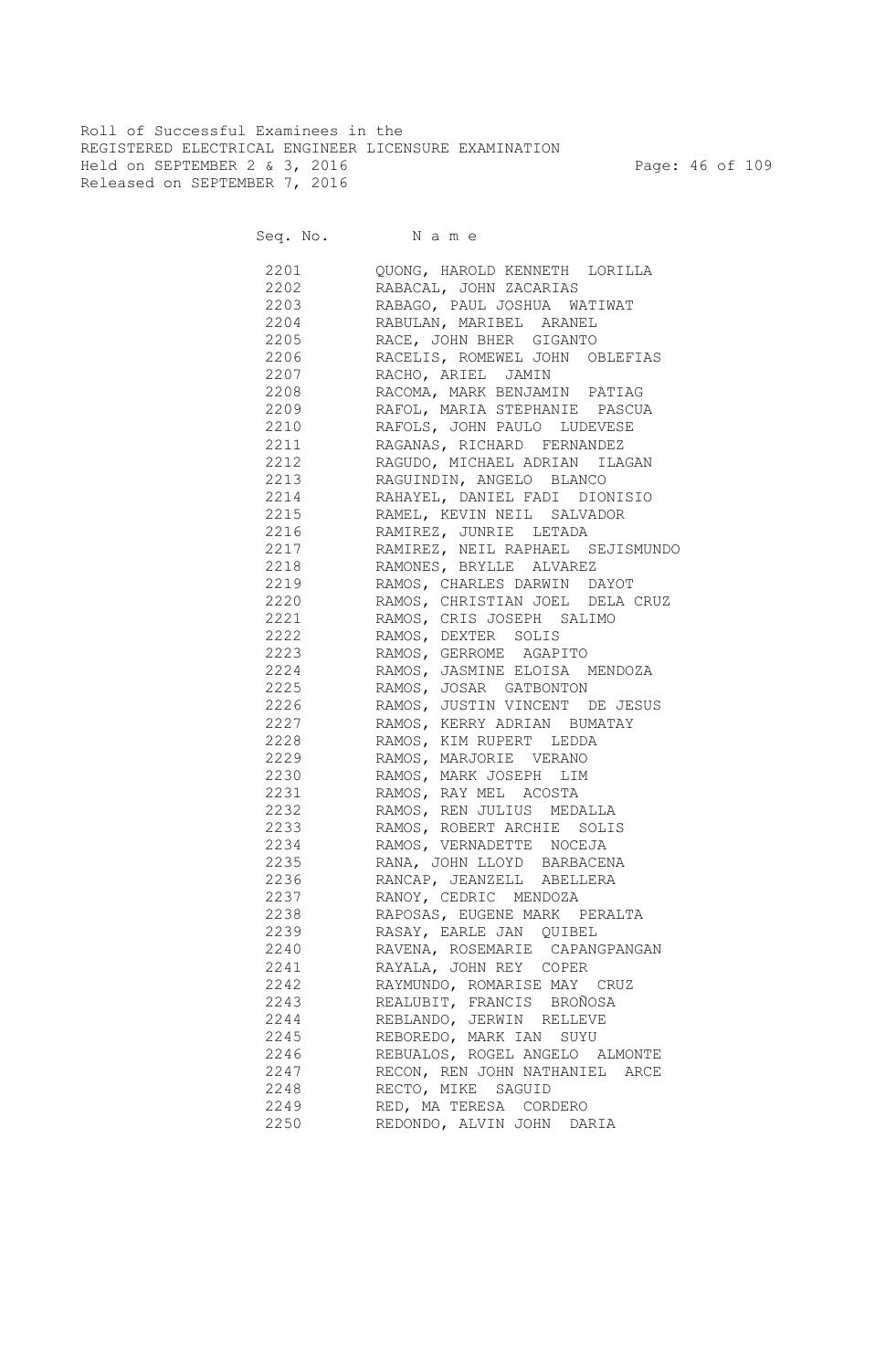Roll of Successful Examinees in the
REGISTERED ELECTRICAL ENGINEER LICENSURE EXAMINATION
Held on SEPTEMBER 2 & 3, 2016
Released on SEPTEMBER 7, 2016

| Seq. No. | Name |
|---|---|
| 2201 | QUONG, HAROLD KENNETH LORILLA |
| 2202 | RABACAL, JOHN ZACARIAS |
| 2203 | RABAGO, PAUL JOSHUA WATIWAT |
| 2204 | RABULAN, MARIBEL ARANEL |
| 2205 | RACE, JOHN BHER GIGANTO |
| 2206 | RACELIS, ROMEWEL JOHN OBLEFIAS |
| 2207 | RACHO, ARIEL JAMIN |
| 2208 | RACOMA, MARK BENJAMIN PATIAG |
| 2209 | RAFOL, MARIA STEPHANIE PASCUA |
| 2210 | RAFOLS, JOHN PAULO LUDEVESE |
| 2211 | RAGANAS, RICHARD FERNANDEZ |
| 2212 | RAGUDO, MICHAEL ADRIAN ILAGAN |
| 2213 | RAGUINDIN, ANGELO BLANCO |
| 2214 | RAHAYEL, DANIEL FADI DIONISIO |
| 2215 | RAMEL, KEVIN NEIL SALVADOR |
| 2216 | RAMIREZ, JUNRIE LETADA |
| 2217 | RAMIREZ, NEIL RAPHAEL SEJISMUNDO |
| 2218 | RAMONES, BRYLLE ALVAREZ |
| 2219 | RAMOS, CHARLES DARWIN DAYOT |
| 2220 | RAMOS, CHRISTIAN JOEL DELA CRUZ |
| 2221 | RAMOS, CRIS JOSEPH SALIMO |
| 2222 | RAMOS, DEXTER SOLIS |
| 2223 | RAMOS, GERROME AGAPITO |
| 2224 | RAMOS, JASMINE ELOISA MENDOZA |
| 2225 | RAMOS, JOSAR GATBONTON |
| 2226 | RAMOS, JUSTIN VINCENT DE JESUS |
| 2227 | RAMOS, KERRY ADRIAN BUMATAY |
| 2228 | RAMOS, KIM RUPERT LEDDA |
| 2229 | RAMOS, MARJORIE VERANO |
| 2230 | RAMOS, MARK JOSEPH LIM |
| 2231 | RAMOS, RAY MEL ACOSTA |
| 2232 | RAMOS, REN JULIUS MEDALLA |
| 2233 | RAMOS, ROBERT ARCHIE SOLIS |
| 2234 | RAMOS, VERNADETTE NOCEJA |
| 2235 | RANA, JOHN LLOYD BARBACENA |
| 2236 | RANCAP, JEANZELL ABELLERA |
| 2237 | RANOY, CEDRIC MENDOZA |
| 2238 | RAPOSAS, EUGENE MARK PERALTA |
| 2239 | RASAY, EARLE JAN QUIBEL |
| 2240 | RAVENA, ROSEMARIE CAPANGPANGAN |
| 2241 | RAYALA, JOHN REY COPER |
| 2242 | RAYMUNDO, ROMARISE MAY CRUZ |
| 2243 | REALUBIT, FRANCIS BROÑOSA |
| 2244 | REBLANDO, JERWIN RELLEVE |
| 2245 | REBOREDO, MARK IAN SUYU |
| 2246 | REBUALOS, ROGEL ANGELO ALMONTE |
| 2247 | RECON, REN JOHN NATHANIEL ARCE |
| 2248 | RECTO, MIKE SAGUID |
| 2249 | RED, MA TERESA CORDERO |
| 2250 | REDONDO, ALVIN JOHN DARIA |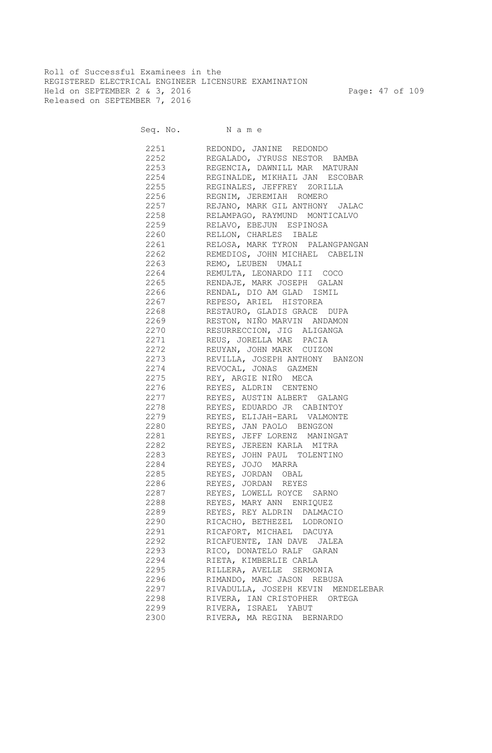Roll of Successful Examinees in the
REGISTERED ELECTRICAL ENGINEER LICENSURE EXAMINATION
Held on SEPTEMBER 2 & 3, 2016
Released on SEPTEMBER 7, 2016

| Seq. No. | Name |
|---|---|
| 2251 | REDONDO, JANINE REDONDO |
| 2252 | REGALADO, JYRUSS NESTOR BAMBA |
| 2253 | REGENCIA, DAWNILL MAR MATURAN |
| 2254 | REGINALDE, MIKHAIL JAN ESCOBAR |
| 2255 | REGINALES, JEFFREY ZORILLA |
| 2256 | REGNIM, JEREMIAH ROMERO |
| 2257 | REJANO, MARK GIL ANTHONY JALAC |
| 2258 | RELAMPAGO, RAYMUND MONTICALVO |
| 2259 | RELAVO, EBEJUN ESPINOSA |
| 2260 | RELLON, CHARLES IBALE |
| 2261 | RELOSA, MARK TYRON PALANGPANGAN |
| 2262 | REMEDIOS, JOHN MICHAEL CABELIN |
| 2263 | REMO, LEUBEN UMALI |
| 2264 | REMULTA, LEONARDO III COCO |
| 2265 | RENDAJE, MARK JOSEPH GALAN |
| 2266 | RENDAL, DIO AM GLAD ISMIL |
| 2267 | REPESO, ARIEL HISTOREA |
| 2268 | RESTAURO, GLADIS GRACE DUPA |
| 2269 | RESTON, NIÑO MARVIN ANDAMON |
| 2270 | RESURRECCION, JIG ALIGANGA |
| 2271 | REUS, JORELLA MAE PACIA |
| 2272 | REUYAN, JOHN MARK CUIZON |
| 2273 | REVILLA, JOSEPH ANTHONY BANZON |
| 2274 | REVOCAL, JONAS GAZMEN |
| 2275 | REY, ARGIE NIÑO MECA |
| 2276 | REYES, ALDRIN CENTENO |
| 2277 | REYES, AUSTIN ALBERT GALANG |
| 2278 | REYES, EDUARDO JR CABINTOY |
| 2279 | REYES, ELIJAH-EARL VALMONTE |
| 2280 | REYES, JAN PAOLO BENGZON |
| 2281 | REYES, JEFF LORENZ MANINGAT |
| 2282 | REYES, JEREEN KARLA MITRA |
| 2283 | REYES, JOHN PAUL TOLENTINO |
| 2284 | REYES, JOJO MARRA |
| 2285 | REYES, JORDAN OBAL |
| 2286 | REYES, JORDAN REYES |
| 2287 | REYES, LOWELL ROYCE SARNO |
| 2288 | REYES, MARY ANN ENRIQUEZ |
| 2289 | REYES, REY ALDRIN DALMACIO |
| 2290 | RICACHO, BETHEZEL LODRONIO |
| 2291 | RICAFORT, MICHAEL DACUYA |
| 2292 | RICAFUENTE, IAN DAVE JALEA |
| 2293 | RICO, DONATELO RALF GARAN |
| 2294 | RIETA, KIMBERLIE CARLA |
| 2295 | RILLERA, AVELLE SERMONIA |
| 2296 | RIMANDO, MARC JASON REBUSA |
| 2297 | RIVADULLA, JOSEPH KEVIN MENDELEBAR |
| 2298 | RIVERA, IAN CRISTOPHER ORTEGA |
| 2299 | RIVERA, ISRAEL YABUT |
| 2300 | RIVERA, MA REGINA BERNARDO |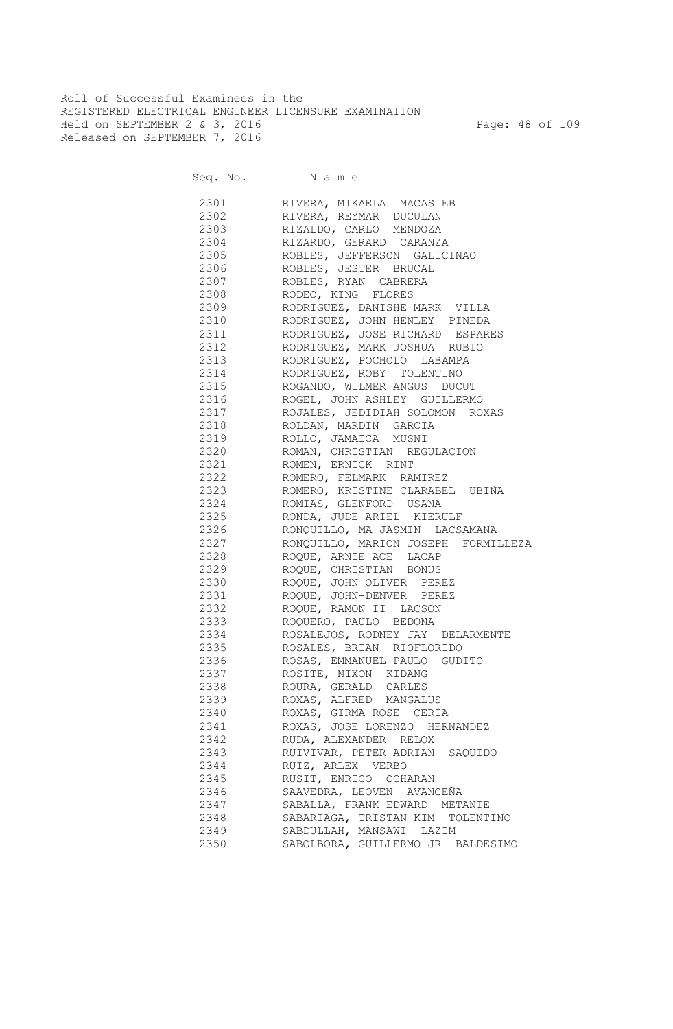Roll of Successful Examinees in the
REGISTERED ELECTRICAL ENGINEER LICENSURE EXAMINATION
Held on SEPTEMBER 2 & 3, 2016
Released on SEPTEMBER 7, 2016

| Seq. No. | Name |
|---|---|
| 2301 | RIVERA, MIKAELA MACASIEB |
| 2302 | RIVERA, REYMAR DUCULAN |
| 2303 | RIZALDO, CARLO MENDOZA |
| 2304 | RIZARDO, GERARD CARANZA |
| 2305 | ROBLES, JEFFERSON GALICINAO |
| 2306 | ROBLES, JESTER BRUCAL |
| 2307 | ROBLES, RYAN CABRERA |
| 2308 | RODEO, KING FLORES |
| 2309 | RODRIGUEZ, DANISHE MARK VILLA |
| 2310 | RODRIGUEZ, JOHN HENLEY PINEDA |
| 2311 | RODRIGUEZ, JOSE RICHARD ESPARES |
| 2312 | RODRIGUEZ, MARK JOSHUA RUBIO |
| 2313 | RODRIGUEZ, POCHOLO LABAMPA |
| 2314 | RODRIGUEZ, ROBY TOLENTINO |
| 2315 | ROGANDO, WILMER ANGUS DUCUT |
| 2316 | ROGEL, JOHN ASHLEY GUILLERMO |
| 2317 | ROJALES, JEDIDIAH SOLOMON ROXAS |
| 2318 | ROLDAN, MARDIN GARCIA |
| 2319 | ROLLO, JAMAICA MUSNI |
| 2320 | ROMAN, CHRISTIAN REGULACION |
| 2321 | ROMEN, ERNICK RINT |
| 2322 | ROMERO, FELMARK RAMIREZ |
| 2323 | ROMERO, KRISTINE CLARABEL UBIÑA |
| 2324 | ROMIAS, GLENFORD USANA |
| 2325 | RONDA, JUDE ARIEL KIERULF |
| 2326 | RONQUILLO, MA JASMIN LACSAMANA |
| 2327 | RONQUILLO, MARION JOSEPH FORMILLEZA |
| 2328 | ROQUE, ARNIE ACE LACAP |
| 2329 | ROQUE, CHRISTIAN BONUS |
| 2330 | ROQUE, JOHN OLIVER PEREZ |
| 2331 | ROQUE, JOHN-DENVER PEREZ |
| 2332 | ROQUE, RAMON II LACSON |
| 2333 | ROQUERO, PAULO BEDONA |
| 2334 | ROSALEJOS, RODNEY JAY DELARMENTE |
| 2335 | ROSALES, BRIAN RIOFLORIDO |
| 2336 | ROSAS, EMMANUEL PAULO GUDITO |
| 2337 | ROSITE, NIXON KIDANG |
| 2338 | ROURA, GERALD CARLES |
| 2339 | ROXAS, ALFRED MANGALUS |
| 2340 | ROXAS, GIRMA ROSE CERIA |
| 2341 | ROXAS, JOSE LORENZO HERNANDEZ |
| 2342 | RUDA, ALEXANDER RELOX |
| 2343 | RUIVIVAR, PETER ADRIAN SAQUIDO |
| 2344 | RUIZ, ARLEX VERBO |
| 2345 | RUSIT, ENRICO OCHARAN |
| 2346 | SAAVEDRA, LEOVEN AVANCEÑA |
| 2347 | SABALLA, FRANK EDWARD METANTE |
| 2348 | SABARIAGA, TRISTAN KIM TOLENTINO |
| 2349 | SABDULLAH, MANSAWI LAZIM |
| 2350 | SABOLBORA, GUILLERMO JR BALDESIMO |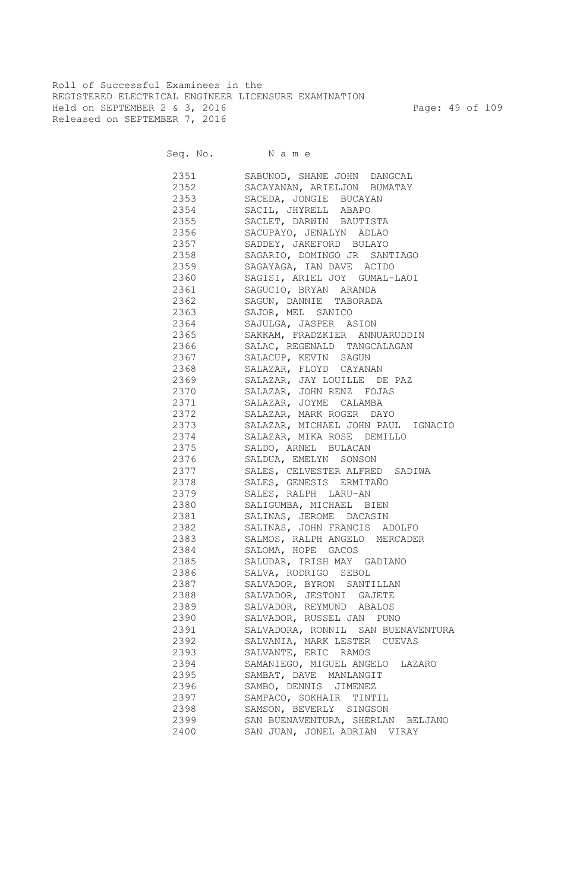Roll of Successful Examinees in the
REGISTERED ELECTRICAL ENGINEER LICENSURE EXAMINATION
Held on SEPTEMBER 2 & 3, 2016
Released on SEPTEMBER 7, 2016

| Seq. No. | Name |
|---|---|
| 2351 | SABUNOD, SHANE JOHN DANGCAL |
| 2352 | SACAYANAN, ARIELJON BUMATAY |
| 2353 | SACEDA, JONGIE BUCAYAN |
| 2354 | SACIL, JHYRELL ABAPO |
| 2355 | SACLET, DARWIN BAUTISTA |
| 2356 | SACUPAYO, JENALYN ADLAO |
| 2357 | SADDEY, JAKEFORD BULAYO |
| 2358 | SAGARIO, DOMINGO JR SANTIAGO |
| 2359 | SAGAYAGA, IAN DAVE ACIDO |
| 2360 | SAGISI, ARIEL JOY GUMAL-LAOI |
| 2361 | SAGUCIO, BRYAN ARANDA |
| 2362 | SAGUN, DANNIE TABORADA |
| 2363 | SAJOR, MEL SANICO |
| 2364 | SAJULGA, JASPER ASION |
| 2365 | SAKKAM, FRADZKIER ANNUARUDDIN |
| 2366 | SALAC, REGENALD TANGCALAGAN |
| 2367 | SALACUP, KEVIN SAGUN |
| 2368 | SALAZAR, FLOYD CAYANAN |
| 2369 | SALAZAR, JAY LOUILLE DE PAZ |
| 2370 | SALAZAR, JOHN RENZ FOJAS |
| 2371 | SALAZAR, JOYME CALAMBA |
| 2372 | SALAZAR, MARK ROGER DAYO |
| 2373 | SALAZAR, MICHAEL JOHN PAUL IGNACIO |
| 2374 | SALAZAR, MIKA ROSE DEMILLO |
| 2375 | SALDO, ARNEL BULACAN |
| 2376 | SALDUA, EMELYN SONSON |
| 2377 | SALES, CELVESTER ALFRED SADIWA |
| 2378 | SALES, GENESIS ERMITAÑO |
| 2379 | SALES, RALPH LARU-AN |
| 2380 | SALIGUMBA, MICHAEL BIEN |
| 2381 | SALINAS, JEROME DACASIN |
| 2382 | SALINAS, JOHN FRANCIS ADOLFO |
| 2383 | SALMOS, RALPH ANGELO MERCADER |
| 2384 | SALOMA, HOPE GACOS |
| 2385 | SALUDAR, IRISH MAY GADIANO |
| 2386 | SALVA, RODRIGO SEBOL |
| 2387 | SALVADOR, BYRON SANTILLAN |
| 2388 | SALVADOR, JESTONI GAJETE |
| 2389 | SALVADOR, REYMUND ABALOS |
| 2390 | SALVADOR, RUSSEL JAN PUNO |
| 2391 | SALVADORA, RONNIL SAN BUENAVENTURA |
| 2392 | SALVANIA, MARK LESTER CUEVAS |
| 2393 | SALVANTE, ERIC RAMOS |
| 2394 | SAMANIEGO, MIGUEL ANGELO LAZARO |
| 2395 | SAMBAT, DAVE MANLANGIT |
| 2396 | SAMBO, DENNIS JIMENEZ |
| 2397 | SAMPACO, SOKHAIR TINTIL |
| 2398 | SAMSON, BEVERLY SINGSON |
| 2399 | SAN BUENAVENTURA, SHERLAN BELJANO |
| 2400 | SAN JUAN, JONEL ADRIAN VIRAY |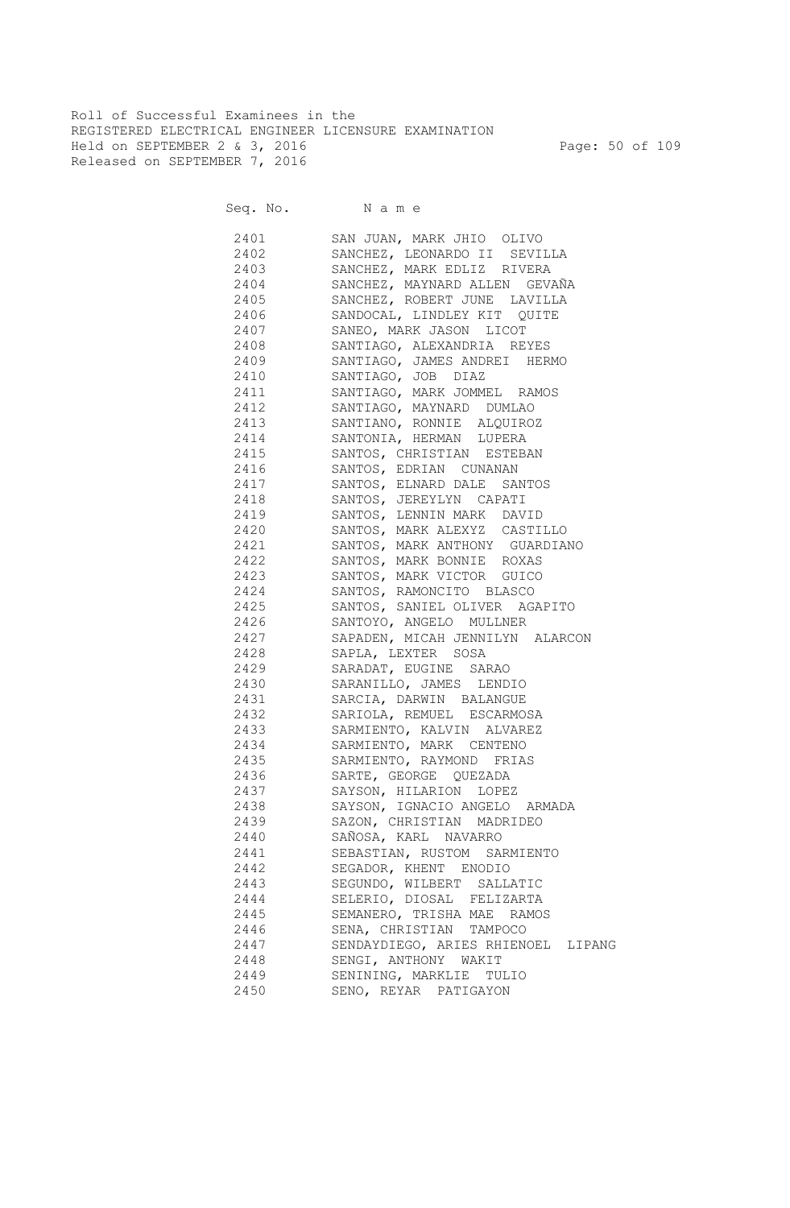Roll of Successful Examinees in the
REGISTERED ELECTRICAL ENGINEER LICENSURE EXAMINATION
Held on SEPTEMBER 2 & 3, 2016
Released on SEPTEMBER 7, 2016

| Seq. No. | N a m e |
|---|---|
| 2401 | SAN JUAN, MARK JHIO OLIVO |
| 2402 | SANCHEZ, LEONARDO II SEVILLA |
| 2403 | SANCHEZ, MARK EDLIZ RIVERA |
| 2404 | SANCHEZ, MAYNARD ALLEN GEVAÑA |
| 2405 | SANCHEZ, ROBERT JUNE LAVILLA |
| 2406 | SANDOCAL, LINDLEY KIT QUITE |
| 2407 | SANEO, MARK JASON LICOT |
| 2408 | SANTIAGO, ALEXANDRIA REYES |
| 2409 | SANTIAGO, JAMES ANDREI HERMO |
| 2410 | SANTIAGO, JOB DIAZ |
| 2411 | SANTIAGO, MARK JOMMEL RAMOS |
| 2412 | SANTIAGO, MAYNARD DUMLAO |
| 2413 | SANTIANO, RONNIE ALQUIROZ |
| 2414 | SANTONIA, HERMAN LUPERA |
| 2415 | SANTOS, CHRISTIAN ESTEBAN |
| 2416 | SANTOS, EDRIAN CUNANAN |
| 2417 | SANTOS, ELNARD DALE SANTOS |
| 2418 | SANTOS, JEREYLYN CAPATI |
| 2419 | SANTOS, LENNIN MARK DAVID |
| 2420 | SANTOS, MARK ALEXYZ CASTILLO |
| 2421 | SANTOS, MARK ANTHONY GUARDIANO |
| 2422 | SANTOS, MARK BONNIE ROXAS |
| 2423 | SANTOS, MARK VICTOR GUICO |
| 2424 | SANTOS, RAMONCITO BLASCO |
| 2425 | SANTOS, SANIEL OLIVER AGAPITO |
| 2426 | SANTOYO, ANGELO MULLNER |
| 2427 | SAPADEN, MICAH JENNILYN ALARCON |
| 2428 | SAPLA, LEXTER SOSA |
| 2429 | SARADAT, EUGINE SARAO |
| 2430 | SARANILLO, JAMES LENDIO |
| 2431 | SARCIA, DARWIN BALANGUE |
| 2432 | SARIOLA, REMUEL ESCARMOSA |
| 2433 | SARMIENTO, KALVIN ALVAREZ |
| 2434 | SARMIENTO, MARK CENTENO |
| 2435 | SARMIENTO, RAYMOND FRIAS |
| 2436 | SARTE, GEORGE QUEZADA |
| 2437 | SAYSON, HILARION LOPEZ |
| 2438 | SAYSON, IGNACIO ANGELO ARMADA |
| 2439 | SAZON, CHRISTIAN MADRIDEO |
| 2440 | SAÑOSA, KARL NAVARRO |
| 2441 | SEBASTIAN, RUSTOM SARMIENTO |
| 2442 | SEGADOR, KHENT ENODIO |
| 2443 | SEGUNDO, WILBERT SALLATIC |
| 2444 | SELERIO, DIOSAL FELIZARTA |
| 2445 | SEMANERO, TRISHA MAE RAMOS |
| 2446 | SENA, CHRISTIAN TAMPOCO |
| 2447 | SENDAYDIEGO, ARIES RHIENOEL LIPANG |
| 2448 | SENGI, ANTHONY WAKIT |
| 2449 | SENINING, MARKLIE TULIO |
| 2450 | SENO, REYAR PATIGAYON |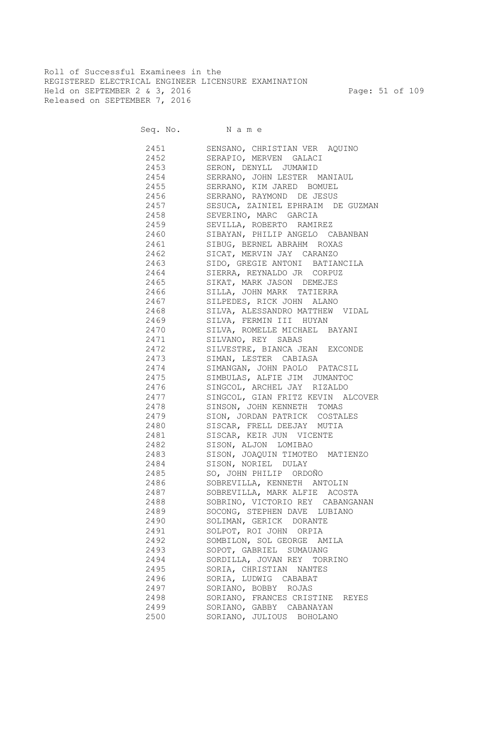Roll of Successful Examinees in the
REGISTERED ELECTRICAL ENGINEER LICENSURE EXAMINATION
Held on SEPTEMBER 2 & 3, 2016
Released on SEPTEMBER 7, 2016

| Seq. No. | N a m e |
|---|---|
| 2451 | SENSANO, CHRISTIAN VER AQUINO |
| 2452 | SERAPIO, MERVEN GALACI |
| 2453 | SERON, DENYLL JUMAWID |
| 2454 | SERRANO, JOHN LESTER MANIAUL |
| 2455 | SERRANO, KIM JARED BOMUEL |
| 2456 | SERRANO, RAYMOND DE JESUS |
| 2457 | SESUCA, ZAINIEL EPHRAIM DE GUZMAN |
| 2458 | SEVERINO, MARC GARCIA |
| 2459 | SEVILLA, ROBERTO RAMIREZ |
| 2460 | SIBAYAN, PHILIP ANGELO CABANBAN |
| 2461 | SIBUG, BERNEL ABRAHM ROXAS |
| 2462 | SICAT, MERVIN JAY CARANZO |
| 2463 | SIDO, GREGIE ANTONI BATIANCILA |
| 2464 | SIERRA, REYNALDO JR CORPUZ |
| 2465 | SIKAT, MARK JASON DEMEJES |
| 2466 | SILLA, JOHN MARK TATIERRA |
| 2467 | SILPEDES, RICK JOHN ALANO |
| 2468 | SILVA, ALESSANDRO MATTHEW VIDAL |
| 2469 | SILVA, FERMIN III HUYAN |
| 2470 | SILVA, ROMELLE MICHAEL BAYANI |
| 2471 | SILVANO, REY SABAS |
| 2472 | SILVESTRE, BIANCA JEAN EXCONDE |
| 2473 | SIMAN, LESTER CABIASA |
| 2474 | SIMANGAN, JOHN PAOLO PATACSIL |
| 2475 | SIMBULAS, ALFIE JIM JUMANTOC |
| 2476 | SINGCOL, ARCHEL JAY RIZALDO |
| 2477 | SINGCOL, GIAN FRITZ KEVIN ALCOVER |
| 2478 | SINSON, JOHN KENNETH TOMAS |
| 2479 | SION, JORDAN PATRICK COSTALES |
| 2480 | SISCAR, FRELL DEEJAY MUTIA |
| 2481 | SISCAR, KEIR JUN VICENTE |
| 2482 | SISON, ALJON LOMIBAO |
| 2483 | SISON, JOAQUIN TIMOTEO MATIENZO |
| 2484 | SISON, NORIEL DULAY |
| 2485 | SO, JOHN PHILIP ORDOÑO |
| 2486 | SOBREVILLA, KENNETH ANTOLIN |
| 2487 | SOBREVILLA, MARK ALFIE ACOSTA |
| 2488 | SOBRINO, VICTORIO REY CABANGANAN |
| 2489 | SOCONG, STEPHEN DAVE LUBIANO |
| 2490 | SOLIMAN, GERICK DORANTE |
| 2491 | SOLPOT, ROI JOHN ORPIA |
| 2492 | SOMBILON, SOL GEORGE AMILA |
| 2493 | SOPOT, GABRIEL SUMAUANG |
| 2494 | SORDILLA, JOVAN REY TORRINO |
| 2495 | SORIA, CHRISTIAN NANTES |
| 2496 | SORIA, LUDWIG CABABAT |
| 2497 | SORIANO, BOBBY ROJAS |
| 2498 | SORIANO, FRANCES CRISTINE REYES |
| 2499 | SORIANO, GABBY CABANAYAN |
| 2500 | SORIANO, JULIOUS BOHOLANO |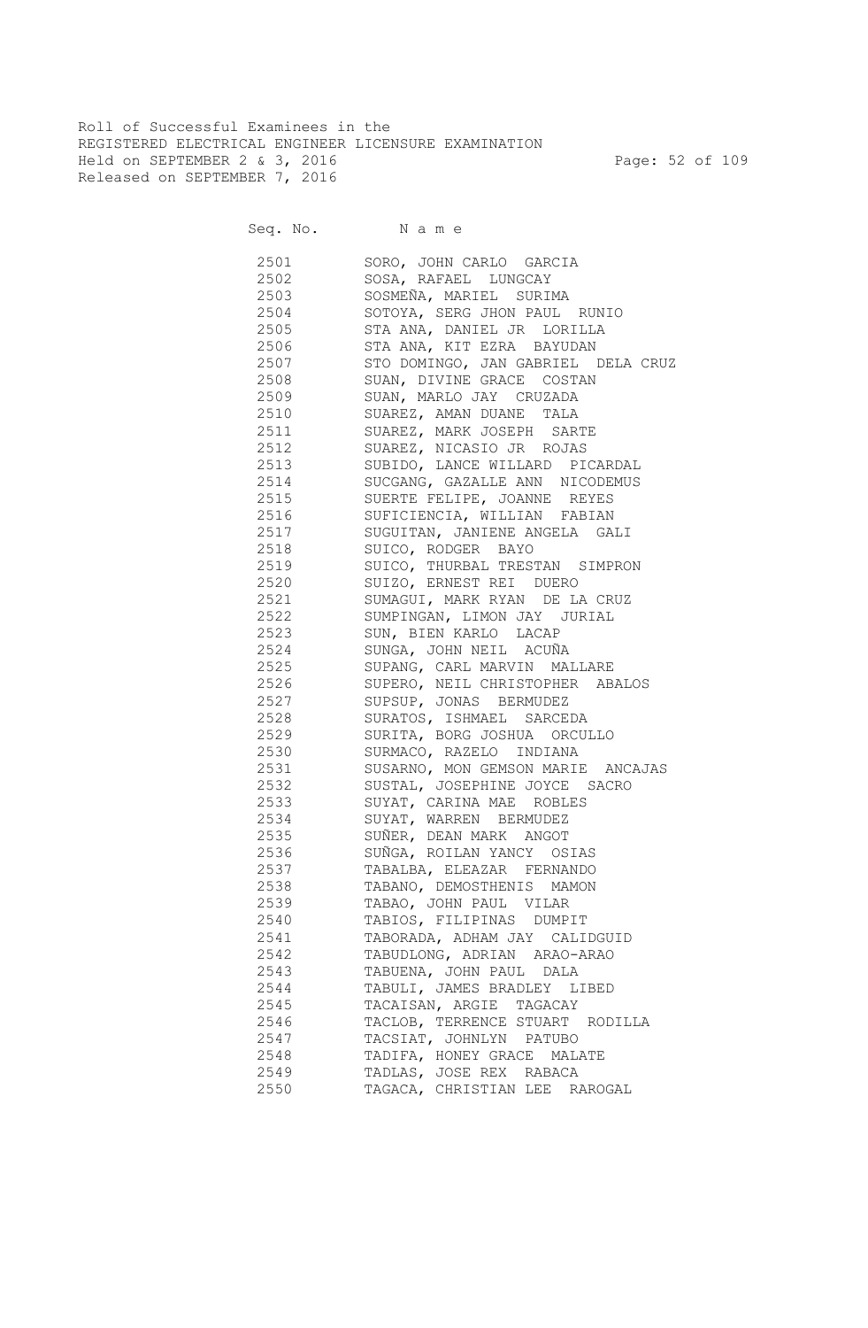Roll of Successful Examinees in the
REGISTERED ELECTRICAL ENGINEER LICENSURE EXAMINATION
Held on SEPTEMBER 2 & 3, 2016
Released on SEPTEMBER 7, 2016

| Seq. No. | Name |
|---|---|
| 2501 | SORO, JOHN CARLO GARCIA |
| 2502 | SOSA, RAFAEL LUNGCAY |
| 2503 | SOSMEÑA, MARIEL SURIMA |
| 2504 | SOTOYA, SERG JHON PAUL RUNIO |
| 2505 | STA ANA, DANIEL JR LORILLA |
| 2506 | STA ANA, KIT EZRA BAYUDAN |
| 2507 | STO DOMINGO, JAN GABRIEL DELA CRUZ |
| 2508 | SUAN, DIVINE GRACE COSTAN |
| 2509 | SUAN, MARLO JAY CRUZADA |
| 2510 | SUAREZ, AMAN DUANE TALA |
| 2511 | SUAREZ, MARK JOSEPH SARTE |
| 2512 | SUAREZ, NICASIO JR ROJAS |
| 2513 | SUBIDO, LANCE WILLARD PICARDAL |
| 2514 | SUCGANG, GAZALLE ANN NICODEMUS |
| 2515 | SUERTE FELIPE, JOANNE REYES |
| 2516 | SUFICIENCIA, WILLIAN FABIAN |
| 2517 | SUGUITAN, JANIENE ANGELA GALI |
| 2518 | SUICO, RODGER BAYO |
| 2519 | SUICO, THURBAL TRESTAN SIMPRON |
| 2520 | SUIZO, ERNEST REI DUERO |
| 2521 | SUMAGUI, MARK RYAN DE LA CRUZ |
| 2522 | SUMPINGAN, LIMON JAY JURIAL |
| 2523 | SUN, BIEN KARLO LACAP |
| 2524 | SUNGA, JOHN NEIL ACUÑA |
| 2525 | SUPANG, CARL MARVIN MALLARE |
| 2526 | SUPERO, NEIL CHRISTOPHER ABALOS |
| 2527 | SUPSUP, JONAS BERMUDEZ |
| 2528 | SURATOS, ISHMAEL SARCEDA |
| 2529 | SURITA, BORG JOSHUA ORCULLO |
| 2530 | SURMACO, RAZELO INDIANA |
| 2531 | SUSARNO, MON GEMSON MARIE ANCAJAS |
| 2532 | SUSTAL, JOSEPHINE JOYCE SACRO |
| 2533 | SUYAT, CARINA MAE ROBLES |
| 2534 | SUYAT, WARREN BERMUDEZ |
| 2535 | SUÑER, DEAN MARK ANGOT |
| 2536 | SUÑGA, ROILAN YANCY OSIAS |
| 2537 | TABALBA, ELEAZAR FERNANDO |
| 2538 | TABANO, DEMOSTHENIS MAMON |
| 2539 | TABAO, JOHN PAUL VILAR |
| 2540 | TABIOS, FILIPINAS DUMPIT |
| 2541 | TABORADA, ADHAM JAY CALIDGUID |
| 2542 | TABUDLONG, ADRIAN ARAO-ARAO |
| 2543 | TABUENA, JOHN PAUL DALA |
| 2544 | TABULI, JAMES BRADLEY LIBED |
| 2545 | TACAISAN, ARGIE TAGACAY |
| 2546 | TACLOB, TERRENCE STUART RODILLA |
| 2547 | TACSIAT, JOHNLYN PATUBO |
| 2548 | TADIFA, HONEY GRACE MALATE |
| 2549 | TADLAS, JOSE REX RABACA |
| 2550 | TAGACA, CHRISTIAN LEE RAROGAL |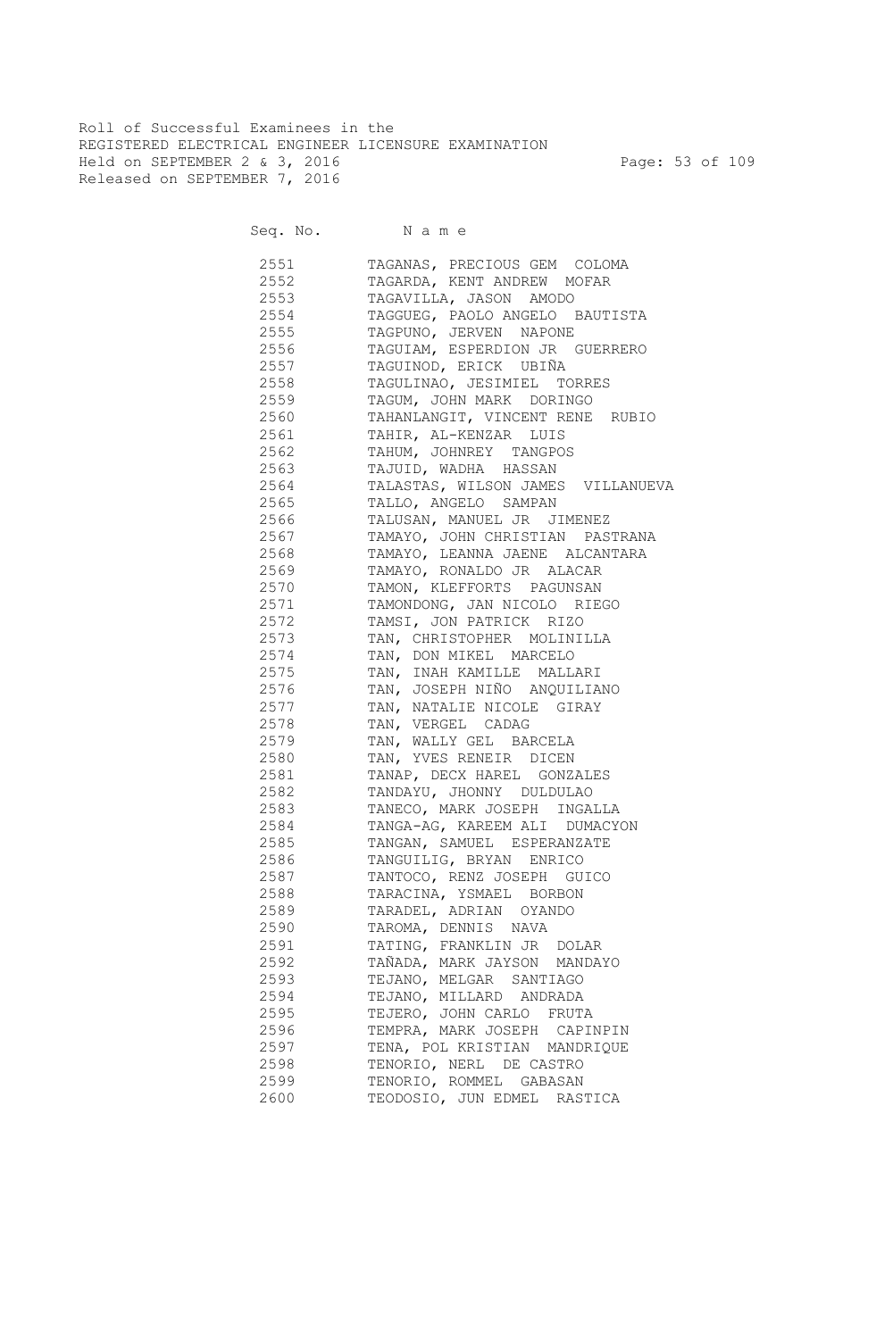Roll of Successful Examinees in the
REGISTERED ELECTRICAL ENGINEER LICENSURE EXAMINATION
Held on SEPTEMBER 2 & 3, 2016
Released on SEPTEMBER 7, 2016

| Seq. No. | N a m e |
|---|---|
| 2551 | TAGANAS, PRECIOUS GEM COLOMA |
| 2552 | TAGARDA, KENT ANDREW MOFAR |
| 2553 | TAGAVILLA, JASON AMODO |
| 2554 | TAGGUEG, PAOLO ANGELO BAUTISTA |
| 2555 | TAGPUNO, JERVEN NAPONE |
| 2556 | TAGUIAM, ESPERDION JR GUERRERO |
| 2557 | TAGUINOD, ERICK UBIÑA |
| 2558 | TAGULINAO, JESIMIEL TORRES |
| 2559 | TAGUM, JOHN MARK DORINGO |
| 2560 | TAHANLANGIT, VINCENT RENE RUBIO |
| 2561 | TAHIR, AL-KENZAR LUIS |
| 2562 | TAHUM, JOHNREY TANGPOS |
| 2563 | TAJUID, WADHA HASSAN |
| 2564 | TALASTAS, WILSON JAMES VILLANUEVA |
| 2565 | TALLO, ANGELO SAMPAN |
| 2566 | TALUSAN, MANUEL JR JIMENEZ |
| 2567 | TAMAYO, JOHN CHRISTIAN PASTRANA |
| 2568 | TAMAYO, LEANNA JAENE ALCANTARA |
| 2569 | TAMAYO, RONALDO JR ALACAR |
| 2570 | TAMON, KLEFFORTS PAGUNSAN |
| 2571 | TAMONDONG, JAN NICOLO RIEGO |
| 2572 | TAMSI, JON PATRICK RIZO |
| 2573 | TAN, CHRISTOPHER MOLINILLA |
| 2574 | TAN, DON MIKEL MARCELO |
| 2575 | TAN, INAH KAMILLE MALLARI |
| 2576 | TAN, JOSEPH NIÑO ANQUILIANO |
| 2577 | TAN, NATALIE NICOLE GIRAY |
| 2578 | TAN, VERGEL CADAG |
| 2579 | TAN, WALLY GEL BARCELA |
| 2580 | TAN, YVES RENEIR DICEN |
| 2581 | TANAP, DECX HAREL GONZALES |
| 2582 | TANDAYU, JHONNY DULDULAO |
| 2583 | TANECO, MARK JOSEPH INGALLA |
| 2584 | TANGA-AG, KAREEM ALI DUMACYON |
| 2585 | TANGAN, SAMUEL ESPERANZATE |
| 2586 | TANGUILIG, BRYAN ENRICO |
| 2587 | TANTOCO, RENZ JOSEPH GUICO |
| 2588 | TARACINA, YSMAEL BORBON |
| 2589 | TARADEL, ADRIAN OYANDO |
| 2590 | TAROMA, DENNIS NAVA |
| 2591 | TATING, FRANKLIN JR DOLAR |
| 2592 | TAÑADA, MARK JAYSON MANDAYO |
| 2593 | TEJANO, MELGAR SANTIAGO |
| 2594 | TEJANO, MILLARD ANDRADA |
| 2595 | TEJERO, JOHN CARLO FRUTA |
| 2596 | TEMPRA, MARK JOSEPH CAPINPIN |
| 2597 | TENA, POL KRISTIAN MANDRIQUE |
| 2598 | TENORIO, NERL DE CASTRO |
| 2599 | TENORIO, ROMMEL GABASAN |
| 2600 | TEODOSIO, JUN EDMEL RASTICA |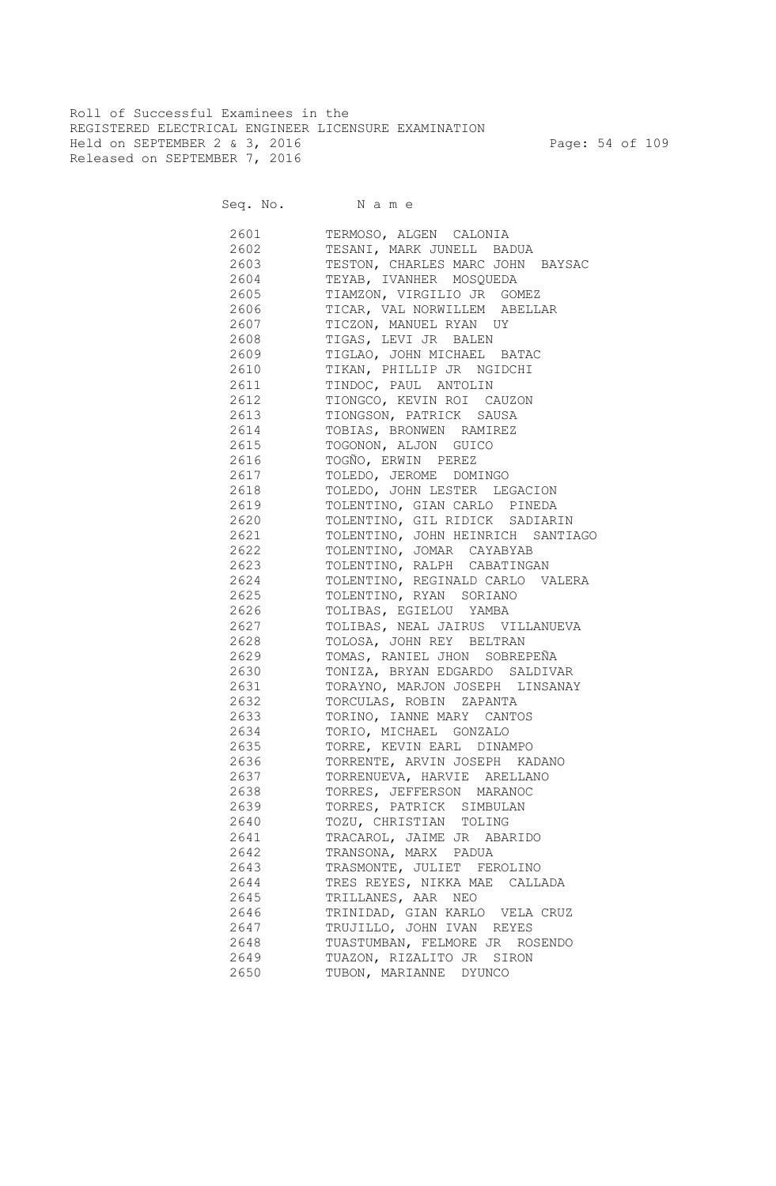Roll of Successful Examinees in the
REGISTERED ELECTRICAL ENGINEER LICENSURE EXAMINATION
Held on SEPTEMBER 2 & 3, 2016
Released on SEPTEMBER 7, 2016

| Seq. No. | N a m e |
|---|---|
| 2601 | TERMOSO, ALGEN CALONIA |
| 2602 | TESANI, MARK JUNELL BADUA |
| 2603 | TESTON, CHARLES MARC JOHN BAYSAC |
| 2604 | TEYAB, IVANHER MOSQUEDA |
| 2605 | TIAMZON, VIRGILIO JR GOMEZ |
| 2606 | TICAR, VAL NORWILLEM ABELLAR |
| 2607 | TICZON, MANUEL RYAN UY |
| 2608 | TIGAS, LEVI JR BALEN |
| 2609 | TIGLAO, JOHN MICHAEL BATAC |
| 2610 | TIKAN, PHILLIP JR NGIDCHI |
| 2611 | TINDOC, PAUL ANTOLIN |
| 2612 | TIONGCO, KEVIN ROI CAUZON |
| 2613 | TIONGSON, PATRICK SAUSA |
| 2614 | TOBIAS, BRONWEN RAMIREZ |
| 2615 | TOGONON, ALJON GUICO |
| 2616 | TOGÑO, ERWIN PEREZ |
| 2617 | TOLEDO, JEROME DOMINGO |
| 2618 | TOLEDO, JOHN LESTER LEGACION |
| 2619 | TOLENTINO, GIAN CARLO PINEDA |
| 2620 | TOLENTINO, GIL RIDICK SADIARIN |
| 2621 | TOLENTINO, JOHN HEINRICH SANTIAGO |
| 2622 | TOLENTINO, JOMAR CAYABYAB |
| 2623 | TOLENTINO, RALPH CABATINGAN |
| 2624 | TOLENTINO, REGINALD CARLO VALERA |
| 2625 | TOLENTINO, RYAN SORIANO |
| 2626 | TOLIBAS, EGIELOU YAMBA |
| 2627 | TOLIBAS, NEAL JAIRUS VILLANUEVA |
| 2628 | TOLOSA, JOHN REY BELTRAN |
| 2629 | TOMAS, RANIEL JHON SOBREPEÑA |
| 2630 | TONIZA, BRYAN EDGARDO SALDIVAR |
| 2631 | TORAYNO, MARJON JOSEPH LINSANAY |
| 2632 | TORCULAS, ROBIN ZAPANTA |
| 2633 | TORINO, IANNE MARY CANTOS |
| 2634 | TORIO, MICHAEL GONZALO |
| 2635 | TORRE, KEVIN EARL DINAMPO |
| 2636 | TORRENTE, ARVIN JOSEPH KADANO |
| 2637 | TORRENUEVA, HARVIE ARELLANO |
| 2638 | TORRES, JEFFERSON MARANOC |
| 2639 | TORRES, PATRICK SIMBULAN |
| 2640 | TOZU, CHRISTIAN TOLING |
| 2641 | TRACAROL, JAIME JR ABARIDO |
| 2642 | TRANSONA, MARX PADUA |
| 2643 | TRASMONTE, JULIET FEROLINO |
| 2644 | TRES REYES, NIKKA MAE CALLADA |
| 2645 | TRILLANES, AAR NEO |
| 2646 | TRINIDAD, GIAN KARLO VELA CRUZ |
| 2647 | TRUJILLO, JOHN IVAN REYES |
| 2648 | TUASTUMBAN, FELMORE JR ROSENDO |
| 2649 | TUAZON, RIZALITO JR SIRON |
| 2650 | TUBON, MARIANNE DYUNCO |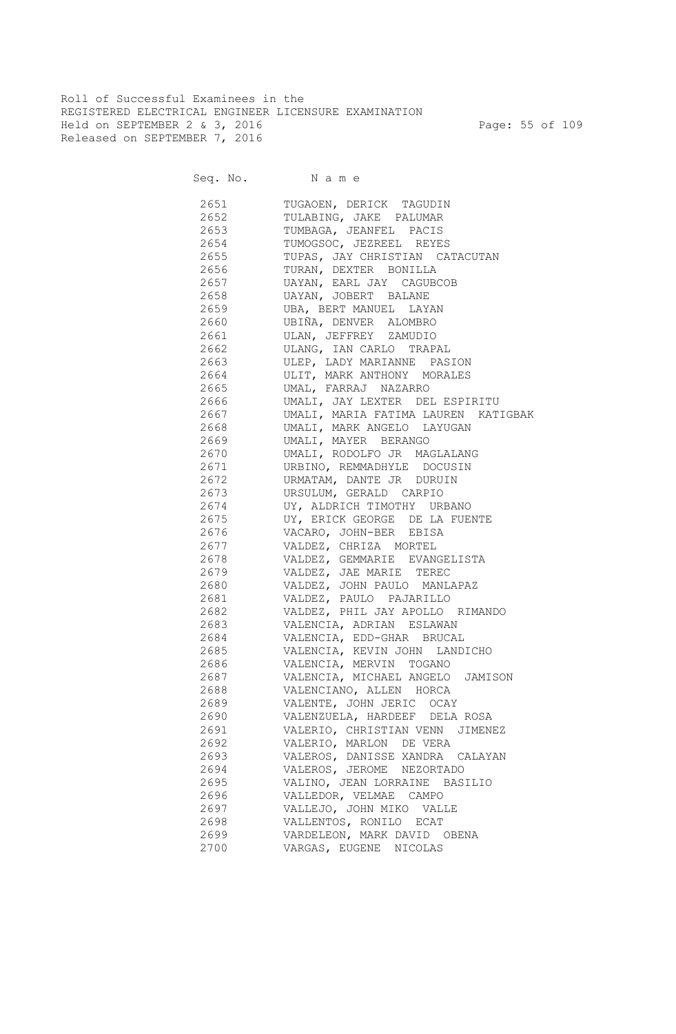Roll of Successful Examinees in the
REGISTERED ELECTRICAL ENGINEER LICENSURE EXAMINATION
Held on SEPTEMBER 2 & 3, 2016
Released on SEPTEMBER 7, 2016

| Seq. No. | N a m e |
|---|---|
| 2651 | TUGAOEN, DERICK TAGUDIN |
| 2652 | TULABING, JAKE PALUMAR |
| 2653 | TUMBAGA, JEANFEL PACIS |
| 2654 | TUMOGSOC, JEZREEL REYES |
| 2655 | TUPAS, JAY CHRISTIAN CATACUTAN |
| 2656 | TURAN, DEXTER BONILLA |
| 2657 | UAYAN, EARL JAY CAGUBCOB |
| 2658 | UAYAN, JOBERT BALANE |
| 2659 | UBA, BERT MANUEL LAYAN |
| 2660 | UBIÑA, DENVER ALOMBRO |
| 2661 | ULAN, JEFFREY ZAMUDIO |
| 2662 | ULANG, IAN CARLO TRAPAL |
| 2663 | ULEP, LADY MARIANNE PASION |
| 2664 | ULIT, MARK ANTHONY MORALES |
| 2665 | UMAL, FARRAJ NAZARRO |
| 2666 | UMALI, JAY LEXTER DEL ESPIRITU |
| 2667 | UMALI, MARIA FATIMA LAUREN KATIGBAK |
| 2668 | UMALI, MARK ANGELO LAYUGAN |
| 2669 | UMALI, MAYER BERANGO |
| 2670 | UMALI, RODOLFO JR MAGLALANG |
| 2671 | URBINO, REMMADHYLE DOCUSIN |
| 2672 | URMATAM, DANTE JR DURUIN |
| 2673 | URSULUM, GERALD CARPIO |
| 2674 | UY, ALDRICH TIMOTHY URBANO |
| 2675 | UY, ERICK GEORGE DE LA FUENTE |
| 2676 | VACARO, JOHN-BER EBISA |
| 2677 | VALDEZ, CHRIZA MORTEL |
| 2678 | VALDEZ, GEMMARIE EVANGELISTA |
| 2679 | VALDEZ, JAE MARIE TEREC |
| 2680 | VALDEZ, JOHN PAULO MANLAPAZ |
| 2681 | VALDEZ, PAULO PAJARILLO |
| 2682 | VALDEZ, PHIL JAY APOLLO RIMANDO |
| 2683 | VALENCIA, ADRIAN ESLAWAN |
| 2684 | VALENCIA, EDD-GHAR BRUCAL |
| 2685 | VALENCIA, KEVIN JOHN LANDICHO |
| 2686 | VALENCIA, MERVIN TOGANO |
| 2687 | VALENCIA, MICHAEL ANGELO JAMISON |
| 2688 | VALENCIANO, ALLEN HORCA |
| 2689 | VALENTE, JOHN JERIC OCAY |
| 2690 | VALENZUELA, HARDEEF DELA ROSA |
| 2691 | VALERIO, CHRISTIAN VENN JIMENEZ |
| 2692 | VALERIO, MARLON DE VERA |
| 2693 | VALEROS, DANISSE XANDRA CALAYAN |
| 2694 | VALEROS, JEROME NEZORTADO |
| 2695 | VALINO, JEAN LORRAINE BASILIO |
| 2696 | VALLEDOR, VELMAE CAMPO |
| 2697 | VALLEJO, JOHN MIKO VALLE |
| 2698 | VALLENTOS, RONILO ECAT |
| 2699 | VARDELEON, MARK DAVID OBENA |
| 2700 | VARGAS, EUGENE NICOLAS |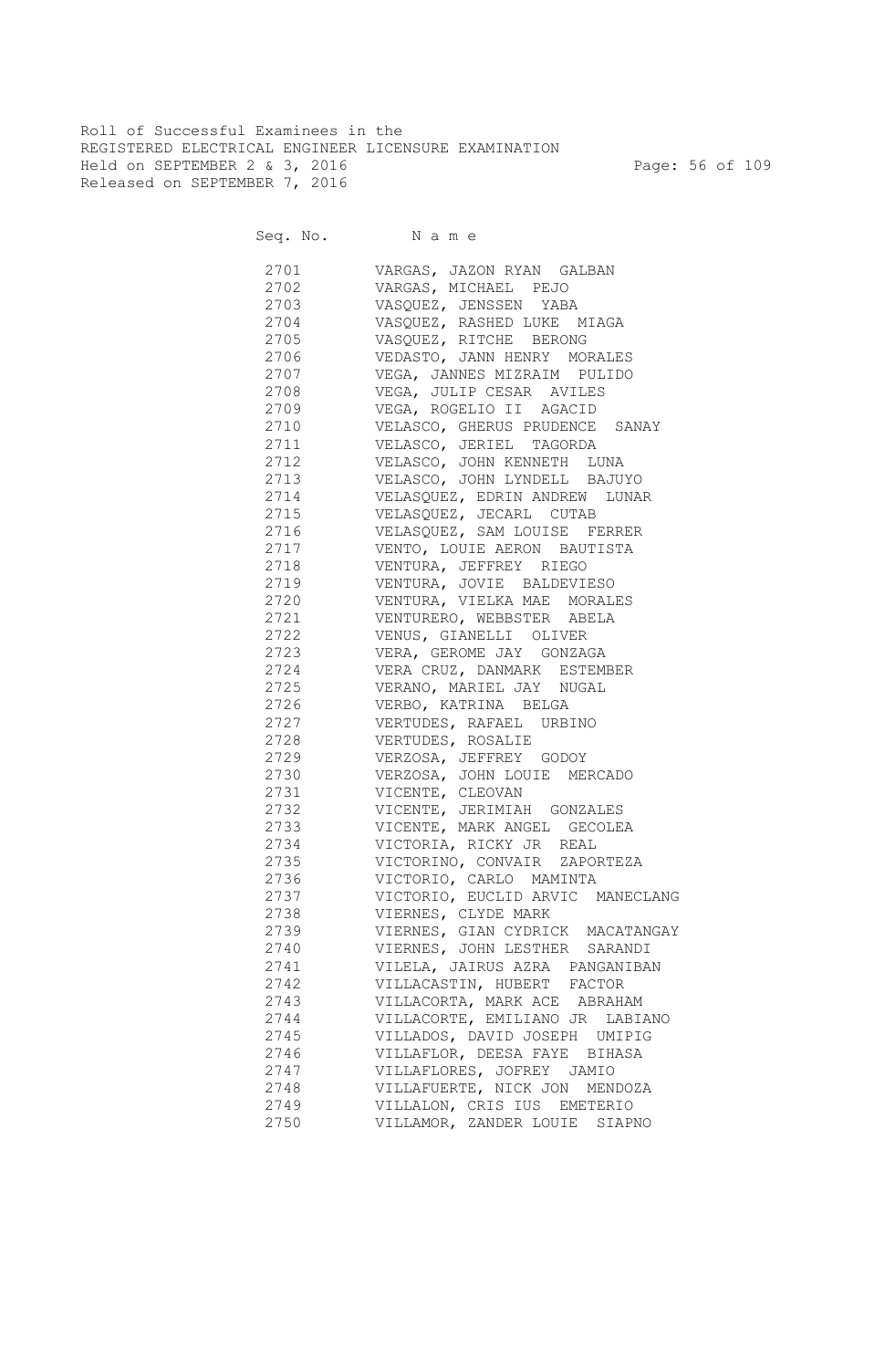Roll of Successful Examinees in the
REGISTERED ELECTRICAL ENGINEER LICENSURE EXAMINATION
Held on SEPTEMBER 2 & 3, 2016
Released on SEPTEMBER 7, 2016

| Seq. No. | N a m e |
|---|---|
| 2701 | VARGAS, JAZON RYAN GALBAN |
| 2702 | VARGAS, MICHAEL PEJO |
| 2703 | VASQUEZ, JENSSEN YABA |
| 2704 | VASQUEZ, RASHED LUKE MIAGA |
| 2705 | VASQUEZ, RITCHE BERONG |
| 2706 | VEDASTO, JANN HENRY MORALES |
| 2707 | VEGA, JANNES MIZRAIM PULIDO |
| 2708 | VEGA, JULIP CESAR AVILES |
| 2709 | VEGA, ROGELIO II AGACID |
| 2710 | VELASCO, GHERUS PRUDENCE SANAY |
| 2711 | VELASCO, JERIEL TAGORDA |
| 2712 | VELASCO, JOHN KENNETH LUNA |
| 2713 | VELASCO, JOHN LYNDELL BAJUYO |
| 2714 | VELASQUEZ, EDRIN ANDREW LUNAR |
| 2715 | VELASQUEZ, JECARL CUTAB |
| 2716 | VELASQUEZ, SAM LOUISE FERRER |
| 2717 | VENTO, LOUIE AERON BAUTISTA |
| 2718 | VENTURA, JEFFREY RIEGO |
| 2719 | VENTURA, JOVIE BALDEVIESO |
| 2720 | VENTURA, VIELKA MAE MORALES |
| 2721 | VENTURERO, WEBBSTER ABELA |
| 2722 | VENUS, GIANELLI OLIVER |
| 2723 | VERA, GEROME JAY GONZAGA |
| 2724 | VERA CRUZ, DANMARK ESTEMBER |
| 2725 | VERANO, MARIEL JAY NUGAL |
| 2726 | VERBO, KATRINA BELGA |
| 2727 | VERTUDES, RAFAEL URBINO |
| 2728 | VERTUDES, ROSALIE |
| 2729 | VERZOSA, JEFFREY GODOY |
| 2730 | VERZOSA, JOHN LOUIE MERCADO |
| 2731 | VICENTE, CLEOVAN |
| 2732 | VICENTE, JERIMIAH GONZALES |
| 2733 | VICENTE, MARK ANGEL GECOLEA |
| 2734 | VICTORIA, RICKY JR REAL |
| 2735 | VICTORINO, CONVAIR ZAPORTEZA |
| 2736 | VICTORIO, CARLO MAMINTA |
| 2737 | VICTORIO, EUCLID ARVIC MANECLANG |
| 2738 | VIERNES, CLYDE MARK |
| 2739 | VIERNES, GIAN CYDRICK MACATANGAY |
| 2740 | VIERNES, JOHN LESTHER SARANDI |
| 2741 | VILELA, JAIRUS AZRA PANGANIBAN |
| 2742 | VILLACASTIN, HUBERT FACTOR |
| 2743 | VILLACORTA, MARK ACE ABRAHAM |
| 2744 | VILLACORTE, EMILIANO JR LABIANO |
| 2745 | VILLADOS, DAVID JOSEPH UMIPIG |
| 2746 | VILLAFLOR, DEESA FAYE BIHASA |
| 2747 | VILLAFLORES, JOFREY JAMIO |
| 2748 | VILLAFUERTE, NICK JON MENDOZA |
| 2749 | VILLALON, CRIS IUS EMETERIO |
| 2750 | VILLAMOR, ZANDER LOUIE SIAPNO |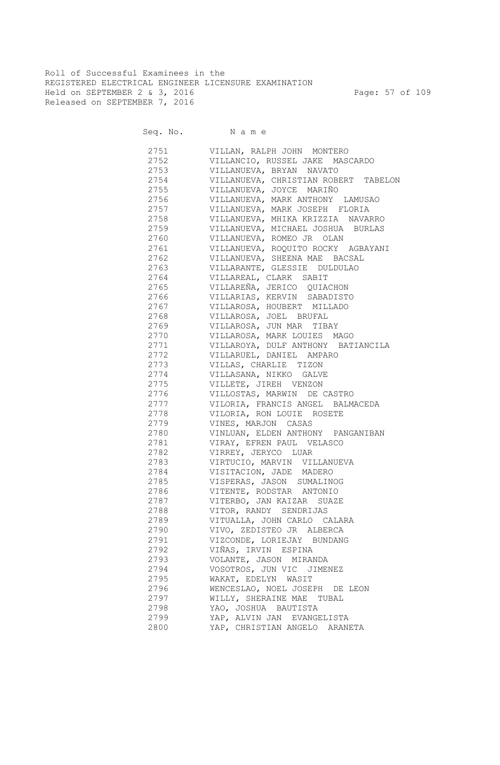Roll of Successful Examinees in the
REGISTERED ELECTRICAL ENGINEER LICENSURE EXAMINATION
Held on SEPTEMBER 2 & 3, 2016
Released on SEPTEMBER 7, 2016

| Seq. No. | N a m e |
|---|---|
| 2751 | VILLAN, RALPH JOHN MONTERO |
| 2752 | VILLANCIO, RUSSEL JAKE MASCARDO |
| 2753 | VILLANUEVA, BRYAN NAVATO |
| 2754 | VILLANUEVA, CHRISTIAN ROBERT TABELON |
| 2755 | VILLANUEVA, JOYCE MARIÑO |
| 2756 | VILLANUEVA, MARK ANTHONY LAMUSAO |
| 2757 | VILLANUEVA, MARK JOSEPH FLORIA |
| 2758 | VILLANUEVA, MHIKA KRIZZIA NAVARRO |
| 2759 | VILLANUEVA, MICHAEL JOSHUA BURLAS |
| 2760 | VILLANUEVA, ROMEO JR OLAN |
| 2761 | VILLANUEVA, ROQUITO ROCKY AGBAYANI |
| 2762 | VILLANUEVA, SHEENA MAE BACSAL |
| 2763 | VILLARANTE, GLESSIE DULDULAO |
| 2764 | VILLAREAL, CLARK SABIT |
| 2765 | VILLAREÑA, JERICO QUIACHON |
| 2766 | VILLARIAS, KERVIN SABADISTO |
| 2767 | VILLAROSA, HOUBERT MILLADO |
| 2768 | VILLAROSA, JOEL BRUFAL |
| 2769 | VILLAROSA, JUN MAR TIBAY |
| 2770 | VILLAROSA, MARK LOUIES MAGO |
| 2771 | VILLAROYA, DULF ANTHONY BATIANCILA |
| 2772 | VILLARUEL, DANIEL AMPARO |
| 2773 | VILLAS, CHARLIE TIZON |
| 2774 | VILLASANA, NIKKO GALVE |
| 2775 | VILLETE, JIREH VENZON |
| 2776 | VILLOSTAS, MARWIN DE CASTRO |
| 2777 | VILORIA, FRANCIS ANGEL BALMACEDA |
| 2778 | VILORIA, RON LOUIE ROSETE |
| 2779 | VINES, MARJON CASAS |
| 2780 | VINLUAN, ELDEN ANTHONY PANGANIBAN |
| 2781 | VIRAY, EFREN PAUL VELASCO |
| 2782 | VIRREY, JERYCO LUAR |
| 2783 | VIRTUCIO, MARVIN VILLANUEVA |
| 2784 | VISITACION, JADE MADERO |
| 2785 | VISPERAS, JASON SUMALINOG |
| 2786 | VITENTE, RODSTAR ANTONIO |
| 2787 | VITERBO, JAN KAIZAR SUAZE |
| 2788 | VITOR, RANDY SENDRIJAS |
| 2789 | VITUALLA, JOHN CARLO CALARA |
| 2790 | VIVO, ZEDISTEO JR ALBERCA |
| 2791 | VIZCONDE, LORIEJAY BUNDANG |
| 2792 | VIÑAS, IRVIN ESPINA |
| 2793 | VOLANTE, JASON MIRANDA |
| 2794 | VOSOTROS, JUN VIC JIMENEZ |
| 2795 | WAKAT, EDELYN WASIT |
| 2796 | WENCESLAO, NOEL JOSEPH DE LEON |
| 2797 | WILLY, SHERAINE MAE TUBAL |
| 2798 | YAO, JOSHUA BAUTISTA |
| 2799 | YAP, ALVIN JAN EVANGELISTA |
| 2800 | YAP, CHRISTIAN ANGELO ARANETA |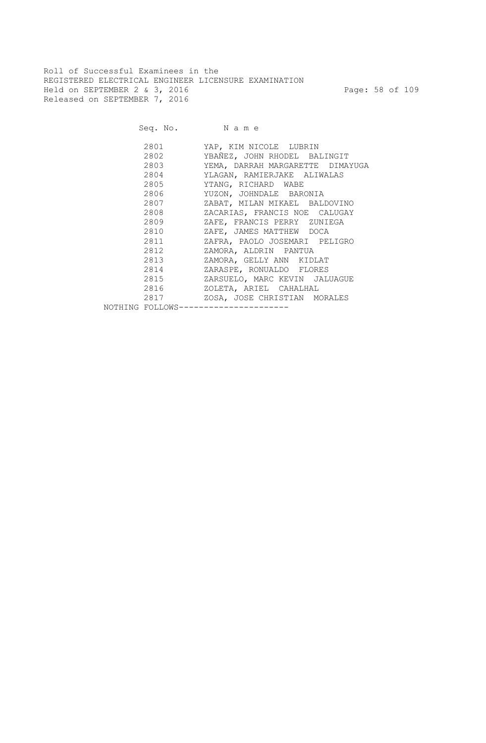Roll of Successful Examinees in the
REGISTERED ELECTRICAL ENGINEER LICENSURE EXAMINATION
Held on SEPTEMBER 2 & 3, 2016
Released on SEPTEMBER 7, 2016

| Seq. No. | N a m e |
|---|---|
| 2801 | YAP, KIM NICOLE LUBRIN |
| 2802 | YBAÑEZ, JOHN RHODEL BALINGIT |
| 2803 | YEMA, DARRAH MARGARETTE DIMAYUGA |
| 2804 | YLAGAN, RAMIERJAKE ALIWALAS |
| 2805 | YTANG, RICHARD WABE |
| 2806 | YUZON, JOHNDALE BARONIA |
| 2807 | ZABAT, MILAN MIKAEL BALDOVINO |
| 2808 | ZACARIAS, FRANCIS NOE CALUGAY |
| 2809 | ZAFE, FRANCIS PERRY ZUNIEGA |
| 2810 | ZAFE, JAMES MATTHEW DOCA |
| 2811 | ZAFRA, PAOLO JOSEMARI PELIGRO |
| 2812 | ZAMORA, ALDRIN PANTUA |
| 2813 | ZAMORA, GELLY ANN KIDLAT |
| 2814 | ZARASPE, RONUALDO FLORES |
| 2815 | ZARSUELO, MARC KEVIN JALUAGUE |
| 2816 | ZOLETA, ARIEL CAHALHAL |
| 2817 | ZOSA, JOSE CHRISTIAN MORALES |

NOTHING FOLLOWS----------------------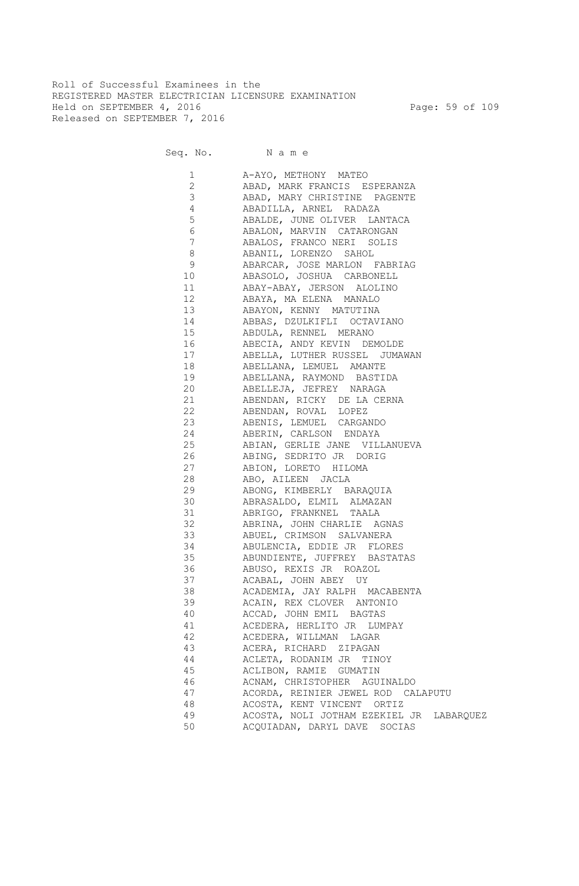Roll of Successful Examinees in the
REGISTERED MASTER ELECTRICIAN LICENSURE EXAMINATION
Held on SEPTEMBER 4, 2016
Released on SEPTEMBER 7, 2016

| Seq. No. | Name |
|---|---|
| 1 | A-AYO, METHONY MATEO |
| 2 | ABAD, MARK FRANCIS ESPERANZA |
| 3 | ABAD, MARY CHRISTINE PAGENTE |
| 4 | ABADILLA, ARNEL RADAZA |
| 5 | ABALDE, JUNE OLIVER LANTACA |
| 6 | ABALON, MARVIN CATARONGAN |
| 7 | ABALOS, FRANCO NERI SOLIS |
| 8 | ABANIL, LORENZO SAHOL |
| 9 | ABARCAR, JOSE MARLON FABRIAG |
| 10 | ABASOLO, JOSHUA CARBONELL |
| 11 | ABAY-ABAY, JERSON ALOLINO |
| 12 | ABAYA, MA ELENA MANALO |
| 13 | ABAYON, KENNY MATUTINA |
| 14 | ABBAS, DZULKIFLI OCTAVIANO |
| 15 | ABDULA, RENNEL MERANO |
| 16 | ABECIA, ANDY KEVIN DEMOLDE |
| 17 | ABELLA, LUTHER RUSSEL JUMAWAN |
| 18 | ABELLANA, LEMUEL AMANTE |
| 19 | ABELLANA, RAYMOND BASTIDA |
| 20 | ABELLEJA, JEFREY NARAGA |
| 21 | ABENDAN, RICKY DE LA CERNA |
| 22 | ABENDAN, ROVAL LOPEZ |
| 23 | ABENIS, LEMUEL CARGANDO |
| 24 | ABERIN, CARLSON ENDAYA |
| 25 | ABIAN, GERLIE JANE VILLANUEVA |
| 26 | ABING, SEDRITO JR DORIG |
| 27 | ABION, LORETO HILOMA |
| 28 | ABO, AILEEN JACLA |
| 29 | ABONG, KIMBERLY BARAQUIA |
| 30 | ABRASALDO, ELMIL ALMAZAN |
| 31 | ABRIGO, FRANKNEL TAALA |
| 32 | ABRINA, JOHN CHARLIE AGNAS |
| 33 | ABUEL, CRIMSON SALVANERA |
| 34 | ABULENCIA, EDDIE JR FLORES |
| 35 | ABUNDIENTE, JUFFREY BASTATAS |
| 36 | ABUSO, REXIS JR ROAZOL |
| 37 | ACABAL, JOHN ABEY UY |
| 38 | ACADEMIA, JAY RALPH MACABENTA |
| 39 | ACAIN, REX CLOVER ANTONIO |
| 40 | ACCAD, JOHN EMIL BAGTAS |
| 41 | ACEDERA, HERLITO JR LUMPAY |
| 42 | ACEDERA, WILLMAN LAGAR |
| 43 | ACERA, RICHARD ZIPAGAN |
| 44 | ACLETA, RODANIM JR TINOY |
| 45 | ACLIBON, RAMIE GUMATIN |
| 46 | ACNAM, CHRISTOPHER AGUINALDO |
| 47 | ACORDA, REINIER JEWEL ROD CALAPUTU |
| 48 | ACOSTA, KENT VINCENT ORTIZ |
| 49 | ACOSTA, NOLI JOTHAM EZEKIEL JR LABARQUEZ |
| 50 | ACQUIADAN, DARYL DAVE SOCIAS |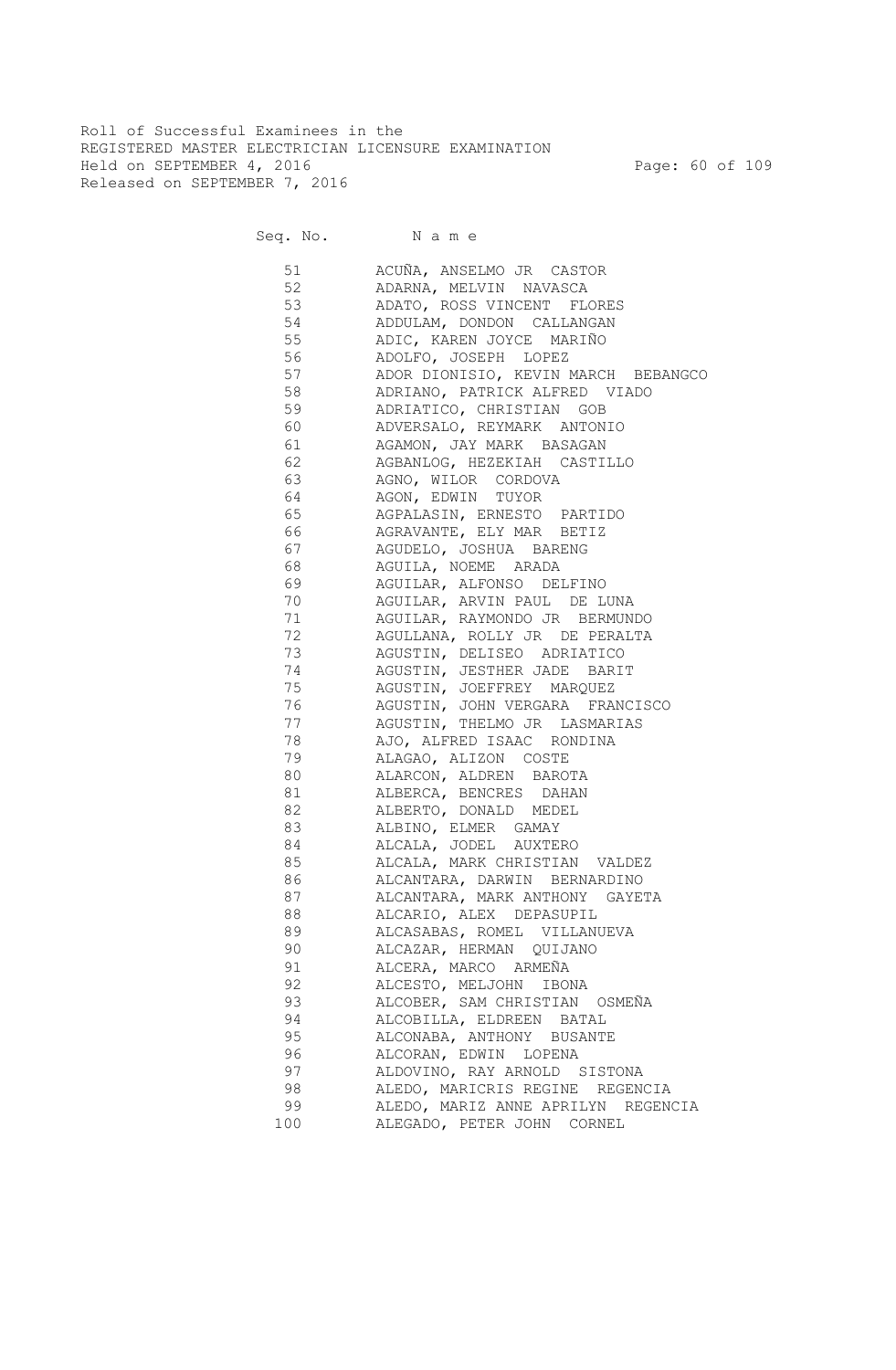Roll of Successful Examinees in the
REGISTERED MASTER ELECTRICIAN LICENSURE EXAMINATION
Held on SEPTEMBER 4, 2016
Released on SEPTEMBER 7, 2016

| Seq. No. | Name |
|---|---|
| 51 | ACUÑA, ANSELMO JR CASTOR |
| 52 | ADARNA, MELVIN NAVASCA |
| 53 | ADATO, ROSS VINCENT FLORES |
| 54 | ADDULAM, DONDON CALLANGAN |
| 55 | ADIC, KAREN JOYCE MARIÑO |
| 56 | ADOLFO, JOSEPH LOPEZ |
| 57 | ADOR DIONISIO, KEVIN MARCH BEBANGCO |
| 58 | ADRIANO, PATRICK ALFRED VIADO |
| 59 | ADRIATICO, CHRISTIAN GOB |
| 60 | ADVERSALO, REYMARK ANTONIO |
| 61 | AGAMON, JAY MARK BASAGAN |
| 62 | AGBANLOG, HEZEKIAH CASTILLO |
| 63 | AGNO, WILOR CORDOVA |
| 64 | AGON, EDWIN TUYOR |
| 65 | AGPALASIN, ERNESTO PARTIDO |
| 66 | AGRAVANTE, ELY MAR BETIZ |
| 67 | AGUDELO, JOSHUA BARENG |
| 68 | AGUILA, NOEME ARADA |
| 69 | AGUILAR, ALFONSO DELFINO |
| 70 | AGUILAR, ARVIN PAUL DE LUNA |
| 71 | AGUILAR, RAYMONDO JR BERMUNDO |
| 72 | AGULLANA, ROLLY JR DE PERALTA |
| 73 | AGUSTIN, DELISEO ADRIATICO |
| 74 | AGUSTIN, JESTHER JADE BARIT |
| 75 | AGUSTIN, JOEFFREY MARQUEZ |
| 76 | AGUSTIN, JOHN VERGARA FRANCISCO |
| 77 | AGUSTIN, THELMO JR LASMARIAS |
| 78 | AJO, ALFRED ISAAC RONDINA |
| 79 | ALAGAO, ALIZON COSTE |
| 80 | ALARCON, ALDREN BAROTA |
| 81 | ALBERCA, BENCRES DAHAN |
| 82 | ALBERTO, DONALD MEDEL |
| 83 | ALBINO, ELMER GAMAY |
| 84 | ALCALA, JODEL AUXTERO |
| 85 | ALCALA, MARK CHRISTIAN VALDEZ |
| 86 | ALCANTARA, DARWIN BERNARDINO |
| 87 | ALCANTARA, MARK ANTHONY GAYETA |
| 88 | ALCARIO, ALEX DEPASUPIL |
| 89 | ALCASABAS, ROMEL VILLANUEVA |
| 90 | ALCAZAR, HERMAN QUIJANO |
| 91 | ALCERA, MARCO ARMEÑA |
| 92 | ALCESTO, MELJOHN IBONA |
| 93 | ALCOBER, SAM CHRISTIAN OSMEÑA |
| 94 | ALCOBILLA, ELDREEN BATAL |
| 95 | ALCONABA, ANTHONY BUSANTE |
| 96 | ALCORAN, EDWIN LOPENA |
| 97 | ALDOVINO, RAY ARNOLD SISTONA |
| 98 | ALEDO, MARICRIS REGINE REGENCIA |
| 99 | ALEDO, MARIZ ANNE APRILYN REGENCIA |
| 100 | ALEGADO, PETER JOHN CORNEL |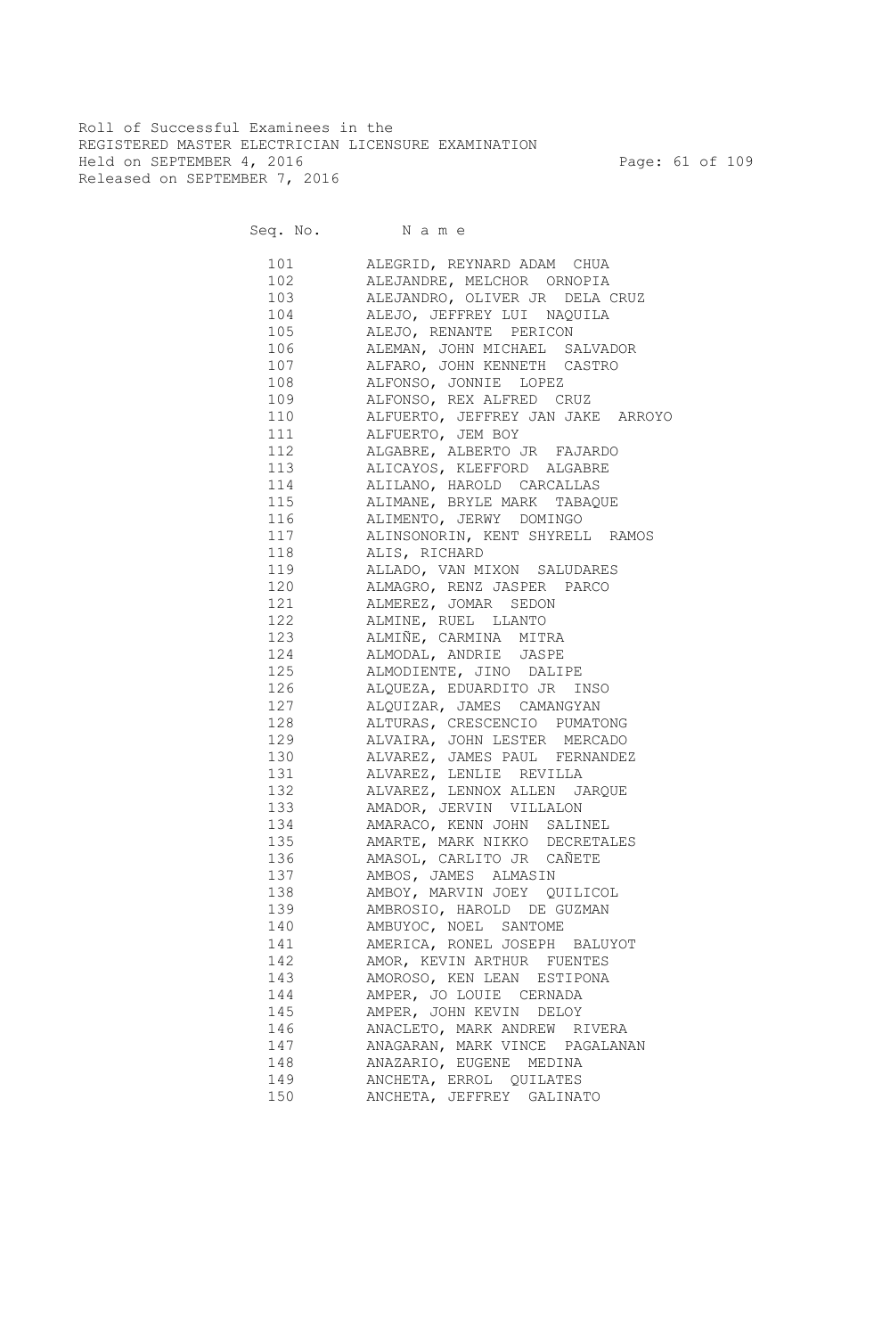Roll of Successful Examinees in the
REGISTERED MASTER ELECTRICIAN LICENSURE EXAMINATION
Held on SEPTEMBER 4, 2016
Released on SEPTEMBER 7, 2016

| Seq. No. | N a m e |
|---|---|
| 101 | ALEGRID, REYNARD ADAM CHUA |
| 102 | ALEJANDRE, MELCHOR ORNOPIA |
| 103 | ALEJANDRO, OLIVER JR DELA CRUZ |
| 104 | ALEJO, JEFFREY LUI NAQUILA |
| 105 | ALEJO, RENANTE PERICON |
| 106 | ALEMAN, JOHN MICHAEL SALVADOR |
| 107 | ALFARO, JOHN KENNETH CASTRO |
| 108 | ALFONSO, JONNIE LOPEZ |
| 109 | ALFONSO, REX ALFRED CRUZ |
| 110 | ALFUERTO, JEFFREY JAN JAKE ARROYO |
| 111 | ALFUERTO, JEM BOY |
| 112 | ALGABRE, ALBERTO JR FAJARDO |
| 113 | ALICAYOS, KLEFFORD ALGABRE |
| 114 | ALILANO, HAROLD CARCALLAS |
| 115 | ALIMANE, BRYLE MARK TABAQUE |
| 116 | ALIMENTO, JERWY DOMINGO |
| 117 | ALINSONORIN, KENT SHYRELL RAMOS |
| 118 | ALIS, RICHARD |
| 119 | ALLADO, VAN MIXON SALUDARES |
| 120 | ALMAGRO, RENZ JASPER PARCO |
| 121 | ALMEREZ, JOMAR SEDON |
| 122 | ALMINE, RUEL LLANTO |
| 123 | ALMIÑE, CARMINA MITRA |
| 124 | ALMODAL, ANDRIE JASPE |
| 125 | ALMODIENTE, JINO DALIPE |
| 126 | ALQUEZA, EDUARDITO JR INSO |
| 127 | ALQUIZAR, JAMES CAMANGYAN |
| 128 | ALTURAS, CRESCENCIO PUMATONG |
| 129 | ALVAIRA, JOHN LESTER MERCADO |
| 130 | ALVAREZ, JAMES PAUL FERNANDEZ |
| 131 | ALVAREZ, LENLIE REVILLA |
| 132 | ALVAREZ, LENNOX ALLEN JARQUE |
| 133 | AMADOR, JERVIN VILLALON |
| 134 | AMARACO, KENN JOHN SALINEL |
| 135 | AMARTE, MARK NIKKO DECRETALES |
| 136 | AMASOL, CARLITO JR CAÑETE |
| 137 | AMBOS, JAMES ALMASIN |
| 138 | AMBOY, MARVIN JOEY QUILICOL |
| 139 | AMBROSIO, HAROLD DE GUZMAN |
| 140 | AMBUYOC, NOEL SANTOME |
| 141 | AMERICA, RONEL JOSEPH BALUYOT |
| 142 | AMOR, KEVIN ARTHUR FUENTES |
| 143 | AMOROSO, KEN LEAN ESTIPONA |
| 144 | AMPER, JO LOUIE CERNADA |
| 145 | AMPER, JOHN KEVIN DELOY |
| 146 | ANACLETO, MARK ANDREW RIVERA |
| 147 | ANAGARAN, MARK VINCE PAGALANAN |
| 148 | ANAZARIO, EUGENE MEDINA |
| 149 | ANCHETA, ERROL QUILATES |
| 150 | ANCHETA, JEFFREY GALINATO |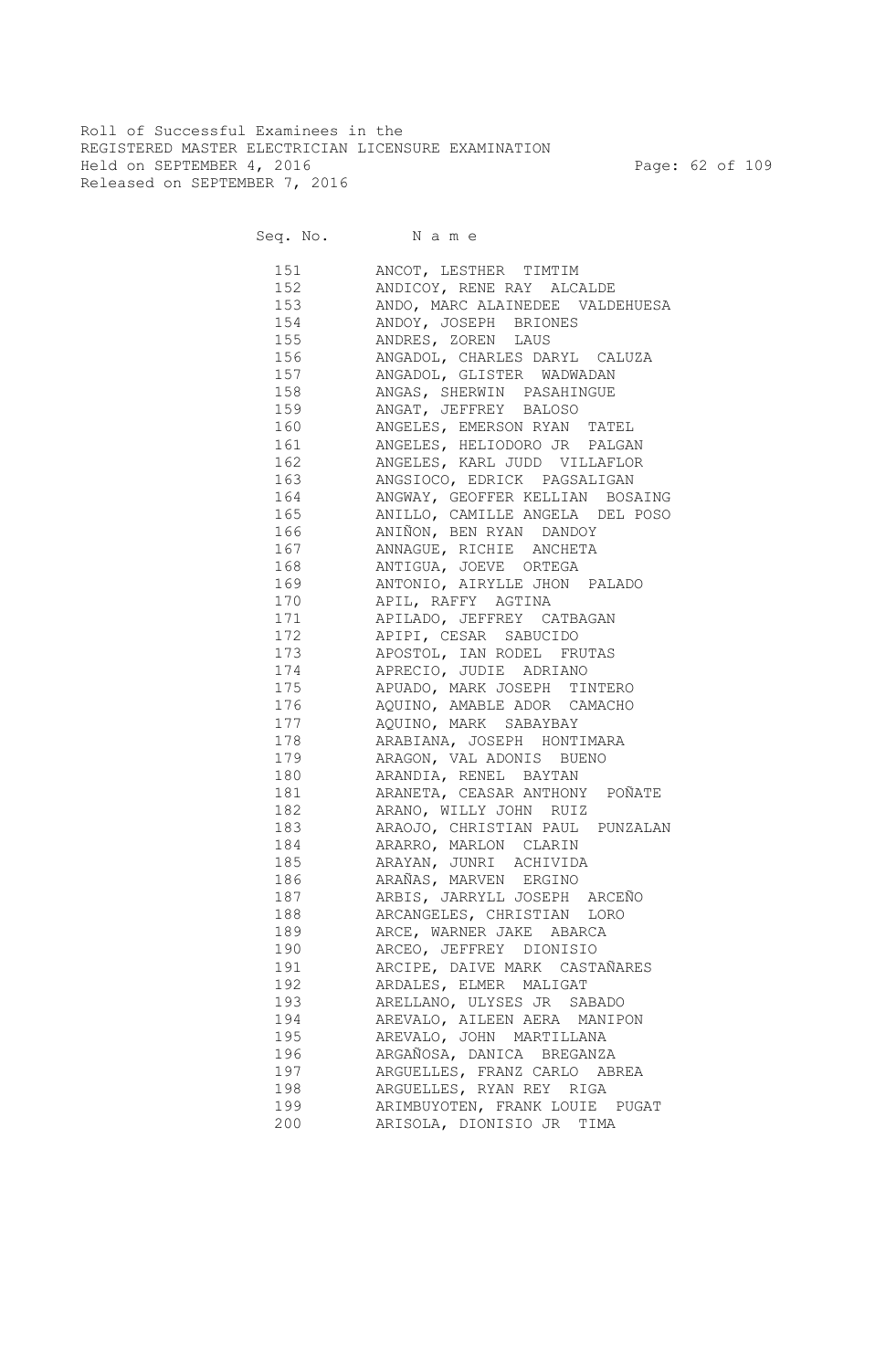Roll of Successful Examinees in the
REGISTERED MASTER ELECTRICIAN LICENSURE EXAMINATION
Held on SEPTEMBER 4, 2016
Released on SEPTEMBER 7, 2016

| Seq. No. | N a m e |
|---|---|
| 151 | ANCOT, LESTHER TIMTIM |
| 152 | ANDICOY, RENE RAY ALCALDE |
| 153 | ANDO, MARC ALAINEDEE VALDEHUESA |
| 154 | ANDOY, JOSEPH BRIONES |
| 155 | ANDRES, ZOREN LAUS |
| 156 | ANGADOL, CHARLES DARYL CALUZA |
| 157 | ANGADOL, GLISTER WADWADAN |
| 158 | ANGAS, SHERWIN PASAHINGUE |
| 159 | ANGAT, JEFFREY BALOSO |
| 160 | ANGELES, EMERSON RYAN TATEL |
| 161 | ANGELES, HELIODORO JR PALGAN |
| 162 | ANGELES, KARL JUDD VILLAFLOR |
| 163 | ANGSIOCO, EDRICK PAGSALIGAN |
| 164 | ANGWAY, GEOFFER KELLIAN BOSAING |
| 165 | ANILLO, CAMILLE ANGELA DEL POSO |
| 166 | ANIÑON, BEN RYAN DANDOY |
| 167 | ANNAGUE, RICHIE ANCHETA |
| 168 | ANTIGUA, JOEVE ORTEGA |
| 169 | ANTONIO, AIRYLLE JHON PALADO |
| 170 | APIL, RAFFY AGTINA |
| 171 | APILADO, JEFFREY CATBAGAN |
| 172 | APIPI, CESAR SABUCIDO |
| 173 | APOSTOL, IAN RODEL FRUTAS |
| 174 | APRECIO, JUDIE ADRIANO |
| 175 | APUADO, MARK JOSEPH TINTERO |
| 176 | AQUINO, AMABLE ADOR CAMACHO |
| 177 | AQUINO, MARK SABAYBAY |
| 178 | ARABIANA, JOSEPH HONTIMARA |
| 179 | ARAGON, VAL ADONIS BUENO |
| 180 | ARANDIA, RENEL BAYTAN |
| 181 | ARANETA, CEASAR ANTHONY POÑATE |
| 182 | ARANO, WILLY JOHN RUIZ |
| 183 | ARAOJO, CHRISTIAN PAUL PUNZALAN |
| 184 | ARARRO, MARLON CLARIN |
| 185 | ARAYAN, JUNRI ACHIVIDA |
| 186 | ARAÑAS, MARVEN ERGINO |
| 187 | ARBIS, JARRYLL JOSEPH ARCEÑO |
| 188 | ARCANGELES, CHRISTIAN LORO |
| 189 | ARCE, WARNER JAKE ABARCA |
| 190 | ARCEO, JEFFREY DIONISIO |
| 191 | ARCIPE, DAIVE MARK CASTAÑARES |
| 192 | ARDALES, ELMER MALIGAT |
| 193 | ARELLANO, ULYSES JR SABADO |
| 194 | AREVALO, AILEEN AERA MANIPON |
| 195 | AREVALO, JOHN MARTILLANA |
| 196 | ARGAÑOSA, DANICA BREGANZA |
| 197 | ARGUELLES, FRANZ CARLO ABREA |
| 198 | ARGUELLES, RYAN REY RIGA |
| 199 | ARIMBUYOTEN, FRANK LOUIE PUGAT |
| 200 | ARISOLA, DIONISIO JR TIMA |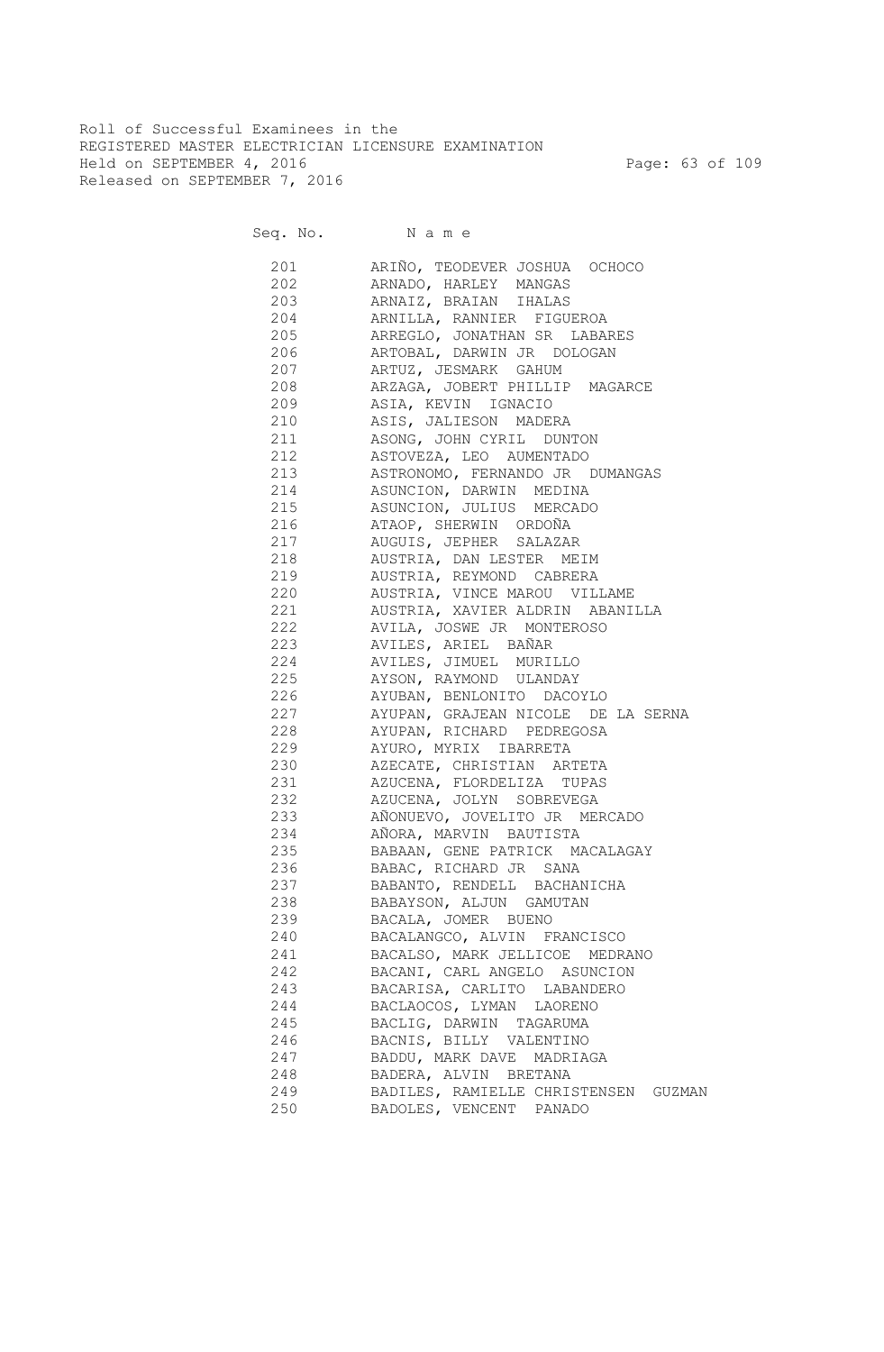Roll of Successful Examinees in the
REGISTERED MASTER ELECTRICIAN LICENSURE EXAMINATION
Held on SEPTEMBER 4, 2016
Released on SEPTEMBER 7, 2016

| Seq. No. | N a m e |
|---|---|
| 201 | ARIÑO, TEODEVER JOSHUA OCHOCO |
| 202 | ARNADO, HARLEY MANGAS |
| 203 | ARNAIZ, BRAIAN IHALAS |
| 204 | ARNILLA, RANNIER FIGUEROA |
| 205 | ARREGLO, JONATHAN SR LABARES |
| 206 | ARTOBAL, DARWIN JR DOLOGAN |
| 207 | ARTUZ, JESMARK GAHUM |
| 208 | ARZAGA, JOBERT PHILLIP MAGARCE |
| 209 | ASIA, KEVIN IGNACIO |
| 210 | ASIS, JALIESON MADERA |
| 211 | ASONG, JOHN CYRIL DUNTON |
| 212 | ASTOVEZA, LEO AUMENTADO |
| 213 | ASTRONOMO, FERNANDO JR DUMANGAS |
| 214 | ASUNCION, DARWIN MEDINA |
| 215 | ASUNCION, JULIUS MERCADO |
| 216 | ATAOP, SHERWIN ORDOÑA |
| 217 | AUGUIS, JEPHER SALAZAR |
| 218 | AUSTRIA, DAN LESTER MEIM |
| 219 | AUSTRIA, REYMOND CABRERA |
| 220 | AUSTRIA, VINCE MAROU VILLAME |
| 221 | AUSTRIA, XAVIER ALDRIN ABANILLA |
| 222 | AVILA, JOSWE JR MONTEROSO |
| 223 | AVILES, ARIEL BAÑAR |
| 224 | AVILES, JIMUEL MURILLO |
| 225 | AYSON, RAYMOND ULANDAY |
| 226 | AYUBAN, BENLONITO DACOYLO |
| 227 | AYUPAN, GRAJEAN NICOLE DE LA SERNA |
| 228 | AYUPAN, RICHARD PEDREGOSA |
| 229 | AYURO, MYRIX IBARRETA |
| 230 | AZECATE, CHRISTIAN ARTETA |
| 231 | AZUCENA, FLORDELIZA TUPAS |
| 232 | AZUCENA, JOLYN SOBREVEGA |
| 233 | AÑONUEVO, JOVELITO JR MERCADO |
| 234 | AÑORA, MARVIN BAUTISTA |
| 235 | BABAAN, GENE PATRICK MACALAGAY |
| 236 | BABAC, RICHARD JR SANA |
| 237 | BABANTO, RENDELL BACHANICHA |
| 238 | BABAYSON, ALJUN GAMUTAN |
| 239 | BACALA, JOMER BUENO |
| 240 | BACALANGCO, ALVIN FRANCISCO |
| 241 | BACALSO, MARK JELLICOE MEDRANO |
| 242 | BACANI, CARL ANGELO ASUNCION |
| 243 | BACARISA, CARLITO LABANDERO |
| 244 | BACLAOCOS, LYMAN LAORENO |
| 245 | BACLIG, DARWIN TAGARUMA |
| 246 | BACNIS, BILLY VALENTINO |
| 247 | BADDU, MARK DAVE MADRIAGA |
| 248 | BADERA, ALVIN BRETANA |
| 249 | BADILES, RAMIELLE CHRISTENSEN GUZMAN |
| 250 | BADOLES, VENCENT PANADO |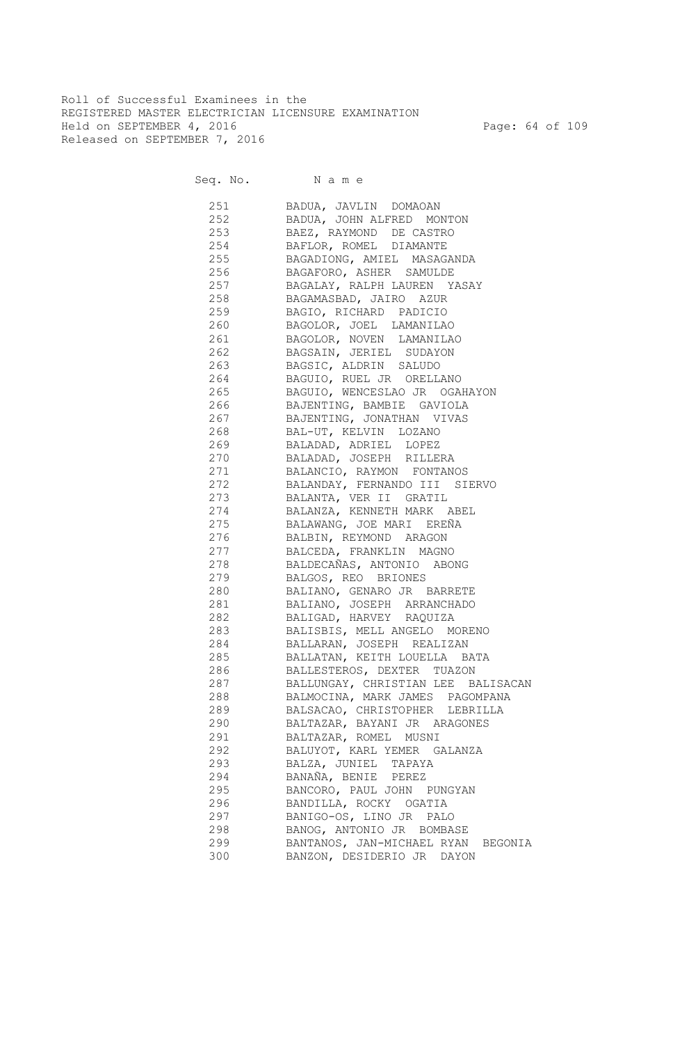Roll of Successful Examinees in the
REGISTERED MASTER ELECTRICIAN LICENSURE EXAMINATION
Held on SEPTEMBER 4, 2016
Released on SEPTEMBER 7, 2016

| Seq. No. | N a m e |
|---|---|
| 251 | BADUA, JAVLIN DOMAOAN |
| 252 | BADUA, JOHN ALFRED MONTON |
| 253 | BAEZ, RAYMOND DE CASTRO |
| 254 | BAFLOR, ROMEL DIAMANTE |
| 255 | BAGADIONG, AMIEL MASAGANDA |
| 256 | BAGAFORO, ASHER SAMULDE |
| 257 | BAGALAY, RALPH LAUREN YASAY |
| 258 | BAGAMASBAD, JAIRO AZUR |
| 259 | BAGIO, RICHARD PADICIO |
| 260 | BAGOLOR, JOEL LAMANILAO |
| 261 | BAGOLOR, NOVEN LAMANILAO |
| 262 | BAGSAIN, JERIEL SUDAYON |
| 263 | BAGSIC, ALDRIN SALUDO |
| 264 | BAGUIO, RUEL JR ORELLANO |
| 265 | BAGUIO, WENCESLAO JR OGAHAYON |
| 266 | BAJENTING, BAMBIE GAVIOLA |
| 267 | BAJENTING, JONATHAN VIVAS |
| 268 | BAL-UT, KELVIN LOZANO |
| 269 | BALADAD, ADRIEL LOPEZ |
| 270 | BALADAD, JOSEPH RILLERA |
| 271 | BALANCIO, RAYMON FONTANOS |
| 272 | BALANDAY, FERNANDO III SIERVO |
| 273 | BALANTA, VER II GRATIL |
| 274 | BALANZA, KENNETH MARK ABEL |
| 275 | BALAWANG, JOE MARI EREÑA |
| 276 | BALBIN, REYMOND ARAGON |
| 277 | BALCEDA, FRANKLIN MAGNO |
| 278 | BALDECAÑAS, ANTONIO ABONG |
| 279 | BALGOS, REO BRIONES |
| 280 | BALIANO, GENARO JR BARRETE |
| 281 | BALIANO, JOSEPH ARRANCHADO |
| 282 | BALIGAD, HARVEY RAQUIZA |
| 283 | BALISBIS, MELL ANGELO MORENO |
| 284 | BALLARAN, JOSEPH REALIZAN |
| 285 | BALLATAN, KEITH LOUELLA BATA |
| 286 | BALLESTEROS, DEXTER TUAZON |
| 287 | BALLUNGAY, CHRISTIAN LEE BALISACAN |
| 288 | BALMOCINA, MARK JAMES PAGOMPANA |
| 289 | BALSACAO, CHRISTOPHER LEBRILLA |
| 290 | BALTAZAR, BAYANI JR ARAGONES |
| 291 | BALTAZAR, ROMEL MUSNI |
| 292 | BALUYOT, KARL YEMER GALANZA |
| 293 | BALZA, JUNIEL TAPAYA |
| 294 | BANAÑA, BENIE PEREZ |
| 295 | BANCORO, PAUL JOHN PUNGYAN |
| 296 | BANDILLA, ROCKY OGATIA |
| 297 | BANIGO-OS, LINO JR PALO |
| 298 | BANOG, ANTONIO JR BOMBASE |
| 299 | BANTANOS, JAN-MICHAEL RYAN BEGONIA |
| 300 | BANZON, DESIDERIO JR DAYON |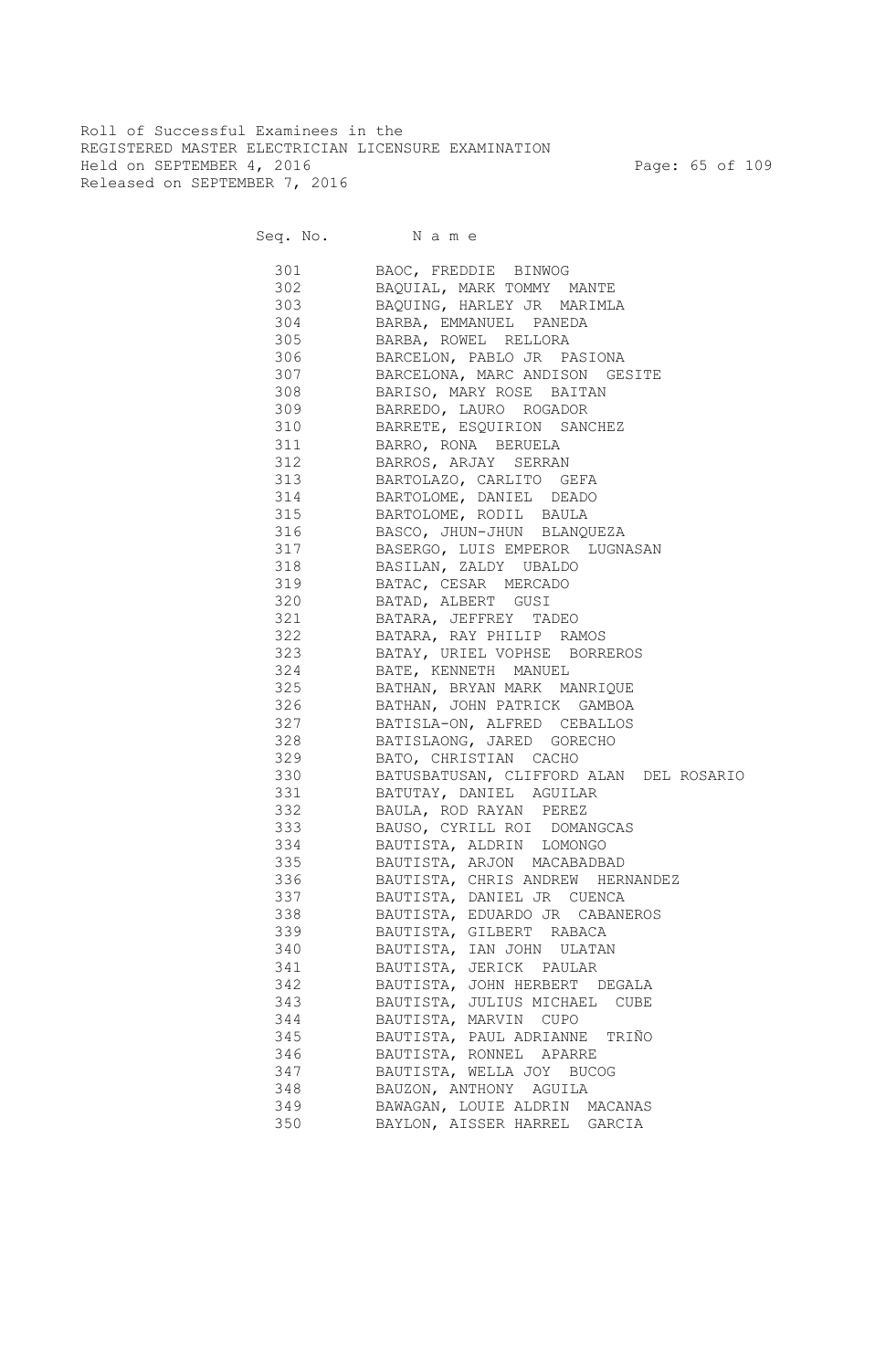Roll of Successful Examinees in the
REGISTERED MASTER ELECTRICIAN LICENSURE EXAMINATION
Held on SEPTEMBER 4, 2016
Released on SEPTEMBER 7, 2016

| Seq. No. | Name |
|---|---|
| 301 | BAOC, FREDDIE BINWOG |
| 302 | BAQUIAL, MARK TOMMY MANTE |
| 303 | BAQUING, HARLEY JR MARIMLA |
| 304 | BARBA, EMMANUEL PANEDA |
| 305 | BARBA, ROWEL RELLORA |
| 306 | BARCELON, PABLO JR PASIONA |
| 307 | BARCELONA, MARC ANDISON GESITE |
| 308 | BARISO, MARY ROSE BAITAN |
| 309 | BARREDO, LAURO ROGADOR |
| 310 | BARRETE, ESQUIRION SANCHEZ |
| 311 | BARRO, RONA BERUELA |
| 312 | BARROS, ARJAY SERRAN |
| 313 | BARTOLAZO, CARLITO GEFA |
| 314 | BARTOLOME, DANIEL DEADO |
| 315 | BARTOLOME, RODIL BAULA |
| 316 | BASCO, JHUN-JHUN BLANQUEZA |
| 317 | BASERGO, LUIS EMPEROR LUGNASAN |
| 318 | BASILAN, ZALDY UBALDO |
| 319 | BATAC, CESAR MERCADO |
| 320 | BATAD, ALBERT GUSI |
| 321 | BATARA, JEFFREY TADEO |
| 322 | BATARA, RAY PHILIP RAMOS |
| 323 | BATAY, URIEL VOPHSE BORREROS |
| 324 | BATE, KENNETH MANUEL |
| 325 | BATHAN, BRYAN MARK MANRIQUE |
| 326 | BATHAN, JOHN PATRICK GAMBOA |
| 327 | BATISLA-ON, ALFRED CEBALLOS |
| 328 | BATISLAONG, JARED GORECHO |
| 329 | BATO, CHRISTIAN CACHO |
| 330 | BATUSBATUSAN, CLIFFORD ALAN DEL ROSARIO |
| 331 | BATUTAY, DANIEL AGUILAR |
| 332 | BAULA, ROD RAYAN PEREZ |
| 333 | BAUSO, CYRILL ROI DOMANGCAS |
| 334 | BAUTISTA, ALDRIN LOMONGO |
| 335 | BAUTISTA, ARJON MACABADBAD |
| 336 | BAUTISTA, CHRIS ANDREW HERNANDEZ |
| 337 | BAUTISTA, DANIEL JR CUENCA |
| 338 | BAUTISTA, EDUARDO JR CABANEROS |
| 339 | BAUTISTA, GILBERT RABACA |
| 340 | BAUTISTA, IAN JOHN ULATAN |
| 341 | BAUTISTA, JERICK PAULAR |
| 342 | BAUTISTA, JOHN HERBERT DEGALA |
| 343 | BAUTISTA, JULIUS MICHAEL CUBE |
| 344 | BAUTISTA, MARVIN CUPO |
| 345 | BAUTISTA, PAUL ADRIANNE TRIÑO |
| 346 | BAUTISTA, RONNEL APARRE |
| 347 | BAUTISTA, WELLA JOY BUCOG |
| 348 | BAUZON, ANTHONY AGUILA |
| 349 | BAWAGAN, LOUIE ALDRIN MACANAS |
| 350 | BAYLON, AISSER HARREL GARCIA |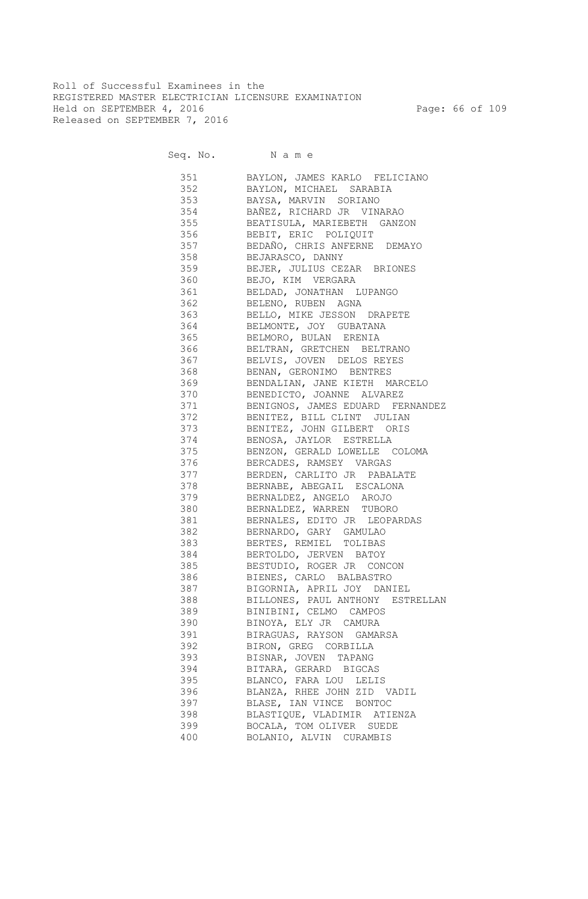Roll of Successful Examinees in the
REGISTERED MASTER ELECTRICIAN LICENSURE EXAMINATION
Held on SEPTEMBER 4, 2016
Released on SEPTEMBER 7, 2016

| Seq. No. | N a m e |
|---|---|
| 351 | BAYLON, JAMES KARLO FELICIANO |
| 352 | BAYLON, MICHAEL SARABIA |
| 353 | BAYSA, MARVIN SORIANO |
| 354 | BAÑEZ, RICHARD JR VINARAO |
| 355 | BEATISULA, MARIEBETH GANZON |
| 356 | BEBIT, ERIC POLIQUIT |
| 357 | BEDAÑO, CHRIS ANFERNE DEMAYO |
| 358 | BEJARASCO, DANNY |
| 359 | BEJER, JULIUS CEZAR BRIONES |
| 360 | BEJO, KIM VERGARA |
| 361 | BELDAD, JONATHAN LUPANGO |
| 362 | BELENO, RUBEN AGNA |
| 363 | BELLO, MIKE JESSON DRAPETE |
| 364 | BELMONTE, JOY GUBATANA |
| 365 | BELMORO, BULAN ERENIA |
| 366 | BELTRAN, GRETCHEN BELTRANO |
| 367 | BELVIS, JOVEN DELOS REYES |
| 368 | BENAN, GERONIMO BENTRES |
| 369 | BENDALIAN, JANE KIETH MARCELO |
| 370 | BENEDICTO, JOANNE ALVAREZ |
| 371 | BENIGNOS, JAMES EDUARD FERNANDEZ |
| 372 | BENITEZ, BILL CLINT JULIAN |
| 373 | BENITEZ, JOHN GILBERT ORIS |
| 374 | BENOSA, JAYLOR ESTRELLA |
| 375 | BENZON, GERALD LOWELLE COLOMA |
| 376 | BERCADES, RAMSEY VARGAS |
| 377 | BERDEN, CARLITO JR PABALATE |
| 378 | BERNABE, ABEGAIL ESCALONA |
| 379 | BERNALDEZ, ANGELO AROJO |
| 380 | BERNALDEZ, WARREN TUBORO |
| 381 | BERNALES, EDITO JR LEOPARDAS |
| 382 | BERNARDO, GARY GAMULAO |
| 383 | BERTES, REMIEL TOLIBAS |
| 384 | BERTOLDO, JERVEN BATOY |
| 385 | BESTUDIO, ROGER JR CONCON |
| 386 | BIENES, CARLO BALBASTRO |
| 387 | BIGORNIA, APRIL JOY DANIEL |
| 388 | BILLONES, PAUL ANTHONY ESTRELLAN |
| 389 | BINIBINI, CELMO CAMPOS |
| 390 | BINOYA, ELY JR CAMURA |
| 391 | BIRAGUAS, RAYSON GAMARSA |
| 392 | BIRON, GREG CORBILLA |
| 393 | BISNAR, JOVEN TAPANG |
| 394 | BITARA, GERARD BIGCAS |
| 395 | BLANCO, FARA LOU LELIS |
| 396 | BLANZA, RHEE JOHN ZID VADIL |
| 397 | BLASE, IAN VINCE BONTOC |
| 398 | BLASTIQUE, VLADIMIR ATIENZA |
| 399 | BOCALA, TOM OLIVER SUEDE |
| 400 | BOLANIO, ALVIN CURAMBIS |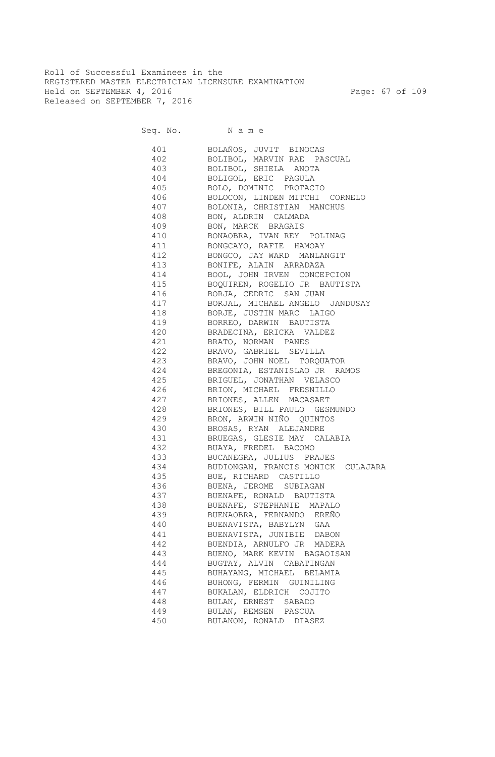Roll of Successful Examinees in the
REGISTERED MASTER ELECTRICIAN LICENSURE EXAMINATION
Held on SEPTEMBER 4, 2016
Released on SEPTEMBER 7, 2016

| Seq. No. | N a m e |
|---|---|
| 401 | BOLAÑOS, JUVIT BINOCAS |
| 402 | BOLIBOL, MARVIN RAE PASCUAL |
| 403 | BOLIBOL, SHIELA ANOTA |
| 404 | BOLIGOL, ERIC PAGULA |
| 405 | BOLO, DOMINIC PROTACIO |
| 406 | BOLOCON, LINDEN MITCHI CORNELO |
| 407 | BOLONIA, CHRISTIAN MANCHUS |
| 408 | BON, ALDRIN CALMADA |
| 409 | BON, MARCK BRAGAIS |
| 410 | BONAOBRA, IVAN REY POLINAG |
| 411 | BONGCAYO, RAFIE HAMOAY |
| 412 | BONGCO, JAY WARD MANLANGIT |
| 413 | BONIFE, ALAIN ARRADAZA |
| 414 | BOOL, JOHN IRVEN CONCEPCION |
| 415 | BOQUIREN, ROGELIO JR BAUTISTA |
| 416 | BORJA, CEDRIC SAN JUAN |
| 417 | BORJAL, MICHAEL ANGELO JANDUSAY |
| 418 | BORJE, JUSTIN MARC LAIGO |
| 419 | BORREO, DARWIN BAUTISTA |
| 420 | BRADECINA, ERICKA VALDEZ |
| 421 | BRATO, NORMAN PANES |
| 422 | BRAVO, GABRIEL SEVILLA |
| 423 | BRAVO, JOHN NOEL TORQUATOR |
| 424 | BREGONIA, ESTANISLAO JR RAMOS |
| 425 | BRIGUEL, JONATHAN VELASCO |
| 426 | BRION, MICHAEL FRESNILLO |
| 427 | BRIONES, ALLEN MACASAET |
| 428 | BRIONES, BILL PAULO GESMUNDO |
| 429 | BRON, ARWIN NIÑO QUINTOS |
| 430 | BROSAS, RYAN ALEJANDRE |
| 431 | BRUEGAS, GLESIE MAY CALABIA |
| 432 | BUAYA, FREDEL BACOMO |
| 433 | BUCANEGRA, JULIUS PRAJES |
| 434 | BUDIONGAN, FRANCIS MONICK CULAJARA |
| 435 | BUE, RICHARD CASTILLO |
| 436 | BUENA, JEROME SUBIAGAN |
| 437 | BUENAFE, RONALD BAUTISTA |
| 438 | BUENAFE, STEPHANIE MAPALO |
| 439 | BUENAOBRA, FERNANDO EREÑO |
| 440 | BUENAVISTA, BABYLYN GAA |
| 441 | BUENAVISTA, JUNIBIE DABON |
| 442 | BUENDIA, ARNULFO JR MADERA |
| 443 | BUENO, MARK KEVIN BAGAOISAN |
| 444 | BUGTAY, ALVIN CABATINGAN |
| 445 | BUHAYANG, MICHAEL BELAMIA |
| 446 | BUHONG, FERMIN GUINILING |
| 447 | BUKALAN, ELDRICH COJITO |
| 448 | BULAN, ERNEST SABADO |
| 449 | BULAN, REMSEN PASCUA |
| 450 | BULANON, RONALD DIASEZ |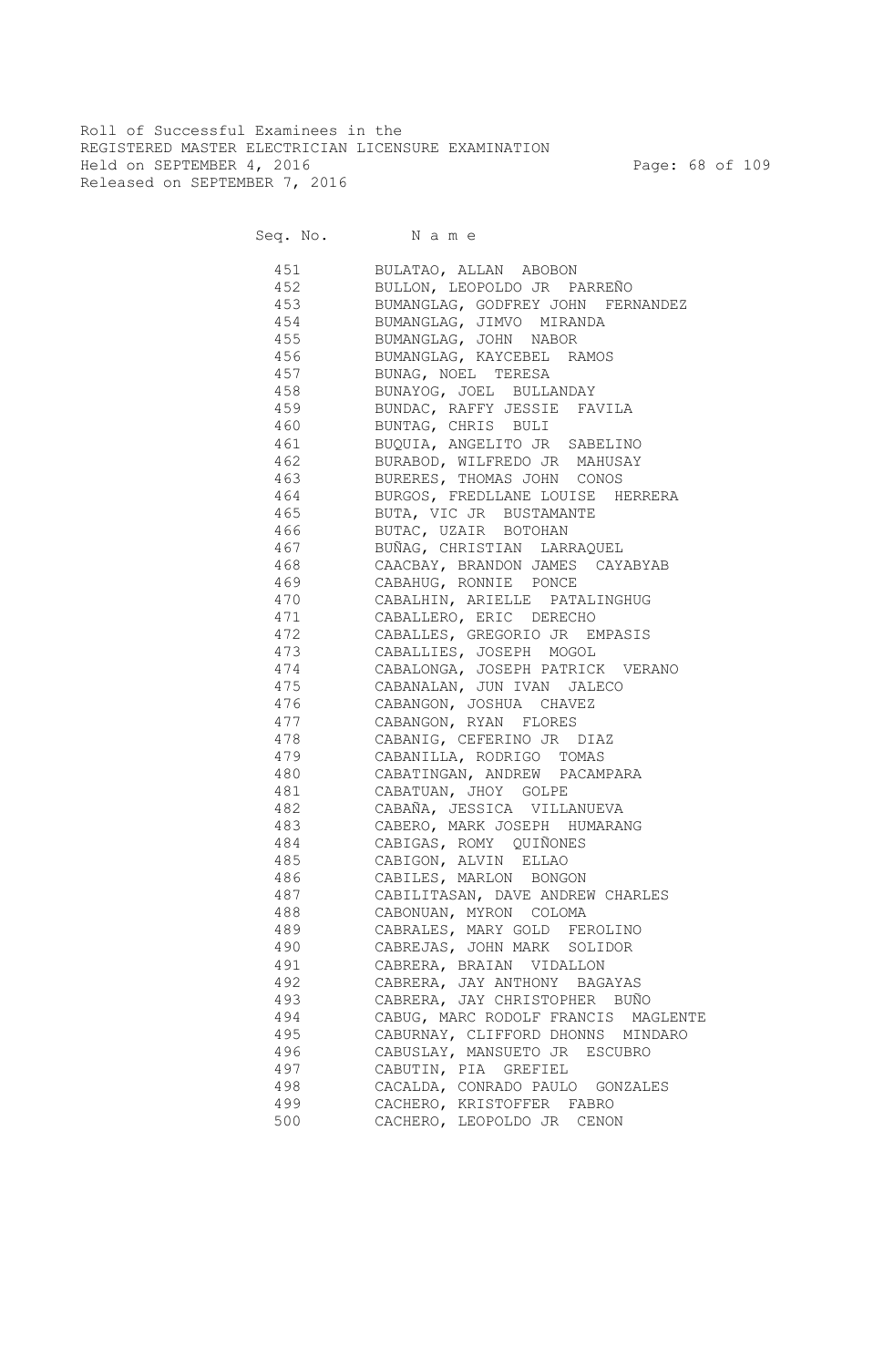Roll of Successful Examinees in the
REGISTERED MASTER ELECTRICIAN LICENSURE EXAMINATION
Held on SEPTEMBER 4, 2016
Released on SEPTEMBER 7, 2016

| Seq. No. | N a m e |
|---|---|
| 451 | BULATAO, ALLAN ABOBON |
| 452 | BULLON, LEOPOLDO JR PARREÑO |
| 453 | BUMANGLAG, GODFREY JOHN FERNANDEZ |
| 454 | BUMANGLAG, JIMVO MIRANDA |
| 455 | BUMANGLAG, JOHN NABOR |
| 456 | BUMANGLAG, KAYCEBEL RAMOS |
| 457 | BUNAG, NOEL TERESA |
| 458 | BUNAYOG, JOEL BULLANDAY |
| 459 | BUNDAC, RAFFY JESSIE FAVILA |
| 460 | BUNTAG, CHRIS BULI |
| 461 | BUQUIA, ANGELITO JR SABELINO |
| 462 | BURABOD, WILFREDO JR MAHUSAY |
| 463 | BURERES, THOMAS JOHN CONOS |
| 464 | BURGOS, FREDLLANE LOUISE HERRERA |
| 465 | BUTA, VIC JR BUSTAMANTE |
| 466 | BUTAC, UZAIR BOTOHAN |
| 467 | BUÑAG, CHRISTIAN LARRAQUEL |
| 468 | CAACBAY, BRANDON JAMES CAYABYAB |
| 469 | CABAHUG, RONNIE PONCE |
| 470 | CABALHIN, ARIELLE PATALINGHUG |
| 471 | CABALLERO, ERIC DERECHO |
| 472 | CABALLES, GREGORIO JR EMPASIS |
| 473 | CABALLIES, JOSEPH MOGOL |
| 474 | CABALONGA, JOSEPH PATRICK VERANO |
| 475 | CABANALAN, JUN IVAN JALECO |
| 476 | CABANGON, JOSHUA CHAVEZ |
| 477 | CABANGON, RYAN FLORES |
| 478 | CABANIG, CEFERINO JR DIAZ |
| 479 | CABANILLA, RODRIGO TOMAS |
| 480 | CABATINGAN, ANDREW PACAMPARA |
| 481 | CABATUAN, JHOY GOLPE |
| 482 | CABAÑA, JESSICA VILLANUEVA |
| 483 | CABERO, MARK JOSEPH HUMARANG |
| 484 | CABIGAS, ROMY QUIÑONES |
| 485 | CABIGON, ALVIN ELLAO |
| 486 | CABILES, MARLON BONGON |
| 487 | CABILITASAN, DAVE ANDREW CHARLES |
| 488 | CABONUAN, MYRON COLOMA |
| 489 | CABRALES, MARY GOLD FEROLINO |
| 490 | CABREJAS, JOHN MARK SOLIDOR |
| 491 | CABRERA, BRAIAN VIDALLON |
| 492 | CABRERA, JAY ANTHONY BAGAYAS |
| 493 | CABRERA, JAY CHRISTOPHER BUÑO |
| 494 | CABUG, MARC RODOLF FRANCIS MAGLENTE |
| 495 | CABURNAY, CLIFFORD DHONNS MINDARO |
| 496 | CABUSLAY, MANSUETO JR ESCUBRO |
| 497 | CABUTIN, PIA GREFIEL |
| 498 | CACALDA, CONRADO PAULO GONZALES |
| 499 | CACHERO, KRISTOFFER FABRO |
| 500 | CACHERO, LEOPOLDO JR CENON |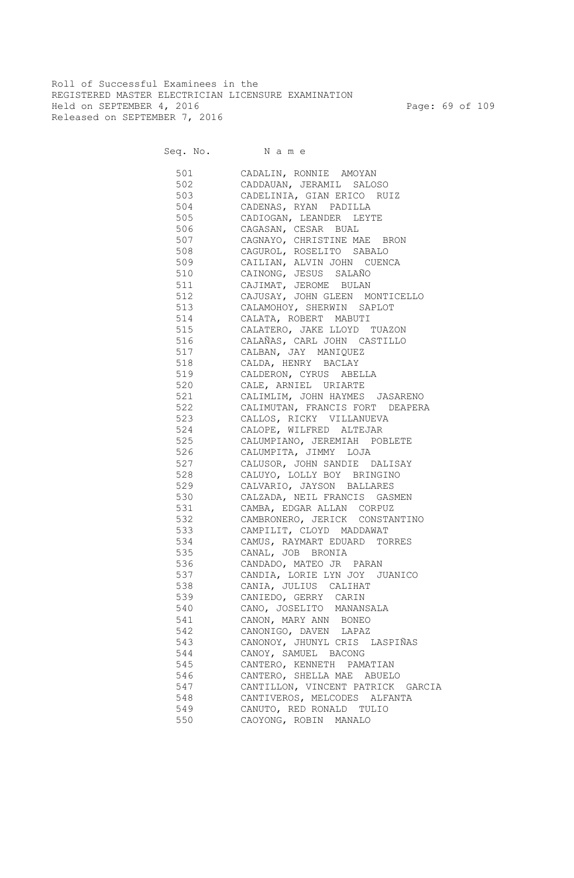Roll of Successful Examinees in the
REGISTERED MASTER ELECTRICIAN LICENSURE EXAMINATION
Held on SEPTEMBER 4, 2016
Released on SEPTEMBER 7, 2016

| Seq. No. | N a m e |
|---|---|
| 501 | CADALIN, RONNIE AMOYAN |
| 502 | CADDAUAN, JERAMIL SALOSO |
| 503 | CADELINIA, GIAN ERICO RUIZ |
| 504 | CADENAS, RYAN PADILLA |
| 505 | CADIOGAN, LEANDER LEYTE |
| 506 | CAGASAN, CESAR BUAL |
| 507 | CAGNAYO, CHRISTINE MAE BRON |
| 508 | CAGUROL, ROSELITO SABALO |
| 509 | CAILIAN, ALVIN JOHN CUENCA |
| 510 | CAINONG, JESUS SALAÑO |
| 511 | CAJIMAT, JEROME BULAN |
| 512 | CAJUSAY, JOHN GLEEN MONTICELLO |
| 513 | CALAMOHOY, SHERWIN SAPLOT |
| 514 | CALATA, ROBERT MABUTI |
| 515 | CALATERO, JAKE LLOYD TUAZON |
| 516 | CALAÑAS, CARL JOHN CASTILLO |
| 517 | CALBAN, JAY MANIQUEZ |
| 518 | CALDA, HENRY BACLAY |
| 519 | CALDERON, CYRUS ABELLA |
| 520 | CALE, ARNIEL URIARTE |
| 521 | CALIMLIM, JOHN HAYMES JASARENO |
| 522 | CALIMUTAN, FRANCIS FORT DEAPERA |
| 523 | CALLOS, RICKY VILLANUEVA |
| 524 | CALOPE, WILFRED ALTEJAR |
| 525 | CALUMPIANO, JEREMIAH POBLETE |
| 526 | CALUMPITA, JIMMY LOJA |
| 527 | CALUSOR, JOHN SANDIE DALISAY |
| 528 | CALUYO, LOLLY BOY BRINGINO |
| 529 | CALVARIO, JAYSON BALLARES |
| 530 | CALZADA, NEIL FRANCIS GASMEN |
| 531 | CAMBA, EDGAR ALLAN CORPUZ |
| 532 | CAMBRONERO, JERICK CONSTANTINO |
| 533 | CAMPILIT, CLOYD MADDAWAT |
| 534 | CAMUS, RAYMART EDUARD TORRES |
| 535 | CANAL, JOB BRONIA |
| 536 | CANDADO, MATEO JR PARAN |
| 537 | CANDIA, LORIE LYN JOY JUANICO |
| 538 | CANIA, JULIUS CALIHAT |
| 539 | CANIEDO, GERRY CARIN |
| 540 | CANO, JOSELITO MANANSALA |
| 541 | CANON, MARY ANN BONEO |
| 542 | CANONIGO, DAVEN LAPAZ |
| 543 | CANONOY, JHUNYL CRIS LASPIÑAS |
| 544 | CANOY, SAMUEL BACONG |
| 545 | CANTERO, KENNETH PAMATIAN |
| 546 | CANTERO, SHELLA MAE ABUELO |
| 547 | CANTILLON, VINCENT PATRICK GARCIA |
| 548 | CANTIVEROS, MELCODES ALFANTA |
| 549 | CANUTO, RED RONALD TULIO |
| 550 | CAOYONG, ROBIN MANALO |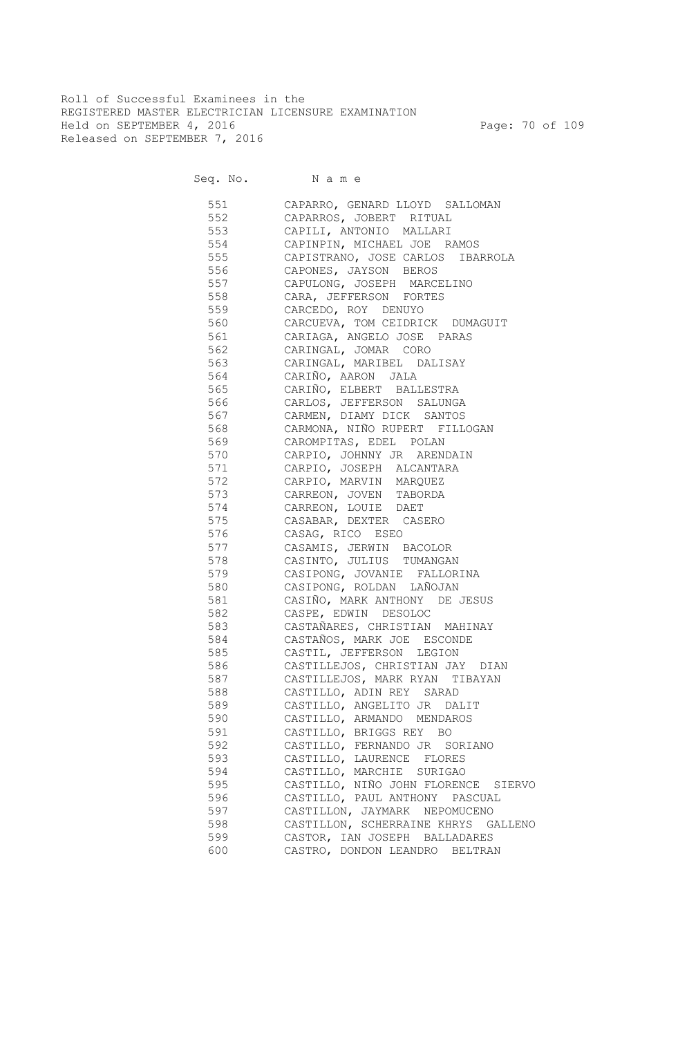Roll of Successful Examinees in the
REGISTERED MASTER ELECTRICIAN LICENSURE EXAMINATION
Held on SEPTEMBER 4, 2016
Released on SEPTEMBER 7, 2016

| Seq. No. | Name |
|---|---|
| 551 | CAPARRO, GENARD LLOYD SALLOMAN |
| 552 | CAPARROS, JOBERT RITUAL |
| 553 | CAPILI, ANTONIO MALLARI |
| 554 | CAPINPIN, MICHAEL JOE RAMOS |
| 555 | CAPISTRANO, JOSE CARLOS IBARROLA |
| 556 | CAPONES, JAYSON BEROS |
| 557 | CAPULONG, JOSEPH MARCELINO |
| 558 | CARA, JEFFERSON FORTES |
| 559 | CARCEDO, ROY DENUYO |
| 560 | CARCUEVA, TOM CEIDRICK DUMAGUIT |
| 561 | CARIAGA, ANGELO JOSE PARAS |
| 562 | CARINGAL, JOMAR CORO |
| 563 | CARINGAL, MARIBEL DALISAY |
| 564 | CARIÑO, AARON JALA |
| 565 | CARIÑO, ELBERT BALLESTRA |
| 566 | CARLOS, JEFFERSON SALUNGA |
| 567 | CARMEN, DIAMY DICK SANTOS |
| 568 | CARMONA, NIÑO RUPERT FILLOGAN |
| 569 | CAROMPITAS, EDEL POLAN |
| 570 | CARPIO, JOHNNY JR ARENDAIN |
| 571 | CARPIO, JOSEPH ALCANTARA |
| 572 | CARPIO, MARVIN MARQUEZ |
| 573 | CARREON, JOVEN TABORDA |
| 574 | CARREON, LOUIE DAET |
| 575 | CASABAR, DEXTER CASERO |
| 576 | CASAG, RICO ESEO |
| 577 | CASAMIS, JERWIN BACOLOR |
| 578 | CASINTO, JULIUS TUMANGAN |
| 579 | CASIPONG, JOVANIE FALLORINA |
| 580 | CASIPONG, ROLDAN LAÑOJAN |
| 581 | CASIÑO, MARK ANTHONY DE JESUS |
| 582 | CASPE, EDWIN DESOLOC |
| 583 | CASTAÑARES, CHRISTIAN MAHINAY |
| 584 | CASTAÑOS, MARK JOE ESCONDE |
| 585 | CASTIL, JEFFERSON LEGION |
| 586 | CASTILLEJOS, CHRISTIAN JAY DIAN |
| 587 | CASTILLEJOS, MARK RYAN TIBAYAN |
| 588 | CASTILLO, ADIN REY SARAD |
| 589 | CASTILLO, ANGELITO JR DALIT |
| 590 | CASTILLO, ARMANDO MENDAROS |
| 591 | CASTILLO, BRIGGS REY BO |
| 592 | CASTILLO, FERNANDO JR SORIANO |
| 593 | CASTILLO, LAURENCE FLORES |
| 594 | CASTILLO, MARCHIE SURIGAO |
| 595 | CASTILLO, NIÑO JOHN FLORENCE SIERVO |
| 596 | CASTILLO, PAUL ANTHONY PASCUAL |
| 597 | CASTILLON, JAYMARK NEPOMUCENO |
| 598 | CASTILLON, SCHERRAINE KHRYS GALLENO |
| 599 | CASTOR, IAN JOSEPH BALLADARES |
| 600 | CASTRO, DONDON LEANDRO BELTRAN |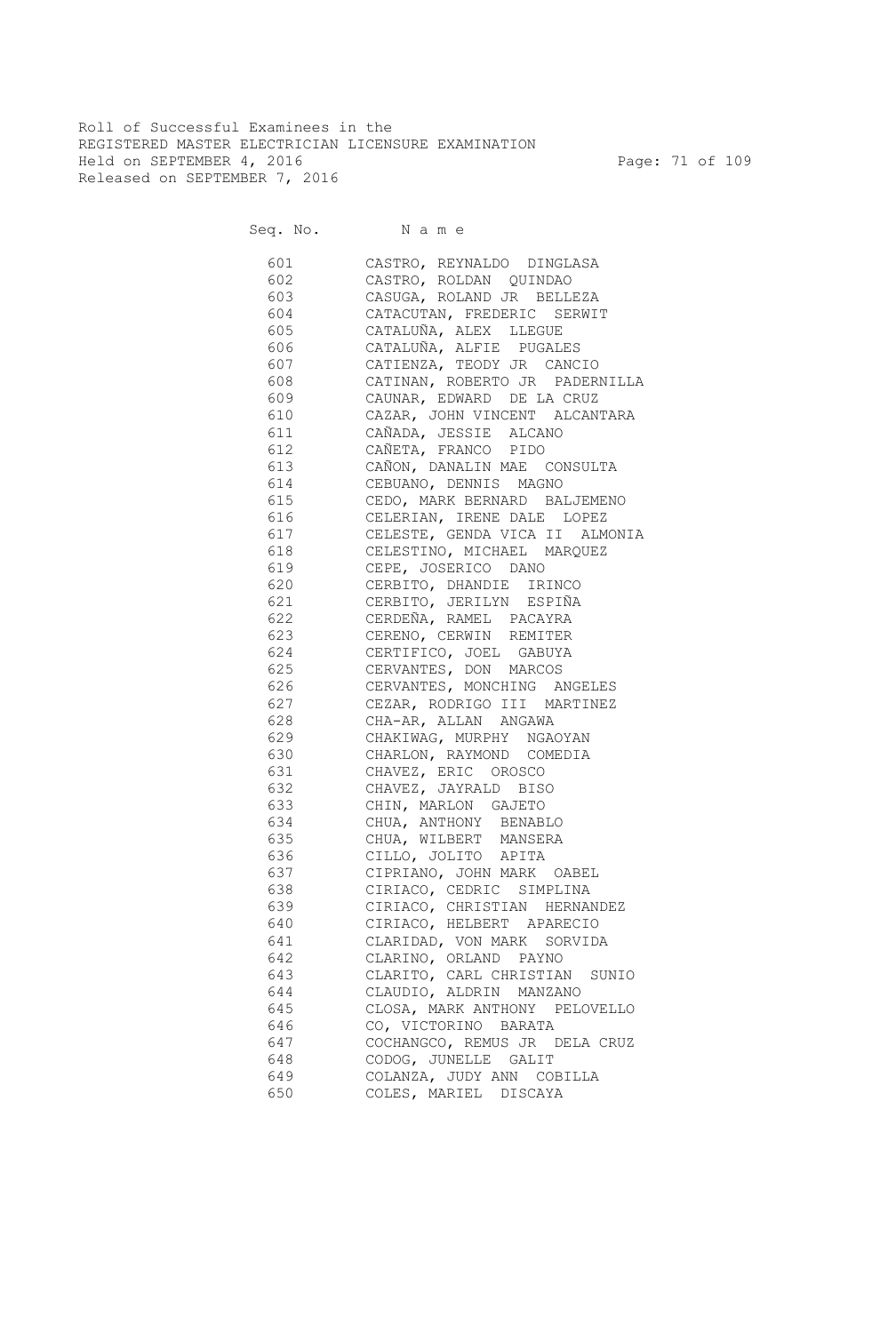Roll of Successful Examinees in the
REGISTERED MASTER ELECTRICIAN LICENSURE EXAMINATION
Held on SEPTEMBER 4, 2016
Released on SEPTEMBER 7, 2016

| Seq. No. | Name |
|---|---|
| 601 | CASTRO, REYNALDO DINGLASA |
| 602 | CASTRO, ROLDAN QUINDAO |
| 603 | CASUGA, ROLAND JR BELLEZA |
| 604 | CATACUTAN, FREDERIC SERWIT |
| 605 | CATALUÑA, ALEX LLEGUE |
| 606 | CATALUÑA, ALFIE PUGALES |
| 607 | CATIENZA, TEODY JR CANCIO |
| 608 | CATINAN, ROBERTO JR PADERNILLA |
| 609 | CAUNAR, EDWARD DE LA CRUZ |
| 610 | CAZAR, JOHN VINCENT ALCANTARA |
| 611 | CAÑADA, JESSIE ALCANO |
| 612 | CAÑETA, FRANCO PIDO |
| 613 | CAÑON, DANALIN MAE CONSULTA |
| 614 | CEBUANO, DENNIS MAGNO |
| 615 | CEDO, MARK BERNARD BALJEMENO |
| 616 | CELERIAN, IRENE DALE LOPEZ |
| 617 | CELESTE, GENDA VICA II ALMONIA |
| 618 | CELESTINO, MICHAEL MARQUEZ |
| 619 | CEPE, JOSERICO DANO |
| 620 | CERBITO, DHANDIE IRINCO |
| 621 | CERBITO, JERILYN ESPIÑA |
| 622 | CERDEÑA, RAMEL PACAYRA |
| 623 | CERENO, CERWIN REMITER |
| 624 | CERTIFICO, JOEL GABUYA |
| 625 | CERVANTES, DON MARCOS |
| 626 | CERVANTES, MONCHING ANGELES |
| 627 | CEZAR, RODRIGO III MARTINEZ |
| 628 | CHA-AR, ALLAN ANGAWA |
| 629 | CHAKIWAG, MURPHY NGAOYAN |
| 630 | CHARLON, RAYMOND COMEDIA |
| 631 | CHAVEZ, ERIC OROSCO |
| 632 | CHAVEZ, JAYRALD BISO |
| 633 | CHIN, MARLON GAJETO |
| 634 | CHUA, ANTHONY BENABLO |
| 635 | CHUA, WILBERT MANSERA |
| 636 | CILLO, JOLITO APITA |
| 637 | CIPRIANO, JOHN MARK OABEL |
| 638 | CIRIACO, CEDRIC SIMPLINA |
| 639 | CIRIACO, CHRISTIAN HERNANDEZ |
| 640 | CIRIACO, HELBERT APARECIO |
| 641 | CLARIDAD, VON MARK SORVIDA |
| 642 | CLARINO, ORLAND PAYNO |
| 643 | CLARITO, CARL CHRISTIAN SUNIO |
| 644 | CLAUDIO, ALDRIN MANZANO |
| 645 | CLOSA, MARK ANTHONY PELOVELLO |
| 646 | CO, VICTORINO BARATA |
| 647 | COCHANGCO, REMUS JR DELA CRUZ |
| 648 | CODOG, JUNELLE GALIT |
| 649 | COLANZA, JUDY ANN COBILLA |
| 650 | COLES, MARIEL DISCAYA |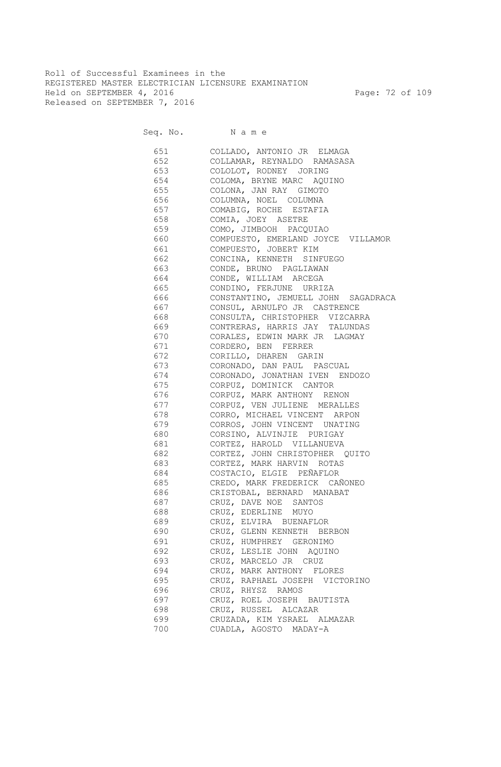Roll of Successful Examinees in the
REGISTERED MASTER ELECTRICIAN LICENSURE EXAMINATION
Held on SEPTEMBER 4, 2016
Released on SEPTEMBER 7, 2016

| Seq. No. | N a m e |
|---|---|
| 651 | COLLADO, ANTONIO JR ELMAGA |
| 652 | COLLAMAR, REYNALDO RAMASASA |
| 653 | COLOLOT, RODNEY JORING |
| 654 | COLOMA, BRYNE MARC AQUINO |
| 655 | COLONA, JAN RAY GIMOTO |
| 656 | COLUMNA, NOEL COLUMNA |
| 657 | COMABIG, ROCHE ESTAFIA |
| 658 | COMIA, JOEY ASETRE |
| 659 | COMO, JIMBOOH PACQUIAO |
| 660 | COMPUESTO, EMERLAND JOYCE VILLAMOR |
| 661 | COMPUESTO, JOBERT KIM |
| 662 | CONCINA, KENNETH SINFUEGO |
| 663 | CONDE, BRUNO PAGLIAWAN |
| 664 | CONDE, WILLIAM ARCEGA |
| 665 | CONDINO, FERJUNE URRIZA |
| 666 | CONSTANTINO, JEMUELL JOHN SAGADRACA |
| 667 | CONSUL, ARNULFO JR CASTRENCE |
| 668 | CONSULTA, CHRISTOPHER VIZCARRA |
| 669 | CONTRERAS, HARRIS JAY TALUNDAS |
| 670 | CORALES, EDWIN MARK JR LAGMAY |
| 671 | CORDERO, BEN FERRER |
| 672 | CORILLO, DHAREN GARIN |
| 673 | CORONADO, DAN PAUL PASCUAL |
| 674 | CORONADO, JONATHAN IVEN ENDOZO |
| 675 | CORPUZ, DOMINICK CANTOR |
| 676 | CORPUZ, MARK ANTHONY RENON |
| 677 | CORPUZ, VEN JULIENE MERALLES |
| 678 | CORRO, MICHAEL VINCENT ARPON |
| 679 | CORROS, JOHN VINCENT UNATING |
| 680 | CORSINO, ALVINJIE PURIGAY |
| 681 | CORTEZ, HAROLD VILLANUEVA |
| 682 | CORTEZ, JOHN CHRISTOPHER QUITO |
| 683 | CORTEZ, MARK HARVIN ROTAS |
| 684 | COSTACIO, ELGIE PEÑAFLOR |
| 685 | CREDO, MARK FREDERICK CAÑONEO |
| 686 | CRISTOBAL, BERNARD MANABAT |
| 687 | CRUZ, DAVE NOE SANTOS |
| 688 | CRUZ, EDERLINE MUYO |
| 689 | CRUZ, ELVIRA BUENAFLOR |
| 690 | CRUZ, GLENN KENNETH BERBON |
| 691 | CRUZ, HUMPHREY GERONIMO |
| 692 | CRUZ, LESLIE JOHN AQUINO |
| 693 | CRUZ, MARCELO JR CRUZ |
| 694 | CRUZ, MARK ANTHONY FLORES |
| 695 | CRUZ, RAPHAEL JOSEPH VICTORINO |
| 696 | CRUZ, RHYSZ RAMOS |
| 697 | CRUZ, ROEL JOSEPH BAUTISTA |
| 698 | CRUZ, RUSSEL ALCAZAR |
| 699 | CRUZADA, KIM YSRAEL ALMAZAR |
| 700 | CUADLA, AGOSTO MADAY-A |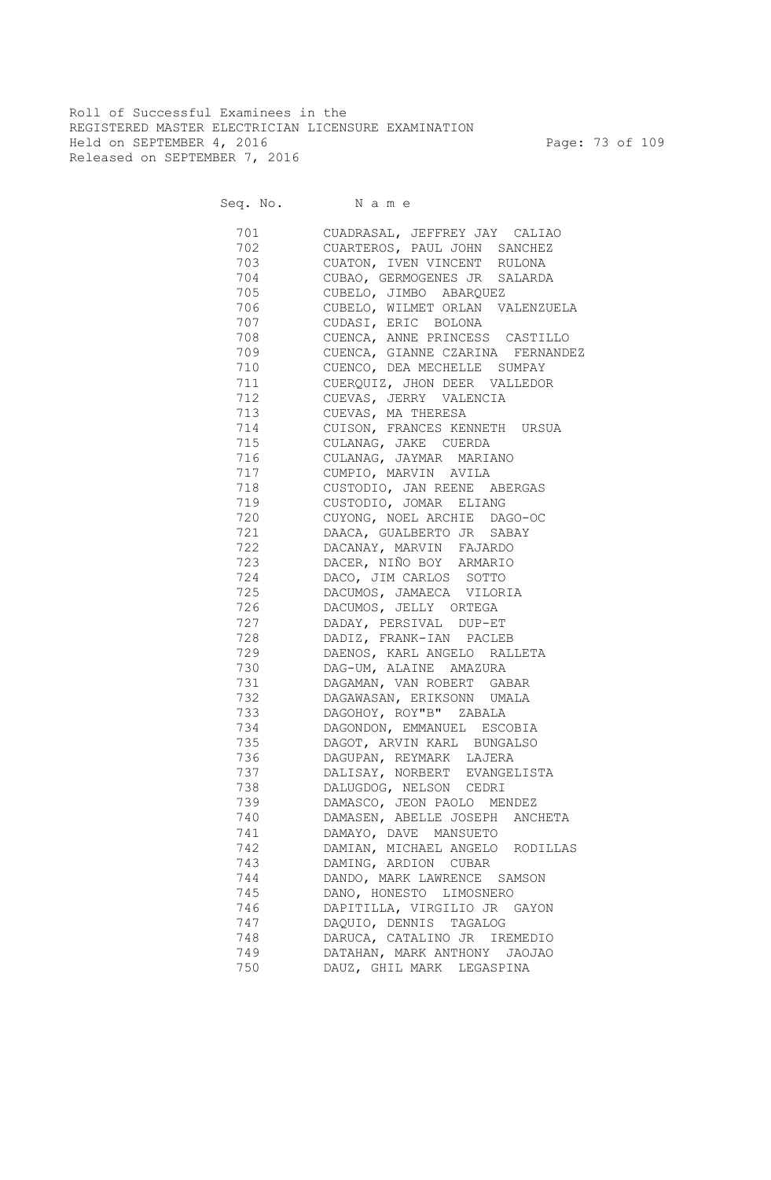Roll of Successful Examinees in the
REGISTERED MASTER ELECTRICIAN LICENSURE EXAMINATION
Held on SEPTEMBER 4, 2016
Released on SEPTEMBER 7, 2016

| Seq. No. | N a m e |
|---|---|
| 701 | CUADRASAL, JEFFREY JAY CALIAO |
| 702 | CUARTEROS, PAUL JOHN SANCHEZ |
| 703 | CUATON, IVEN VINCENT RULONA |
| 704 | CUBAO, GERMOGENES JR SALARDA |
| 705 | CUBELO, JIMBO ABARQUEZ |
| 706 | CUBELO, WILMET ORLAN VALENZUELA |
| 707 | CUDASI, ERIC BOLONA |
| 708 | CUENCA, ANNE PRINCESS CASTILLO |
| 709 | CUENCA, GIANNE CZARINA FERNANDEZ |
| 710 | CUENCO, DEA MECHELLE SUMPAY |
| 711 | CUERQUIZ, JHON DEER VALLEDOR |
| 712 | CUEVAS, JERRY VALENCIA |
| 713 | CUEVAS, MA THERESA |
| 714 | CUISON, FRANCES KENNETH URSUA |
| 715 | CULANAG, JAKE CUERDA |
| 716 | CULANAG, JAYMAR MARIANO |
| 717 | CUMPIO, MARVIN AVILA |
| 718 | CUSTODIO, JAN REENE ABERGAS |
| 719 | CUSTODIO, JOMAR ELIANG |
| 720 | CUYONG, NOEL ARCHIE DAGO-OC |
| 721 | DAACA, GUALBERTO JR SABAY |
| 722 | DACANAY, MARVIN FAJARDO |
| 723 | DACER, NIÑO BOY ARMARIO |
| 724 | DACO, JIM CARLOS SOTTO |
| 725 | DACUMOS, JAMAECA VILORIA |
| 726 | DACUMOS, JELLY ORTEGA |
| 727 | DADAY, PERSIVAL DUP-ET |
| 728 | DADIZ, FRANK-IAN PACLEB |
| 729 | DAENOS, KARL ANGELO RALLETA |
| 730 | DAG-UM, ALAINE AMAZURA |
| 731 | DAGAMAN, VAN ROBERT GABAR |
| 732 | DAGAWASAN, ERIKSONN UMALA |
| 733 | DAGOHOY, ROY"B" ZABALA |
| 734 | DAGONDON, EMMANUEL ESCOBIA |
| 735 | DAGOT, ARVIN KARL BUNGALSO |
| 736 | DAGUPAN, REYMARK LAJERA |
| 737 | DALISAY, NORBERT EVANGELISTA |
| 738 | DALUGDOG, NELSON CEDRI |
| 739 | DAMASCO, JEON PAOLO MENDEZ |
| 740 | DAMASEN, ABELLE JOSEPH ANCHETA |
| 741 | DAMAYO, DAVE MANSUETO |
| 742 | DAMIAN, MICHAEL ANGELO RODILLAS |
| 743 | DAMING, ARDION CUBAR |
| 744 | DANDO, MARK LAWRENCE SAMSON |
| 745 | DANO, HONESTO LIMOSNERO |
| 746 | DAPITILLA, VIRGILIO JR GAYON |
| 747 | DAQUIO, DENNIS TAGALOG |
| 748 | DARUCA, CATALINO JR IREMEDIO |
| 749 | DATAHAN, MARK ANTHONY JAOJAO |
| 750 | DAUZ, GHIL MARK LEGASPINA |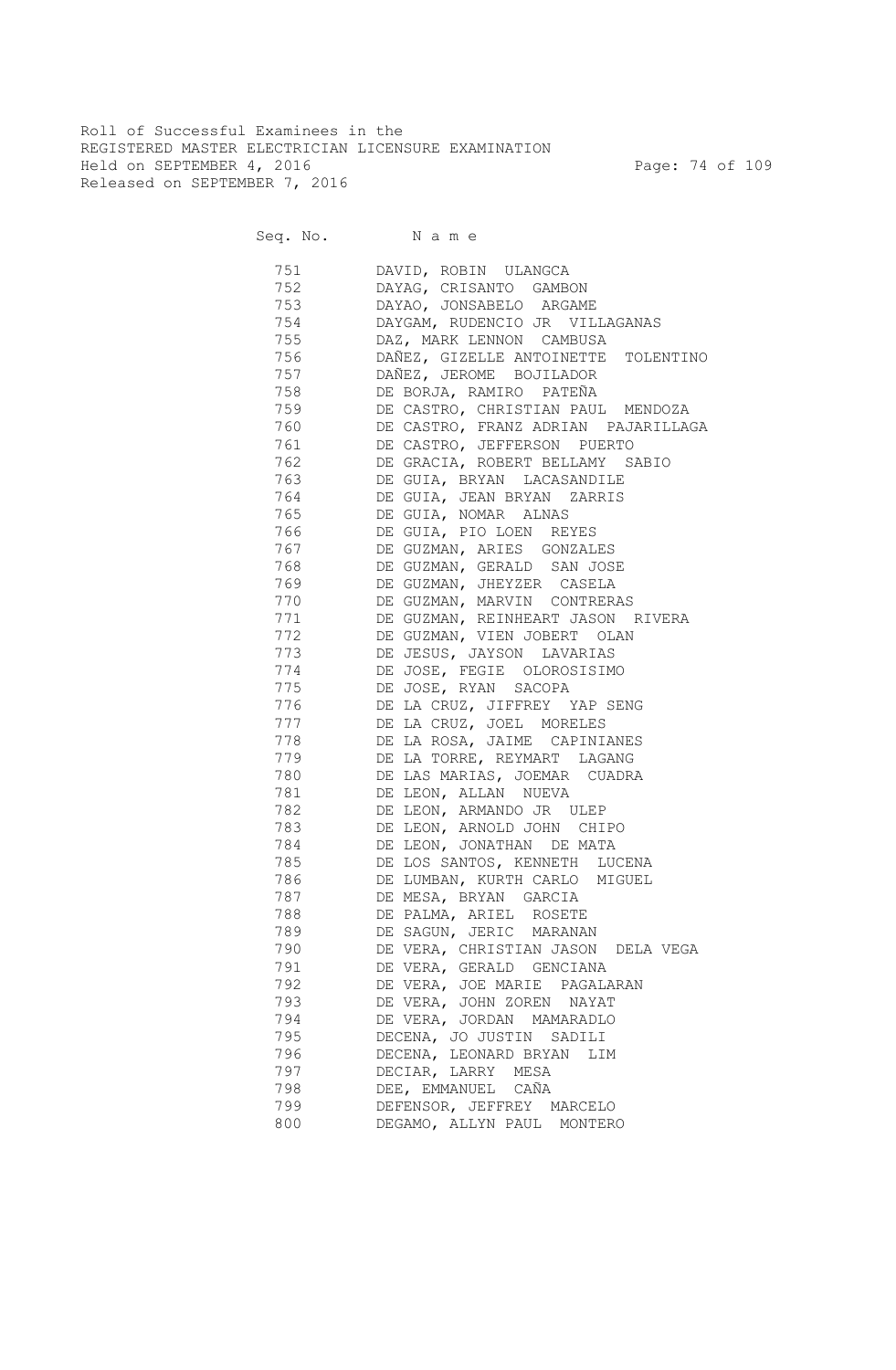Roll of Successful Examinees in the
REGISTERED MASTER ELECTRICIAN LICENSURE EXAMINATION
Held on SEPTEMBER 4, 2016
Released on SEPTEMBER 7, 2016

| Seq. No. | Name |
|---|---|
| 751 | DAVID, ROBIN ULANGCA |
| 752 | DAYAG, CRISANTO GAMBON |
| 753 | DAYAO, JONSABELO ARGAME |
| 754 | DAYGAM, RUDENCIO JR VILLAGANAS |
| 755 | DAZ, MARK LENNON CAMBUSA |
| 756 | DAÑEZ, GIZELLE ANTOINETTE TOLENTINO |
| 757 | DAÑEZ, JEROME BOJILADOR |
| 758 | DE BORJA, RAMIRO PATEÑA |
| 759 | DE CASTRO, CHRISTIAN PAUL MENDOZA |
| 760 | DE CASTRO, FRANZ ADRIAN PAJARILLAGA |
| 761 | DE CASTRO, JEFFERSON PUERTO |
| 762 | DE GRACIA, ROBERT BELLAMY SABIO |
| 763 | DE GUIA, BRYAN LACASANDILE |
| 764 | DE GUIA, JEAN BRYAN ZARRIS |
| 765 | DE GUIA, NOMAR ALNAS |
| 766 | DE GUIA, PIO LOEN REYES |
| 767 | DE GUZMAN, ARIES GONZALES |
| 768 | DE GUZMAN, GERALD SAN JOSE |
| 769 | DE GUZMAN, JHEYZER CASELA |
| 770 | DE GUZMAN, MARVIN CONTRERAS |
| 771 | DE GUZMAN, REINHEART JASON RIVERA |
| 772 | DE GUZMAN, VIEN JOBERT OLAN |
| 773 | DE JESUS, JAYSON LAVARIAS |
| 774 | DE JOSE, FEGIE OLOROSISIMO |
| 775 | DE JOSE, RYAN SACOPA |
| 776 | DE LA CRUZ, JIFFREY YAP SENG |
| 777 | DE LA CRUZ, JOEL MORELES |
| 778 | DE LA ROSA, JAIME CAPINIANES |
| 779 | DE LA TORRE, REYMART LAGANG |
| 780 | DE LAS MARIAS, JOEMAR CUADRA |
| 781 | DE LEON, ALLAN NUEVA |
| 782 | DE LEON, ARMANDO JR ULEP |
| 783 | DE LEON, ARNOLD JOHN CHIPO |
| 784 | DE LEON, JONATHAN DE MATA |
| 785 | DE LOS SANTOS, KENNETH LUCENA |
| 786 | DE LUMBAN, KURTH CARLO MIGUEL |
| 787 | DE MESA, BRYAN GARCIA |
| 788 | DE PALMA, ARIEL ROSETE |
| 789 | DE SAGUN, JERIC MARANAN |
| 790 | DE VERA, CHRISTIAN JASON DELA VEGA |
| 791 | DE VERA, GERALD GENCIANA |
| 792 | DE VERA, JOE MARIE PAGALARAN |
| 793 | DE VERA, JOHN ZOREN NAYAT |
| 794 | DE VERA, JORDAN MAMARADLO |
| 795 | DECENA, JO JUSTIN SADILI |
| 796 | DECENA, LEONARD BRYAN LIM |
| 797 | DECIAR, LARRY MESA |
| 798 | DEE, EMMANUEL CAÑA |
| 799 | DEFENSOR, JEFFREY MARCELO |
| 800 | DEGAMO, ALLYN PAUL MONTERO |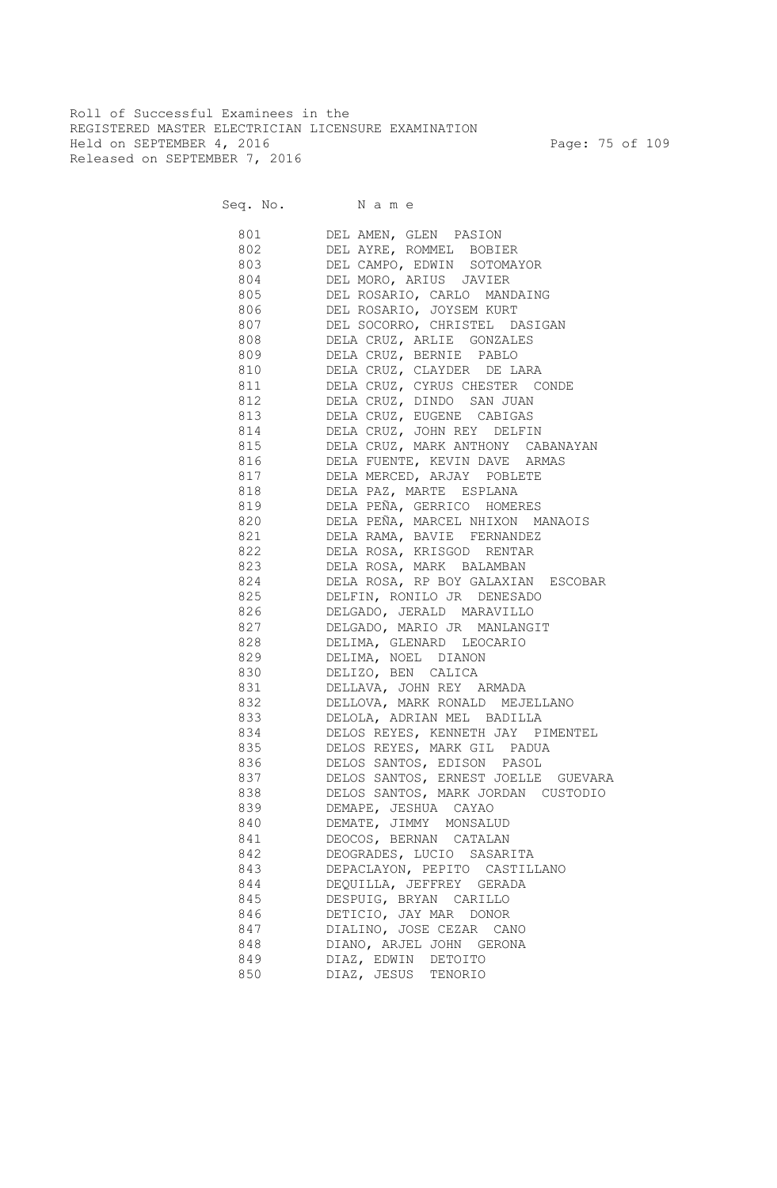Roll of Successful Examinees in the
REGISTERED MASTER ELECTRICIAN LICENSURE EXAMINATION
Held on SEPTEMBER 4, 2016
Released on SEPTEMBER 7, 2016

| Seq. No. | Name |
|---|---|
| 801 | DEL AMEN, GLEN PASION |
| 802 | DEL AYRE, ROMMEL BOBIER |
| 803 | DEL CAMPO, EDWIN SOTOMAYOR |
| 804 | DEL MORO, ARIUS JAVIER |
| 805 | DEL ROSARIO, CARLO MANDAING |
| 806 | DEL ROSARIO, JOYSEM KURT |
| 807 | DEL SOCORRO, CHRISTEL DASIGAN |
| 808 | DELA CRUZ, ARLIE GONZALES |
| 809 | DELA CRUZ, BERNIE PABLO |
| 810 | DELA CRUZ, CLAYDER DE LARA |
| 811 | DELA CRUZ, CYRUS CHESTER CONDE |
| 812 | DELA CRUZ, DINDO SAN JUAN |
| 813 | DELA CRUZ, EUGENE CABIGAS |
| 814 | DELA CRUZ, JOHN REY DELFIN |
| 815 | DELA CRUZ, MARK ANTHONY CABANAYAN |
| 816 | DELA FUENTE, KEVIN DAVE ARMAS |
| 817 | DELA MERCED, ARJAY POBLETE |
| 818 | DELA PAZ, MARTE ESPLANA |
| 819 | DELA PEÑA, GERRICO HOMERES |
| 820 | DELA PEÑA, MARCEL NHIXON MANAOIS |
| 821 | DELA RAMA, BAVIE FERNANDEZ |
| 822 | DELA ROSA, KRISGOD RENTAR |
| 823 | DELA ROSA, MARK BALAMBAN |
| 824 | DELA ROSA, RP BOY GALAXIAN ESCOBAR |
| 825 | DELFIN, RONILO JR DENESADO |
| 826 | DELGADO, JERALD MARAVILLO |
| 827 | DELGADO, MARIO JR MANLANGIT |
| 828 | DELIMA, GLENARD LEOCARIO |
| 829 | DELIMA, NOEL DIANON |
| 830 | DELIZO, BEN CALICA |
| 831 | DELLAVA, JOHN REY ARMADA |
| 832 | DELLOVA, MARK RONALD MEJELLANO |
| 833 | DELOLA, ADRIAN MEL BADILLA |
| 834 | DELOS REYES, KENNETH JAY PIMENTEL |
| 835 | DELOS REYES, MARK GIL PADUA |
| 836 | DELOS SANTOS, EDISON PASOL |
| 837 | DELOS SANTOS, ERNEST JOELLE GUEVARA |
| 838 | DELOS SANTOS, MARK JORDAN CUSTODIO |
| 839 | DEMAPE, JESHUA CAYAO |
| 840 | DEMATE, JIMMY MONSALUD |
| 841 | DEOCOS, BERNAN CATALAN |
| 842 | DEOGRADES, LUCIO SASARITA |
| 843 | DEPACLAYON, PEPITO CASTILLANO |
| 844 | DEQUILLA, JEFFREY GERADA |
| 845 | DESPUIG, BRYAN CARILLO |
| 846 | DETICIO, JAY MAR DONOR |
| 847 | DIALINO, JOSE CEZAR CANO |
| 848 | DIANO, ARJEL JOHN GERONA |
| 849 | DIAZ, EDWIN DETOITO |
| 850 | DIAZ, JESUS TENORIO |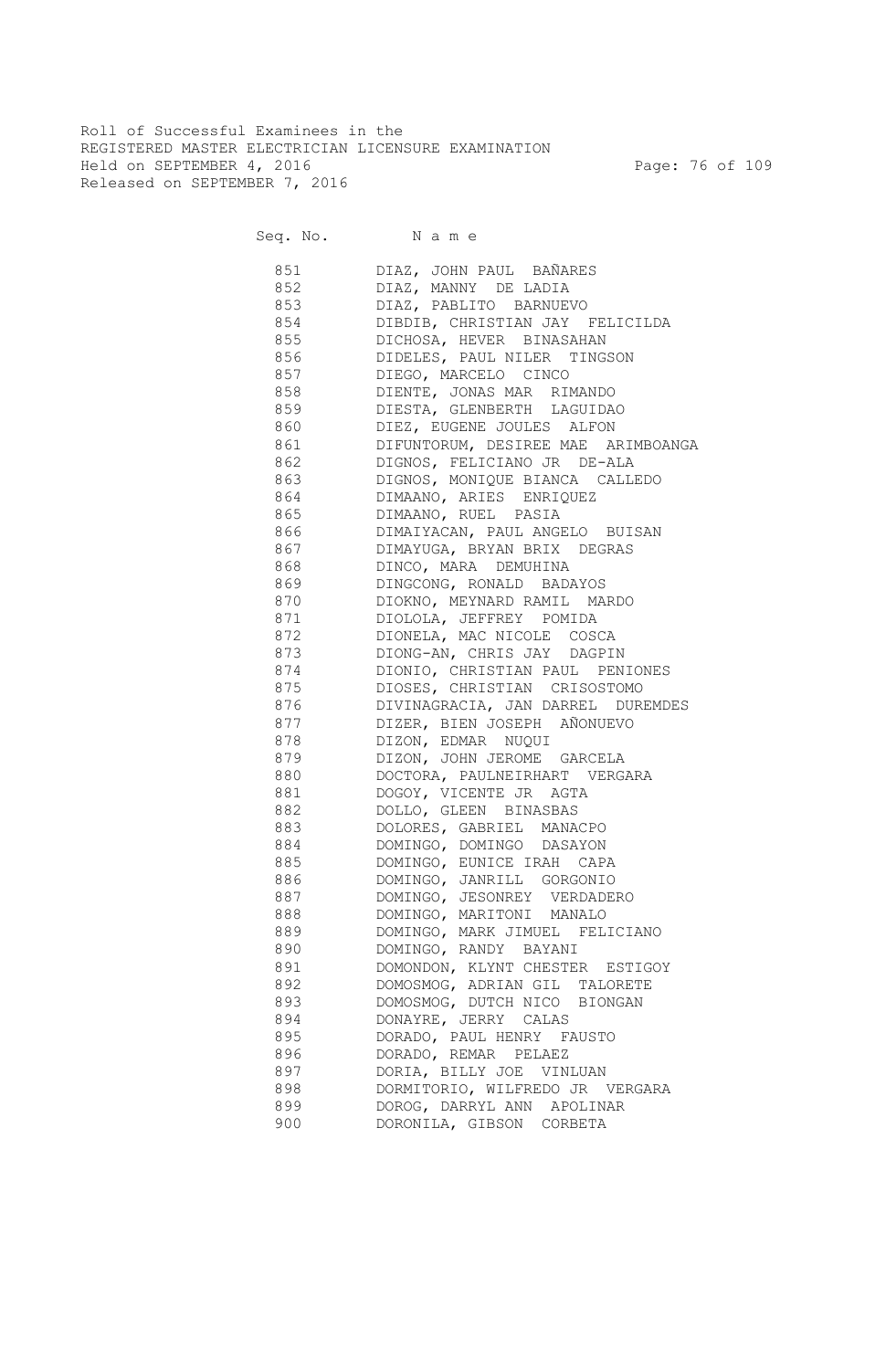Roll of Successful Examinees in the
REGISTERED MASTER ELECTRICIAN LICENSURE EXAMINATION
Held on SEPTEMBER 4, 2016
Released on SEPTEMBER 7, 2016

| Seq. No. | N a m e |
|---|---|
| 851 | DIAZ, JOHN PAUL BAÑARES |
| 852 | DIAZ, MANNY DE LADIA |
| 853 | DIAZ, PABLITO BARNUEVO |
| 854 | DIBDIB, CHRISTIAN JAY FELICILDA |
| 855 | DICHOSA, HEVER BINASAHAN |
| 856 | DIDELES, PAUL NILER TINGSON |
| 857 | DIEGO, MARCELO CINCO |
| 858 | DIENTE, JONAS MAR RIMANDO |
| 859 | DIESTA, GLENBERTH LAGUIDAO |
| 860 | DIEZ, EUGENE JOULES ALFON |
| 861 | DIFUNTORUM, DESIREE MAE ARIMBOANGA |
| 862 | DIGNOS, FELICIANO JR DE-ALA |
| 863 | DIGNOS, MONIQUE BIANCA CALLEDO |
| 864 | DIMAANO, ARIES ENRIQUEZ |
| 865 | DIMAANO, RUEL PASIA |
| 866 | DIMAIYACAN, PAUL ANGELO BUISAN |
| 867 | DIMAYUGA, BRYAN BRIX DEGRAS |
| 868 | DINCO, MARA DEMUHINA |
| 869 | DINGCONG, RONALD BADAYOS |
| 870 | DIOKNO, MEYNARD RAMIL MARDO |
| 871 | DIOLOLA, JEFFREY POMIDA |
| 872 | DIONELA, MAC NICOLE COSCA |
| 873 | DIONG-AN, CHRIS JAY DAGPIN |
| 874 | DIONIO, CHRISTIAN PAUL PENIONES |
| 875 | DIOSES, CHRISTIAN CRISOSTOMO |
| 876 | DIVINAGRACIA, JAN DARREL DUREMDES |
| 877 | DIZER, BIEN JOSEPH AÑONUEVO |
| 878 | DIZON, EDMAR NUQUI |
| 879 | DIZON, JOHN JEROME GARCELA |
| 880 | DOCTORA, PAULNEIRHART VERGARA |
| 881 | DOGOY, VICENTE JR AGTA |
| 882 | DOLLO, GLEEN BINASBAS |
| 883 | DOLORES, GABRIEL MANACPO |
| 884 | DOMINGO, DOMINGO DASAYON |
| 885 | DOMINGO, EUNICE IRAH CAPA |
| 886 | DOMINGO, JANRILL GORGONIO |
| 887 | DOMINGO, JESONREY VERDADERO |
| 888 | DOMINGO, MARITONI MANALO |
| 889 | DOMINGO, MARK JIMUEL FELICIANO |
| 890 | DOMINGO, RANDY BAYANI |
| 891 | DOMONDON, KLYNT CHESTER ESTIGOY |
| 892 | DOMOSMOG, ADRIAN GIL TALORETE |
| 893 | DOMOSMOG, DUTCH NICO BIONGAN |
| 894 | DONAYRE, JERRY CALAS |
| 895 | DORADO, PAUL HENRY FAUSTO |
| 896 | DORADO, REMAR PELAEZ |
| 897 | DORIA, BILLY JOE VINLUAN |
| 898 | DORMITORIO, WILFREDO JR VERGARA |
| 899 | DOROG, DARRYL ANN APOLINAR |
| 900 | DORONILA, GIBSON CORBETA |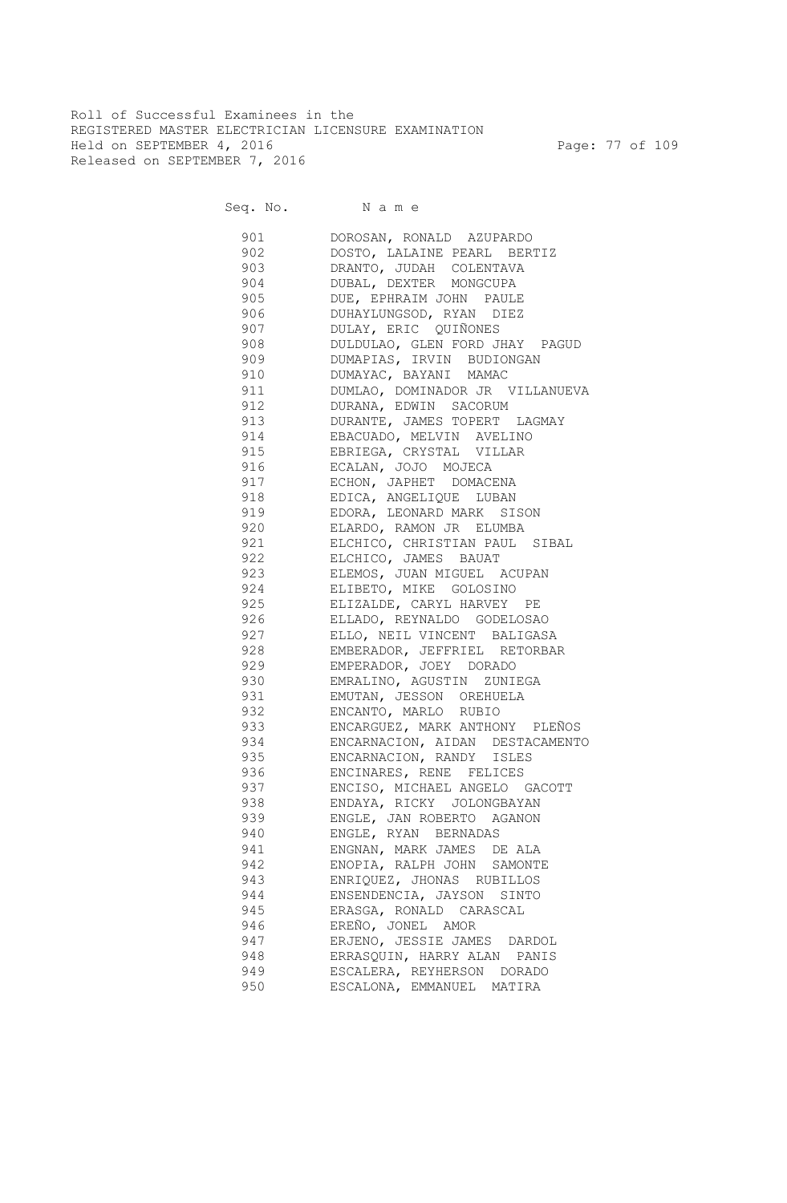Roll of Successful Examinees in the
REGISTERED MASTER ELECTRICIAN LICENSURE EXAMINATION
Held on SEPTEMBER 4, 2016
Released on SEPTEMBER 7, 2016

| Seq. No. | N a m e |
|---|---|
| 901 | DOROSAN, RONALD AZUPARDO |
| 902 | DOSTO, LALAINE PEARL BERTIZ |
| 903 | DRANTO, JUDAH COLENTAVA |
| 904 | DUBAL, DEXTER MONGCUPA |
| 905 | DUE, EPHRAIM JOHN PAULE |
| 906 | DUHAYLUNGSOD, RYAN DIEZ |
| 907 | DULAY, ERIC QUIÑONES |
| 908 | DULDULAO, GLEN FORD JHAY PAGUD |
| 909 | DUMAPIAS, IRVIN BUDIONGAN |
| 910 | DUMAYAC, BAYANI MAMAC |
| 911 | DUMLAO, DOMINADOR JR VILLANUEVA |
| 912 | DURANA, EDWIN SACORUM |
| 913 | DURANTE, JAMES TOPERT LAGMAY |
| 914 | EBACUADO, MELVIN AVELINO |
| 915 | EBRIEGA, CRYSTAL VILLAR |
| 916 | ECALAN, JOJO MOJECA |
| 917 | ECHON, JAPHET DOMACENA |
| 918 | EDICA, ANGELIQUE LUBAN |
| 919 | EDORA, LEONARD MARK SISON |
| 920 | ELARDO, RAMON JR ELUMBA |
| 921 | ELCHICO, CHRISTIAN PAUL SIBAL |
| 922 | ELCHICO, JAMES BAUAT |
| 923 | ELEMOS, JUAN MIGUEL ACUPAN |
| 924 | ELIBETO, MIKE GOLOSINO |
| 925 | ELIZALDE, CARYL HARVEY PE |
| 926 | ELLADO, REYNALDO GODELOSAO |
| 927 | ELLO, NEIL VINCENT BALIGASA |
| 928 | EMBERADOR, JEFFRIEL RETORBAR |
| 929 | EMPERADOR, JOEY DORADO |
| 930 | EMRALINO, AGUSTIN ZUNIEGA |
| 931 | EMUTAN, JESSON OREHUELA |
| 932 | ENCANTO, MARLO RUBIO |
| 933 | ENCARGUEZ, MARK ANTHONY PLEÑOS |
| 934 | ENCARNACION, AIDAN DESTACAMENTO |
| 935 | ENCARNACION, RANDY ISLES |
| 936 | ENCINARES, RENE FELICES |
| 937 | ENCISO, MICHAEL ANGELO GACOTT |
| 938 | ENDAYA, RICKY JOLONGBAYAN |
| 939 | ENGLE, JAN ROBERTO AGANON |
| 940 | ENGLE, RYAN BERNADAS |
| 941 | ENGNAN, MARK JAMES DE ALA |
| 942 | ENOPIA, RALPH JOHN SAMONTE |
| 943 | ENRIQUEZ, JHONAS RUBILLOS |
| 944 | ENSENDENCIA, JAYSON SINTO |
| 945 | ERASGA, RONALD CARASCAL |
| 946 | EREÑO, JONEL AMOR |
| 947 | ERJENO, JESSIE JAMES DARDOL |
| 948 | ERRASQUIN, HARRY ALAN PANIS |
| 949 | ESCALERA, REYHERSON DORADO |
| 950 | ESCALONA, EMMANUEL MATIRA |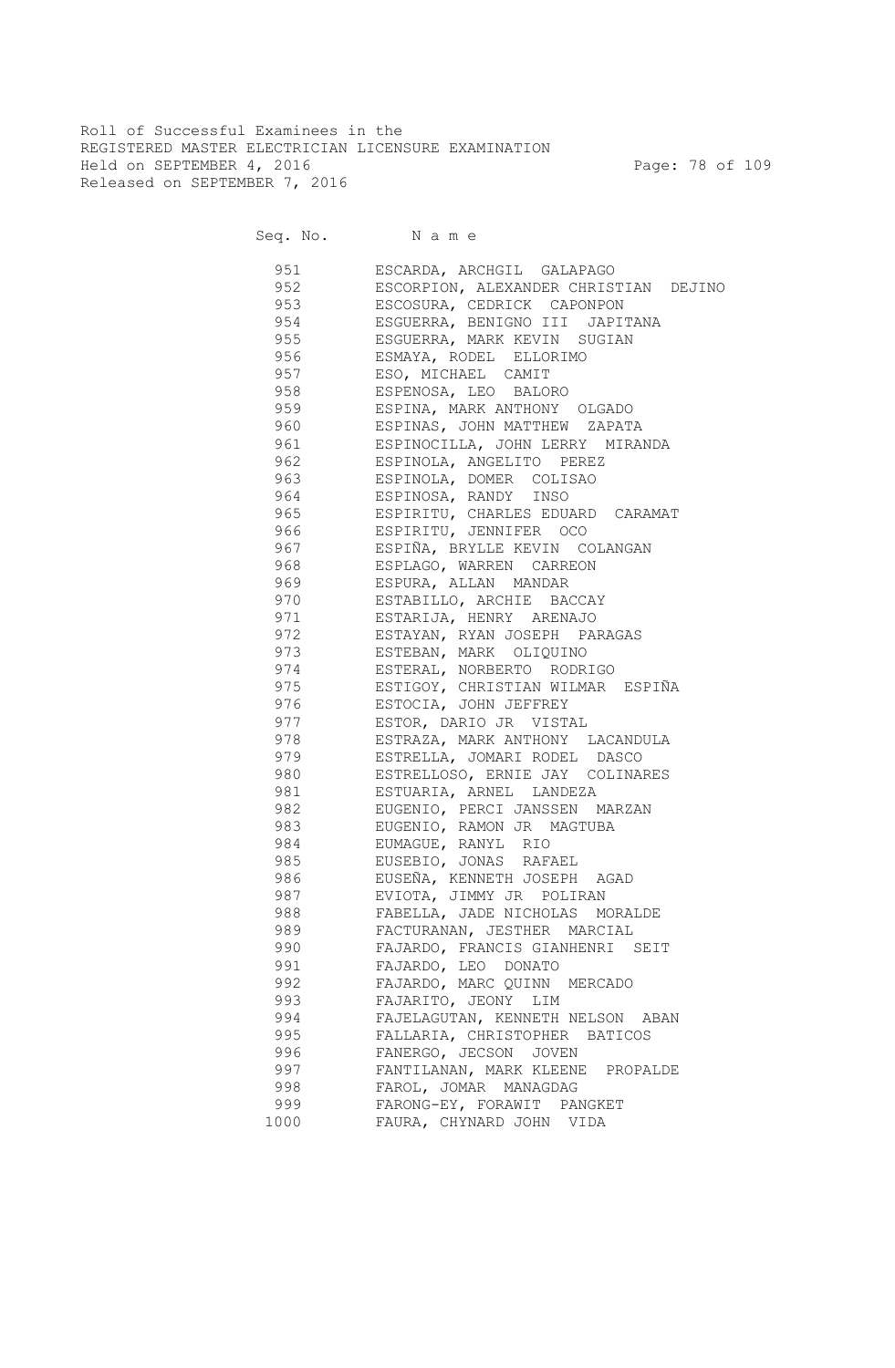Roll of Successful Examinees in the
REGISTERED MASTER ELECTRICIAN LICENSURE EXAMINATION
Held on SEPTEMBER 4, 2016
Released on SEPTEMBER 7, 2016

| Seq. No. | N a m e |
|---|---|
| 951 | ESCARDA, ARCHGIL GALAPAGO |
| 952 | ESCORPION, ALEXANDER CHRISTIAN DEJINO |
| 953 | ESCOSURA, CEDRICK CAPONPON |
| 954 | ESGUERRA, BENIGNO III JAPITANA |
| 955 | ESGUERRA, MARK KEVIN SUGIAN |
| 956 | ESMAYA, RODEL ELLORIMO |
| 957 | ESO, MICHAEL CAMIT |
| 958 | ESPENOSA, LEO BALORO |
| 959 | ESPINA, MARK ANTHONY OLGADO |
| 960 | ESPINAS, JOHN MATTHEW ZAPATA |
| 961 | ESPINOCILLA, JOHN LERRY MIRANDA |
| 962 | ESPINOLA, ANGELITO PEREZ |
| 963 | ESPINOLA, DOMER COLISAO |
| 964 | ESPINOSA, RANDY INSO |
| 965 | ESPIRITU, CHARLES EDUARD CARAMAT |
| 966 | ESPIRITU, JENNIFER OCO |
| 967 | ESPIÑA, BRYLLE KEVIN COLANGAN |
| 968 | ESPLAGO, WARREN CARREON |
| 969 | ESPURA, ALLAN MANDAR |
| 970 | ESTABILLO, ARCHIE BACCAY |
| 971 | ESTARIJA, HENRY ARENAJO |
| 972 | ESTAYAN, RYAN JOSEPH PARAGAS |
| 973 | ESTEBAN, MARK OLIQUINO |
| 974 | ESTERAL, NORBERTO RODRIGO |
| 975 | ESTIGOY, CHRISTIAN WILMAR ESPIÑA |
| 976 | ESTOCIA, JOHN JEFFREY |
| 977 | ESTOR, DARIO JR VISTAL |
| 978 | ESTRAZA, MARK ANTHONY LACANDULA |
| 979 | ESTRELLA, JOMARI RODEL DASCO |
| 980 | ESTRELLOSO, ERNIE JAY COLINARES |
| 981 | ESTUARIA, ARNEL LANDEZA |
| 982 | EUGENIO, PERCI JANSSEN MARZAN |
| 983 | EUGENIO, RAMON JR MAGTUBA |
| 984 | EUMAGUE, RANYL RIO |
| 985 | EUSEBIO, JONAS RAFAEL |
| 986 | EUSEÑA, KENNETH JOSEPH AGAD |
| 987 | EVIOTA, JIMMY JR POLIRAN |
| 988 | FABELLA, JADE NICHOLAS MORALDE |
| 989 | FACTURANAN, JESTHER MARCIAL |
| 990 | FAJARDO, FRANCIS GIANHENRI SEIT |
| 991 | FAJARDO, LEO DONATO |
| 992 | FAJARDO, MARC QUINN MERCADO |
| 993 | FAJARITO, JEONY LIM |
| 994 | FAJELAGUTAN, KENNETH NELSON ABAN |
| 995 | FALLARIA, CHRISTOPHER BATICOS |
| 996 | FANERGO, JECSON JOVEN |
| 997 | FANTILANAN, MARK KLEENE PROPALDE |
| 998 | FAROL, JOMAR MANAGDAG |
| 999 | FARONG-EY, FORAWIT PANGKET |
| 1000 | FAURA, CHYNARD JOHN VIDA |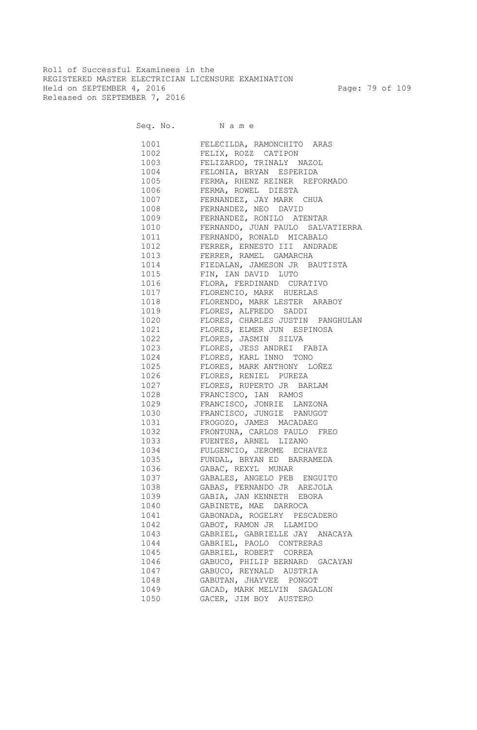Roll of Successful Examinees in the
REGISTERED MASTER ELECTRICIAN LICENSURE EXAMINATION
Held on SEPTEMBER 4, 2016
Released on SEPTEMBER 7, 2016

| Seq. No. | N a m e |
|---|---|
| 1001 | FELECILDA, RAMONCHITO ARAS |
| 1002 | FELIX, ROZZ CATIPON |
| 1003 | FELIZARDO, TRINALY NAZOL |
| 1004 | FELONIA, BRYAN ESPERIDA |
| 1005 | FERMA, RHENZ REINER REFORMADO |
| 1006 | FERMA, ROWEL DIESTA |
| 1007 | FERNANDEZ, JAY MARK CHUA |
| 1008 | FERNANDEZ, NEO DAVID |
| 1009 | FERNANDEZ, RONILO ATENTAR |
| 1010 | FERNANDO, JUAN PAULO SALVATIERRA |
| 1011 | FERNANDO, RONALD MICABALO |
| 1012 | FERRER, ERNESTO III ANDRADE |
| 1013 | FERRER, RAMEL GAMARCHA |
| 1014 | FIEDALAN, JAMESON JR BAUTISTA |
| 1015 | FIN, IAN DAVID LUTO |
| 1016 | FLORA, FERDINAND CURATIVO |
| 1017 | FLORENCIO, MARK HUERLAS |
| 1018 | FLORENDO, MARK LESTER ARABOY |
| 1019 | FLORES, ALFREDO SADDI |
| 1020 | FLORES, CHARLES JUSTIN PANGHULAN |
| 1021 | FLORES, ELMER JUN ESPINOSA |
| 1022 | FLORES, JASMIN SILVA |
| 1023 | FLORES, JESS ANDREI FABIA |
| 1024 | FLORES, KARL INNO TONO |
| 1025 | FLORES, MARK ANTHONY LOÑEZ |
| 1026 | FLORES, RENIEL PUREZA |
| 1027 | FLORES, RUPERTO JR BARLAM |
| 1028 | FRANCISCO, IAN RAMOS |
| 1029 | FRANCISCO, JONRIE LANZONA |
| 1030 | FRANCISCO, JUNGIE PANUGOT |
| 1031 | FROGOZO, JAMES MACADAEG |
| 1032 | FRONTUNA, CARLOS PAULO FREO |
| 1033 | FUENTES, ARNEL LIZANO |
| 1034 | FULGENCIO, JEROME ECHAVEZ |
| 1035 | FUNDAL, BRYAN ED BARRAMEDA |
| 1036 | GABAC, REXYL MUNAR |
| 1037 | GABALES, ANGELO PEB ENGUITO |
| 1038 | GABAS, FERNANDO JR AREJOLA |
| 1039 | GABIA, JAN KENNETH EBORA |
| 1040 | GABINETE, MAE DARROCA |
| 1041 | GABONADA, ROGELRY PESCADERO |
| 1042 | GABOT, RAMON JR LLAMIDO |
| 1043 | GABRIEL, GABRIELLE JAY ANACAYA |
| 1044 | GABRIEL, PAOLO CONTRERAS |
| 1045 | GABRIEL, ROBERT CORREA |
| 1046 | GABUCO, PHILIP BERNARD GACAYAN |
| 1047 | GABUCO, REYNALD AUSTRIA |
| 1048 | GABUTAN, JHAYVEE PONGOT |
| 1049 | GACAD, MARK MELVIN SAGALON |
| 1050 | GACER, JIM BOY AUSTERO |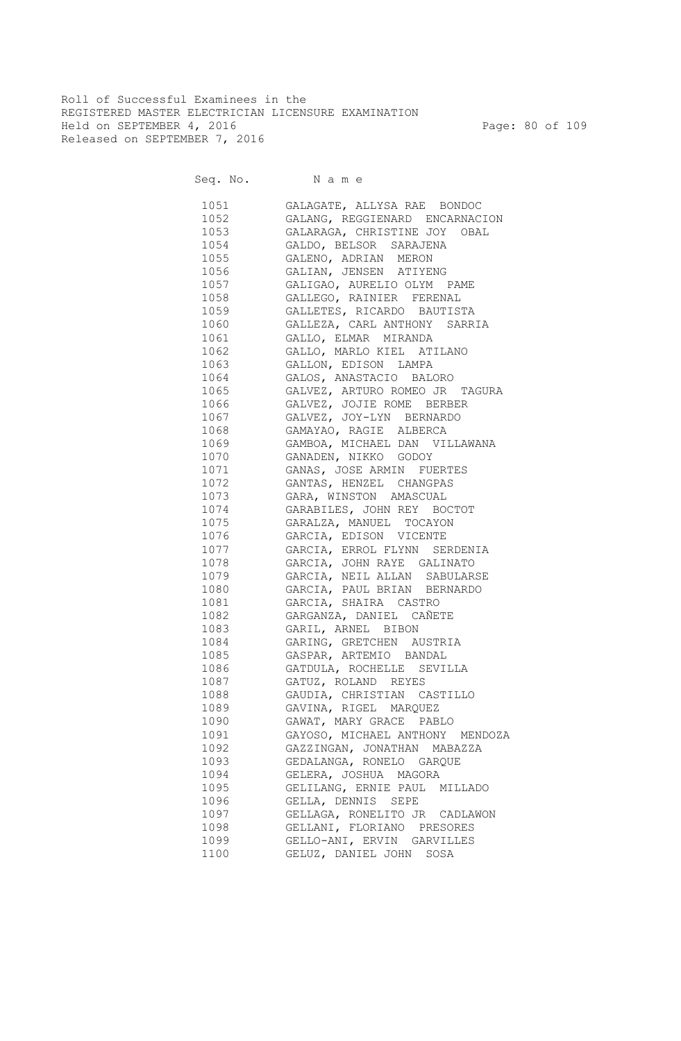Roll of Successful Examinees in the
REGISTERED MASTER ELECTRICIAN LICENSURE EXAMINATION
Held on SEPTEMBER 4, 2016
Released on SEPTEMBER 7, 2016

| Seq. No. | Name |
|---|---|
| 1051 | GALAGATE, ALLYSA RAE BONDOC |
| 1052 | GALANG, REGGIENARD ENCARNACION |
| 1053 | GALARAGA, CHRISTINE JOY OBAL |
| 1054 | GALDO, BELSOR SARAJENA |
| 1055 | GALENO, ADRIAN MERON |
| 1056 | GALIAN, JENSEN ATIYENG |
| 1057 | GALIGAO, AURELIO OLYM PAME |
| 1058 | GALLEGO, RAINIER FERENAL |
| 1059 | GALLETES, RICARDO BAUTISTA |
| 1060 | GALLEZA, CARL ANTHONY SARRIA |
| 1061 | GALLO, ELMAR MIRANDA |
| 1062 | GALLO, MARLO KIEL ATILANO |
| 1063 | GALLON, EDISON LAMPA |
| 1064 | GALOS, ANASTACIO BALORO |
| 1065 | GALVEZ, ARTURO ROMEO JR TAGURA |
| 1066 | GALVEZ, JOJIE ROME BERBER |
| 1067 | GALVEZ, JOY-LYN BERNARDO |
| 1068 | GAMAYAO, RAGIE ALBERCA |
| 1069 | GAMBOA, MICHAEL DAN VILLAWANA |
| 1070 | GANADEN, NIKKO GODOY |
| 1071 | GANAS, JOSE ARMIN FUERTES |
| 1072 | GANTAS, HENZEL CHANGPAS |
| 1073 | GARA, WINSTON AMASCUAL |
| 1074 | GARABILES, JOHN REY BOCTOT |
| 1075 | GARALZA, MANUEL TOCAYON |
| 1076 | GARCIA, EDISON VICENTE |
| 1077 | GARCIA, ERROL FLYNN SERDENIA |
| 1078 | GARCIA, JOHN RAYE GALINATO |
| 1079 | GARCIA, NEIL ALLAN SABULARSE |
| 1080 | GARCIA, PAUL BRIAN BERNARDO |
| 1081 | GARCIA, SHAIRA CASTRO |
| 1082 | GARGANZA, DANIEL CAÑETE |
| 1083 | GARIL, ARNEL BIBON |
| 1084 | GARING, GRETCHEN AUSTRIA |
| 1085 | GASPAR, ARTEMIO BANDAL |
| 1086 | GATDULA, ROCHELLE SEVILLA |
| 1087 | GATUZ, ROLAND REYES |
| 1088 | GAUDIA, CHRISTIAN CASTILLO |
| 1089 | GAVINA, RIGEL MARQUEZ |
| 1090 | GAWAT, MARY GRACE PABLO |
| 1091 | GAYOSO, MICHAEL ANTHONY MENDOZA |
| 1092 | GAZZINGAN, JONATHAN MABAZZA |
| 1093 | GEDALANGA, RONELO GARQUE |
| 1094 | GELERA, JOSHUA MAGORA |
| 1095 | GELILANG, ERNIE PAUL MILLADO |
| 1096 | GELLA, DENNIS SEPE |
| 1097 | GELLAGA, RONELITO JR CADLAWON |
| 1098 | GELLANI, FLORIANO PRESORES |
| 1099 | GELLO-ANI, ERVIN GARVILLES |
| 1100 | GELUZ, DANIEL JOHN SOSA |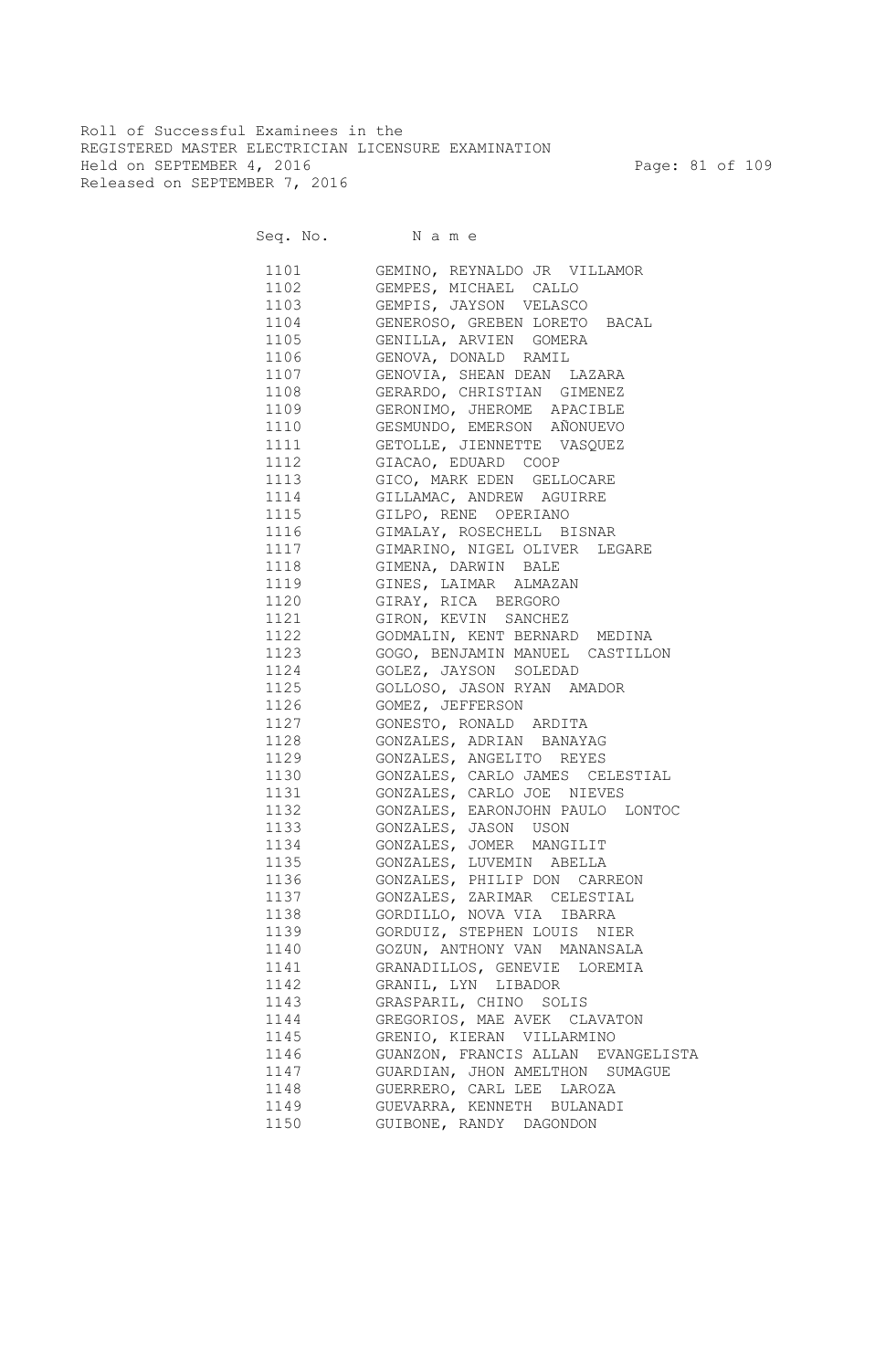Roll of Successful Examinees in the
REGISTERED MASTER ELECTRICIAN LICENSURE EXAMINATION
Held on SEPTEMBER 4, 2016
Released on SEPTEMBER 7, 2016

| Seq. No. | N a m e |
|---|---|
| 1101 | GEMINO, REYNALDO JR VILLAMOR |
| 1102 | GEMPES, MICHAEL CALLO |
| 1103 | GEMPIS, JAYSON VELASCO |
| 1104 | GENEROSO, GREBEN LORETO BACAL |
| 1105 | GENILLA, ARVIEN GOMERA |
| 1106 | GENOVA, DONALD RAMIL |
| 1107 | GENOVIA, SHEAN DEAN LAZARA |
| 1108 | GERARDO, CHRISTIAN GIMENEZ |
| 1109 | GERONIMO, JHEROME APACIBLE |
| 1110 | GESMUNDO, EMERSON AÑONUEVO |
| 1111 | GETOLLE, JIENNETTE VASQUEZ |
| 1112 | GIACAO, EDUARD COOP |
| 1113 | GICO, MARK EDEN GELLOCARE |
| 1114 | GILLAMAC, ANDREW AGUIRRE |
| 1115 | GILPO, RENE OPERIANO |
| 1116 | GIMALAY, ROSECHELL BISNAR |
| 1117 | GIMARINO, NIGEL OLIVER LEGARE |
| 1118 | GIMENA, DARWIN BALE |
| 1119 | GINES, LAIMAR ALMAZAN |
| 1120 | GIRAY, RICA BERGORO |
| 1121 | GIRON, KEVIN SANCHEZ |
| 1122 | GODMALIN, KENT BERNARD MEDINA |
| 1123 | GOGO, BENJAMIN MANUEL CASTILLON |
| 1124 | GOLEZ, JAYSON SOLEDAD |
| 1125 | GOLLOSO, JASON RYAN AMADOR |
| 1126 | GOMEZ, JEFFERSON |
| 1127 | GONESTO, RONALD ARDITA |
| 1128 | GONZALES, ADRIAN BANAYAG |
| 1129 | GONZALES, ANGELITO REYES |
| 1130 | GONZALES, CARLO JAMES CELESTIAL |
| 1131 | GONZALES, CARLO JOE NIEVES |
| 1132 | GONZALES, EARONJOHN PAULO LONTOC |
| 1133 | GONZALES, JASON USON |
| 1134 | GONZALES, JOMER MANGILIT |
| 1135 | GONZALES, LUVEMIN ABELLA |
| 1136 | GONZALES, PHILIP DON CARREON |
| 1137 | GONZALES, ZARIMAR CELESTIAL |
| 1138 | GORDILLO, NOVA VIA IBARRA |
| 1139 | GORDUIZ, STEPHEN LOUIS NIER |
| 1140 | GOZUN, ANTHONY VAN MANANSALA |
| 1141 | GRANADILLOS, GENEVIE LOREMIA |
| 1142 | GRANIL, LYN LIBADOR |
| 1143 | GRASPARIL, CHINO SOLIS |
| 1144 | GREGORIOS, MAE AVEK CLAVATON |
| 1145 | GRENIO, KIERAN VILLARMINO |
| 1146 | GUANZON, FRANCIS ALLAN EVANGELISTA |
| 1147 | GUARDIAN, JHON AMELTHON SUMAGUE |
| 1148 | GUERRERO, CARL LEE LAROZA |
| 1149 | GUEVARRA, KENNETH BULANADI |
| 1150 | GUIBONE, RANDY DAGONDON |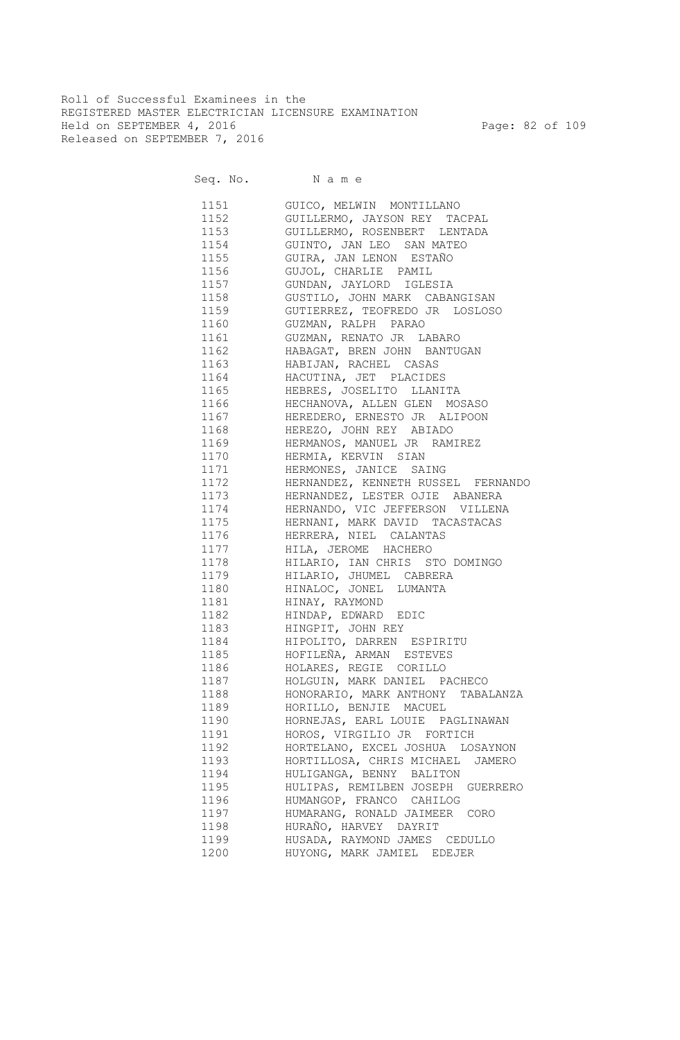Roll of Successful Examinees in the
REGISTERED MASTER ELECTRICIAN LICENSURE EXAMINATION
Held on SEPTEMBER 4, 2016
Released on SEPTEMBER 7, 2016

| Seq. No. | N a m e |
|---|---|
| 1151 | GUICO, MELWIN MONTILLANO |
| 1152 | GUILLERMO, JAYSON REY TACPAL |
| 1153 | GUILLERMO, ROSENBERT LENTADA |
| 1154 | GUINTO, JAN LEO SAN MATEO |
| 1155 | GUIRA, JAN LENON ESTAÑO |
| 1156 | GUJOL, CHARLIE PAMIL |
| 1157 | GUNDAN, JAYLORD IGLESIA |
| 1158 | GUSTILO, JOHN MARK CABANGISAN |
| 1159 | GUTIERREZ, TEOFREDO JR LOSLOSO |
| 1160 | GUZMAN, RALPH PARAO |
| 1161 | GUZMAN, RENATO JR LABARO |
| 1162 | HABAGAT, BREN JOHN BANTUGAN |
| 1163 | HABIJAN, RACHEL CASAS |
| 1164 | HACUTINA, JET PLACIDES |
| 1165 | HEBRES, JOSELITO LLANITA |
| 1166 | HECHANOVA, ALLEN GLEN MOSASO |
| 1167 | HEREDERO, ERNESTO JR ALIPOON |
| 1168 | HEREZO, JOHN REY ABIADO |
| 1169 | HERMANOS, MANUEL JR RAMIREZ |
| 1170 | HERMIA, KERVIN SIAN |
| 1171 | HERMONES, JANICE SAING |
| 1172 | HERNANDEZ, KENNETH RUSSEL FERNANDO |
| 1173 | HERNANDEZ, LESTER OJIE ABANERA |
| 1174 | HERNANDO, VIC JEFFERSON VILLENA |
| 1175 | HERNANI, MARK DAVID TACASTACAS |
| 1176 | HERRERA, NIEL CALANTAS |
| 1177 | HILA, JEROME HACHERO |
| 1178 | HILARIO, IAN CHRIS STO DOMINGO |
| 1179 | HILARIO, JHUMEL CABRERA |
| 1180 | HINALOC, JONEL LUMANTA |
| 1181 | HINAY, RAYMOND |
| 1182 | HINDAP, EDWARD EDIC |
| 1183 | HINGPIT, JOHN REY |
| 1184 | HIPOLITO, DARREN ESPIRITU |
| 1185 | HOFILEÑA, ARMAN ESTEVES |
| 1186 | HOLARES, REGIE CORILLO |
| 1187 | HOLGUIN, MARK DANIEL PACHECO |
| 1188 | HONORARIO, MARK ANTHONY TABALANZA |
| 1189 | HORILLO, BENJIE MACUEL |
| 1190 | HORNEJAS, EARL LOUIE PAGLINAWAN |
| 1191 | HOROS, VIRGILIO JR FORTICH |
| 1192 | HORTELANO, EXCEL JOSHUA LOSAYNON |
| 1193 | HORTILLOSA, CHRIS MICHAEL JAMERO |
| 1194 | HULIGANGA, BENNY BALITON |
| 1195 | HULIPAS, REMILBEN JOSEPH GUERRERO |
| 1196 | HUMANGOP, FRANCO CAHILOG |
| 1197 | HUMARANG, RONALD JAIMEER CORO |
| 1198 | HURAÑO, HARVEY DAYRIT |
| 1199 | HUSADA, RAYMOND JAMES CEDULLO |
| 1200 | HUYONG, MARK JAMIEL EDEJER |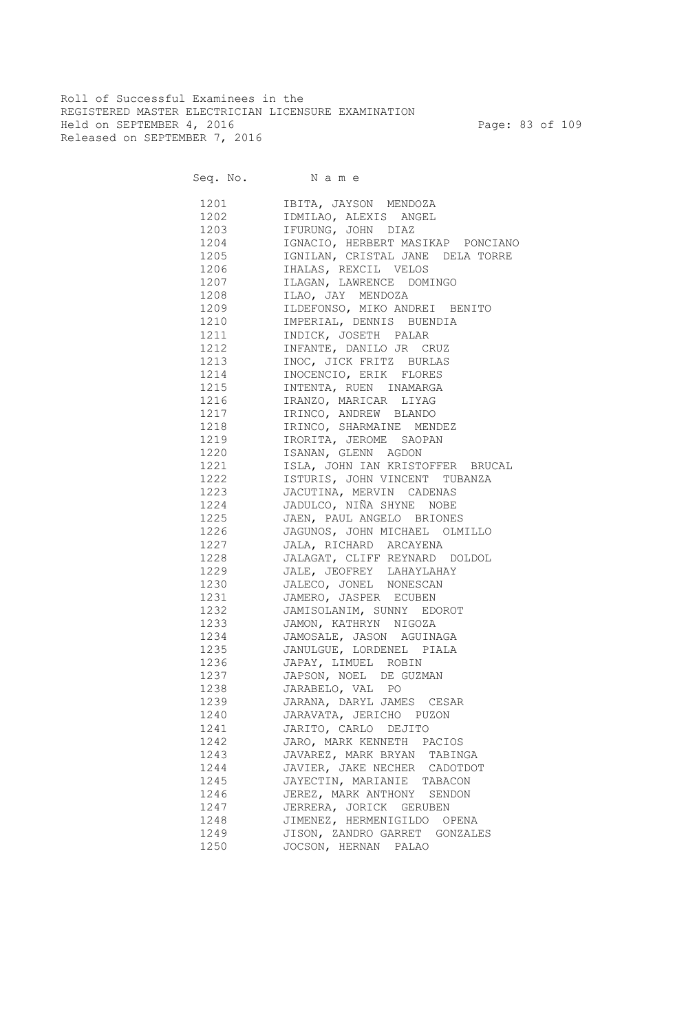Roll of Successful Examinees in the
REGISTERED MASTER ELECTRICIAN LICENSURE EXAMINATION
Held on SEPTEMBER 4, 2016
Released on SEPTEMBER 7, 2016

| Seq. No. | N a m e |
|---|---|
| 1201 | IBITA, JAYSON MENDOZA |
| 1202 | IDMILAO, ALEXIS ANGEL |
| 1203 | IFURUNG, JOHN DIAZ |
| 1204 | IGNACIO, HERBERT MASIKAP PONCIANO |
| 1205 | IGNILAN, CRISTAL JANE DELA TORRE |
| 1206 | IHALAS, REXCIL VELOS |
| 1207 | ILAGAN, LAWRENCE DOMINGO |
| 1208 | ILAO, JAY MENDOZA |
| 1209 | ILDEFONSO, MIKO ANDREI BENITO |
| 1210 | IMPERIAL, DENNIS BUENDIA |
| 1211 | INDICK, JOSETH PALAR |
| 1212 | INFANTE, DANILO JR CRUZ |
| 1213 | INOC, JICK FRITZ BURLAS |
| 1214 | INOCENCIO, ERIK FLORES |
| 1215 | INTENTA, RUEN INAMARGA |
| 1216 | IRANZO, MARICAR LIYAG |
| 1217 | IRINCO, ANDREW BLANDO |
| 1218 | IRINCO, SHARMAINE MENDEZ |
| 1219 | IRORITA, JEROME SAOPAN |
| 1220 | ISANAN, GLENN AGDON |
| 1221 | ISLA, JOHN IAN KRISTOFFER BRUCAL |
| 1222 | ISTURIS, JOHN VINCENT TUBANZA |
| 1223 | JACUTINA, MERVIN CADENAS |
| 1224 | JADULCO, NIÑA SHYNE NOBE |
| 1225 | JAEN, PAUL ANGELO BRIONES |
| 1226 | JAGUNOS, JOHN MICHAEL OLMILLO |
| 1227 | JALA, RICHARD ARCAYENA |
| 1228 | JALAGAT, CLIFF REYNARD DOLDOL |
| 1229 | JALE, JEOFREY LAHAYLAHAY |
| 1230 | JALECO, JONEL NONESCAN |
| 1231 | JAMERO, JASPER ECUBEN |
| 1232 | JAMISOLANIM, SUNNY EDOROT |
| 1233 | JAMON, KATHRYN NIGOZA |
| 1234 | JAMOSALE, JASON AGUINAGA |
| 1235 | JANULGUE, LORDENEL PIALA |
| 1236 | JAPAY, LIMUEL ROBIN |
| 1237 | JAPSON, NOEL DE GUZMAN |
| 1238 | JARABELO, VAL PO |
| 1239 | JARANA, DARYL JAMES CESAR |
| 1240 | JARAVATA, JERICHO PUZON |
| 1241 | JARITO, CARLO DEJITO |
| 1242 | JARO, MARK KENNETH PACIOS |
| 1243 | JAVAREZ, MARK BRYAN TABINGA |
| 1244 | JAVIER, JAKE NECHER CADOTDOT |
| 1245 | JAYECTIN, MARIANIE TABACON |
| 1246 | JEREZ, MARK ANTHONY SENDON |
| 1247 | JERRERA, JORICK GERUBEN |
| 1248 | JIMENEZ, HERMENIGILDO OPENA |
| 1249 | JISON, ZANDRO GARRET GONZALES |
| 1250 | JOCSON, HERNAN PALAO |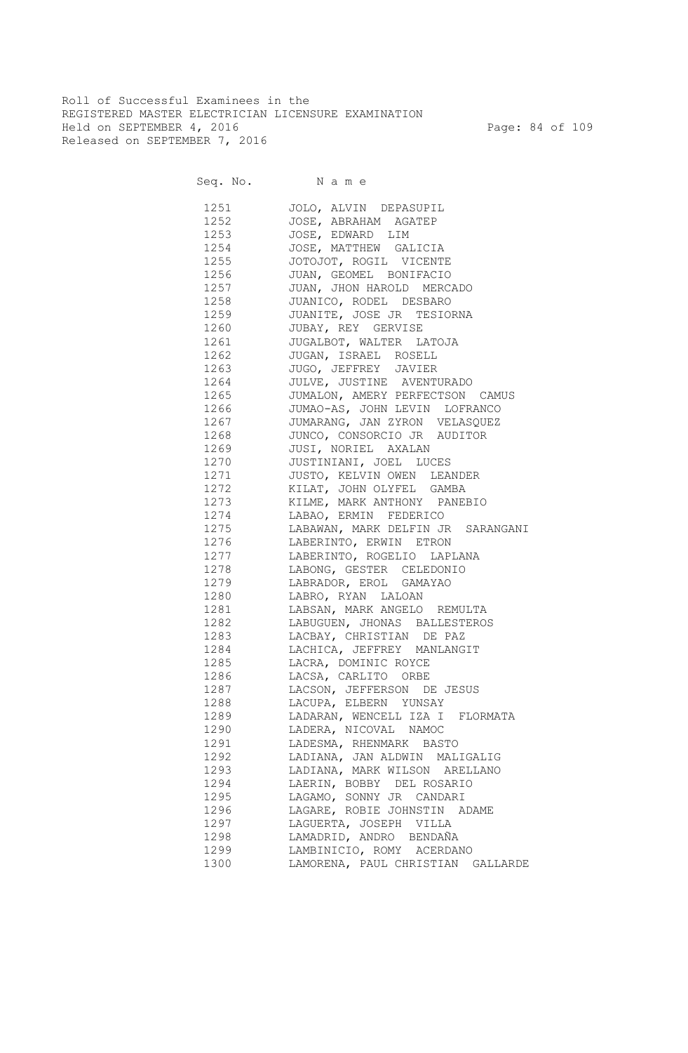Roll of Successful Examinees in the
REGISTERED MASTER ELECTRICIAN LICENSURE EXAMINATION
Held on SEPTEMBER 4, 2016
Released on SEPTEMBER 7, 2016

| Seq. No. | N a m e |
|---|---|
| 1251 | JOLO, ALVIN DEPASUPIL |
| 1252 | JOSE, ABRAHAM AGATEP |
| 1253 | JOSE, EDWARD LIM |
| 1254 | JOSE, MATTHEW GALICIA |
| 1255 | JOTOJOT, ROGIL VICENTE |
| 1256 | JUAN, GEOMEL BONIFACIO |
| 1257 | JUAN, JHON HAROLD MERCADO |
| 1258 | JUANICO, RODEL DESBARO |
| 1259 | JUANITE, JOSE JR TESIORNA |
| 1260 | JUBAY, REY GERVISE |
| 1261 | JUGALBOT, WALTER LATOJA |
| 1262 | JUGAN, ISRAEL ROSELL |
| 1263 | JUGO, JEFFREY JAVIER |
| 1264 | JULVE, JUSTINE AVENTURADO |
| 1265 | JUMALON, AMERY PERFECTSON CAMUS |
| 1266 | JUMAO-AS, JOHN LEVIN LOFRANCO |
| 1267 | JUMARANG, JAN ZYRON VELASQUEZ |
| 1268 | JUNCO, CONSORCIO JR AUDITOR |
| 1269 | JUSI, NORIEL AXALAN |
| 1270 | JUSTINIANI, JOEL LUCES |
| 1271 | JUSTO, KELVIN OWEN LEANDER |
| 1272 | KILAT, JOHN OLYFEL GAMBA |
| 1273 | KILME, MARK ANTHONY PANEBIO |
| 1274 | LABAO, ERMIN FEDERICO |
| 1275 | LABAWAN, MARK DELFIN JR SARANGANI |
| 1276 | LABERINTO, ERWIN ETRON |
| 1277 | LABERINTO, ROGELIO LAPLANA |
| 1278 | LABONG, GESTER CELEDONIO |
| 1279 | LABRADOR, EROL GAMAYAO |
| 1280 | LABRO, RYAN LALOAN |
| 1281 | LABSAN, MARK ANGELO REMULTA |
| 1282 | LABUGUEN, JHONAS BALLESTEROS |
| 1283 | LACBAY, CHRISTIAN DE PAZ |
| 1284 | LACHICA, JEFFREY MANLANGIT |
| 1285 | LACRA, DOMINIC ROYCE |
| 1286 | LACSA, CARLITO ORBE |
| 1287 | LACSON, JEFFERSON DE JESUS |
| 1288 | LACUPA, ELBERN YUNSAY |
| 1289 | LADARAN, WENCELL IZA I FLORMATA |
| 1290 | LADERA, NICOVAL NAMOC |
| 1291 | LADESMA, RHENMARK BASTO |
| 1292 | LADIANA, JAN ALDWIN MALIGALIG |
| 1293 | LADIANA, MARK WILSON ARELLANO |
| 1294 | LAERIN, BOBBY DEL ROSARIO |
| 1295 | LAGAMO, SONNY JR CANDARI |
| 1296 | LAGARE, ROBIE JOHNSTIN ADAME |
| 1297 | LAGUERTA, JOSEPH VILLA |
| 1298 | LAMADRID, ANDRO BENDAÑA |
| 1299 | LAMBINICIO, ROMY ACERDANO |
| 1300 | LAMORENA, PAUL CHRISTIAN GALLARDE |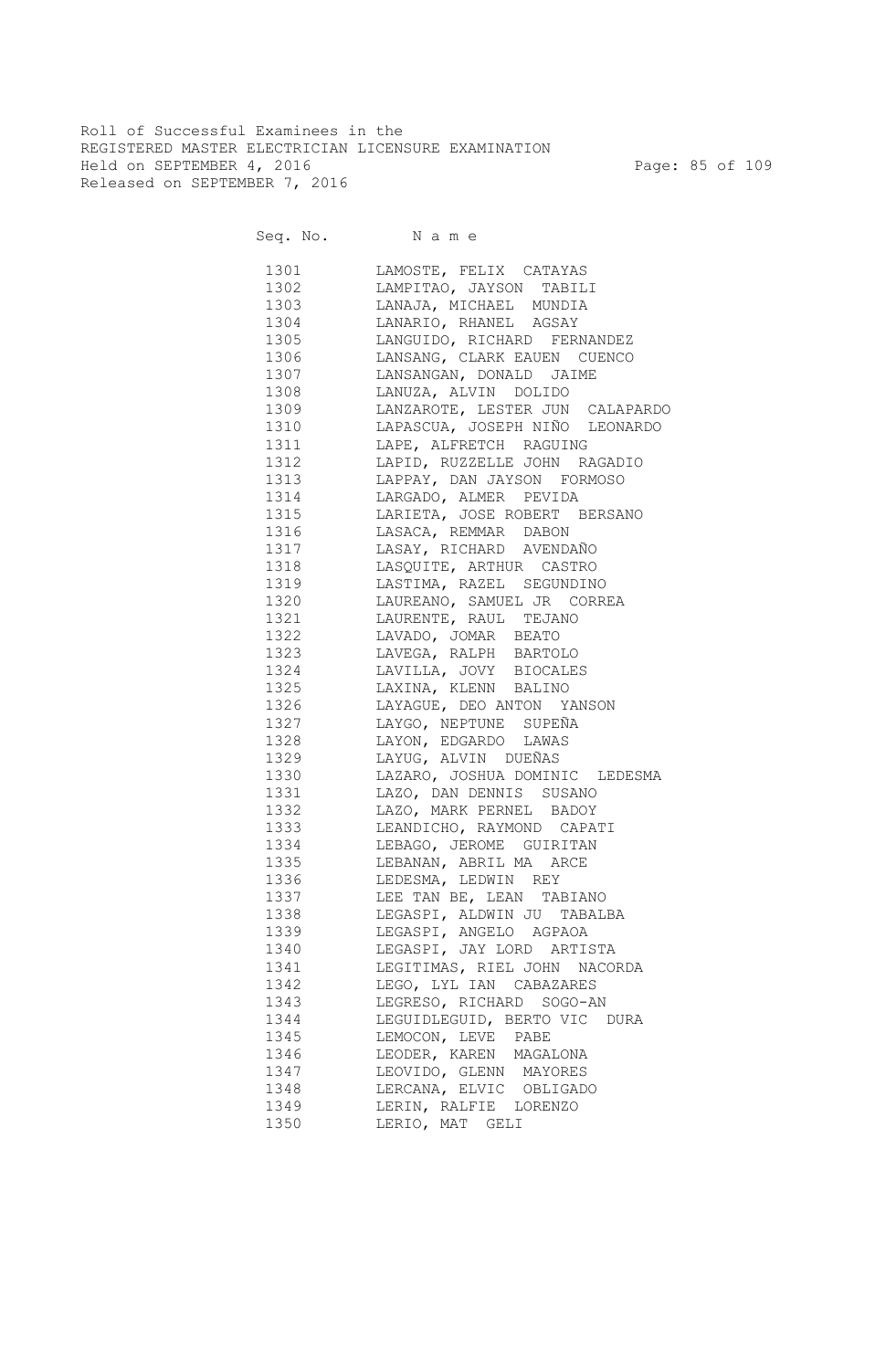Roll of Successful Examinees in the
REGISTERED MASTER ELECTRICIAN LICENSURE EXAMINATION
Held on SEPTEMBER 4, 2016
Released on SEPTEMBER 7, 2016

| Seq. No. | Name |
|---|---|
| 1301 | LAMOSTE, FELIX CATAYAS |
| 1302 | LAMPITAO, JAYSON TABILI |
| 1303 | LANAJA, MICHAEL MUNDIA |
| 1304 | LANARIO, RHANEL AGSAY |
| 1305 | LANGUIDO, RICHARD FERNANDEZ |
| 1306 | LANSANG, CLARK EAUEN CUENCO |
| 1307 | LANSANGAN, DONALD JAIME |
| 1308 | LANUZA, ALVIN DOLIDO |
| 1309 | LANZAROTE, LESTER JUN CALAPARDO |
| 1310 | LAPASCUA, JOSEPH NIÑO LEONARDO |
| 1311 | LAPE, ALFRETCH RAGUING |
| 1312 | LAPID, RUZZELLE JOHN RAGADIO |
| 1313 | LAPPAY, DAN JAYSON FORMOSO |
| 1314 | LARGADO, ALMER PEVIDA |
| 1315 | LARIETA, JOSE ROBERT BERSANO |
| 1316 | LASACA, REMMAR DABON |
| 1317 | LASAY, RICHARD AVENDAÑO |
| 1318 | LASQUITE, ARTHUR CASTRO |
| 1319 | LASTIMA, RAZEL SEGUNDINO |
| 1320 | LAUREANO, SAMUEL JR CORREA |
| 1321 | LAURENTE, RAUL TEJANO |
| 1322 | LAVADO, JOMAR BEATO |
| 1323 | LAVEGA, RALPH BARTOLO |
| 1324 | LAVILLA, JOVY BIOCALES |
| 1325 | LAXINA, KLENN BALINO |
| 1326 | LAYAGUE, DEO ANTON YANSON |
| 1327 | LAYGO, NEPTUNE SUPEÑA |
| 1328 | LAYON, EDGARDO LAWAS |
| 1329 | LAYUG, ALVIN DUEÑAS |
| 1330 | LAZARO, JOSHUA DOMINIC LEDESMA |
| 1331 | LAZO, DAN DENNIS SUSANO |
| 1332 | LAZO, MARK PERNEL BADOY |
| 1333 | LEANDICHO, RAYMOND CAPATI |
| 1334 | LEBAGO, JEROME GUIRITAN |
| 1335 | LEBANAN, ABRIL MA ARCE |
| 1336 | LEDESMA, LEDWIN REY |
| 1337 | LEE TAN BE, LEAN TABIANO |
| 1338 | LEGASPI, ALDWIN JU TABALBA |
| 1339 | LEGASPI, ANGELO AGPAOA |
| 1340 | LEGASPI, JAY LORD ARTISTA |
| 1341 | LEGITIMAS, RIEL JOHN NACORDA |
| 1342 | LEGO, LYL IAN CABAZARES |
| 1343 | LEGRESO, RICHARD SOGO-AN |
| 1344 | LEGUIDLEGUID, BERTO VIC DURA |
| 1345 | LEMOCON, LEVE PABE |
| 1346 | LEODER, KAREN MAGALONA |
| 1347 | LEOVIDO, GLENN MAYORES |
| 1348 | LERCANA, ELVIC OBLIGADO |
| 1349 | LERIN, RALFIE LORENZO |
| 1350 | LERIO, MAT GELI |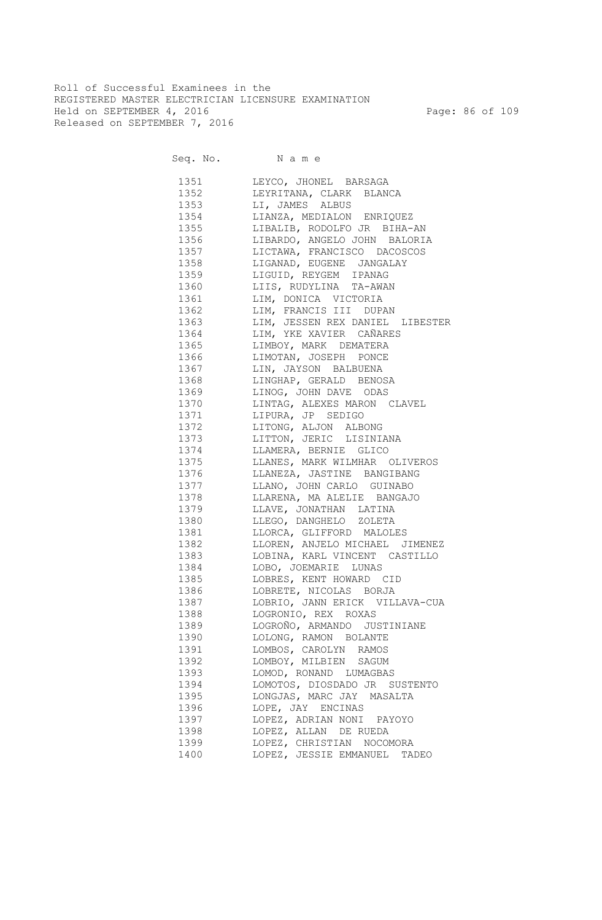Roll of Successful Examinees in the
REGISTERED MASTER ELECTRICIAN LICENSURE EXAMINATION
Held on SEPTEMBER 4, 2016
Released on SEPTEMBER 7, 2016

| Seq. No. | N a m e |
|---|---|
| 1351 | LEYCO, JHONEL BARSAGA |
| 1352 | LEYRITANA, CLARK BLANCA |
| 1353 | LI, JAMES ALBUS |
| 1354 | LIANZA, MEDIALON ENRIQUEZ |
| 1355 | LIBALIB, RODOLFO JR BIHA-AN |
| 1356 | LIBARDO, ANGELO JOHN BALORIA |
| 1357 | LICTAWA, FRANCISCO DACOSCOS |
| 1358 | LIGANAD, EUGENE JANGALAY |
| 1359 | LIGUID, REYGEM IPANAG |
| 1360 | LIIS, RUDYLINA TA-AWAN |
| 1361 | LIM, DONICA VICTORIA |
| 1362 | LIM, FRANCIS III DUPAN |
| 1363 | LIM, JESSEN REX DANIEL LIBESTER |
| 1364 | LIM, YKE XAVIER CAÑARES |
| 1365 | LIMBOY, MARK DEMATERA |
| 1366 | LIMOTAN, JOSEPH PONCE |
| 1367 | LIN, JAYSON BALBUENA |
| 1368 | LINGHAP, GERALD BENOSA |
| 1369 | LINOG, JOHN DAVE ODAS |
| 1370 | LINTAG, ALEXES MARON CLAVEL |
| 1371 | LIPURA, JP SEDIGO |
| 1372 | LITONG, ALJON ALBONG |
| 1373 | LITTON, JERIC LISINIANA |
| 1374 | LLAMERA, BERNIE GLICO |
| 1375 | LLANES, MARK WILMHAR OLIVEROS |
| 1376 | LLANEZA, JASTINE BANGIBANG |
| 1377 | LLANO, JOHN CARLO GUINABO |
| 1378 | LLARENA, MA ALELIE BANGAJO |
| 1379 | LLAVE, JONATHAN LATINA |
| 1380 | LLEGO, DANGHELO ZOLETA |
| 1381 | LLORCA, GLIFFORD MALOLES |
| 1382 | LLOREN, ANJELO MICHAEL JIMENEZ |
| 1383 | LOBINA, KARL VINCENT CASTILLO |
| 1384 | LOBO, JOEMARIE LUNAS |
| 1385 | LOBRES, KENT HOWARD CID |
| 1386 | LOBRETE, NICOLAS BORJA |
| 1387 | LOBRIO, JANN ERICK VILLAVA-CUA |
| 1388 | LOGRONIO, REX ROXAS |
| 1389 | LOGROÑO, ARMANDO JUSTINIANE |
| 1390 | LOLONG, RAMON BOLANTE |
| 1391 | LOMBOS, CAROLYN RAMOS |
| 1392 | LOMBOY, MILBIEN SAGUM |
| 1393 | LOMOD, RONAND LUMAGBAS |
| 1394 | LOMOTOS, DIOSDADO JR SUSTENTO |
| 1395 | LONGJAS, MARC JAY MASALTA |
| 1396 | LOPE, JAY ENCINAS |
| 1397 | LOPEZ, ADRIAN NONI PAYOYO |
| 1398 | LOPEZ, ALLAN DE RUEDA |
| 1399 | LOPEZ, CHRISTIAN NOCOMORA |
| 1400 | LOPEZ, JESSIE EMMANUEL TADEO |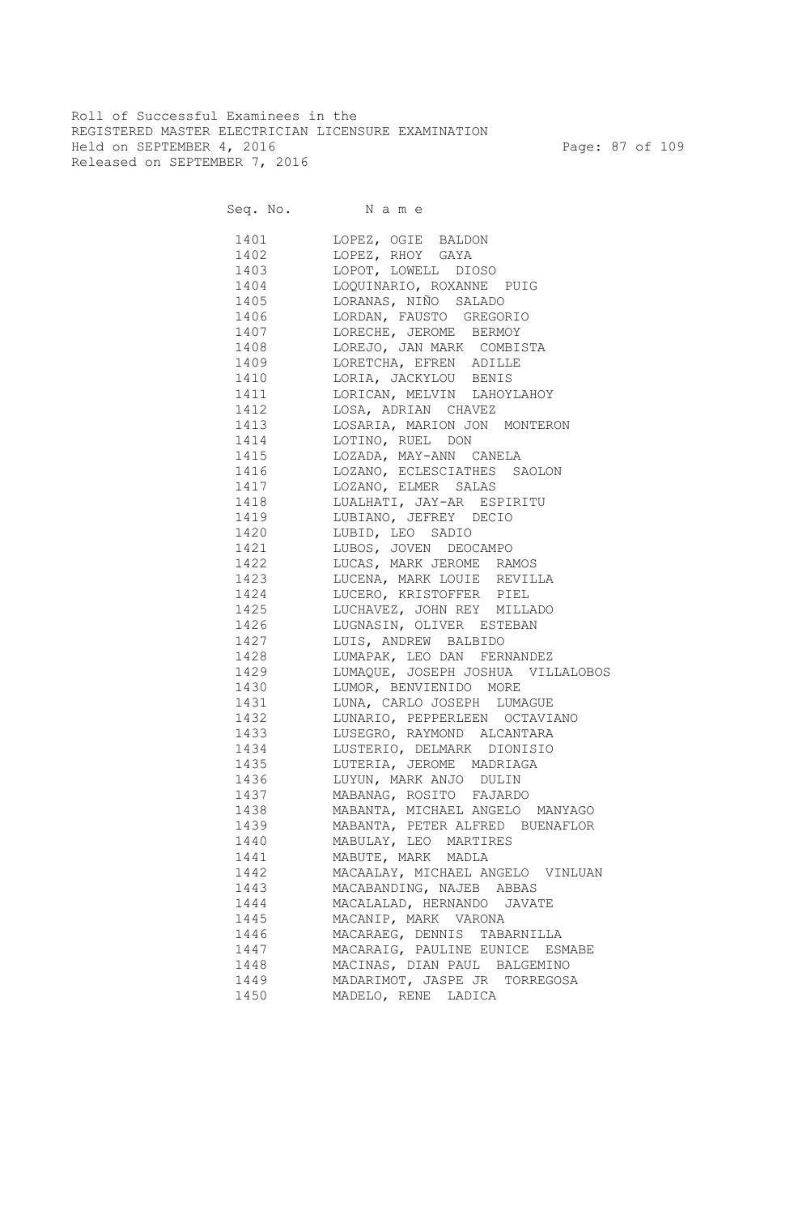Roll of Successful Examinees in the
REGISTERED MASTER ELECTRICIAN LICENSURE EXAMINATION
Held on SEPTEMBER 4, 2016
Released on SEPTEMBER 7, 2016

| Seq. No. | N a m e |
|---|---|
| 1401 | LOPEZ, OGIE BALDON |
| 1402 | LOPEZ, RHOY GAYA |
| 1403 | LOPOT, LOWELL DIOSO |
| 1404 | LOQUINARIO, ROXANNE PUIG |
| 1405 | LORANAS, NIÑO SALADO |
| 1406 | LORDAN, FAUSTO GREGORIO |
| 1407 | LORECHE, JEROME BERMOY |
| 1408 | LOREJO, JAN MARK COMBISTA |
| 1409 | LORETCHA, EFREN ADILLE |
| 1410 | LORIA, JACKYLOU BENIS |
| 1411 | LORICAN, MELVIN LAHOYLAHOY |
| 1412 | LOSA, ADRIAN CHAVEZ |
| 1413 | LOSARIA, MARION JON MONTERON |
| 1414 | LOTINO, RUEL DON |
| 1415 | LOZADA, MAY-ANN CANELA |
| 1416 | LOZANO, ECLESCIATHES SAOLON |
| 1417 | LOZANO, ELMER SALAS |
| 1418 | LUALHATI, JAY-AR ESPIRITU |
| 1419 | LUBIANO, JEFREY DECIO |
| 1420 | LUBID, LEO SADIO |
| 1421 | LUBOS, JOVEN DEOCAMPO |
| 1422 | LUCAS, MARK JEROME RAMOS |
| 1423 | LUCENA, MARK LOUIE REVILLA |
| 1424 | LUCERO, KRISTOFFER PIEL |
| 1425 | LUCHAVEZ, JOHN REY MILLADO |
| 1426 | LUGNASIN, OLIVER ESTEBAN |
| 1427 | LUIS, ANDREW BALBIDO |
| 1428 | LUMAPAK, LEO DAN FERNANDEZ |
| 1429 | LUMAQUE, JOSEPH JOSHUA VILLALOBOS |
| 1430 | LUMOR, BENVIENIDO MORE |
| 1431 | LUNA, CARLO JOSEPH LUMAGUE |
| 1432 | LUNARIO, PEPPERLEEN OCTAVIANO |
| 1433 | LUSEGRO, RAYMOND ALCANTARA |
| 1434 | LUSTERIO, DELMARK DIONISIO |
| 1435 | LUTERIA, JEROME MADRIAGA |
| 1436 | LUYUN, MARK ANJO DULIN |
| 1437 | MABANAG, ROSITO FAJARDO |
| 1438 | MABANTA, MICHAEL ANGELO MANYAGO |
| 1439 | MABANTA, PETER ALFRED BUENAFLOR |
| 1440 | MABULAY, LEO MARTIRES |
| 1441 | MABUTE, MARK MADLA |
| 1442 | MACAALAY, MICHAEL ANGELO VINLUAN |
| 1443 | MACABANDING, NAJEB ABBAS |
| 1444 | MACALALAD, HERNANDO JAVATE |
| 1445 | MACANIP, MARK VARONA |
| 1446 | MACARAEG, DENNIS TABARNILLA |
| 1447 | MACARAIG, PAULINE EUNICE ESMABE |
| 1448 | MACINAS, DIAN PAUL BALGEMINO |
| 1449 | MADARIMOT, JASPE JR TORREGOSA |
| 1450 | MADELO, RENE LADICA |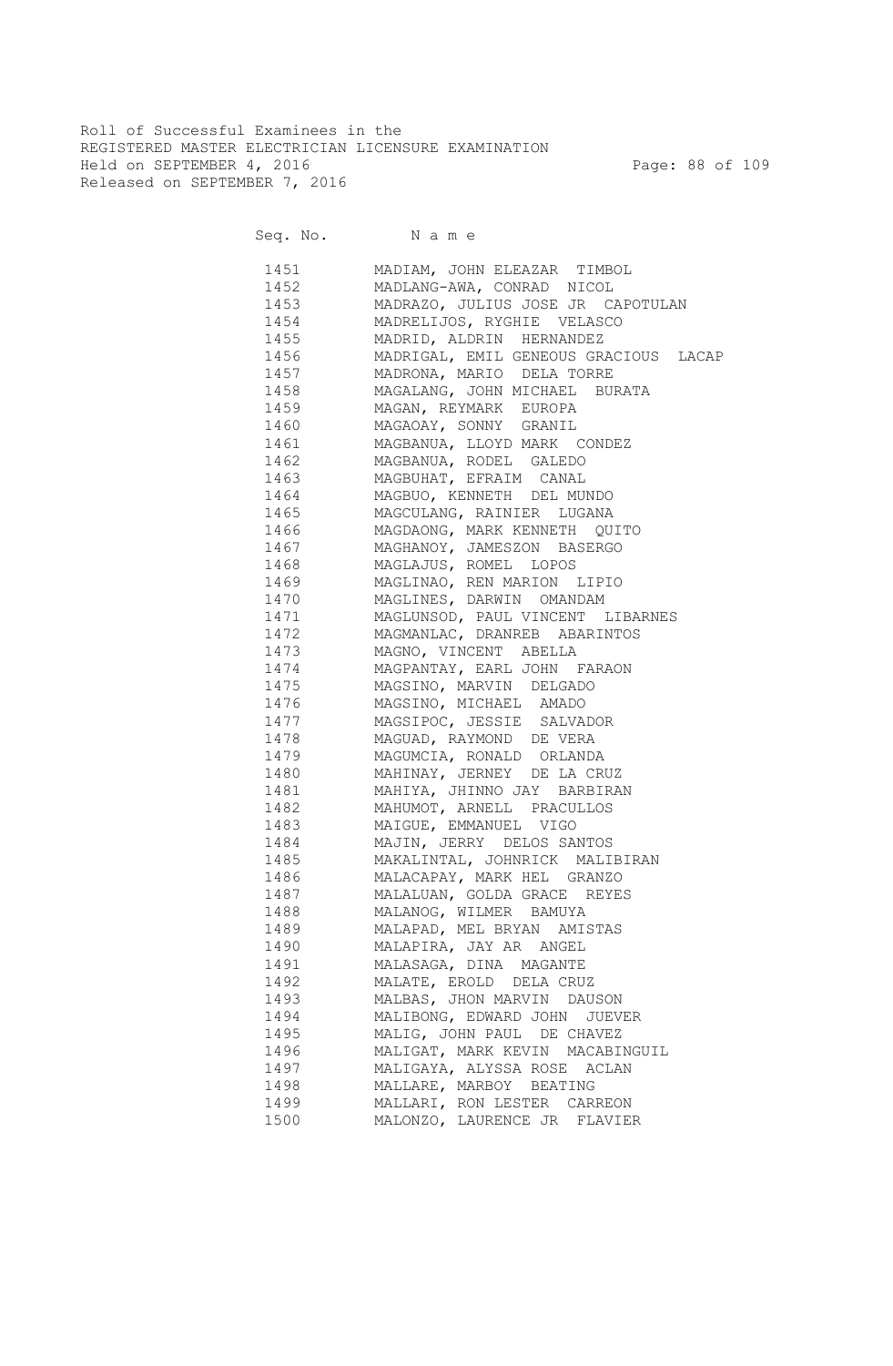Roll of Successful Examinees in the
REGISTERED MASTER ELECTRICIAN LICENSURE EXAMINATION
Held on SEPTEMBER 4, 2016
Released on SEPTEMBER 7, 2016

| Seq. No. | N a m e |
|---|---|
| 1451 | MADIAM, JOHN ELEAZAR TIMBOL |
| 1452 | MADLANG-AWA, CONRAD NICOL |
| 1453 | MADRAZO, JULIUS JOSE JR CAPOTULAN |
| 1454 | MADRELIJOS, RYGHIE VELASCO |
| 1455 | MADRID, ALDRIN HERNANDEZ |
| 1456 | MADRIGAL, EMIL GENEOUS GRACIOUS LACAP |
| 1457 | MADRONA, MARIO DELA TORRE |
| 1458 | MAGALANG, JOHN MICHAEL BURATA |
| 1459 | MAGAN, REYMARK EUROPA |
| 1460 | MAGAOAY, SONNY GRANIL |
| 1461 | MAGBANUA, LLOYD MARK CONDEZ |
| 1462 | MAGBANUA, RODEL GALEDO |
| 1463 | MAGBUHAT, EFRAIM CANAL |
| 1464 | MAGBUO, KENNETH DEL MUNDO |
| 1465 | MAGCULANG, RAINIER LUGANA |
| 1466 | MAGDAONG, MARK KENNETH QUITO |
| 1467 | MAGHANOY, JAMESZON BASERGO |
| 1468 | MAGLAJUS, ROMEL LOPOS |
| 1469 | MAGLINAO, REN MARION LIPIO |
| 1470 | MAGLINES, DARWIN OMANDAM |
| 1471 | MAGLUNSOD, PAUL VINCENT LIBARNES |
| 1472 | MAGMANLAC, DRANREB ABARINTOS |
| 1473 | MAGNO, VINCENT ABELLA |
| 1474 | MAGPANTAY, EARL JOHN FARAON |
| 1475 | MAGSINO, MARVIN DELGADO |
| 1476 | MAGSINO, MICHAEL AMADO |
| 1477 | MAGSIPOC, JESSIE SALVADOR |
| 1478 | MAGUAD, RAYMOND DE VERA |
| 1479 | MAGUMCIA, RONALD ORLANDA |
| 1480 | MAHINAY, JERNEY DE LA CRUZ |
| 1481 | MAHIYA, JHINNO JAY BARBIRAN |
| 1482 | MAHUMOT, ARNELL PRACULLOS |
| 1483 | MAIGUE, EMMANUEL VIGO |
| 1484 | MAJIN, JERRY DELOS SANTOS |
| 1485 | MAKALINTAL, JOHNRICK MALIBIRAN |
| 1486 | MALACAPAY, MARK HEL GRANZO |
| 1487 | MALALUAN, GOLDA GRACE REYES |
| 1488 | MALANOG, WILMER BAMUYA |
| 1489 | MALAPAD, MEL BRYAN AMISTAS |
| 1490 | MALAPIRA, JAY AR ANGEL |
| 1491 | MALASAGA, DINA MAGANTE |
| 1492 | MALATE, EROLD DELA CRUZ |
| 1493 | MALBAS, JHON MARVIN DAUSON |
| 1494 | MALIBONG, EDWARD JOHN JUEVER |
| 1495 | MALIG, JOHN PAUL DE CHAVEZ |
| 1496 | MALIGAT, MARK KEVIN MACABINGUIL |
| 1497 | MALIGAYA, ALYSSA ROSE ACLAN |
| 1498 | MALLARE, MARBOY BEATING |
| 1499 | MALLARI, RON LESTER CARREON |
| 1500 | MALONZO, LAURENCE JR FLAVIER |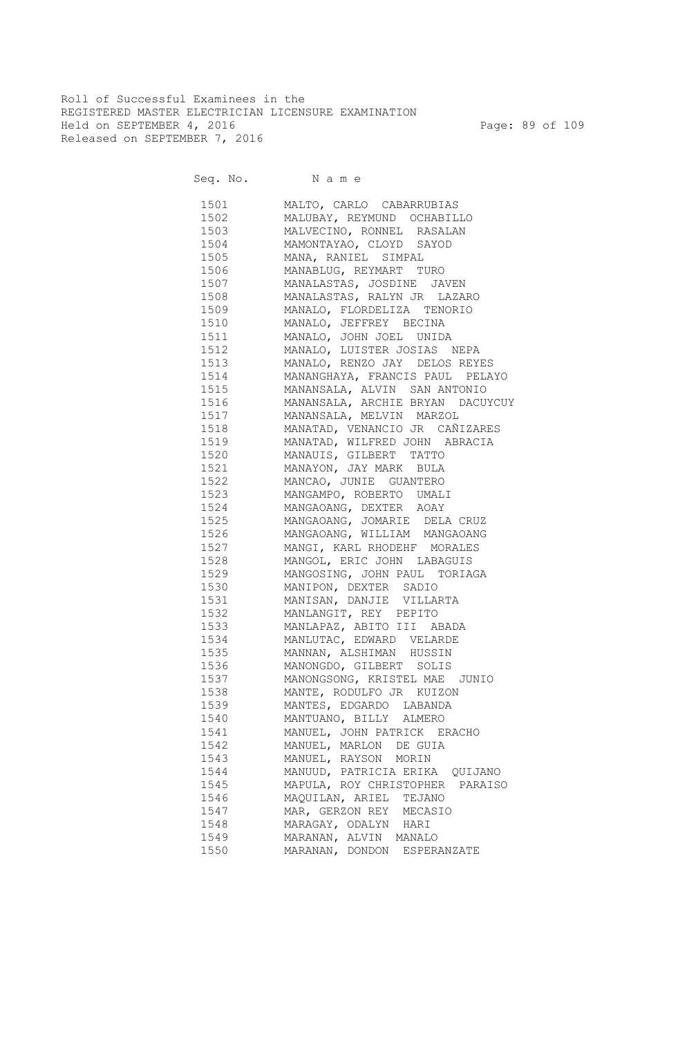Roll of Successful Examinees in the
REGISTERED MASTER ELECTRICIAN LICENSURE EXAMINATION
Held on SEPTEMBER 4, 2016
Released on SEPTEMBER 7, 2016

| Seq. No. | Name |
|---|---|
| 1501 | MALTO, CARLO CABARRUBIAS |
| 1502 | MALUBAY, REYMUND OCHABILLO |
| 1503 | MALVECINO, RONNEL RASALAN |
| 1504 | MAMONTAYAO, CLOYD SAYOD |
| 1505 | MANA, RANIEL SIMPAL |
| 1506 | MANABLUG, REYMART TURO |
| 1507 | MANALASTAS, JOSDINE JAVEN |
| 1508 | MANALASTAS, RALYN JR LAZARO |
| 1509 | MANALO, FLORDELIZA TENORIO |
| 1510 | MANALO, JEFFREY BECINA |
| 1511 | MANALO, JOHN JOEL UNIDA |
| 1512 | MANALO, LUISTER JOSIAS NEPA |
| 1513 | MANALO, RENZO JAY DELOS REYES |
| 1514 | MANANGHAYA, FRANCIS PAUL PELAYO |
| 1515 | MANANSALA, ALVIN SAN ANTONIO |
| 1516 | MANANSALA, ARCHIE BRYAN DACUYCUY |
| 1517 | MANANSALA, MELVIN MARZOL |
| 1518 | MANATAD, VENANCIO JR CAÑIZARES |
| 1519 | MANATAD, WILFRED JOHN ABRACIA |
| 1520 | MANAUIS, GILBERT TATTO |
| 1521 | MANAYON, JAY MARK BULA |
| 1522 | MANCAO, JUNIE GUANTERO |
| 1523 | MANGAMPO, ROBERTO UMALI |
| 1524 | MANGAOANG, DEXTER AOAY |
| 1525 | MANGAOANG, JOMARIE DELA CRUZ |
| 1526 | MANGAOANG, WILLIAM MANGAOANG |
| 1527 | MANGI, KARL RHODEHF MORALES |
| 1528 | MANGOL, ERIC JOHN LABAGUIS |
| 1529 | MANGOSING, JOHN PAUL TORIAGA |
| 1530 | MANIPON, DEXTER SADIO |
| 1531 | MANISAN, DANJIE VILLARTA |
| 1532 | MANLANGIT, REY PEPITO |
| 1533 | MANLAPAZ, ABITO III ABADA |
| 1534 | MANLUTAC, EDWARD VELARDE |
| 1535 | MANNAN, ALSHIMAN HUSSIN |
| 1536 | MANONGDO, GILBERT SOLIS |
| 1537 | MANONGSONG, KRISTEL MAE JUNIO |
| 1538 | MANTE, RODULFO JR KUIZON |
| 1539 | MANTES, EDGARDO LABANDA |
| 1540 | MANTUANO, BILLY ALMERO |
| 1541 | MANUEL, JOHN PATRICK ERACHO |
| 1542 | MANUEL, MARLON DE GUIA |
| 1543 | MANUEL, RAYSON MORIN |
| 1544 | MANUUD, PATRICIA ERIKA QUIJANO |
| 1545 | MAPULA, ROY CHRISTOPHER PARAISO |
| 1546 | MAQUILAN, ARIEL TEJANO |
| 1547 | MAR, GERZON REY MECASIO |
| 1548 | MARAGAY, ODALYN HARI |
| 1549 | MARANAN, ALVIN MANALO |
| 1550 | MARANAN, DONDON ESPERANZATE |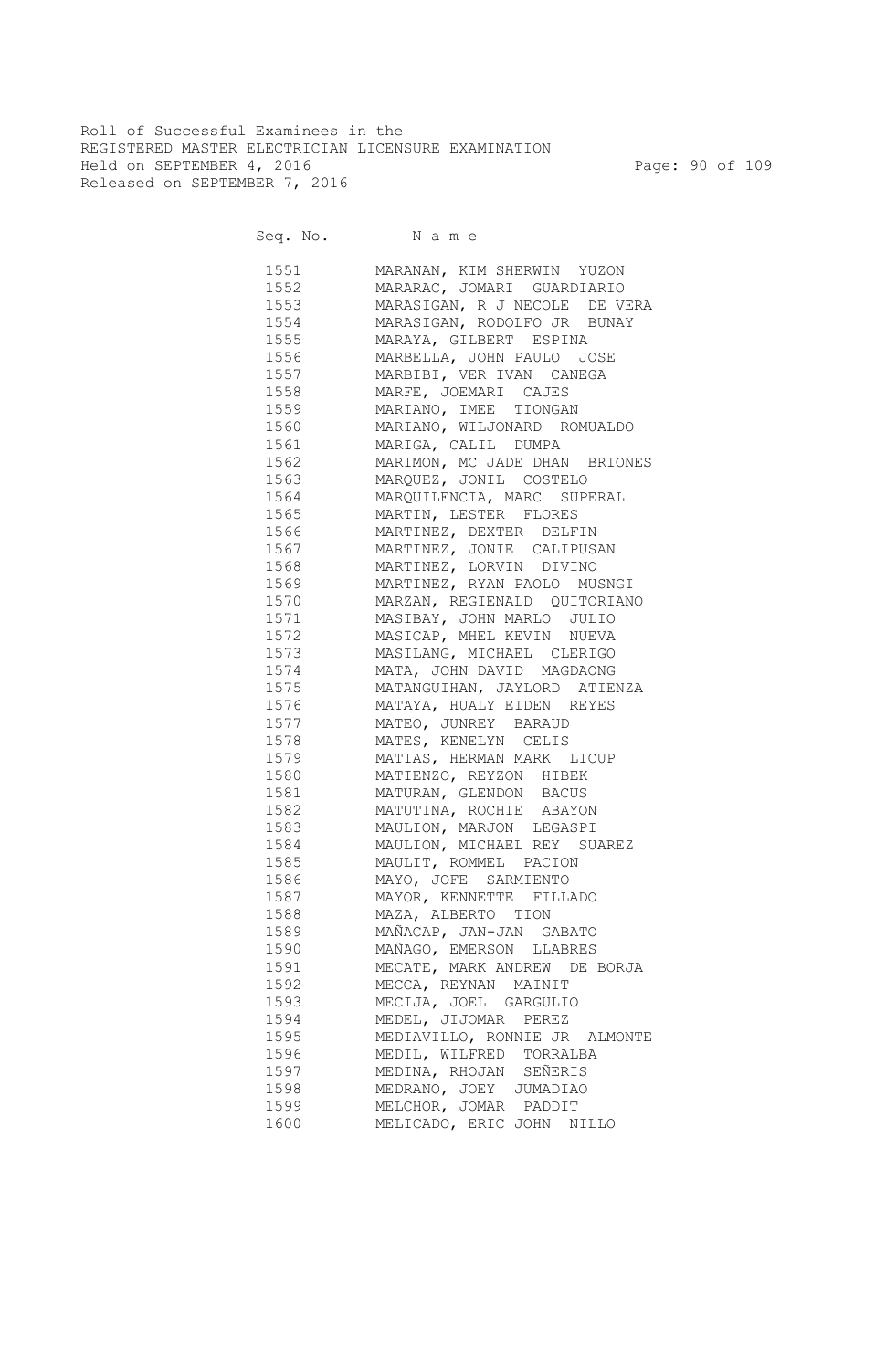Roll of Successful Examinees in the
REGISTERED MASTER ELECTRICIAN LICENSURE EXAMINATION
Held on SEPTEMBER 4, 2016
Released on SEPTEMBER 7, 2016

| Seq. No. | Name |
|---|---|
| 1551 | MARANAN, KIM SHERWIN YUZON |
| 1552 | MARARAC, JOMARI GUARDIARIO |
| 1553 | MARASIGAN, R J NECOLE DE VERA |
| 1554 | MARASIGAN, RODOLFO JR BUNAY |
| 1555 | MARAYA, GILBERT ESPINA |
| 1556 | MARBELLA, JOHN PAULO JOSE |
| 1557 | MARBIBI, VER IVAN CANEGA |
| 1558 | MARFE, JOEMARI CAJES |
| 1559 | MARIANO, IMEE TIONGAN |
| 1560 | MARIANO, WILJONARD ROMUALDO |
| 1561 | MARIGA, CALIL DUMPA |
| 1562 | MARIMON, MC JADE DHAN BRIONES |
| 1563 | MARQUEZ, JONIL COSTELO |
| 1564 | MARQUILENCIA, MARC SUPERAL |
| 1565 | MARTIN, LESTER FLORES |
| 1566 | MARTINEZ, DEXTER DELFIN |
| 1567 | MARTINEZ, JONIE CALIPUSAN |
| 1568 | MARTINEZ, LORVIN DIVINO |
| 1569 | MARTINEZ, RYAN PAOLO MUSNGI |
| 1570 | MARZAN, REGIENALD QUITORIANO |
| 1571 | MASIBAY, JOHN MARLO JULIO |
| 1572 | MASICAP, MHEL KEVIN NUEVA |
| 1573 | MASILANG, MICHAEL CLERIGO |
| 1574 | MATA, JOHN DAVID MAGDAONG |
| 1575 | MATANGUIHAN, JAYLORD ATIENZA |
| 1576 | MATAYA, HUALY EIDEN REYES |
| 1577 | MATEO, JUNREY BARAUD |
| 1578 | MATES, KENELYN CELIS |
| 1579 | MATIAS, HERMAN MARK LICUP |
| 1580 | MATIENZO, REYZON HIBEK |
| 1581 | MATURAN, GLENDON BACUS |
| 1582 | MATUTINA, ROCHIE ABAYON |
| 1583 | MAULION, MARJON LEGASPI |
| 1584 | MAULION, MICHAEL REY SUAREZ |
| 1585 | MAULIT, ROMMEL PACION |
| 1586 | MAYO, JOFE SARMIENTO |
| 1587 | MAYOR, KENNETTE FILLADO |
| 1588 | MAZA, ALBERTO TION |
| 1589 | MAÑACAP, JAN-JAN GABATO |
| 1590 | MAÑAGO, EMERSON LLABRES |
| 1591 | MECATE, MARK ANDREW DE BORJA |
| 1592 | MECCA, REYNAN MAINIT |
| 1593 | MECIJA, JOEL GARGULIO |
| 1594 | MEDEL, JIJOMAR PEREZ |
| 1595 | MEDIAVILLO, RONNIE JR ALMONTE |
| 1596 | MEDIL, WILFRED TORRALBA |
| 1597 | MEDINA, RHOJAN SEÑERIS |
| 1598 | MEDRANO, JOEY JUMADIAO |
| 1599 | MELCHOR, JOMAR PADDIT |
| 1600 | MELICADO, ERIC JOHN NILLO |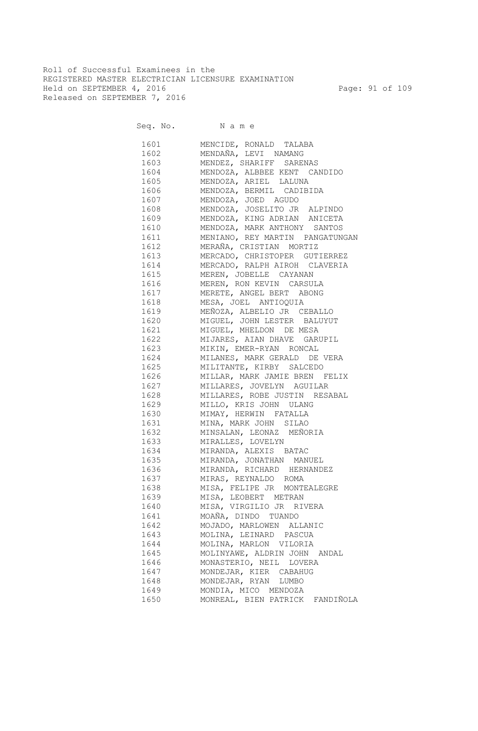Roll of Successful Examinees in the
REGISTERED MASTER ELECTRICIAN LICENSURE EXAMINATION
Held on SEPTEMBER 4, 2016
Released on SEPTEMBER 7, 2016

| Seq. No. | Name |
|---|---|
| 1601 | MENCIDE, RONALD TALABA |
| 1602 | MENDAÑA, LEVI NAMANG |
| 1603 | MENDEZ, SHARIFF SARENAS |
| 1604 | MENDOZA, ALBBEE KENT CANDIDO |
| 1605 | MENDOZA, ARIEL LALUNA |
| 1606 | MENDOZA, BERMIL CADIBIDA |
| 1607 | MENDOZA, JOED AGUDO |
| 1608 | MENDOZA, JOSELITO JR ALPINDO |
| 1609 | MENDOZA, KING ADRIAN ANICETA |
| 1610 | MENDOZA, MARK ANTHONY SANTOS |
| 1611 | MENIANO, REY MARTIN PANGATUNGAN |
| 1612 | MERAÑA, CRISTIAN MORTIZ |
| 1613 | MERCADO, CHRISTOPER GUTIERREZ |
| 1614 | MERCADO, RALPH AIROH CLAVERIA |
| 1615 | MEREN, JOBELLE CAYANAN |
| 1616 | MEREN, RON KEVIN CARSULA |
| 1617 | MERETE, ANGEL BERT ABONG |
| 1618 | MESA, JOEL ANTIOQUIA |
| 1619 | MEÑOZA, ALBELIO JR CEBALLO |
| 1620 | MIGUEL, JOHN LESTER BALUYUT |
| 1621 | MIGUEL, MHELDON DE MESA |
| 1622 | MIJARES, AIAN DHAVE GARUPIL |
| 1623 | MIKIN, EMER-RYAN RONCAL |
| 1624 | MILANES, MARK GERALD DE VERA |
| 1625 | MILITANTE, KIRBY SALCEDO |
| 1626 | MILLAR, MARK JAMIE BREN FELIX |
| 1627 | MILLARES, JOVELYN AGUILAR |
| 1628 | MILLARES, ROBE JUSTIN RESABAL |
| 1629 | MILLO, KRIS JOHN ULANG |
| 1630 | MIMAY, HERWIN FATALLA |
| 1631 | MINA, MARK JOHN SILAO |
| 1632 | MINSALAN, LEONAZ MEÑORIA |
| 1633 | MIRALLES, LOVELYN |
| 1634 | MIRANDA, ALEXIS BATAC |
| 1635 | MIRANDA, JONATHAN MANUEL |
| 1636 | MIRANDA, RICHARD HERNANDEZ |
| 1637 | MIRAS, REYNALDO ROMA |
| 1638 | MISA, FELIPE JR MONTEALEGRE |
| 1639 | MISA, LEOBERT METRAN |
| 1640 | MISA, VIRGILIO JR RIVERA |
| 1641 | MOAÑA, DINDO TUANDO |
| 1642 | MOJADO, MARLOWEN ALLANIC |
| 1643 | MOLINA, LEINARD PASCUA |
| 1644 | MOLINA, MARLON VILORIA |
| 1645 | MOLINYAWE, ALDRIN JOHN ANDAL |
| 1646 | MONASTERIO, NEIL LOVERA |
| 1647 | MONDEJAR, KIER CABAHUG |
| 1648 | MONDEJAR, RYAN LUMBO |
| 1649 | MONDIA, MICO MENDOZA |
| 1650 | MONREAL, BIEN PATRICK FANDIÑOLA |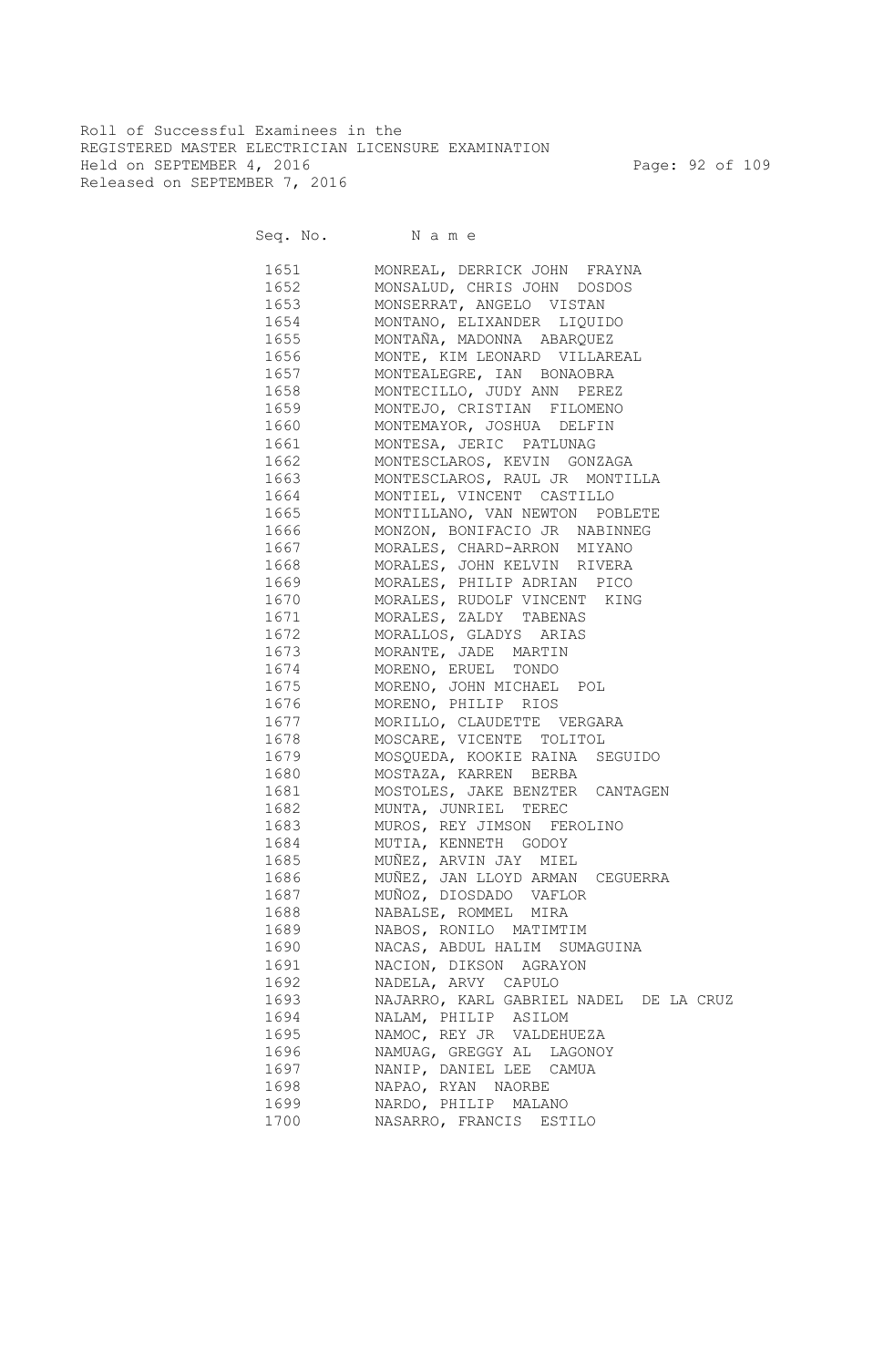Roll of Successful Examinees in the
REGISTERED MASTER ELECTRICIAN LICENSURE EXAMINATION
Held on SEPTEMBER 4, 2016
Released on SEPTEMBER 7, 2016

| Seq. No. | Name |
|---|---|
| 1651 | MONREAL, DERRICK JOHN FRAYNA |
| 1652 | MONSALUD, CHRIS JOHN DOSDOS |
| 1653 | MONSERRAT, ANGELO VISTAN |
| 1654 | MONTANO, ELIXANDER LIQUIDO |
| 1655 | MONTAÑA, MADONNA ABARQUEZ |
| 1656 | MONTE, KIM LEONARD VILLAREAL |
| 1657 | MONTEALEGRE, IAN BONAOBRA |
| 1658 | MONTECILLO, JUDY ANN PEREZ |
| 1659 | MONTEJO, CRISTIAN FILOMENO |
| 1660 | MONTEMAYOR, JOSHUA DELFIN |
| 1661 | MONTESA, JERIC PATLUNAG |
| 1662 | MONTESCLAROS, KEVIN GONZAGA |
| 1663 | MONTESCLAROS, RAUL JR MONTILLA |
| 1664 | MONTIEL, VINCENT CASTILLO |
| 1665 | MONTILLANO, VAN NEWTON POBLETE |
| 1666 | MONZON, BONIFACIO JR NABINNEG |
| 1667 | MORALES, CHARD-ARRON MIYANO |
| 1668 | MORALES, JOHN KELVIN RIVERA |
| 1669 | MORALES, PHILIP ADRIAN PICO |
| 1670 | MORALES, RUDOLF VINCENT KING |
| 1671 | MORALES, ZALDY TABENAS |
| 1672 | MORALLOS, GLADYS ARIAS |
| 1673 | MORANTE, JADE MARTIN |
| 1674 | MORENO, ERUEL TONDO |
| 1675 | MORENO, JOHN MICHAEL POL |
| 1676 | MORENO, PHILIP RIOS |
| 1677 | MORILLO, CLAUDETTE VERGARA |
| 1678 | MOSCARE, VICENTE TOLITOL |
| 1679 | MOSQUEDA, KOOKIE RAINA SEGUIDO |
| 1680 | MOSTAZA, KARREN BERBA |
| 1681 | MOSTOLES, JAKE BENZTER CANTAGEN |
| 1682 | MUNTA, JUNRIEL TEREC |
| 1683 | MUROS, REY JIMSON FEROLINO |
| 1684 | MUTIA, KENNETH GODOY |
| 1685 | MUÑEZ, ARVIN JAY MIEL |
| 1686 | MUÑEZ, JAN LLOYD ARMAN CEGUERRA |
| 1687 | MUÑOZ, DIOSDADO VAFLOR |
| 1688 | NABALSE, ROMMEL MIRA |
| 1689 | NABOS, RONILO MATIMTIM |
| 1690 | NACAS, ABDUL HALIM SUMAGUINA |
| 1691 | NACION, DIKSON AGRAYON |
| 1692 | NADELA, ARVY CAPULO |
| 1693 | NAJARRO, KARL GABRIEL NADEL DE LA CRUZ |
| 1694 | NALAM, PHILIP ASILOM |
| 1695 | NAMOC, REY JR VALDEHUEZA |
| 1696 | NAMUAG, GREGGY AL LAGONOY |
| 1697 | NANIP, DANIEL LEE CAMUA |
| 1698 | NAPAO, RYAN NAORBE |
| 1699 | NARDO, PHILIP MALANO |
| 1700 | NASARRO, FRANCIS ESTILO |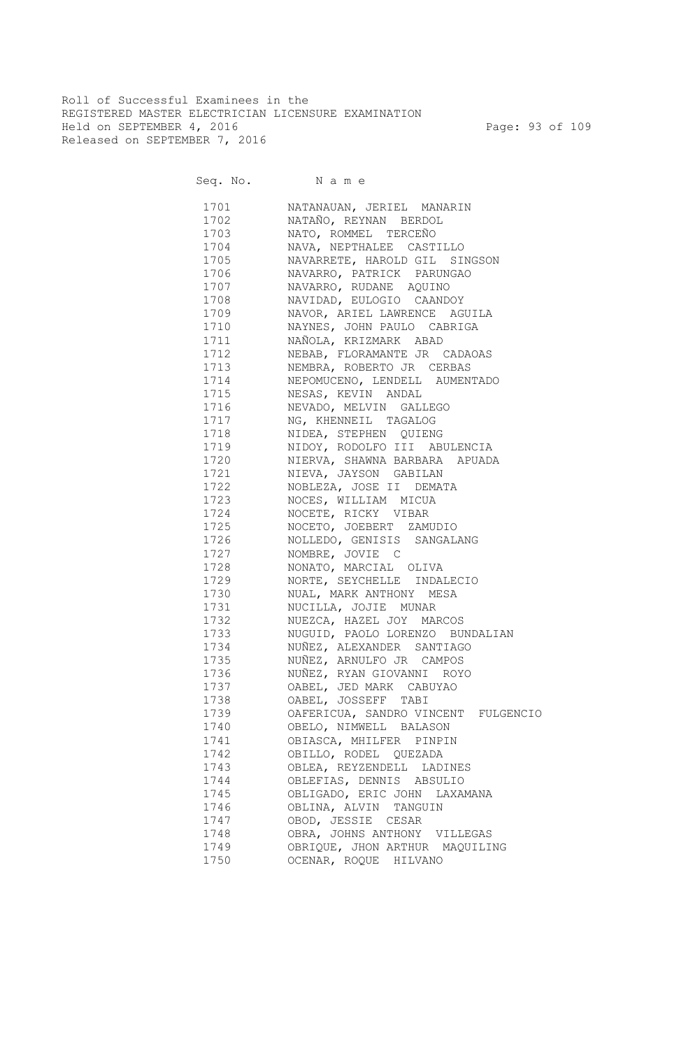Roll of Successful Examinees in the
REGISTERED MASTER ELECTRICIAN LICENSURE EXAMINATION
Held on SEPTEMBER 4, 2016
Released on SEPTEMBER 7, 2016

| Seq. No. | N a m e |
|---|---|
| 1701 | NATANAUAN, JERIEL MANARIN |
| 1702 | NATAÑO, REYNAN BERDOL |
| 1703 | NATO, ROMMEL TERCEÑO |
| 1704 | NAVA, NEPTHALEE CASTILLO |
| 1705 | NAVARRETE, HAROLD GIL SINGSON |
| 1706 | NAVARRO, PATRICK PARUNGAO |
| 1707 | NAVARRO, RUDANE AQUINO |
| 1708 | NAVIDAD, EULOGIO CAANDOY |
| 1709 | NAVOR, ARIEL LAWRENCE AGUILA |
| 1710 | NAYNES, JOHN PAULO CABRIGA |
| 1711 | NAÑOLA, KRIZMARK ABAD |
| 1712 | NEBAB, FLORAMANTE JR CADAOAS |
| 1713 | NEMBRA, ROBERTO JR CERBAS |
| 1714 | NEPOMUCENO, LENDELL AUMENTADO |
| 1715 | NESAS, KEVIN ANDAL |
| 1716 | NEVADO, MELVIN GALLEGO |
| 1717 | NG, KHENNEIL TAGALOG |
| 1718 | NIDEA, STEPHEN QUIENG |
| 1719 | NIDOY, RODOLFO III ABULENCIA |
| 1720 | NIERVA, SHAWNA BARBARA APUADA |
| 1721 | NIEVA, JAYSON GABILAN |
| 1722 | NOBLEZA, JOSE II DEMATA |
| 1723 | NOCES, WILLIAM MICUA |
| 1724 | NOCETE, RICKY VIBAR |
| 1725 | NOCETO, JOEBERT ZAMUDIO |
| 1726 | NOLLEDO, GENISIS SANGALANG |
| 1727 | NOMBRE, JOVIE C |
| 1728 | NONATO, MARCIAL OLIVA |
| 1729 | NORTE, SEYCHELLE INDALECIO |
| 1730 | NUAL, MARK ANTHONY MESA |
| 1731 | NUCILLA, JOJIE MUNAR |
| 1732 | NUEZCA, HAZEL JOY MARCOS |
| 1733 | NUGUID, PAOLO LORENZO BUNDALIAN |
| 1734 | NUÑEZ, ALEXANDER SANTIAGO |
| 1735 | NUÑEZ, ARNULFO JR CAMPOS |
| 1736 | NUÑEZ, RYAN GIOVANNI ROYO |
| 1737 | OABEL, JED MARK CABUYAO |
| 1738 | OABEL, JOSSEFF TABI |
| 1739 | OAFERICUA, SANDRO VINCENT FULGENCIO |
| 1740 | OBELO, NIMWELL BALASON |
| 1741 | OBIASCA, MHILFER PINPIN |
| 1742 | OBILLO, RODEL QUEZADA |
| 1743 | OBLEA, REYZENDELL LADINES |
| 1744 | OBLEFIAS, DENNIS ABSULIO |
| 1745 | OBLIGADO, ERIC JOHN LAXAMANA |
| 1746 | OBLINA, ALVIN TANGUIN |
| 1747 | OBOD, JESSIE CESAR |
| 1748 | OBRA, JOHNS ANTHONY VILLEGAS |
| 1749 | OBRIQUE, JHON ARTHUR MAQUILING |
| 1750 | OCENAR, ROQUE HILVANO |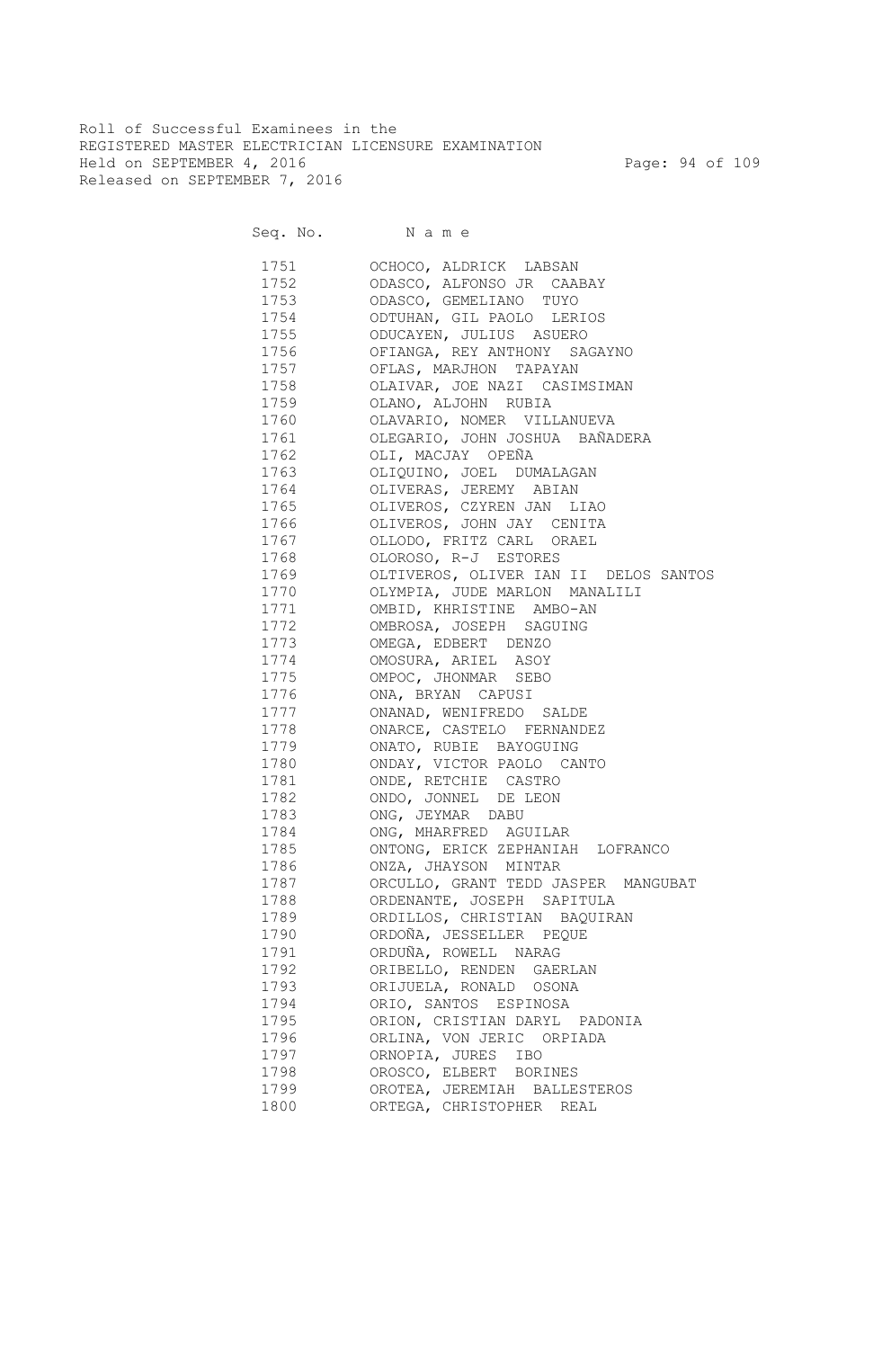Roll of Successful Examinees in the
REGISTERED MASTER ELECTRICIAN LICENSURE EXAMINATION
Held on SEPTEMBER 4, 2016
Released on SEPTEMBER 7, 2016

| Seq. No. | Name |
|---|---|
| 1751 | OCHOCO, ALDRICK LABSAN |
| 1752 | ODASCO, ALFONSO JR CAABAY |
| 1753 | ODASCO, GEMELIANO TUYO |
| 1754 | ODTUHAN, GIL PAOLO LERIOS |
| 1755 | ODUCAYEN, JULIUS ASUERO |
| 1756 | OFIANGA, REY ANTHONY SAGAYNO |
| 1757 | OFLAS, MARJHON TAPAYAN |
| 1758 | OLAIVAR, JOE NAZI CASIMSIMAN |
| 1759 | OLANO, ALJOHN RUBIA |
| 1760 | OLAVARIO, NOMER VILLANUEVA |
| 1761 | OLEGARIO, JOHN JOSHUA BAÑADERA |
| 1762 | OLI, MACJAY OPEÑA |
| 1763 | OLIQUINO, JOEL DUMALAGAN |
| 1764 | OLIVERAS, JEREMY ABIAN |
| 1765 | OLIVEROS, CZYREN JAN LIAO |
| 1766 | OLIVEROS, JOHN JAY CENITA |
| 1767 | OLLODO, FRITZ CARL ORAEL |
| 1768 | OLOROSO, R-J ESTORES |
| 1769 | OLTIVEROS, OLIVER IAN II DELOS SANTOS |
| 1770 | OLYMPIA, JUDE MARLON MANALILI |
| 1771 | OMBID, KHRISTINE AMBO-AN |
| 1772 | OMBROSA, JOSEPH SAGUING |
| 1773 | OMEGA, EDBERT DENZO |
| 1774 | OMOSURA, ARIEL ASOY |
| 1775 | OMPOC, JHONMAR SEBO |
| 1776 | ONA, BRYAN CAPUSI |
| 1777 | ONANAD, WENIFREDO SALDE |
| 1778 | ONARCE, CASTELO FERNANDEZ |
| 1779 | ONATO, RUBIE BAYOGUING |
| 1780 | ONDAY, VICTOR PAOLO CANTO |
| 1781 | ONDE, RETCHIE CASTRO |
| 1782 | ONDO, JONNEL DE LEON |
| 1783 | ONG, JEYMAR DABU |
| 1784 | ONG, MHARFRED AGUILAR |
| 1785 | ONTONG, ERICK ZEPHANIAH LOFRANCO |
| 1786 | ONZA, JHAYSON MINTAR |
| 1787 | ORCULLO, GRANT TEDD JASPER MANGUBAT |
| 1788 | ORDENANTE, JOSEPH SAPITULA |
| 1789 | ORDILLOS, CHRISTIAN BAQUIRAN |
| 1790 | ORDOÑA, JESSELLER PEQUE |
| 1791 | ORDUÑA, ROWELL NARAG |
| 1792 | ORIBELLO, RENDEN GAERLAN |
| 1793 | ORIJUELA, RONALD OSONA |
| 1794 | ORIO, SANTOS ESPINOSA |
| 1795 | ORION, CRISTIAN DARYL PADONIA |
| 1796 | ORLINA, VON JERIC ORPIADA |
| 1797 | ORNOPIA, JURES IBO |
| 1798 | OROSCO, ELBERT BORINES |
| 1799 | OROTEA, JEREMIAH BALLESTEROS |
| 1800 | ORTEGA, CHRISTOPHER REAL |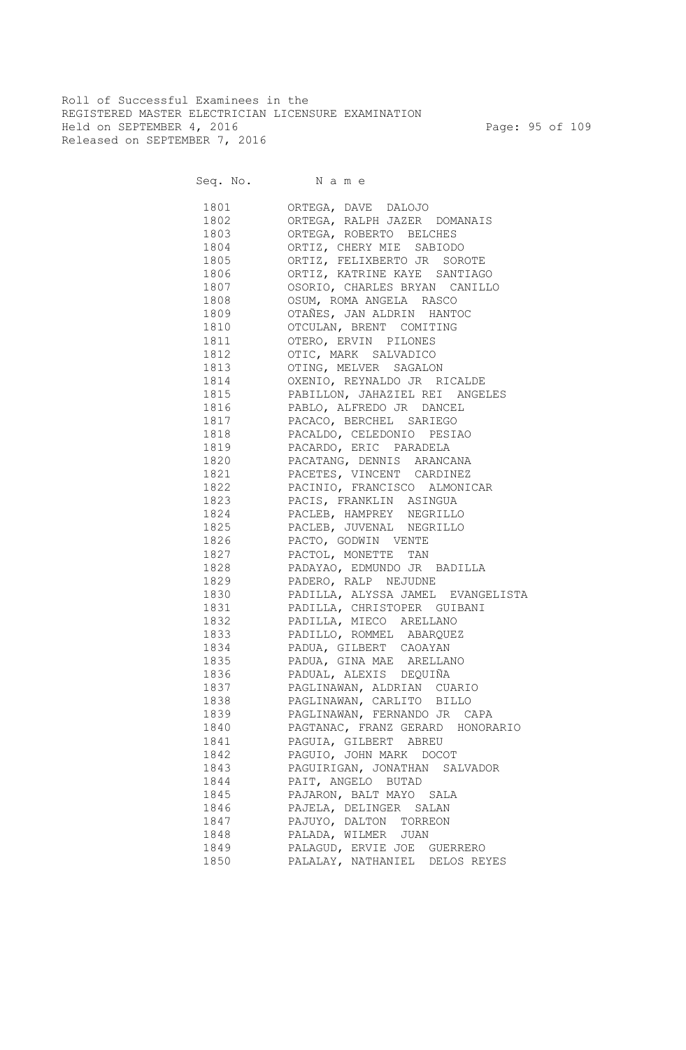Roll of Successful Examinees in the
REGISTERED MASTER ELECTRICIAN LICENSURE EXAMINATION
Held on SEPTEMBER 4, 2016
Released on SEPTEMBER 7, 2016

| Seq. No. | Name |
|---|---|
| 1801 | ORTEGA, DAVE DALOJO |
| 1802 | ORTEGA, RALPH JAZER DOMANAIS |
| 1803 | ORTEGA, ROBERTO BELCHES |
| 1804 | ORTIZ, CHERY MIE SABIODO |
| 1805 | ORTIZ, FELIXBERTO JR SOROTE |
| 1806 | ORTIZ, KATRINE KAYE SANTIAGO |
| 1807 | OSORIO, CHARLES BRYAN CANILLO |
| 1808 | OSUM, ROMA ANGELA RASCO |
| 1809 | OTAÑES, JAN ALDRIN HANTOC |
| 1810 | OTCULAN, BRENT COMITING |
| 1811 | OTERO, ERVIN PILONES |
| 1812 | OTIC, MARK SALVADICO |
| 1813 | OTING, MELVER SAGALON |
| 1814 | OXENIO, REYNALDO JR RICALDE |
| 1815 | PABILLON, JAHAZIEL REI ANGELES |
| 1816 | PABLO, ALFREDO JR DANCEL |
| 1817 | PACACO, BERCHEL SARIEGO |
| 1818 | PACALDO, CELEDONIO PESIAO |
| 1819 | PACARDO, ERIC PARADELA |
| 1820 | PACATANG, DENNIS ARANCANA |
| 1821 | PACETES, VINCENT CARDINEZ |
| 1822 | PACINIO, FRANCISCO ALMONICAR |
| 1823 | PACIS, FRANKLIN ASINGUA |
| 1824 | PACLEB, HAMPREY NEGRILLO |
| 1825 | PACLEB, JUVENAL NEGRILLO |
| 1826 | PACTO, GODWIN VENTE |
| 1827 | PACTOL, MONETTE TAN |
| 1828 | PADAYAO, EDMUNDO JR BADILLA |
| 1829 | PADERO, RALP NEJUDNE |
| 1830 | PADILLA, ALYSSA JAMEL EVANGELISTA |
| 1831 | PADILLA, CHRISTOPER GUIBANI |
| 1832 | PADILLA, MIECO ARELLANO |
| 1833 | PADILLO, ROMMEL ABARQUEZ |
| 1834 | PADUA, GILBERT CAOAYAN |
| 1835 | PADUA, GINA MAE ARELLANO |
| 1836 | PADUAL, ALEXIS DEQUIÑA |
| 1837 | PAGLINAWAN, ALDRIAN CUARIO |
| 1838 | PAGLINAWAN, CARLITO BILLO |
| 1839 | PAGLINAWAN, FERNANDO JR CAPA |
| 1840 | PAGTANAC, FRANZ GERARD HONORARIO |
| 1841 | PAGUIA, GILBERT ABREU |
| 1842 | PAGUIO, JOHN MARK DOCOT |
| 1843 | PAGUIRIGAN, JONATHAN SALVADOR |
| 1844 | PAIT, ANGELO BUTAD |
| 1845 | PAJARON, BALT MAYO SALA |
| 1846 | PAJELA, DELINGER SALAN |
| 1847 | PAJUYO, DALTON TORREON |
| 1848 | PALADA, WILMER JUAN |
| 1849 | PALAGUD, ERVIE JOE GUERRERO |
| 1850 | PALALAY, NATHANIEL DELOS REYES |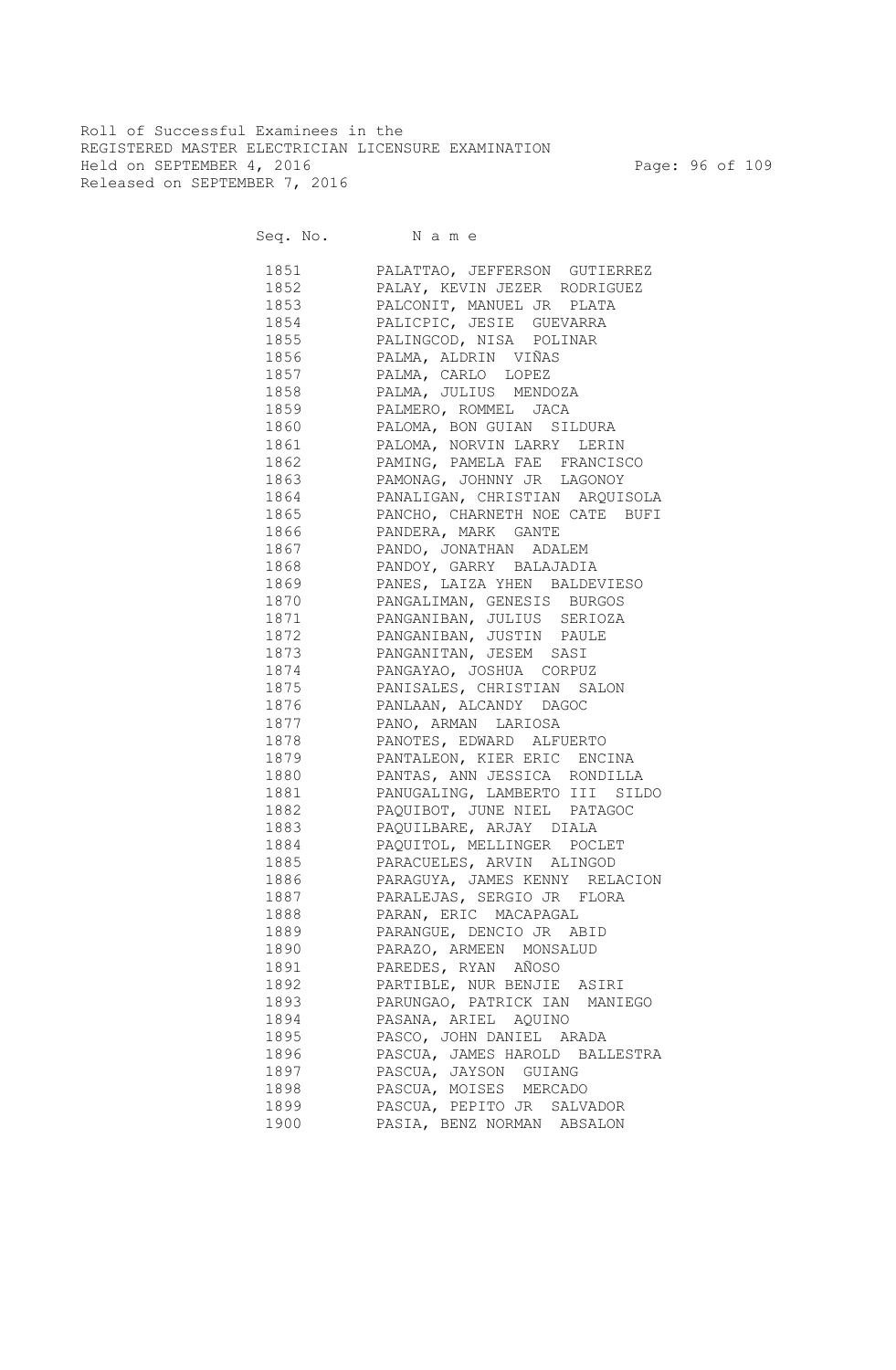Roll of Successful Examinees in the
REGISTERED MASTER ELECTRICIAN LICENSURE EXAMINATION
Held on SEPTEMBER 4, 2016
Released on SEPTEMBER 7, 2016

| Seq. No. | Name |
|---|---|
| 1851 | PALATTAO, JEFFERSON GUTIERREZ |
| 1852 | PALAY, KEVIN JEZER RODRIGUEZ |
| 1853 | PALCONIT, MANUEL JR PLATA |
| 1854 | PALICPIC, JESIE GUEVARRA |
| 1855 | PALINGCOD, NISA POLINAR |
| 1856 | PALMA, ALDRIN VIÑAS |
| 1857 | PALMA, CARLO LOPEZ |
| 1858 | PALMA, JULIUS MENDOZA |
| 1859 | PALMERO, ROMMEL JACA |
| 1860 | PALOMA, BON GUIAN SILDURA |
| 1861 | PALOMA, NORVIN LARRY LERIN |
| 1862 | PAMING, PAMELA FAE FRANCISCO |
| 1863 | PAMONAG, JOHNNY JR LAGONOY |
| 1864 | PANALIGAN, CHRISTIAN ARQUISOLA |
| 1865 | PANCHO, CHARNETH NOE CATE BUFI |
| 1866 | PANDERA, MARK GANTE |
| 1867 | PANDO, JONATHAN ADALEM |
| 1868 | PANDOY, GARRY BALAJADIA |
| 1869 | PANES, LAIZA YHEN BALDEVIESO |
| 1870 | PANGALIMAN, GENESIS BURGOS |
| 1871 | PANGANIBAN, JULIUS SERIOZA |
| 1872 | PANGANIBAN, JUSTIN PAULE |
| 1873 | PANGANITAN, JESEM SASI |
| 1874 | PANGAYAO, JOSHUA CORPUZ |
| 1875 | PANISALES, CHRISTIAN SALON |
| 1876 | PANLAAN, ALCANDY DAGOC |
| 1877 | PANO, ARMAN LARIOSA |
| 1878 | PANOTES, EDWARD ALFUERTO |
| 1879 | PANTALEON, KIER ERIC ENCINA |
| 1880 | PANTAS, ANN JESSICA RONDILLA |
| 1881 | PANUGALING, LAMBERTO III SILDO |
| 1882 | PAQUIBOT, JUNE NIEL PATAGOC |
| 1883 | PAQUILBARE, ARJAY DIALA |
| 1884 | PAQUITOL, MELLINGER POCLET |
| 1885 | PARACUELES, ARVIN ALINGOD |
| 1886 | PARAGUYA, JAMES KENNY RELACION |
| 1887 | PARALEJAS, SERGIO JR FLORA |
| 1888 | PARAN, ERIC MACAPAGAL |
| 1889 | PARANGUE, DENCIO JR ABID |
| 1890 | PARAZO, ARMEEN MONSALUD |
| 1891 | PAREDES, RYAN AÑOSO |
| 1892 | PARTIBLE, NUR BENJIE ASIRI |
| 1893 | PARUNGAO, PATRICK IAN MANIEGO |
| 1894 | PASANA, ARIEL AQUINO |
| 1895 | PASCO, JOHN DANIEL ARADA |
| 1896 | PASCUA, JAMES HAROLD BALLESTRA |
| 1897 | PASCUA, JAYSON GUIANG |
| 1898 | PASCUA, MOISES MERCADO |
| 1899 | PASCUA, PEPITO JR SALVADOR |
| 1900 | PASIA, BENZ NORMAN ABSALON |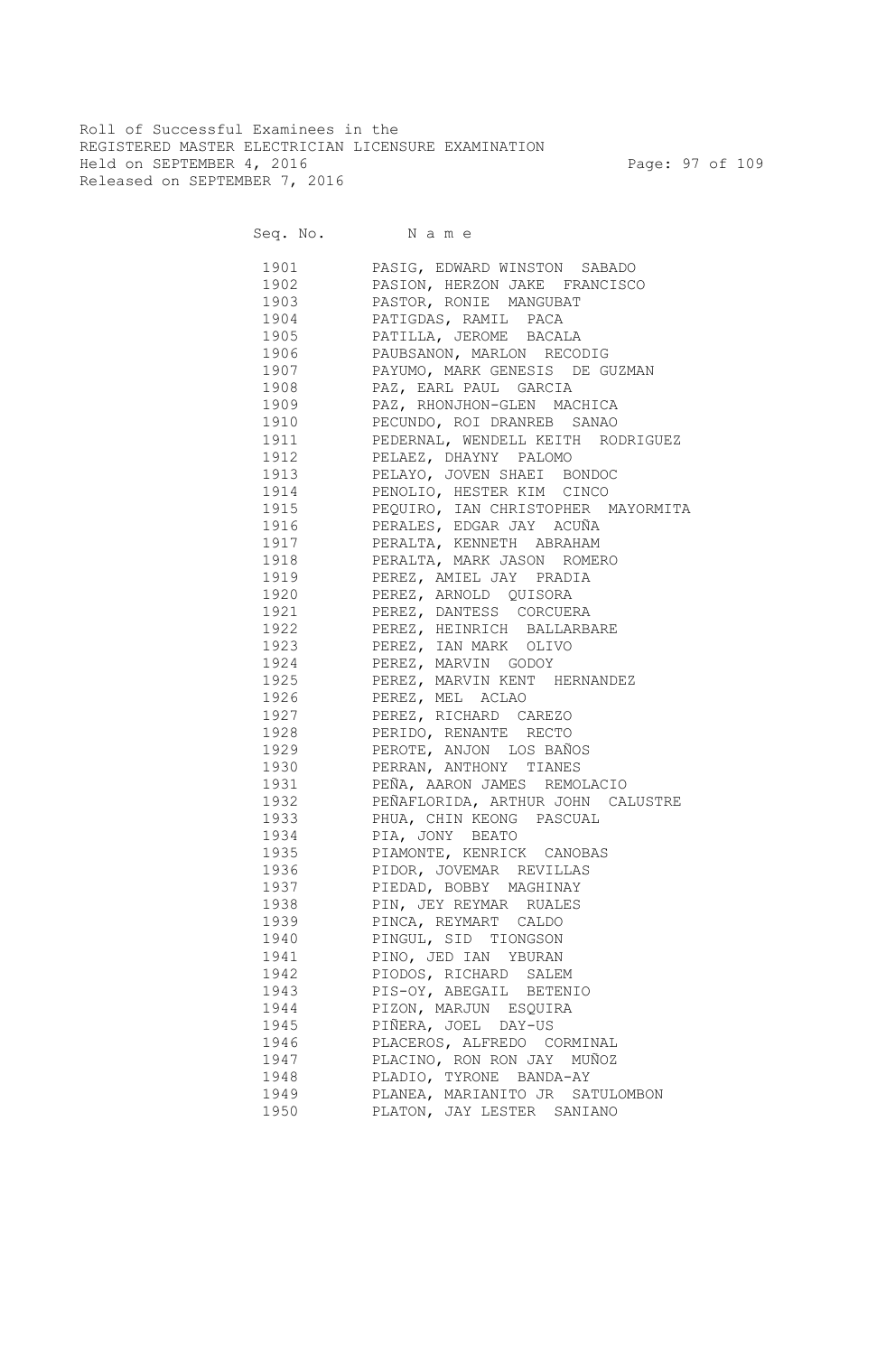Roll of Successful Examinees in the
REGISTERED MASTER ELECTRICIAN LICENSURE EXAMINATION
Held on SEPTEMBER 4, 2016
Released on SEPTEMBER 7, 2016

| Seq. No. | Name |
|---|---|
| 1901 | PASIG, EDWARD WINSTON SABADO |
| 1902 | PASION, HERZON JAKE FRANCISCO |
| 1903 | PASTOR, RONIE MANGUBAT |
| 1904 | PATIGDAS, RAMIL PACA |
| 1905 | PATILLA, JEROME BACALA |
| 1906 | PAUBSANON, MARLON RECODIG |
| 1907 | PAYUMO, MARK GENESIS DE GUZMAN |
| 1908 | PAZ, EARL PAUL GARCIA |
| 1909 | PAZ, RHONJHON-GLEN MACHICA |
| 1910 | PECUNDO, ROI DRANREB SANAO |
| 1911 | PEDERNAL, WENDELL KEITH RODRIGUEZ |
| 1912 | PELAEZ, DHAYNY PALOMO |
| 1913 | PELAYO, JOVEN SHAEI BONDOC |
| 1914 | PENOLIO, HESTER KIM CINCO |
| 1915 | PEQUIRO, IAN CHRISTOPHER MAYORMITA |
| 1916 | PERALES, EDGAR JAY ACUÑA |
| 1917 | PERALTA, KENNETH ABRAHAM |
| 1918 | PERALTA, MARK JASON ROMERO |
| 1919 | PEREZ, AMIEL JAY PRADIA |
| 1920 | PEREZ, ARNOLD QUISORA |
| 1921 | PEREZ, DANTESS CORCUERA |
| 1922 | PEREZ, HEINRICH BALLARBARE |
| 1923 | PEREZ, IAN MARK OLIVO |
| 1924 | PEREZ, MARVIN GODOY |
| 1925 | PEREZ, MARVIN KENT HERNANDEZ |
| 1926 | PEREZ, MEL ACLAO |
| 1927 | PEREZ, RICHARD CAREZO |
| 1928 | PERIDO, RENANTE RECTO |
| 1929 | PEROTE, ANJON LOS BAÑOS |
| 1930 | PERRAN, ANTHONY TIANES |
| 1931 | PEÑA, AARON JAMES REMOLACIO |
| 1932 | PEÑAFLORIDA, ARTHUR JOHN CALUSTRE |
| 1933 | PHUA, CHIN KEONG PASCUAL |
| 1934 | PIA, JONY BEATO |
| 1935 | PIAMONTE, KENRICK CANOBAS |
| 1936 | PIDOR, JOVEMAR REVILLAS |
| 1937 | PIEDAD, BOBBY MAGHINAY |
| 1938 | PIN, JEY REYMAR RUALES |
| 1939 | PINCA, REYMART CALDO |
| 1940 | PINGUL, SID TIONGSON |
| 1941 | PINO, JED IAN YBURAN |
| 1942 | PIODOS, RICHARD SALEM |
| 1943 | PIS-OY, ABEGAIL BETENIO |
| 1944 | PIZON, MARJUN ESQUIRA |
| 1945 | PIÑERA, JOEL DAY-US |
| 1946 | PLACEROS, ALFREDO CORMINAL |
| 1947 | PLACINO, RON RON JAY MUÑOZ |
| 1948 | PLADIO, TYRONE BANDA-AY |
| 1949 | PLANEA, MARIANITO JR SATULOMBON |
| 1950 | PLATON, JAY LESTER SANIANO |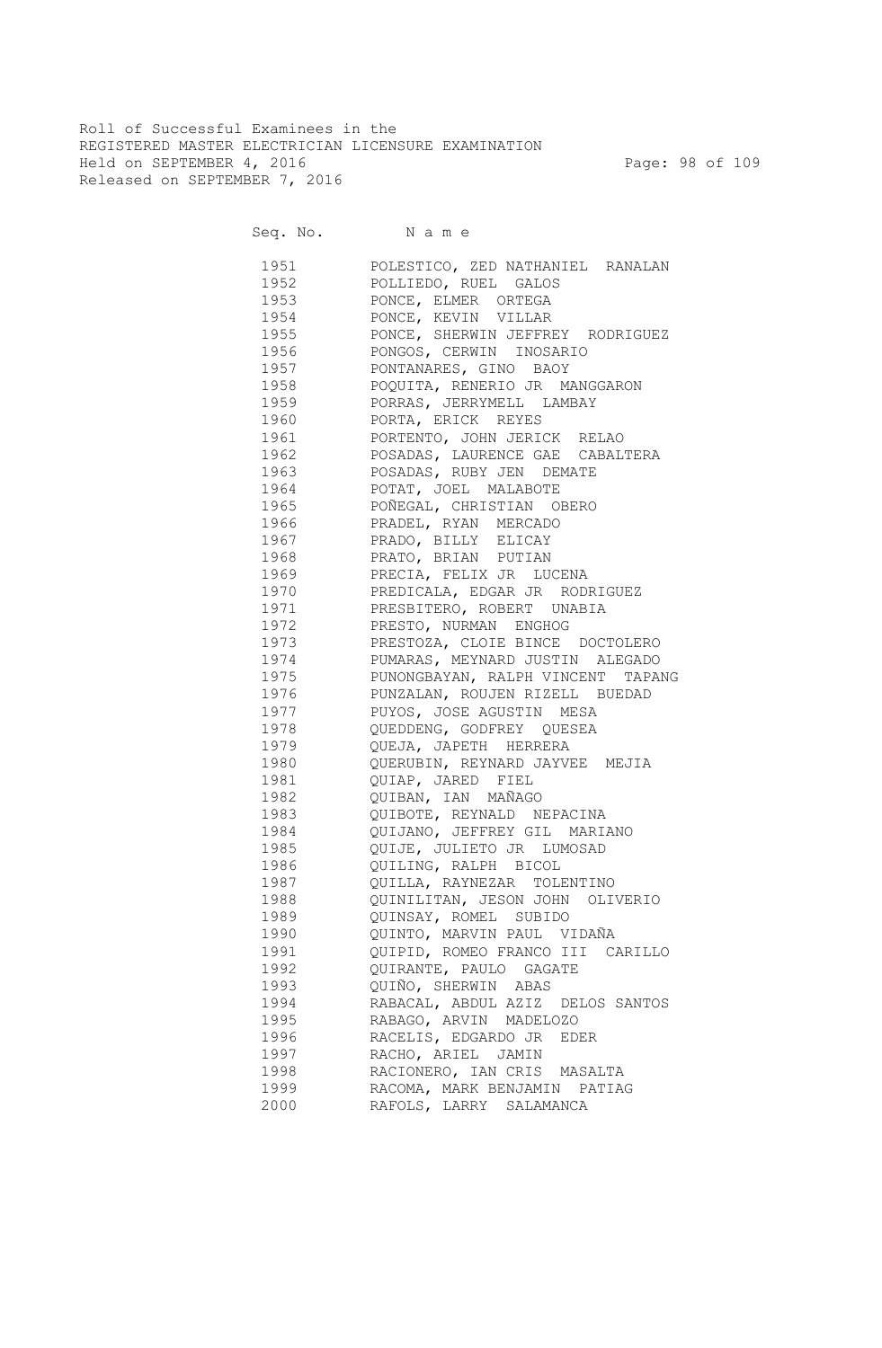Roll of Successful Examinees in the
REGISTERED MASTER ELECTRICIAN LICENSURE EXAMINATION
Held on SEPTEMBER 4, 2016
Released on SEPTEMBER 7, 2016

| Seq. No. | N a m e |
|---|---|
| 1951 | POLESTICO, ZED NATHANIEL RANALAN |
| 1952 | POLLIEDO, RUEL GALOS |
| 1953 | PONCE, ELMER ORTEGA |
| 1954 | PONCE, KEVIN VILLAR |
| 1955 | PONCE, SHERWIN JEFFREY RODRIGUEZ |
| 1956 | PONGOS, CERWIN INOSARIO |
| 1957 | PONTANARES, GINO BAOY |
| 1958 | POQUITA, RENERIO JR MANGGARON |
| 1959 | PORRAS, JERRYMELL LAMBAY |
| 1960 | PORTA, ERICK REYES |
| 1961 | PORTENTO, JOHN JERICK RELAO |
| 1962 | POSADAS, LAURENCE GAE CABALTERA |
| 1963 | POSADAS, RUBY JEN DEMATE |
| 1964 | POTAT, JOEL MALABOTE |
| 1965 | POÑEGAL, CHRISTIAN OBERO |
| 1966 | PRADEL, RYAN MERCADO |
| 1967 | PRADO, BILLY ELICAY |
| 1968 | PRATO, BRIAN PUTIAN |
| 1969 | PRECIA, FELIX JR LUCENA |
| 1970 | PREDICALA, EDGAR JR RODRIGUEZ |
| 1971 | PRESBITERO, ROBERT UNABIA |
| 1972 | PRESTO, NURMAN ENGHOG |
| 1973 | PRESTOZA, CLOIE BINCE DOCTOLERO |
| 1974 | PUMARAS, MEYNARD JUSTIN ALEGADO |
| 1975 | PUNONGBAYAN, RALPH VINCENT TAPANG |
| 1976 | PUNZALAN, ROUJEN RIZELL BUEDAD |
| 1977 | PUYOS, JOSE AGUSTIN MESA |
| 1978 | QUEDDENG, GODFREY QUESEA |
| 1979 | QUEJA, JAPETH HERRERA |
| 1980 | QUERUBIN, REYNARD JAYVEE MEJIA |
| 1981 | QUIAP, JARED FIEL |
| 1982 | QUIBAN, IAN MAÑAGO |
| 1983 | QUIBOTE, REYNALD NEPACINA |
| 1984 | QUIJANO, JEFFREY GIL MARIANO |
| 1985 | QUIJE, JULIETO JR LUMOSAD |
| 1986 | QUILING, RALPH BICOL |
| 1987 | QUILLA, RAYNEZAR TOLENTINO |
| 1988 | QUINILITAN, JESON JOHN OLIVERIO |
| 1989 | QUINSAY, ROMEL SUBIDO |
| 1990 | QUINTO, MARVIN PAUL VIDAÑA |
| 1991 | QUIPID, ROMEO FRANCO III CARILLO |
| 1992 | QUIRANTE, PAULO GAGATE |
| 1993 | QUIÑO, SHERWIN ABAS |
| 1994 | RABACAL, ABDUL AZIZ DELOS SANTOS |
| 1995 | RABAGO, ARVIN MADELOZO |
| 1996 | RACELIS, EDGARDO JR EDER |
| 1997 | RACHO, ARIEL JAMIN |
| 1998 | RACIONERO, IAN CRIS MASALTA |
| 1999 | RACOMA, MARK BENJAMIN PATIAG |
| 2000 | RAFOLS, LARRY SALAMANCA |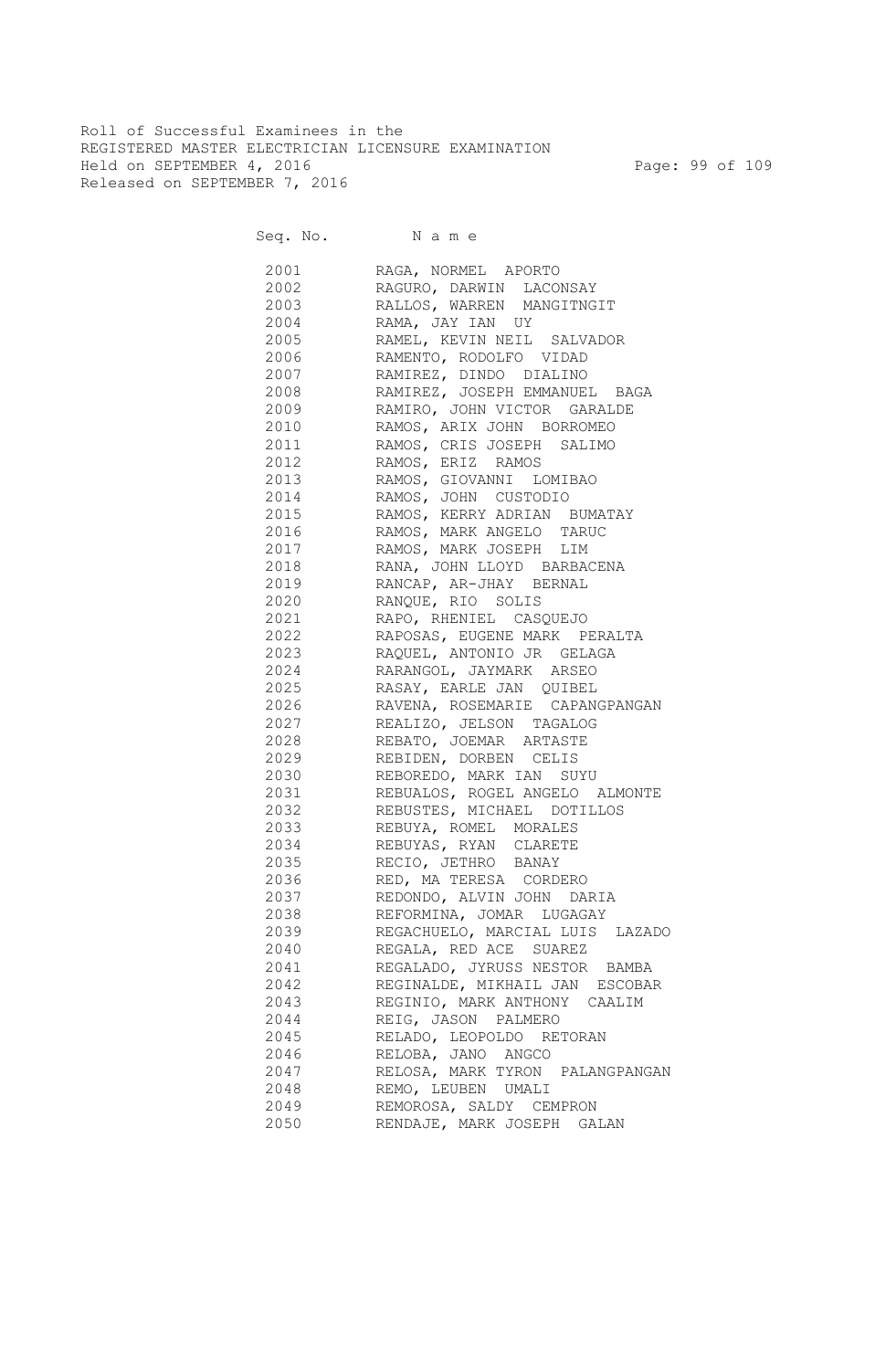Roll of Successful Examinees in the
REGISTERED MASTER ELECTRICIAN LICENSURE EXAMINATION
Held on SEPTEMBER 4, 2016
Released on SEPTEMBER 7, 2016

| Seq. No. | N a m e |
|---|---|
| 2001 | RAGA, NORMEL APORTO |
| 2002 | RAGURO, DARWIN LACONSAY |
| 2003 | RALLOS, WARREN MANGITNGIT |
| 2004 | RAMA, JAY IAN UY |
| 2005 | RAMEL, KEVIN NEIL SALVADOR |
| 2006 | RAMENTO, RODOLFO VIDAD |
| 2007 | RAMIREZ, DINDO DIALINO |
| 2008 | RAMIREZ, JOSEPH EMMANUEL BAGA |
| 2009 | RAMIRO, JOHN VICTOR GARALDE |
| 2010 | RAMOS, ARIX JOHN BORROMEO |
| 2011 | RAMOS, CRIS JOSEPH SALIMO |
| 2012 | RAMOS, ERIZ RAMOS |
| 2013 | RAMOS, GIOVANNI LOMIBAO |
| 2014 | RAMOS, JOHN CUSTODIO |
| 2015 | RAMOS, KERRY ADRIAN BUMATAY |
| 2016 | RAMOS, MARK ANGELO TARUC |
| 2017 | RAMOS, MARK JOSEPH LIM |
| 2018 | RANA, JOHN LLOYD BARBACENA |
| 2019 | RANCAP, AR-JHAY BERNAL |
| 2020 | RANQUE, RIO SOLIS |
| 2021 | RAPO, RHENIEL CASQUEJO |
| 2022 | RAPOSAS, EUGENE MARK PERALTA |
| 2023 | RAQUEL, ANTONIO JR GELAGA |
| 2024 | RARANGOL, JAYMARK ARSEO |
| 2025 | RASAY, EARLE JAN QUIBEL |
| 2026 | RAVENA, ROSEMARIE CAPANGPANGAN |
| 2027 | REALIZO, JELSON TAGALOG |
| 2028 | REBATO, JOEMAR ARTASTE |
| 2029 | REBIDEN, DORBEN CELIS |
| 2030 | REBOREDO, MARK IAN SUYU |
| 2031 | REBUALOS, ROGEL ANGELO ALMONTE |
| 2032 | REBUSTES, MICHAEL DOTILLOS |
| 2033 | REBUYA, ROMEL MORALES |
| 2034 | REBUYAS, RYAN CLARETE |
| 2035 | RECIO, JETHRO BANAY |
| 2036 | RED, MA TERESA CORDERO |
| 2037 | REDONDO, ALVIN JOHN DARIA |
| 2038 | REFORMINA, JOMAR LUGAGAY |
| 2039 | REGACHUELO, MARCIAL LUIS LAZADO |
| 2040 | REGALA, RED ACE SUAREZ |
| 2041 | REGALADO, JYRUSS NESTOR BAMBA |
| 2042 | REGINALDE, MIKHAIL JAN ESCOBAR |
| 2043 | REGINIO, MARK ANTHONY CAALIM |
| 2044 | REIG, JASON PALMERO |
| 2045 | RELADO, LEOPOLDO RETORAN |
| 2046 | RELOBA, JANO ANGCO |
| 2047 | RELOSA, MARK TYRON PALANGPANGAN |
| 2048 | REMO, LEUBEN UMALI |
| 2049 | REMOROSA, SALDY CEMPRON |
| 2050 | RENDAJE, MARK JOSEPH GALAN |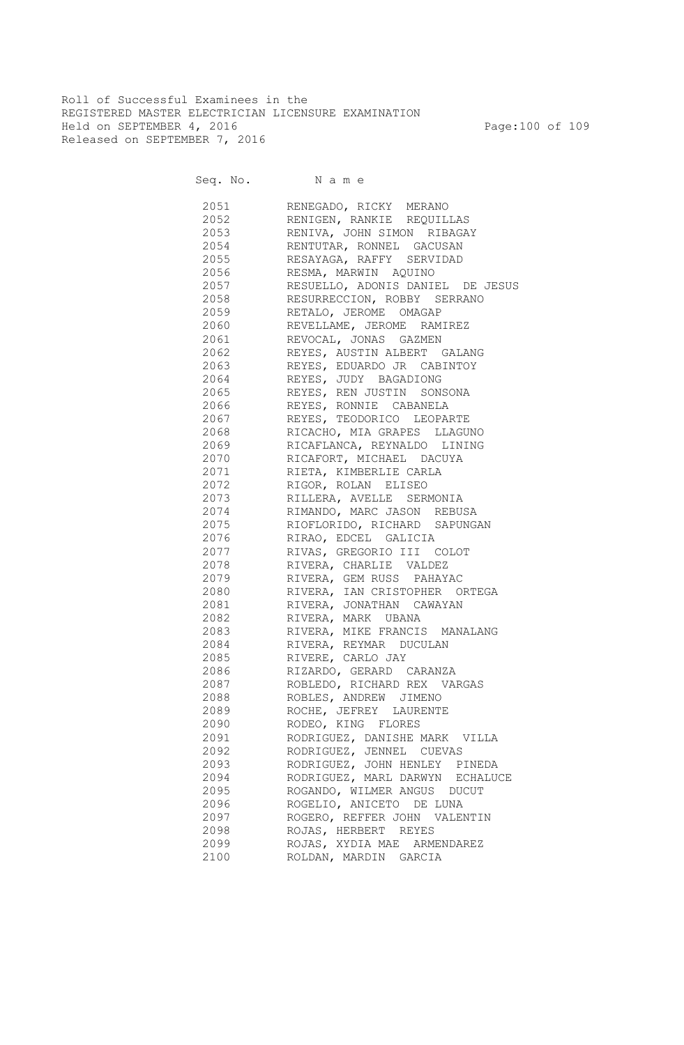Roll of Successful Examinees in the
REGISTERED MASTER ELECTRICIAN LICENSURE EXAMINATION
Held on SEPTEMBER 4, 2016
Released on SEPTEMBER 7, 2016

| Seq. No. | N a m e |
|---|---|
| 2051 | RENEGADO, RICKY MERANO |
| 2052 | RENIGEN, RANKIE REQUILLAS |
| 2053 | RENIVA, JOHN SIMON RIBAGAY |
| 2054 | RENTUTAR, RONNEL GACUSAN |
| 2055 | RESAYAGA, RAFFY SERVIDAD |
| 2056 | RESMA, MARWIN AQUINO |
| 2057 | RESUELLO, ADONIS DANIEL DE JESUS |
| 2058 | RESURRECCION, ROBBY SERRANO |
| 2059 | RETALO, JEROME OMAGAP |
| 2060 | REVELLAME, JEROME RAMIREZ |
| 2061 | REVOCAL, JONAS GAZMEN |
| 2062 | REYES, AUSTIN ALBERT GALANG |
| 2063 | REYES, EDUARDO JR CABINTOY |
| 2064 | REYES, JUDY BAGADIONG |
| 2065 | REYES, REN JUSTIN SONSONA |
| 2066 | REYES, RONNIE CABANELA |
| 2067 | REYES, TEODORICO LEOPARTE |
| 2068 | RICACHO, MIA GRAPES LLAGUNO |
| 2069 | RICAFLANCA, REYNALDO LINING |
| 2070 | RICAFORT, MICHAEL DACUYA |
| 2071 | RIETA, KIMBERLIE CARLA |
| 2072 | RIGOR, ROLAN ELISEO |
| 2073 | RILLERA, AVELLE SERMONIA |
| 2074 | RIMANDO, MARC JASON REBUSA |
| 2075 | RIOFLORIDO, RICHARD SAPUNGAN |
| 2076 | RIRAO, EDCEL GALICIA |
| 2077 | RIVAS, GREGORIO III COLOT |
| 2078 | RIVERA, CHARLIE VALDEZ |
| 2079 | RIVERA, GEM RUSS PAHAYAC |
| 2080 | RIVERA, IAN CRISTOPHER ORTEGA |
| 2081 | RIVERA, JONATHAN CAWAYAN |
| 2082 | RIVERA, MARK UBANA |
| 2083 | RIVERA, MIKE FRANCIS MANALANG |
| 2084 | RIVERA, REYMAR DUCULAN |
| 2085 | RIVERE, CARLO JAY |
| 2086 | RIZARDO, GERARD CARANZA |
| 2087 | ROBLEDO, RICHARD REX VARGAS |
| 2088 | ROBLES, ANDREW JIMENO |
| 2089 | ROCHE, JEFREY LAURENTE |
| 2090 | RODEO, KING FLORES |
| 2091 | RODRIGUEZ, DANISHE MARK VILLA |
| 2092 | RODRIGUEZ, JENNEL CUEVAS |
| 2093 | RODRIGUEZ, JOHN HENLEY PINEDA |
| 2094 | RODRIGUEZ, MARL DARWYN ECHALUCE |
| 2095 | ROGANDO, WILMER ANGUS DUCUT |
| 2096 | ROGELIO, ANICETO DE LUNA |
| 2097 | ROGERO, REFFER JOHN VALENTIN |
| 2098 | ROJAS, HERBERT REYES |
| 2099 | ROJAS, XYDIA MAE ARMENDAREZ |
| 2100 | ROLDAN, MARDIN GARCIA |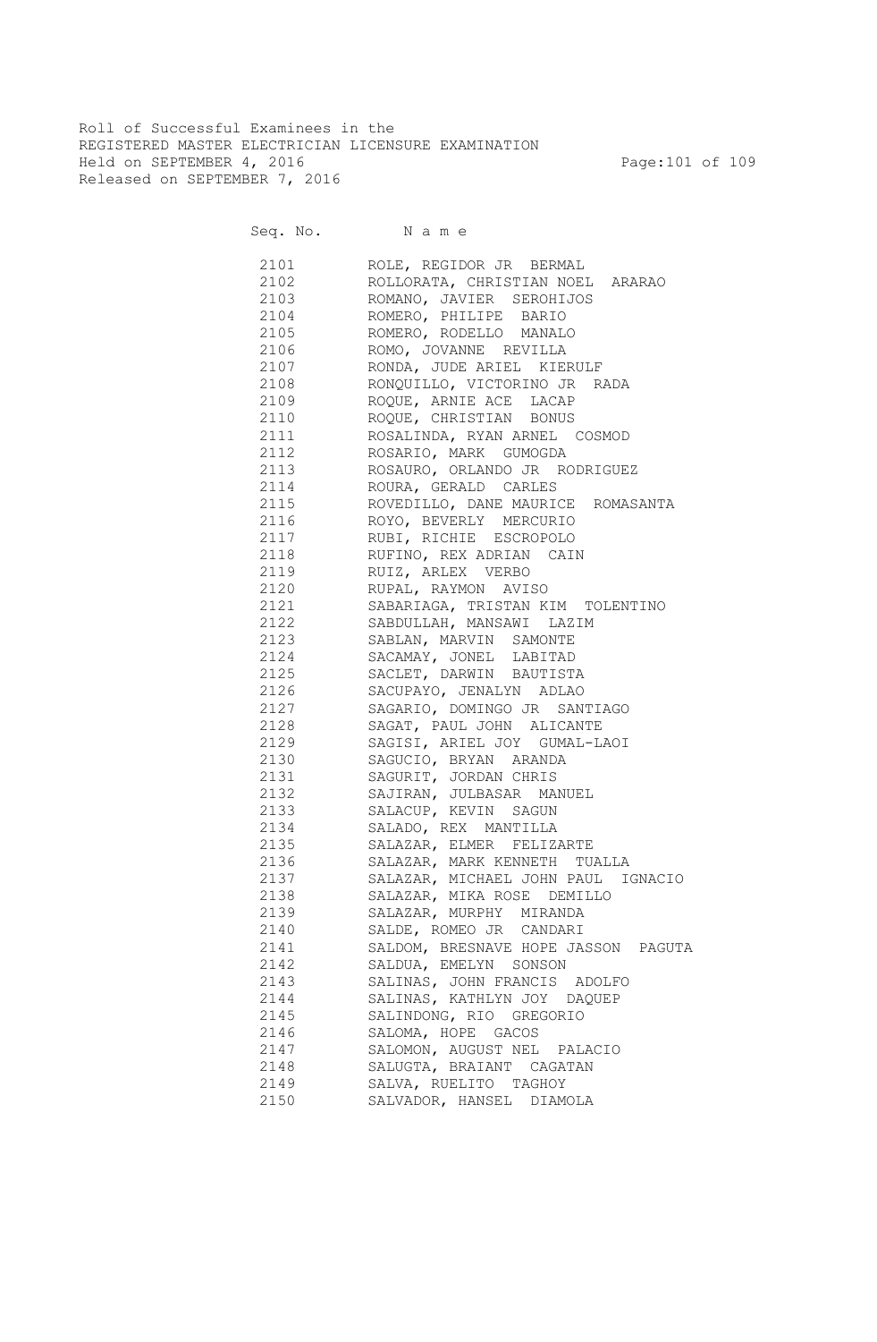Roll of Successful Examinees in the
REGISTERED MASTER ELECTRICIAN LICENSURE EXAMINATION
Held on SEPTEMBER 4, 2016
Released on SEPTEMBER 7, 2016

| Seq. No. | N a m e |
|---|---|
| 2101 | ROLE, REGIDOR JR BERMAL |
| 2102 | ROLLORATA, CHRISTIAN NOEL ARARAO |
| 2103 | ROMANO, JAVIER SEROHIJOS |
| 2104 | ROMERO, PHILIPE BARIO |
| 2105 | ROMERO, RODELLO MANALO |
| 2106 | ROMO, JOVANNE REVILLA |
| 2107 | RONDA, JUDE ARIEL KIERULF |
| 2108 | RONQUILLO, VICTORINO JR RADA |
| 2109 | ROQUE, ARNIE ACE LACAP |
| 2110 | ROQUE, CHRISTIAN BONUS |
| 2111 | ROSALINDA, RYAN ARNEL COSMOD |
| 2112 | ROSARIO, MARK GUMOGDA |
| 2113 | ROSAURO, ORLANDO JR RODRIGUEZ |
| 2114 | ROURA, GERALD CARLES |
| 2115 | ROVEDILLO, DANE MAURICE ROMASANTA |
| 2116 | ROYO, BEVERLY MERCURIO |
| 2117 | RUBI, RICHIE ESCROPOLO |
| 2118 | RUFINO, REX ADRIAN CAIN |
| 2119 | RUIZ, ARLEX VERBO |
| 2120 | RUPAL, RAYMON AVISO |
| 2121 | SABARIAGA, TRISTAN KIM TOLENTINO |
| 2122 | SABDULLAH, MANSAWI LAZIM |
| 2123 | SABLAN, MARVIN SAMONTE |
| 2124 | SACAMAY, JONEL LABITAD |
| 2125 | SACLET, DARWIN BAUTISTA |
| 2126 | SACUPAYO, JENALYN ADLAO |
| 2127 | SAGARIO, DOMINGO JR SANTIAGO |
| 2128 | SAGAT, PAUL JOHN ALICANTE |
| 2129 | SAGISI, ARIEL JOY GUMAL-LAOI |
| 2130 | SAGUCIO, BRYAN ARANDA |
| 2131 | SAGURIT, JORDAN CHRIS |
| 2132 | SAJIRAN, JULBASAR MANUEL |
| 2133 | SALACUP, KEVIN SAGUN |
| 2134 | SALADO, REX MANTILLA |
| 2135 | SALAZAR, ELMER FELIZARTE |
| 2136 | SALAZAR, MARK KENNETH TUALLA |
| 2137 | SALAZAR, MICHAEL JOHN PAUL IGNACIO |
| 2138 | SALAZAR, MIKA ROSE DEMILLO |
| 2139 | SALAZAR, MURPHY MIRANDA |
| 2140 | SALDE, ROMEO JR CANDARI |
| 2141 | SALDOM, BRESNAVE HOPE JASSON PAGUTA |
| 2142 | SALDUA, EMELYN SONSON |
| 2143 | SALINAS, JOHN FRANCIS ADOLFO |
| 2144 | SALINAS, KATHLYN JOY DAQUEP |
| 2145 | SALINDONG, RIO GREGORIO |
| 2146 | SALOMA, HOPE GACOS |
| 2147 | SALOMON, AUGUST NEL PALACIO |
| 2148 | SALUGTA, BRAIANT CAGATAN |
| 2149 | SALVA, RUELITO TAGHOY |
| 2150 | SALVADOR, HANSEL DIAMOLA |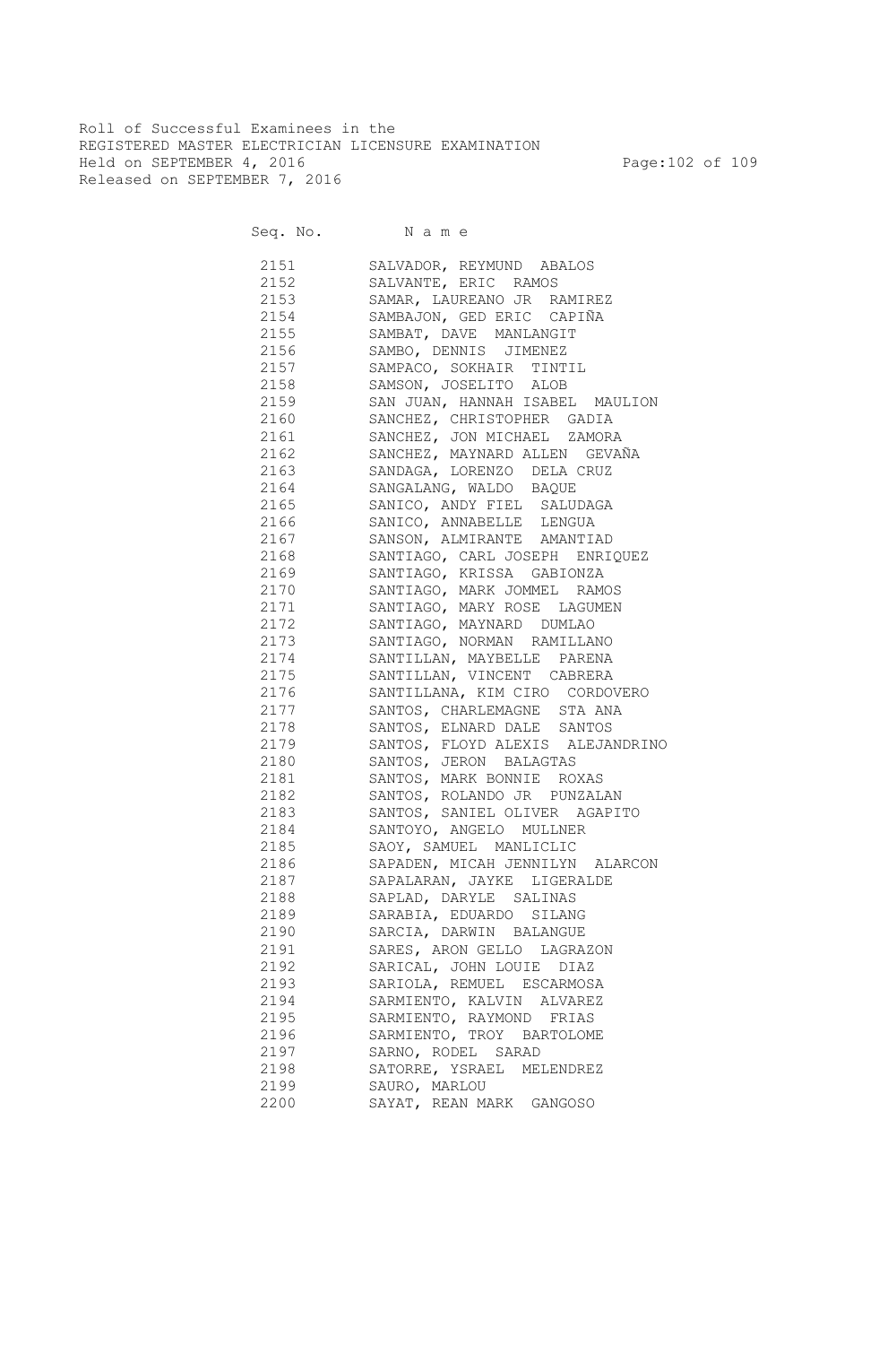Roll of Successful Examinees in the
REGISTERED MASTER ELECTRICIAN LICENSURE EXAMINATION
Held on SEPTEMBER 4, 2016
Released on SEPTEMBER 7, 2016

| Seq. No. | N a m e |
|---|---|
| 2151 | SALVADOR, REYMUND ABALOS |
| 2152 | SALVANTE, ERIC RAMOS |
| 2153 | SAMAR, LAUREANO JR RAMIREZ |
| 2154 | SAMBAJON, GED ERIC CAPIÑA |
| 2155 | SAMBAT, DAVE MANLANGIT |
| 2156 | SAMBO, DENNIS JIMENEZ |
| 2157 | SAMPACO, SOKHAIR TINTIL |
| 2158 | SAMSON, JOSELITO ALOB |
| 2159 | SAN JUAN, HANNAH ISABEL MAULION |
| 2160 | SANCHEZ, CHRISTOPHER GADIA |
| 2161 | SANCHEZ, JON MICHAEL ZAMORA |
| 2162 | SANCHEZ, MAYNARD ALLEN GEVAÑA |
| 2163 | SANDAGA, LORENZO DELA CRUZ |
| 2164 | SANGALANG, WALDO BAQUE |
| 2165 | SANICO, ANDY FIEL SALUDAGA |
| 2166 | SANICO, ANNABELLE LENGUA |
| 2167 | SANSON, ALMIRANTE AMANTIAD |
| 2168 | SANTIAGO, CARL JOSEPH ENRIQUEZ |
| 2169 | SANTIAGO, KRISSA GABIONZA |
| 2170 | SANTIAGO, MARK JOMMEL RAMOS |
| 2171 | SANTIAGO, MARY ROSE LAGUMEN |
| 2172 | SANTIAGO, MAYNARD DUMLAO |
| 2173 | SANTIAGO, NORMAN RAMILLANO |
| 2174 | SANTILLAN, MAYBELLE PARENA |
| 2175 | SANTILLAN, VINCENT CABRERA |
| 2176 | SANTILLANA, KIM CIRO CORDOVERO |
| 2177 | SANTOS, CHARLEMAGNE STA ANA |
| 2178 | SANTOS, ELNARD DALE SANTOS |
| 2179 | SANTOS, FLOYD ALEXIS ALEJANDRINO |
| 2180 | SANTOS, JERON BALAGTAS |
| 2181 | SANTOS, MARK BONNIE ROXAS |
| 2182 | SANTOS, ROLANDO JR PUNZALAN |
| 2183 | SANTOS, SANIEL OLIVER AGAPITO |
| 2184 | SANTOYO, ANGELO MULLNER |
| 2185 | SAOY, SAMUEL MANLICLIC |
| 2186 | SAPADEN, MICAH JENNILYN ALARCON |
| 2187 | SAPALARAN, JAYKE LIGERALDE |
| 2188 | SAPLAD, DARYLE SALINAS |
| 2189 | SARABIA, EDUARDO SILANG |
| 2190 | SARCIA, DARWIN BALANGUE |
| 2191 | SARES, ARON GELLO LAGRAZON |
| 2192 | SARICAL, JOHN LOUIE DIAZ |
| 2193 | SARIOLA, REMUEL ESCARMOSA |
| 2194 | SARMIENTO, KALVIN ALVAREZ |
| 2195 | SARMIENTO, RAYMOND FRIAS |
| 2196 | SARMIENTO, TROY BARTOLOME |
| 2197 | SARNO, RODEL SARAD |
| 2198 | SATORRE, YSRAEL MELENDREZ |
| 2199 | SAURO, MARLOU |
| 2200 | SAYAT, REAN MARK GANGOSO |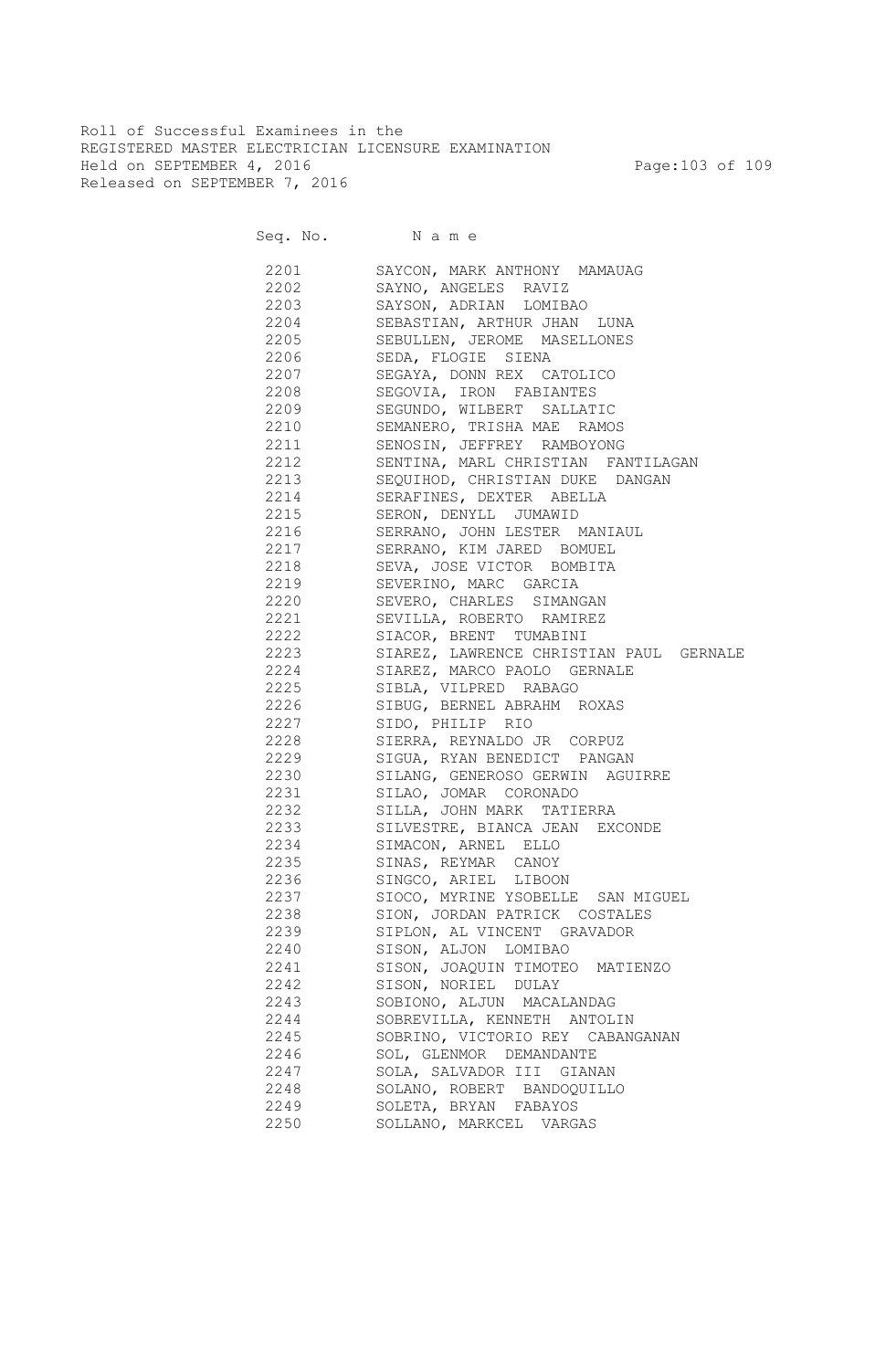Roll of Successful Examinees in the
REGISTERED MASTER ELECTRICIAN LICENSURE EXAMINATION
Held on SEPTEMBER 4, 2016
Released on SEPTEMBER 7, 2016

| Seq. No. | Name |
|---|---|
| 2201 | SAYCON, MARK ANTHONY MAMAUAG |
| 2202 | SAYNO, ANGELES RAVIZ |
| 2203 | SAYSON, ADRIAN LOMIBAO |
| 2204 | SEBASTIAN, ARTHUR JHAN LUNA |
| 2205 | SEBULLEN, JEROME MASELLONES |
| 2206 | SEDA, FLOGIE SIENA |
| 2207 | SEGAYA, DONN REX CATOLICO |
| 2208 | SEGOVIA, IRON FABIANTES |
| 2209 | SEGUNDO, WILBERT SALLATIC |
| 2210 | SEMANERO, TRISHA MAE RAMOS |
| 2211 | SENOSIN, JEFFREY RAMBOYONG |
| 2212 | SENTINA, MARL CHRISTIAN FANTILAGAN |
| 2213 | SEQUIHOD, CHRISTIAN DUKE DANGAN |
| 2214 | SERAFINES, DEXTER ABELLA |
| 2215 | SERON, DENYLL JUMAWID |
| 2216 | SERRANO, JOHN LESTER MANIAUL |
| 2217 | SERRANO, KIM JARED BOMUEL |
| 2218 | SEVA, JOSE VICTOR BOMBITA |
| 2219 | SEVERINO, MARC GARCIA |
| 2220 | SEVERO, CHARLES SIMANGAN |
| 2221 | SEVILLA, ROBERTO RAMIREZ |
| 2222 | SIACOR, BRENT TUMABINI |
| 2223 | SIAREZ, LAWRENCE CHRISTIAN PAUL GERNALE |
| 2224 | SIAREZ, MARCO PAOLO GERNALE |
| 2225 | SIBLA, VILPRED RABAGO |
| 2226 | SIBUG, BERNEL ABRAHM ROXAS |
| 2227 | SIDO, PHILIP RIO |
| 2228 | SIERRA, REYNALDO JR CORPUZ |
| 2229 | SIGUA, RYAN BENEDICT PANGAN |
| 2230 | SILANG, GENEROSO GERWIN AGUIRRE |
| 2231 | SILAO, JOMAR CORONADO |
| 2232 | SILLA, JOHN MARK TATIERRA |
| 2233 | SILVESTRE, BIANCA JEAN EXCONDE |
| 2234 | SIMACON, ARNEL ELLO |
| 2235 | SINAS, REYMAR CANOY |
| 2236 | SINGCO, ARIEL LIBOON |
| 2237 | SIOCO, MYRINE YSOBELLE SAN MIGUEL |
| 2238 | SION, JORDAN PATRICK COSTALES |
| 2239 | SIPLON, AL VINCENT GRAVADOR |
| 2240 | SISON, ALJON LOMIBAO |
| 2241 | SISON, JOAQUIN TIMOTEO MATIENZO |
| 2242 | SISON, NORIEL DULAY |
| 2243 | SOBIONO, ALJUN MACALANDAG |
| 2244 | SOBREVILLA, KENNETH ANTOLIN |
| 2245 | SOBRINO, VICTORIO REY CABANGANAN |
| 2246 | SOL, GLENMOR DEMANDANTE |
| 2247 | SOLA, SALVADOR III GIANAN |
| 2248 | SOLANO, ROBERT BANDOQUILLO |
| 2249 | SOLETA, BRYAN FABAYOS |
| 2250 | SOLLANO, MARKCEL VARGAS |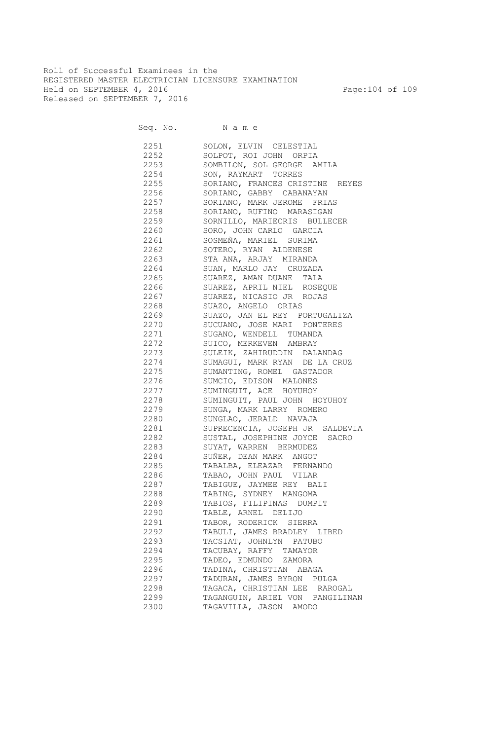Roll of Successful Examinees in the
REGISTERED MASTER ELECTRICIAN LICENSURE EXAMINATION
Held on SEPTEMBER 4, 2016
Released on SEPTEMBER 7, 2016

| Seq. No. | N a m e |
|---|---|
| 2251 | SOLON, ELVIN CELESTIAL |
| 2252 | SOLPOT, ROI JOHN ORPIA |
| 2253 | SOMBILON, SOL GEORGE AMILA |
| 2254 | SON, RAYMART TORRES |
| 2255 | SORIANO, FRANCES CRISTINE REYES |
| 2256 | SORIANO, GABBY CABANAYAN |
| 2257 | SORIANO, MARK JEROME FRIAS |
| 2258 | SORIANO, RUFINO MARASIGAN |
| 2259 | SORNILLO, MARIECRIS BULLECER |
| 2260 | SORO, JOHN CARLO GARCIA |
| 2261 | SOSMEÑA, MARIEL SURIMA |
| 2262 | SOTERO, RYAN ALDENESE |
| 2263 | STA ANA, ARJAY MIRANDA |
| 2264 | SUAN, MARLO JAY CRUZADA |
| 2265 | SUAREZ, AMAN DUANE TALA |
| 2266 | SUAREZ, APRIL NIEL ROSEQUE |
| 2267 | SUAREZ, NICASIO JR ROJAS |
| 2268 | SUAZO, ANGELO ORIAS |
| 2269 | SUAZO, JAN EL REY PORTUGALIZA |
| 2270 | SUCUANO, JOSE MARI PONTERES |
| 2271 | SUGANO, WENDELL TUMANDA |
| 2272 | SUICO, MERKEVEN AMBRAY |
| 2273 | SULEIK, ZAHIRUDDIN DALANDAG |
| 2274 | SUMAGUI, MARK RYAN DE LA CRUZ |
| 2275 | SUMANTING, ROMEL GASTADOR |
| 2276 | SUMCIO, EDISON MALONES |
| 2277 | SUMINGUIT, ACE HOYUHOY |
| 2278 | SUMINGUIT, PAUL JOHN HOYUHOY |
| 2279 | SUNGA, MARK LARRY ROMERO |
| 2280 | SUNGLAO, JERALD NAVAJA |
| 2281 | SUPRECENCIA, JOSEPH JR SALDEVIA |
| 2282 | SUSTAL, JOSEPHINE JOYCE SACRO |
| 2283 | SUYAT, WARREN BERMUDEZ |
| 2284 | SUÑER, DEAN MARK ANGOT |
| 2285 | TABALBA, ELEAZAR FERNANDO |
| 2286 | TABAO, JOHN PAUL VILAR |
| 2287 | TABIGUE, JAYMEE REY BALI |
| 2288 | TABING, SYDNEY MANGOMA |
| 2289 | TABIOS, FILIPINAS DUMPIT |
| 2290 | TABLE, ARNEL DELIJO |
| 2291 | TABOR, RODERICK SIERRA |
| 2292 | TABULI, JAMES BRADLEY LIBED |
| 2293 | TACSIAT, JOHNLYN PATUBO |
| 2294 | TACUBAY, RAFFY TAMAYOR |
| 2295 | TADEO, EDMUNDO ZAMORA |
| 2296 | TADINA, CHRISTIAN ABAGA |
| 2297 | TADURAN, JAMES BYRON PULGA |
| 2298 | TAGACA, CHRISTIAN LEE RAROGAL |
| 2299 | TAGANGUIN, ARIEL VON PANGILINAN |
| 2300 | TAGAVILLA, JASON AMODO |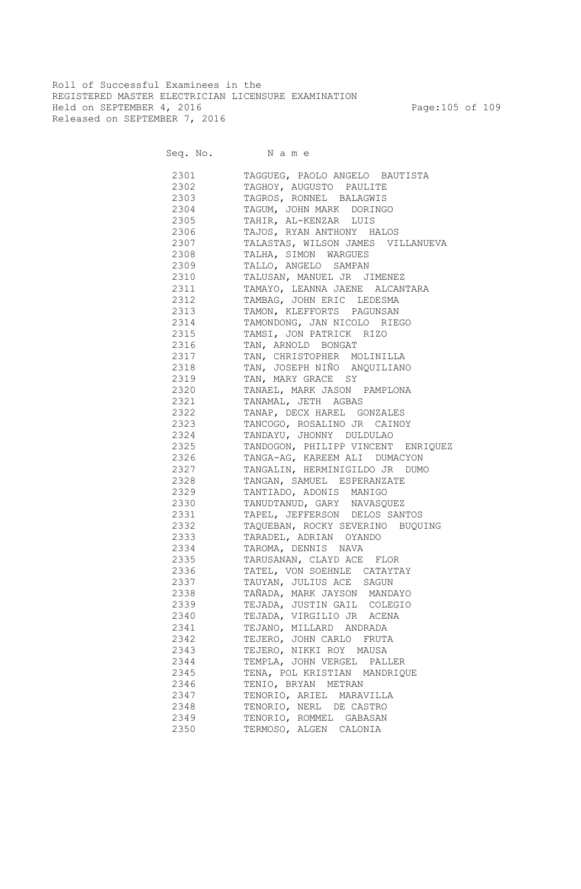Roll of Successful Examinees in the
REGISTERED MASTER ELECTRICIAN LICENSURE EXAMINATION
Held on SEPTEMBER 4, 2016
Released on SEPTEMBER 7, 2016

| Seq. No. | N a m e |
|---|---|
| 2301 | TAGGUEG, PAOLO ANGELO BAUTISTA |
| 2302 | TAGHOY, AUGUSTO PAULITE |
| 2303 | TAGROS, RONNEL BALAGWIS |
| 2304 | TAGUM, JOHN MARK DORINGO |
| 2305 | TAHIR, AL-KENZAR LUIS |
| 2306 | TAJOS, RYAN ANTHONY HALOS |
| 2307 | TALASTAS, WILSON JAMES VILLANUEVA |
| 2308 | TALHA, SIMON WARGUES |
| 2309 | TALLO, ANGELO SAMPAN |
| 2310 | TALUSAN, MANUEL JR JIMENEZ |
| 2311 | TAMAYO, LEANNA JAENE ALCANTARA |
| 2312 | TAMBAG, JOHN ERIC LEDESMA |
| 2313 | TAMON, KLEFFORTS PAGUNSAN |
| 2314 | TAMONDONG, JAN NICOLO RIEGO |
| 2315 | TAMSI, JON PATRICK RIZO |
| 2316 | TAN, ARNOLD BONGAT |
| 2317 | TAN, CHRISTOPHER MOLINILLA |
| 2318 | TAN, JOSEPH NIÑO ANQUILIANO |
| 2319 | TAN, MARY GRACE SY |
| 2320 | TANAEL, MARK JASON PAMPLONA |
| 2321 | TANAMAL, JETH AGBAS |
| 2322 | TANAP, DECX HAREL GONZALES |
| 2323 | TANCOGO, ROSALINO JR CAINOY |
| 2324 | TANDAYU, JHONNY DULDULAO |
| 2325 | TANDOGON, PHILIPP VINCENT ENRIQUEZ |
| 2326 | TANGA-AG, KAREEM ALI DUMACYON |
| 2327 | TANGALIN, HERMINIGILDO JR DUMO |
| 2328 | TANGAN, SAMUEL ESPERANZATE |
| 2329 | TANTIADO, ADONIS MANIGO |
| 2330 | TANUDTANUD, GARY NAVASQUEZ |
| 2331 | TAPEL, JEFFERSON DELOS SANTOS |
| 2332 | TAQUEBAN, ROCKY SEVERINO BUQUING |
| 2333 | TARADEL, ADRIAN OYANDO |
| 2334 | TAROMA, DENNIS NAVA |
| 2335 | TARUSANAN, CLAYD ACE FLOR |
| 2336 | TATEL, VON SOEHNLE CATAYTAY |
| 2337 | TAUYAN, JULIUS ACE SAGUN |
| 2338 | TAÑADA, MARK JAYSON MANDAYO |
| 2339 | TEJADA, JUSTIN GAIL COLEGIO |
| 2340 | TEJADA, VIRGILIO JR ACENA |
| 2341 | TEJANO, MILLARD ANDRADA |
| 2342 | TEJERO, JOHN CARLO FRUTA |
| 2343 | TEJERO, NIKKI ROY MAUSA |
| 2344 | TEMPLA, JOHN VERGEL PALLER |
| 2345 | TENA, POL KRISTIAN MANDRIQUE |
| 2346 | TENIO, BRYAN METRAN |
| 2347 | TENORIO, ARIEL MARAVILLA |
| 2348 | TENORIO, NERL DE CASTRO |
| 2349 | TENORIO, ROMMEL GABASAN |
| 2350 | TERMOSO, ALGEN CALONIA |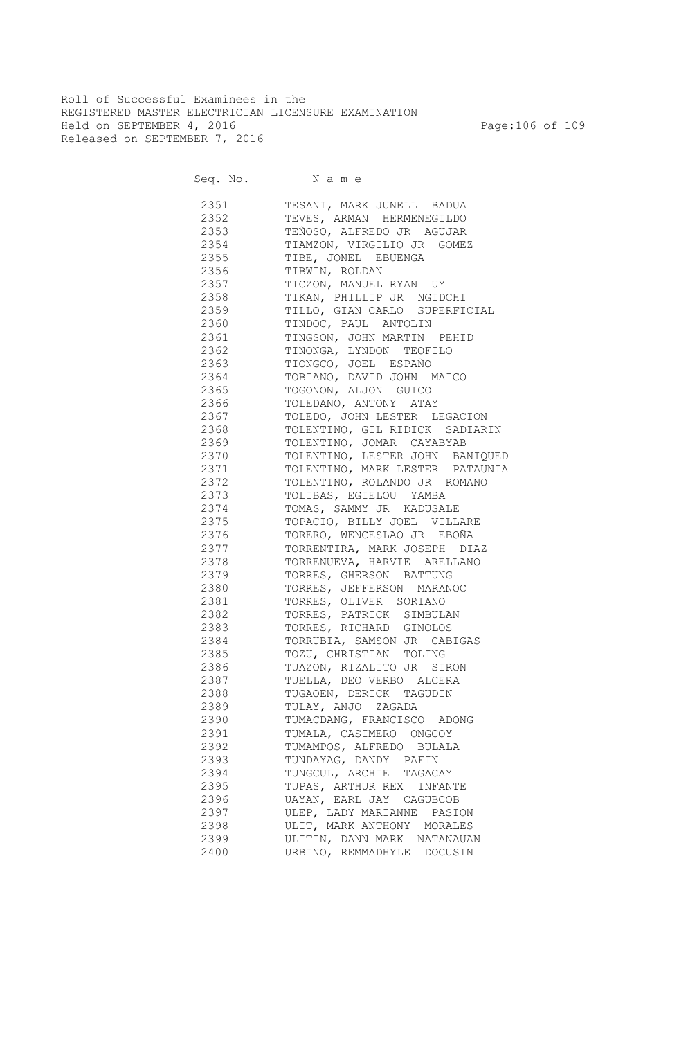Roll of Successful Examinees in the
REGISTERED MASTER ELECTRICIAN LICENSURE EXAMINATION
Held on SEPTEMBER 4, 2016
Released on SEPTEMBER 7, 2016

| Seq. No. | Name |
|---|---|
| 2351 | TESANI, MARK JUNELL BADUA |
| 2352 | TEVES, ARMAN HERMENEGILDO |
| 2353 | TEÑOSO, ALFREDO JR AGUJAR |
| 2354 | TIAMZON, VIRGILIO JR GOMEZ |
| 2355 | TIBE, JONEL EBUENGA |
| 2356 | TIBWIN, ROLDAN |
| 2357 | TICZON, MANUEL RYAN UY |
| 2358 | TIKAN, PHILLIP JR NGIDCHI |
| 2359 | TILLO, GIAN CARLO SUPERFICIAL |
| 2360 | TINDOC, PAUL ANTOLIN |
| 2361 | TINGSON, JOHN MARTIN PEHID |
| 2362 | TINONGA, LYNDON TEOFILO |
| 2363 | TIONGCO, JOEL ESPAÑO |
| 2364 | TOBIANO, DAVID JOHN MAICO |
| 2365 | TOGONON, ALJON GUICO |
| 2366 | TOLEDANO, ANTONY ATAY |
| 2367 | TOLEDO, JOHN LESTER LEGACION |
| 2368 | TOLENTINO, GIL RIDICK SADIARIN |
| 2369 | TOLENTINO, JOMAR CAYABYAB |
| 2370 | TOLENTINO, LESTER JOHN BANIQUED |
| 2371 | TOLENTINO, MARK LESTER PATAUNIA |
| 2372 | TOLENTINO, ROLANDO JR ROMANO |
| 2373 | TOLIBAS, EGIELOU YAMBA |
| 2374 | TOMAS, SAMMY JR KADUSALE |
| 2375 | TOPACIO, BILLY JOEL VILLARE |
| 2376 | TORERO, WENCESLAO JR EBOÑA |
| 2377 | TORRENTIRA, MARK JOSEPH DIAZ |
| 2378 | TORRENUEVA, HARVIE ARELLANO |
| 2379 | TORRES, GHERSON BATTUNG |
| 2380 | TORRES, JEFFERSON MARANOC |
| 2381 | TORRES, OLIVER SORIANO |
| 2382 | TORRES, PATRICK SIMBULAN |
| 2383 | TORRES, RICHARD GINOLOS |
| 2384 | TORRUBIA, SAMSON JR CABIGAS |
| 2385 | TOZU, CHRISTIAN TOLING |
| 2386 | TUAZON, RIZALITO JR SIRON |
| 2387 | TUELLA, DEO VERBO ALCERA |
| 2388 | TUGAOEN, DERICK TAGUDIN |
| 2389 | TULAY, ANJO ZAGADA |
| 2390 | TUMACDANG, FRANCISCO ADONG |
| 2391 | TUMALA, CASIMERO ONGCOY |
| 2392 | TUMAMPOS, ALFREDO BULALA |
| 2393 | TUNDAYAG, DANDY PAFIN |
| 2394 | TUNGCUL, ARCHIE TAGACAY |
| 2395 | TUPAS, ARTHUR REX INFANTE |
| 2396 | UAYAN, EARL JAY CAGUBCOB |
| 2397 | ULEP, LADY MARIANNE PASION |
| 2398 | ULIT, MARK ANTHONY MORALES |
| 2399 | ULITIN, DANN MARK NATANAUAN |
| 2400 | URBINO, REMMADHYLE DOCUSIN |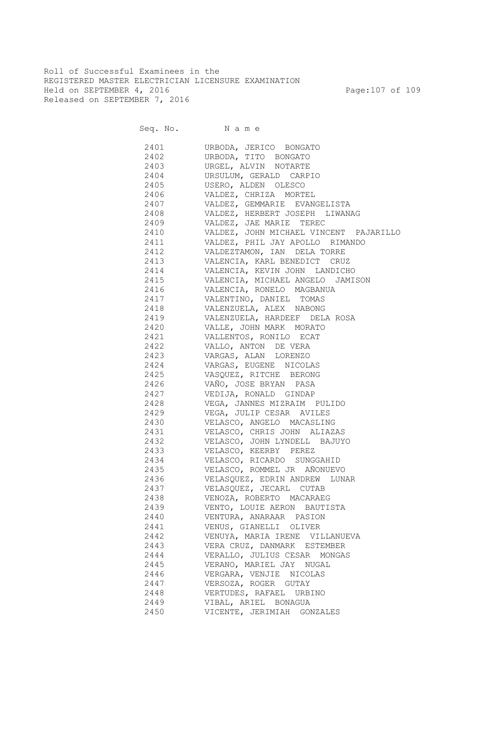Roll of Successful Examinees in the
REGISTERED MASTER ELECTRICIAN LICENSURE EXAMINATION
Held on SEPTEMBER 4, 2016
Released on SEPTEMBER 7, 2016

| Seq. No. | N a m e |
|---|---|
| 2401 | URBODA, JERICO BONGATO |
| 2402 | URBODA, TITO BONGATO |
| 2403 | URGEL, ALVIN NOTARTE |
| 2404 | URSULUM, GERALD CARPIO |
| 2405 | USERO, ALDEN OLESCO |
| 2406 | VALDEZ, CHRIZA MORTEL |
| 2407 | VALDEZ, GEMMARIE EVANGELISTA |
| 2408 | VALDEZ, HERBERT JOSEPH LIWANAG |
| 2409 | VALDEZ, JAE MARIE TEREC |
| 2410 | VALDEZ, JOHN MICHAEL VINCENT PAJARILLO |
| 2411 | VALDEZ, PHIL JAY APOLLO RIMANDO |
| 2412 | VALDEZTAMON, IAN DELA TORRE |
| 2413 | VALENCIA, KARL BENEDICT CRUZ |
| 2414 | VALENCIA, KEVIN JOHN LANDICHO |
| 2415 | VALENCIA, MICHAEL ANGELO JAMISON |
| 2416 | VALENCIA, RONELO MAGBANUA |
| 2417 | VALENTINO, DANIEL TOMAS |
| 2418 | VALENZUELA, ALEX NABONG |
| 2419 | VALENZUELA, HARDEEF DELA ROSA |
| 2420 | VALLE, JOHN MARK MORATO |
| 2421 | VALLENTOS, RONILO ECAT |
| 2422 | VALLO, ANTON DE VERA |
| 2423 | VARGAS, ALAN LORENZO |
| 2424 | VARGAS, EUGENE NICOLAS |
| 2425 | VASQUEZ, RITCHE BERONG |
| 2426 | VAÑO, JOSE BRYAN PASA |
| 2427 | VEDIJA, RONALD GINDAP |
| 2428 | VEGA, JANNES MIZRAIM PULIDO |
| 2429 | VEGA, JULIP CESAR AVILES |
| 2430 | VELASCO, ANGELO MACASLING |
| 2431 | VELASCO, CHRIS JOHN ALIAZAS |
| 2432 | VELASCO, JOHN LYNDELL BAJUYO |
| 2433 | VELASCO, KEERBY PEREZ |
| 2434 | VELASCO, RICARDO SUNGGAHID |
| 2435 | VELASCO, ROMMEL JR AÑONUEVO |
| 2436 | VELASQUEZ, EDRIN ANDREW LUNAR |
| 2437 | VELASQUEZ, JECARL CUTAB |
| 2438 | VENOZA, ROBERTO MACARAEG |
| 2439 | VENTO, LOUIE AERON BAUTISTA |
| 2440 | VENTURA, ANARAAR PASION |
| 2441 | VENUS, GIANELLI OLIVER |
| 2442 | VENUYA, MARIA IRENE VILLANUEVA |
| 2443 | VERA CRUZ, DANMARK ESTEMBER |
| 2444 | VERALLO, JULIUS CESAR MONGAS |
| 2445 | VERANO, MARIEL JAY NUGAL |
| 2446 | VERGARA, VENJIE NICOLAS |
| 2447 | VERSOZA, ROGER GUTAY |
| 2448 | VERTUDES, RAFAEL URBINO |
| 2449 | VIBAL, ARIEL BONAGUA |
| 2450 | VICENTE, JERIMIAH GONZALES |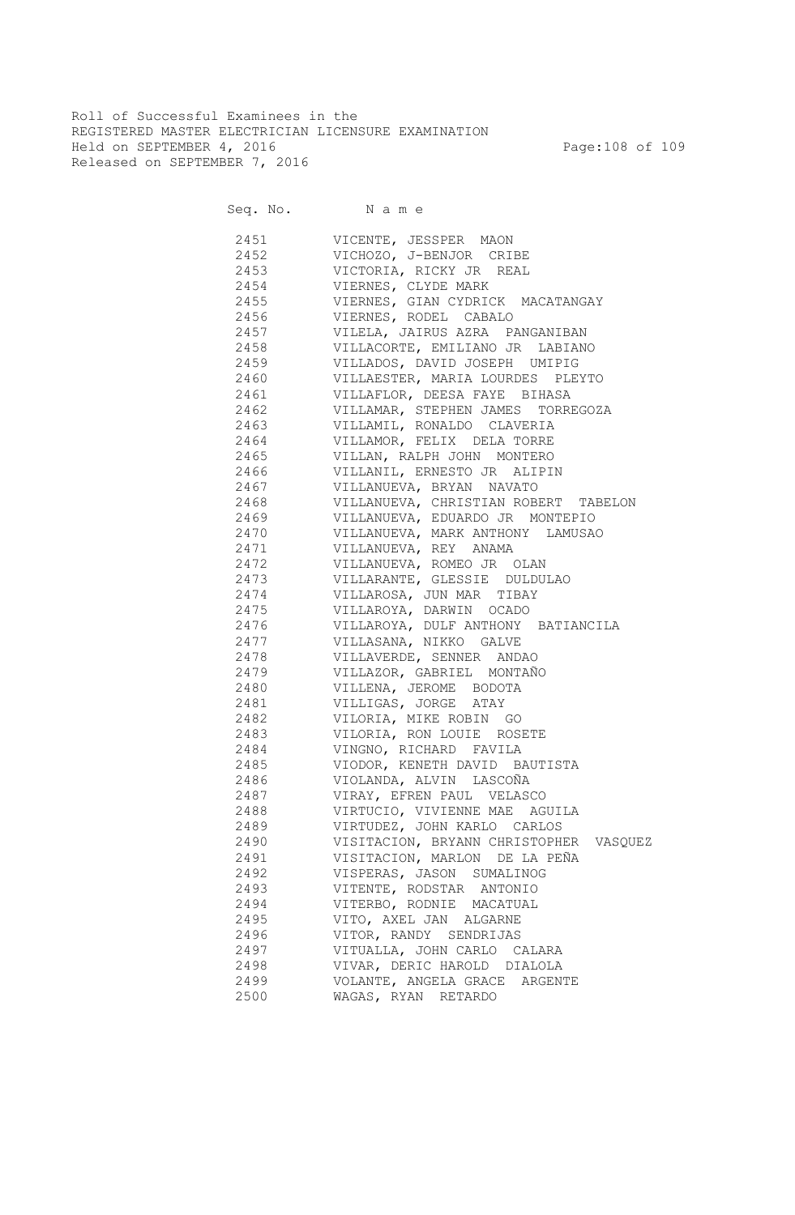Roll of Successful Examinees in the
REGISTERED MASTER ELECTRICIAN LICENSURE EXAMINATION
Held on SEPTEMBER 4, 2016
Released on SEPTEMBER 7, 2016

| Seq. No. | Name |
|---|---|
| 2451 | VICENTE, JESSPER MAON |
| 2452 | VICHOZO, J-BENJOR CRIBE |
| 2453 | VICTORIA, RICKY JR REAL |
| 2454 | VIERNES, CLYDE MARK |
| 2455 | VIERNES, GIAN CYDRICK MACATANGAY |
| 2456 | VIERNES, RODEL CABALO |
| 2457 | VILELA, JAIRUS AZRA PANGANIBAN |
| 2458 | VILLACORTE, EMILIANO JR LABIANO |
| 2459 | VILLADOS, DAVID JOSEPH UMIPIG |
| 2460 | VILLAESTER, MARIA LOURDES PLEYTO |
| 2461 | VILLAFLOR, DEESA FAYE BIHASA |
| 2462 | VILLAMAR, STEPHEN JAMES TORREGOZA |
| 2463 | VILLAMIL, RONALDO CLAVERIA |
| 2464 | VILLAMOR, FELIX DELA TORRE |
| 2465 | VILLAN, RALPH JOHN MONTERO |
| 2466 | VILLANIL, ERNESTO JR ALIPIN |
| 2467 | VILLANUEVA, BRYAN NAVATO |
| 2468 | VILLANUEVA, CHRISTIAN ROBERT TABELON |
| 2469 | VILLANUEVA, EDUARDO JR MONTEPIO |
| 2470 | VILLANUEVA, MARK ANTHONY LAMUSAO |
| 2471 | VILLANUEVA, REY ANAMA |
| 2472 | VILLANUEVA, ROMEO JR OLAN |
| 2473 | VILLARANTE, GLESSIE DULDULAO |
| 2474 | VILLAROSA, JUN MAR TIBAY |
| 2475 | VILLAROYA, DARWIN OCADO |
| 2476 | VILLAROYA, DULF ANTHONY BATIANCILA |
| 2477 | VILLASANA, NIKKO GALVE |
| 2478 | VILLAVERDE, SENNER ANDAO |
| 2479 | VILLAZOR, GABRIEL MONTAÑO |
| 2480 | VILLENA, JEROME BODOTA |
| 2481 | VILLIGAS, JORGE ATAY |
| 2482 | VILORIA, MIKE ROBIN GO |
| 2483 | VILORIA, RON LOUIE ROSETE |
| 2484 | VINGNO, RICHARD FAVILA |
| 2485 | VIODOR, KENETH DAVID BAUTISTA |
| 2486 | VIOLANDA, ALVIN LASCOÑA |
| 2487 | VIRAY, EFREN PAUL VELASCO |
| 2488 | VIRTUCIO, VIVIENNE MAE AGUILA |
| 2489 | VIRTUDEZ, JOHN KARLO CARLOS |
| 2490 | VISITACION, BRYANN CHRISTOPHER VASQUEZ |
| 2491 | VISITACION, MARLON DE LA PEÑA |
| 2492 | VISPERAS, JASON SUMALINOG |
| 2493 | VITENTE, RODSTAR ANTONIO |
| 2494 | VITERBO, RODNIE MACATUAL |
| 2495 | VITO, AXEL JAN ALGARNE |
| 2496 | VITOR, RANDY SENDRIJAS |
| 2497 | VITUALLA, JOHN CARLO CALARA |
| 2498 | VIVAR, DERIC HAROLD DIALOLA |
| 2499 | VOLANTE, ANGELA GRACE ARGENTE |
| 2500 | WAGAS, RYAN RETARDO |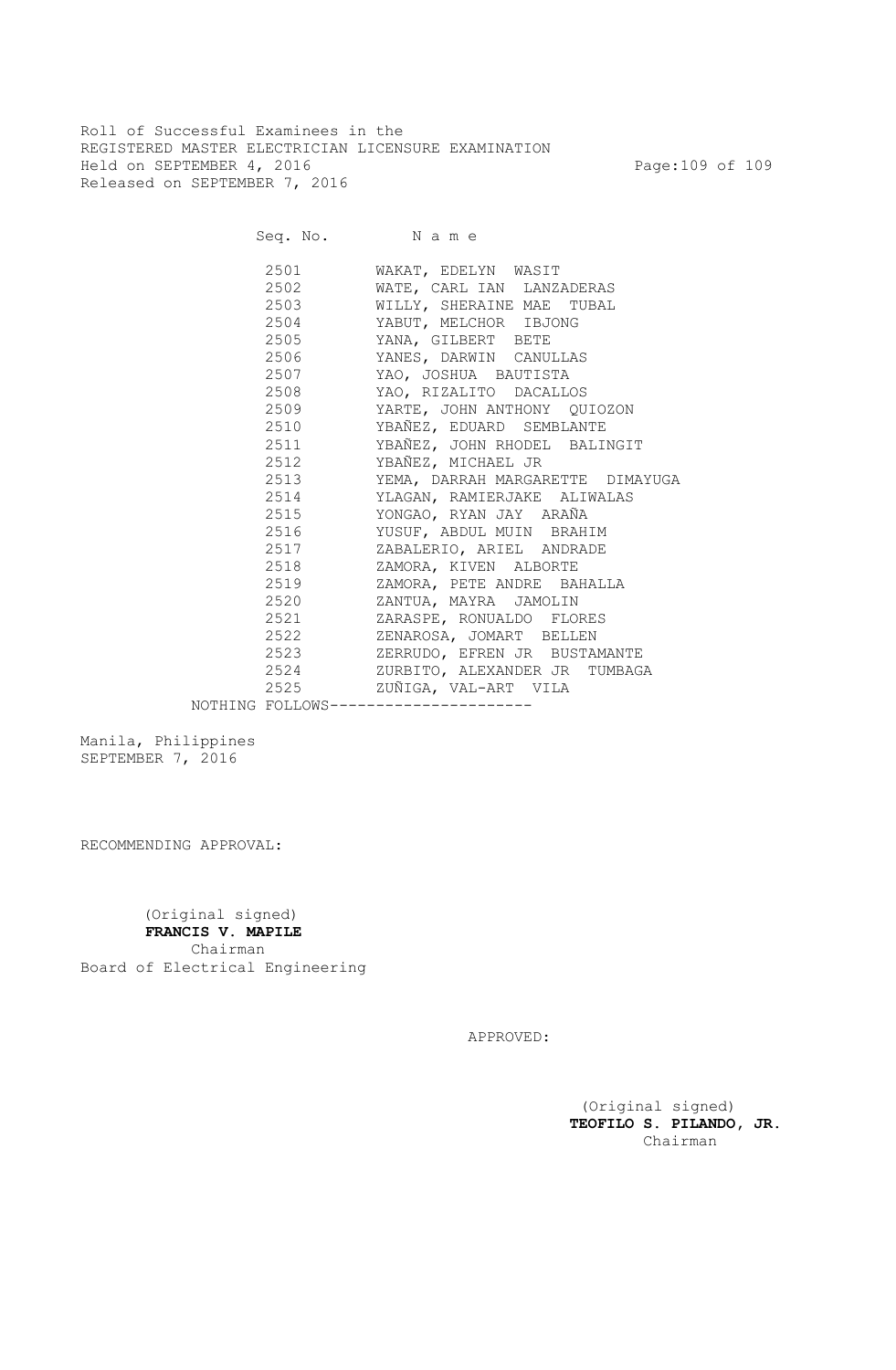Roll of Successful Examinees in the
REGISTERED MASTER ELECTRICIAN LICENSURE EXAMINATION
Held on SEPTEMBER 4, 2016
Released on SEPTEMBER 7, 2016

| Seq. No. | N a m e |
|---|---|
| 2501 | WAKAT, EDELYN WASIT |
| 2502 | WATE, CARL IAN LANZADERAS |
| 2503 | WILLY, SHERAINE MAE TUBAL |
| 2504 | YABUT, MELCHOR IBJONG |
| 2505 | YANA, GILBERT BETE |
| 2506 | YANES, DARWIN CANULLAS |
| 2507 | YAO, JOSHUA BAUTISTA |
| 2508 | YAO, RIZALITO DACALLOS |
| 2509 | YARTE, JOHN ANTHONY QUIOZON |
| 2510 | YBAÑEZ, EDUARD SEMBLANTE |
| 2511 | YBAÑEZ, JOHN RHODEL BALINGIT |
| 2512 | YBAÑEZ, MICHAEL JR |
| 2513 | YEMA, DARRAH MARGARETTE DIMAYUGA |
| 2514 | YLAGAN, RAMIERJAKE ALIWALAS |
| 2515 | YONGAO, RYAN JAY ARAÑA |
| 2516 | YUSUF, ABDUL MUIN BRAHIM |
| 2517 | ZABALERIO, ARIEL ANDRADE |
| 2518 | ZAMORA, KIVEN ALBORTE |
| 2519 | ZAMORA, PETE ANDRE BAHALLA |
| 2520 | ZANTUA, MAYRA JAMOLIN |
| 2521 | ZARASPE, RONUALDO FLORES |
| 2522 | ZENAROSA, JOMART BELLEN |
| 2523 | ZERRUDO, EFREN JR BUSTAMANTE |
| 2524 | ZURBITO, ALEXANDER JR TUMBAGA |
| 2525 | ZUÑIGA, VAL-ART VILA |

NOTHING FOLLOWS----------------------

Manila, Philippines
SEPTEMBER 7, 2016

RECOMMENDING APPROVAL:

(Original signed)
**FRANCIS V. MAPILE**
Chairman
Board of Electrical Engineering

APPROVED:

(Original signed)
**TEOFILO S. PILANDO, JR.**
Chairman